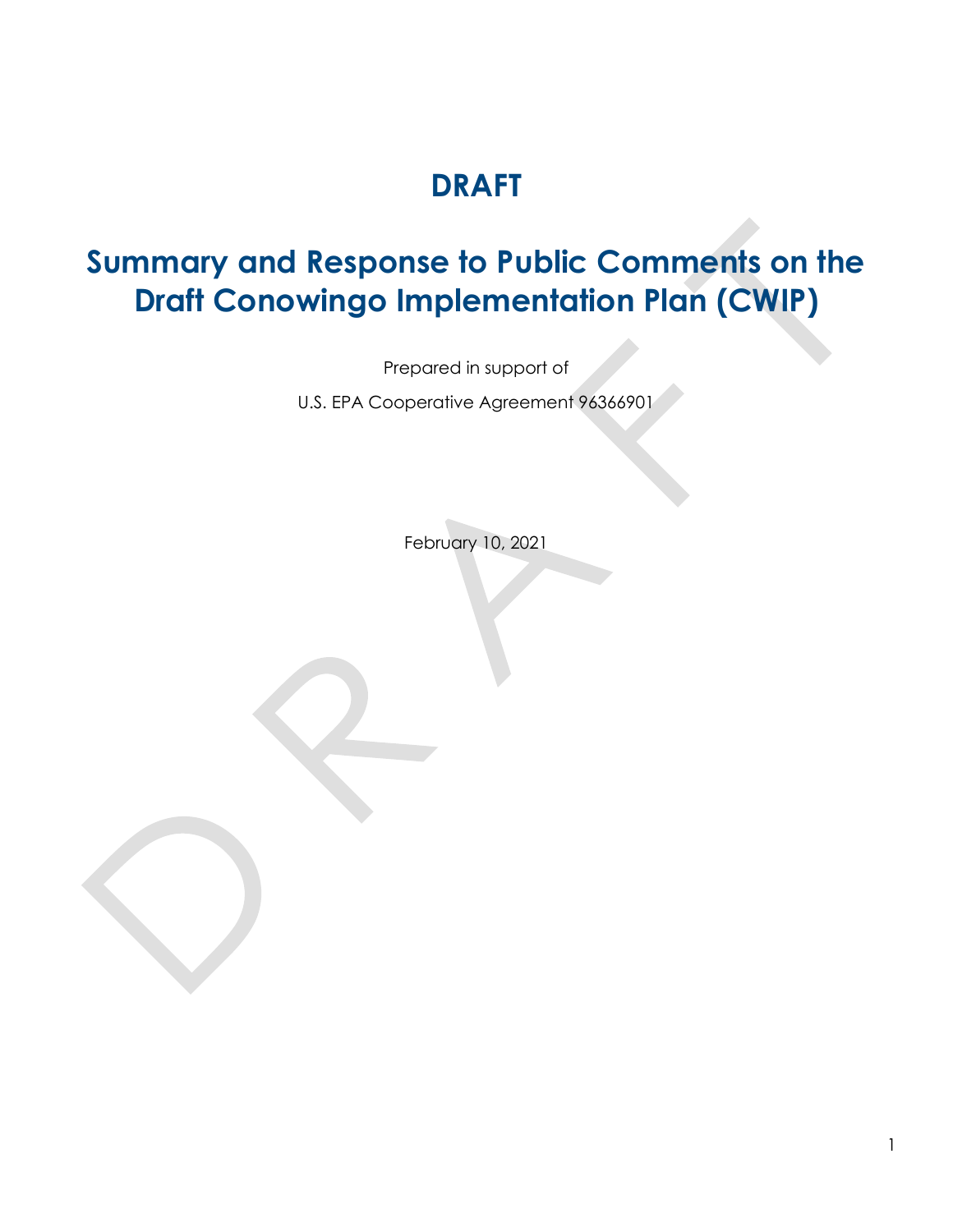# DRAFT

# Summary and Response to Public Comments on the Draft Conowingo Implementation Plan (CWIP)

Prepared in support of

U.S. EPA Cooperative Agreement 96366901

February 10, 2021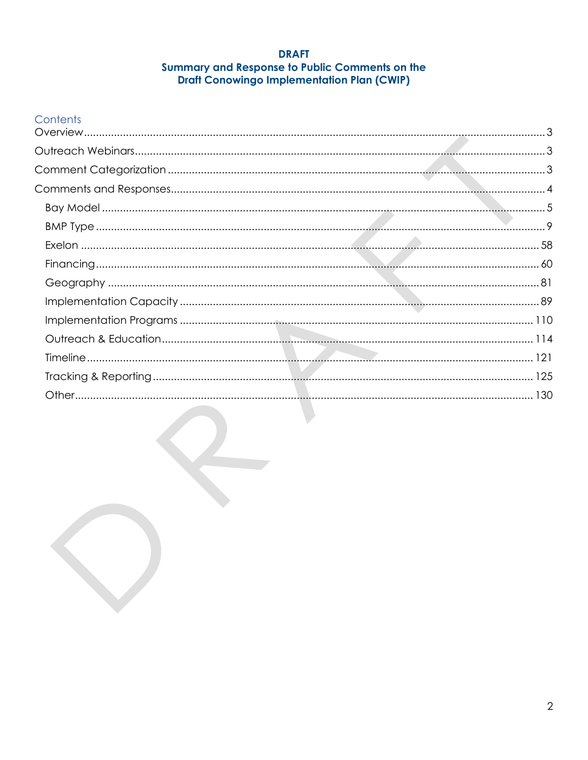**DRAFT**
**Summary and Response to Public Comments on the Draft Conowingo Implementation Plan (CWIP)**

## Contents

- Overview ..... 3
- Outreach Webinars ..... 3
- Comment Categorization ..... 3
- Comments and Responses ..... 4
  - Bay Model ..... 5
  - BMP Type ..... 9
  - Exelon ..... 58
  - Financing ..... 60
  - Geography ..... 81
  - Implementation Capacity ..... 89
  - Implementation Programs ..... 110
  - Outreach & Education ..... 114
  - Timeline ..... 121
  - Tracking & Reporting ..... 125
  - Other ..... 130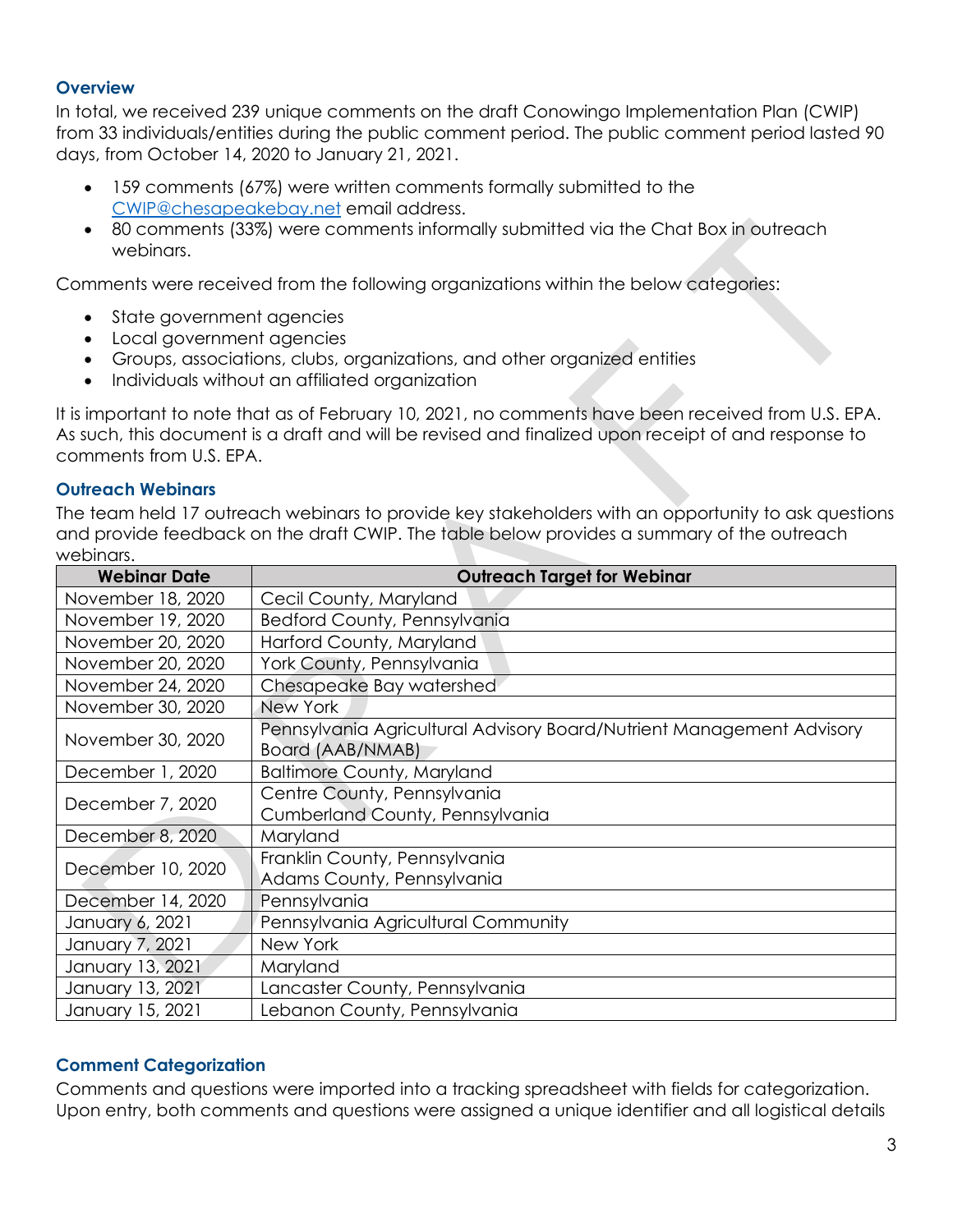### Overview

In total, we received 239 unique comments on the draft Conowingo Implementation Plan (CWIP) from 33 individuals/entities during the public comment period. The public comment period lasted 90 days, from October 14, 2020 to January 21, 2021.

- 159 comments (67%) were written comments formally submitted to the CWIP@chesapeakebay.net email address.
- 80 comments (33%) were comments informally submitted via the Chat Box in outreach webinars.

Comments were received from the following organizations within the below categories:

- State government agencies
- Local government agencies
- Groups, associations, clubs, organizations, and other organized entities
- Individuals without an affiliated organization

It is important to note that as of February 10, 2021, no comments have been received from U.S. EPA. As such, this document is a draft and will be revised and finalized upon receipt of and response to comments from U.S. EPA.

### Outreach Webinars

The team held 17 outreach webinars to provide key stakeholders with an opportunity to ask questions and provide feedback on the draft CWIP. The table below provides a summary of the outreach webinars.

| Webinar Date | Outreach Target for Webinar |
|---|---|
| November 18, 2020 | Cecil County, Maryland |
| November 19, 2020 | Bedford County, Pennsylvania |
| November 20, 2020 | Harford County, Maryland |
| November 20, 2020 | York County, Pennsylvania |
| November 24, 2020 | Chesapeake Bay watershed |
| November 30, 2020 | New York |
| November 30, 2020 | Pennsylvania Agricultural Advisory Board/Nutrient Management Advisory Board (AAB/NMAB) |
| December 1, 2020 | Baltimore County, Maryland |
| December 7, 2020 | Centre County, Pennsylvania<br>Cumberland County, Pennsylvania |
| December 8, 2020 | Maryland |
| December 10, 2020 | Franklin County, Pennsylvania<br>Adams County, Pennsylvania |
| December 14, 2020 | Pennsylvania |
| January 6, 2021 | Pennsylvania Agricultural Community |
| January 7, 2021 | New York |
| January 13, 2021 | Maryland |
| January 13, 2021 | Lancaster County, Pennsylvania |
| January 15, 2021 | Lebanon County, Pennsylvania |

### Comment Categorization

Comments and questions were imported into a tracking spreadsheet with fields for categorization. Upon entry, both comments and questions were assigned a unique identifier and all logistical details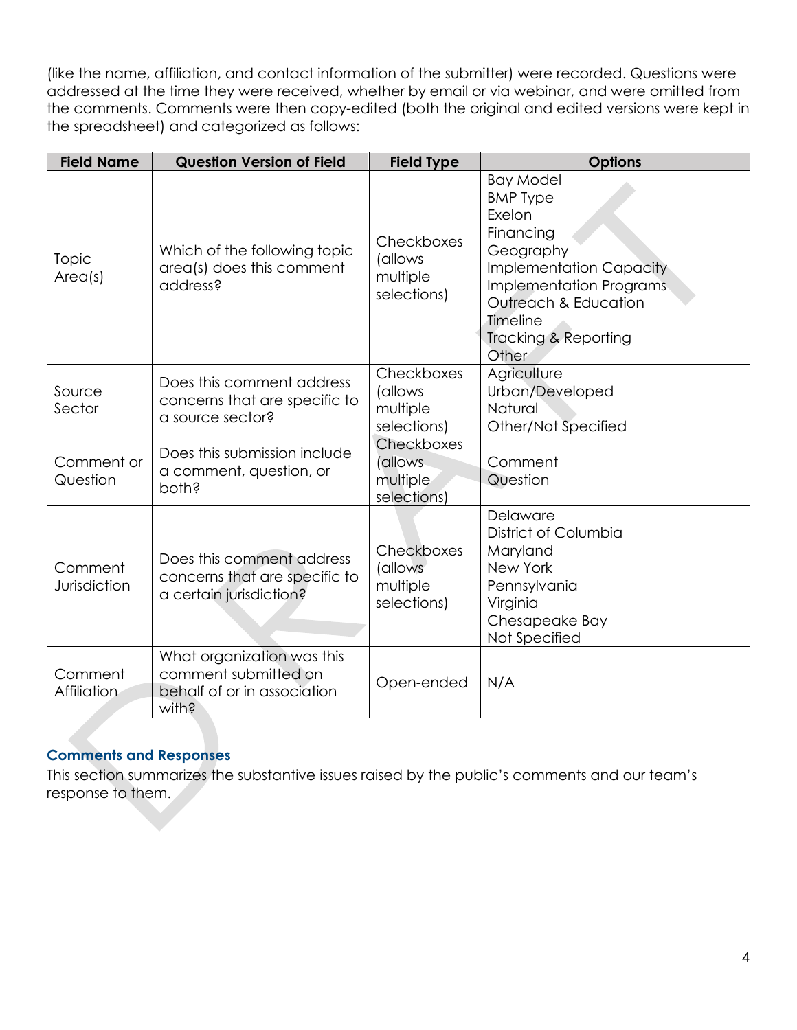(like the name, affiliation, and contact information of the submitter) were recorded. Questions were addressed at the time they were received, whether by email or via webinar, and were omitted from the comments. Comments were then copy-edited (both the original and edited versions were kept in the spreadsheet) and categorized as follows:

| Field Name | Question Version of Field | Field Type | Options |
|---|---|---|---|
| Topic Area(s) | Which of the following topic area(s) does this comment address? | Checkboxes (allows multiple selections) | Bay Model<br>BMP Type<br>Exelon<br>Financing<br>Geography<br>Implementation Capacity<br>Implementation Programs<br>Outreach & Education<br>Timeline<br>Tracking & Reporting<br>Other |
| Source Sector | Does this comment address concerns that are specific to a source sector? | Checkboxes (allows multiple selections) | Agriculture<br>Urban/Developed<br>Natural<br>Other/Not Specified |
| Comment or Question | Does this submission include a comment, question, or both? | Checkboxes (allows multiple selections) | Comment<br>Question |
| Comment Jurisdiction | Does this comment address concerns that are specific to a certain jurisdiction? | Checkboxes (allows multiple selections) | Delaware<br>District of Columbia<br>Maryland<br>New York<br>Pennsylvania<br>Virginia<br>Chesapeake Bay<br>Not Specified |
| Comment Affiliation | What organization was this comment submitted on behalf of or in association with? | Open-ended | N/A |

### Comments and Responses

This section summarizes the substantive issues raised by the public's comments and our team's response to them.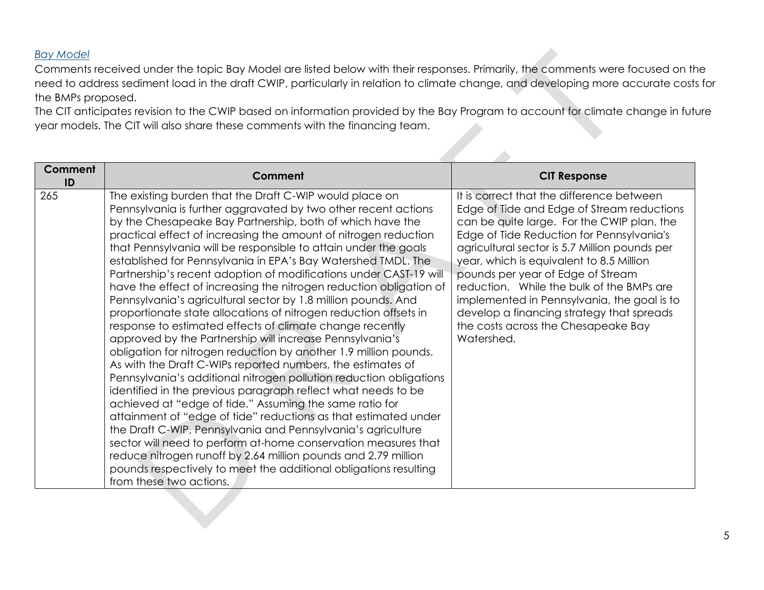*Bay Model*

Comments received under the topic Bay Model are listed below with their responses. Primarily, the comments were focused on the need to address sediment load in the draft CWIP, particularly in relation to climate change, and developing more accurate costs for the BMPs proposed.

The CIT anticipates revision to the CWIP based on information provided by the Bay Program to account for climate change in future year models. The CIT will also share these comments with the financing team.

| Comment ID | Comment | CIT Response |
|---|---|---|
| 265 | The existing burden that the Draft C-WIP would place on Pennsylvania is further aggravated by two other recent actions by the Chesapeake Bay Partnership, both of which have the practical effect of increasing the amount of nitrogen reduction that Pennsylvania will be responsible to attain under the goals established for Pennsylvania in EPA's Bay Watershed TMDL. The Partnership's recent adoption of modifications under CAST-19 will have the effect of increasing the nitrogen reduction obligation of Pennsylvania's agricultural sector by 1.8 million pounds. And proportionate state allocations of nitrogen reduction offsets in response to estimated effects of climate change recently approved by the Partnership will increase Pennsylvania's obligation for nitrogen reduction by another 1.9 million pounds. As with the Draft C-WIPs reported numbers, the estimates of Pennsylvania's additional nitrogen pollution reduction obligations identified in the previous paragraph reflect what needs to be achieved at "edge of tide." Assuming the same ratio for attainment of "edge of tide" reductions as that estimated under the Draft C-WIP, Pennsylvania and Pennsylvania's agriculture sector will need to perform at-home conservation measures that reduce nitrogen runoff by 2.64 million pounds and 2.79 million pounds respectively to meet the additional obligations resulting from these two actions. | It is correct that the difference between Edge of Tide and Edge of Stream reductions can be quite large. For the CWIP plan, the Edge of Tide Reduction for Pennsylvania's agricultural sector is 5.7 Million pounds per year, which is equivalent to 8.5 Million pounds per year of Edge of Stream reduction. While the bulk of the BMPs are implemented in Pennsylvania, the goal is to develop a financing strategy that spreads the costs across the Chesapeake Bay Watershed. |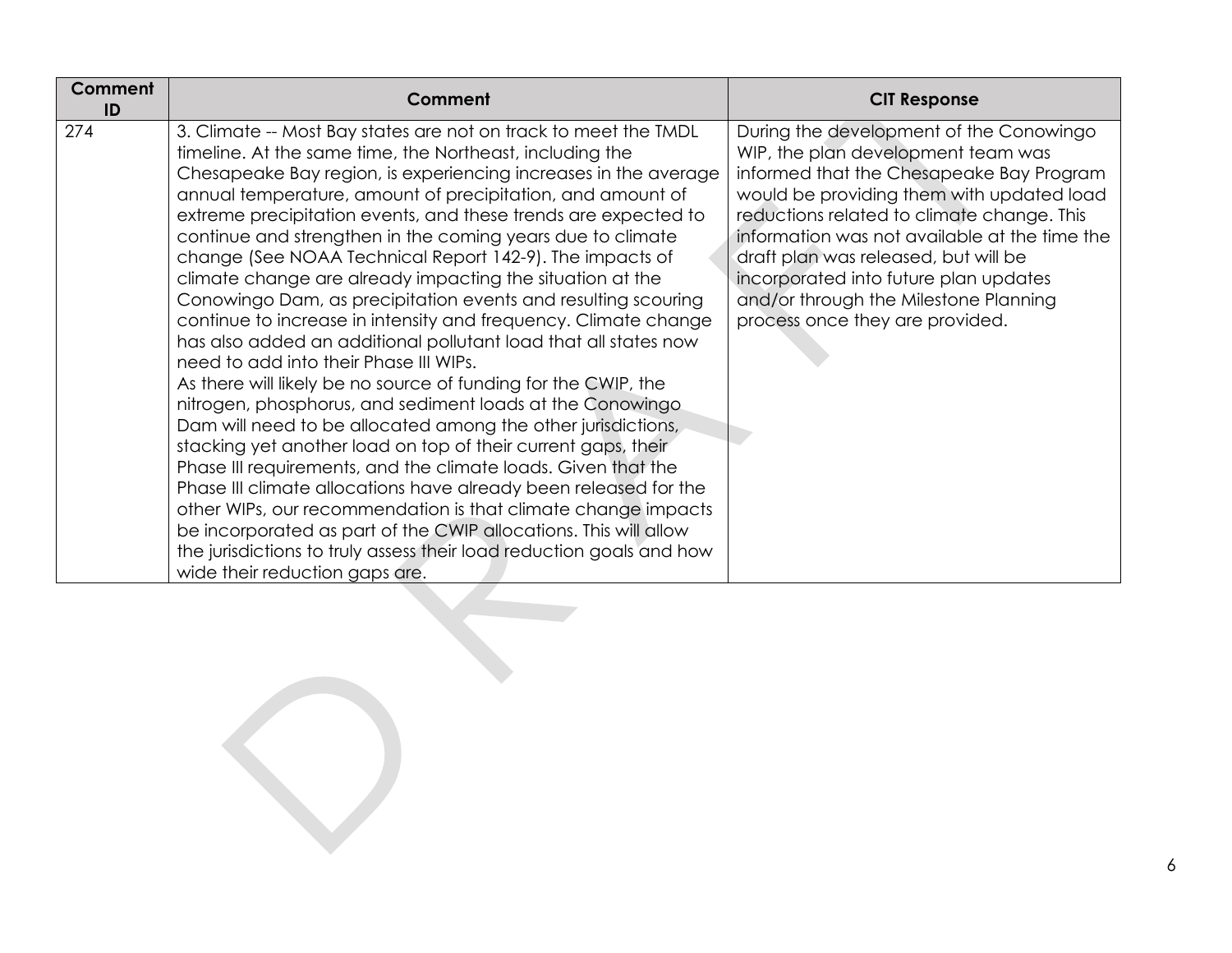| Comment ID | Comment | CIT Response |
| --- | --- | --- |
| 274 | 3. Climate -- Most Bay states are not on track to meet the TMDL timeline. At the same time, the Northeast, including the Chesapeake Bay region, is experiencing increases in the average annual temperature, amount of precipitation, and amount of extreme precipitation events, and these trends are expected to continue and strengthen in the coming years due to climate change (See NOAA Technical Report 142-9). The impacts of climate change are already impacting the situation at the Conowingo Dam, as precipitation events and resulting scouring continue to increase in intensity and frequency. Climate change has also added an additional pollutant load that all states now need to add into their Phase III WIPs.<br>As there will likely be no source of funding for the CWIP, the nitrogen, phosphorus, and sediment loads at the Conowingo Dam will need to be allocated among the other jurisdictions, stacking yet another load on top of their current gaps, their Phase III requirements, and the climate loads. Given that the Phase III climate allocations have already been released for the other WIPs, our recommendation is that climate change impacts be incorporated as part of the CWIP allocations. This will allow the jurisdictions to truly assess their load reduction goals and how wide their reduction gaps are. | During the development of the Conowingo WIP, the plan development team was informed that the Chesapeake Bay Program would be providing them with updated load reductions related to climate change. This information was not available at the time the draft plan was released, but will be incorporated into future plan updates and/or through the Milestone Planning process once they are provided. |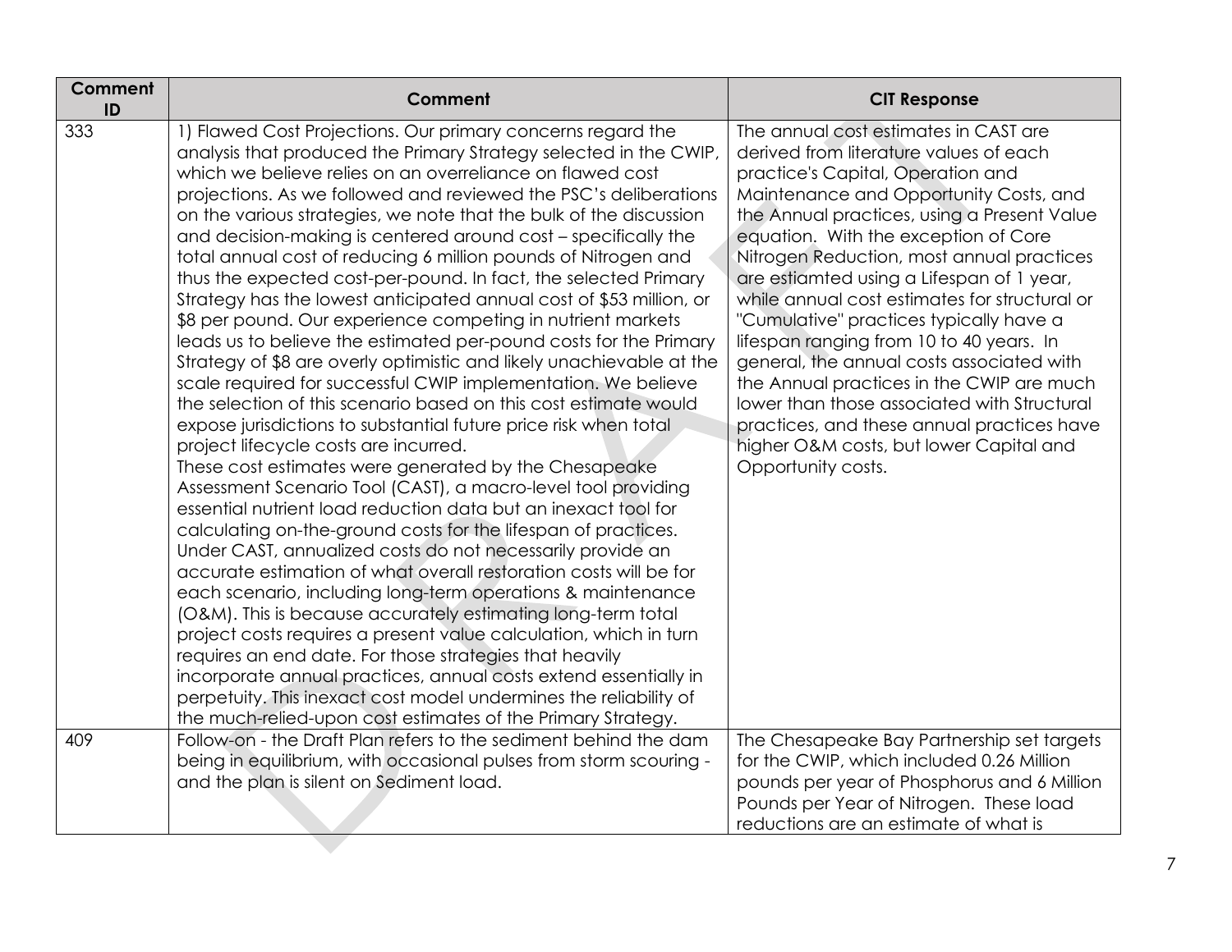| Comment ID | Comment | CIT Response |
| --- | --- | --- |
| 333 | 1) Flawed Cost Projections. Our primary concerns regard the analysis that produced the Primary Strategy selected in the CWIP, which we believe relies on an overreliance on flawed cost projections. As we followed and reviewed the PSC's deliberations on the various strategies, we note that the bulk of the discussion and decision-making is centered around cost – specifically the total annual cost of reducing 6 million pounds of Nitrogen and thus the expected cost-per-pound. In fact, the selected Primary Strategy has the lowest anticipated annual cost of $53 million, or $8 per pound. Our experience competing in nutrient markets leads us to believe the estimated per-pound costs for the Primary Strategy of $8 are overly optimistic and likely unachievable at the scale required for successful CWIP implementation. We believe the selection of this scenario based on this cost estimate would expose jurisdictions to substantial future price risk when total project lifecycle costs are incurred.<br>These cost estimates were generated by the Chesapeake Assessment Scenario Tool (CAST), a macro-level tool providing essential nutrient load reduction data but an inexact tool for calculating on-the-ground costs for the lifespan of practices. Under CAST, annualized costs do not necessarily provide an accurate estimation of what overall restoration costs will be for each scenario, including long-term operations & maintenance (O&M). This is because accurately estimating long-term total project costs requires a present value calculation, which in turn requires an end date. For those strategies that heavily incorporate annual practices, annual costs extend essentially in perpetuity. This inexact cost model undermines the reliability of the much-relied-upon cost estimates of the Primary Strategy. | The annual cost estimates in CAST are derived from literature values of each practice's Capital, Operation and Maintenance and Opportunity Costs, and the Annual practices, using a Present Value equation. With the exception of Core Nitrogen Reduction, most annual practices are estiamted using a Lifespan of 1 year, while annual cost estimates for structural or "Cumulative" practices typically have a lifespan ranging from 10 to 40 years. In general, the annual costs associated with the Annual practices in the CWIP are much lower than those associated with Structural practices, and these annual practices have higher O&M costs, but lower Capital and Opportunity costs. |
| 409 | Follow-on - the Draft Plan refers to the sediment behind the dam being in equilibrium, with occasional pulses from storm scouring - and the plan is silent on Sediment load. | The Chesapeake Bay Partnership set targets for the CWIP, which included 0.26 Million pounds per year of Phosphorus and 6 Million Pounds per Year of Nitrogen. These load reductions are an estimate of what is |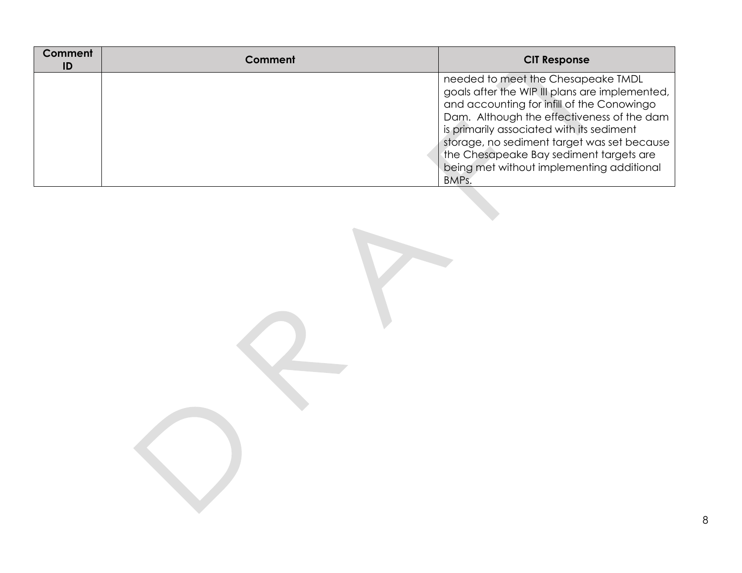| Comment ID | Comment | CIT Response |
| --- | --- | --- |
| | | needed to meet the Chesapeake TMDL goals after the WIP III plans are implemented, and accounting for infill of the Conowingo Dam. Although the effectiveness of the dam is primarily associated with its sediment storage, no sediment target was set because the Chesapeake Bay sediment targets are being met without implementing additional BMPs. |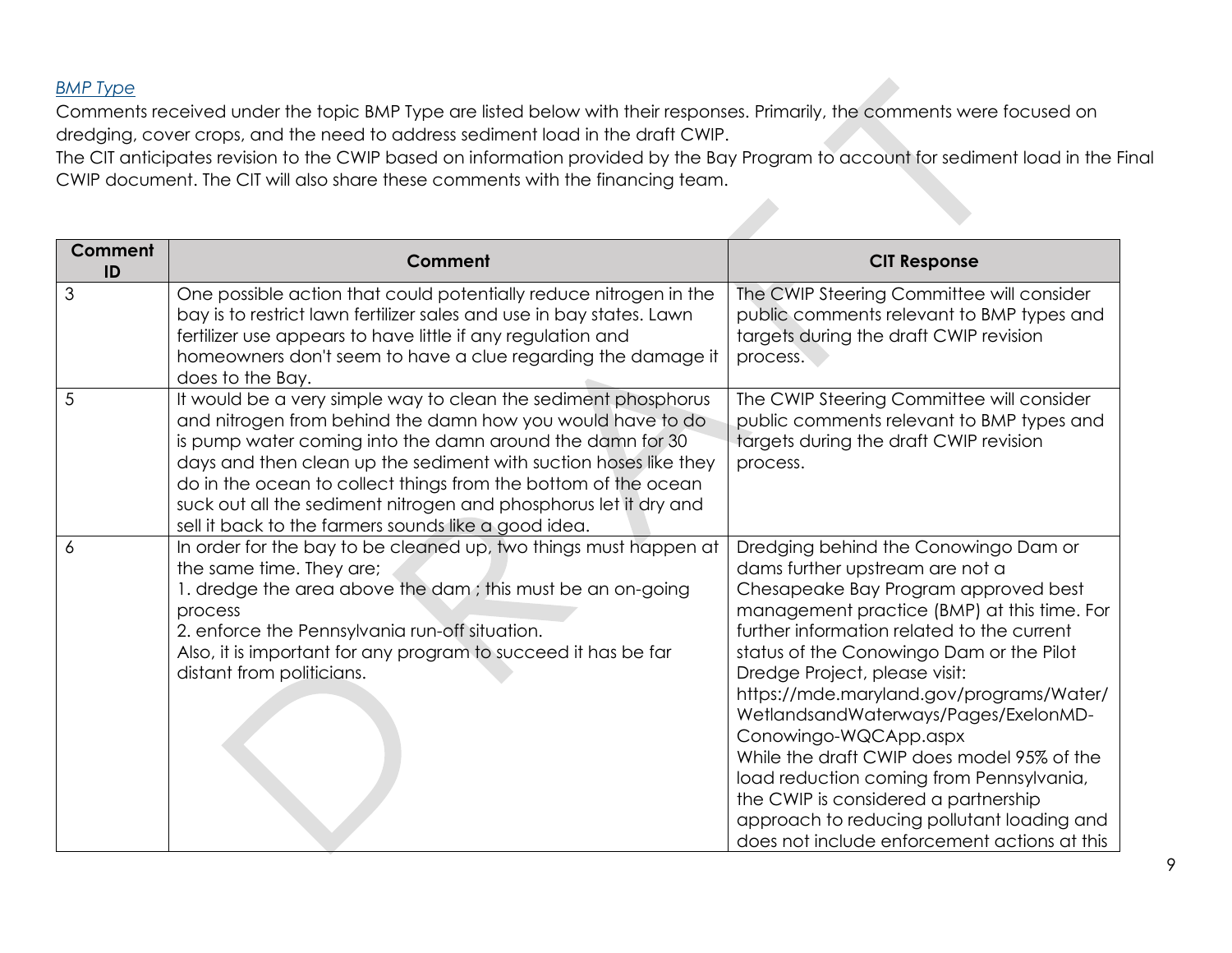*BMP Type*

Comments received under the topic BMP Type are listed below with their responses. Primarily, the comments were focused on dredging, cover crops, and the need to address sediment load in the draft CWIP.

The CIT anticipates revision to the CWIP based on information provided by the Bay Program to account for sediment load in the Final CWIP document. The CIT will also share these comments with the financing team.

| Comment ID | Comment | CIT Response |
|---|---|---|
| 3 | One possible action that could potentially reduce nitrogen in the bay is to restrict lawn fertilizer sales and use in bay states. Lawn fertilizer use appears to have little if any regulation and homeowners don't seem to have a clue regarding the damage it does to the Bay. | The CWIP Steering Committee will consider public comments relevant to BMP types and targets during the draft CWIP revision process. |
| 5 | It would be a very simple way to clean the sediment phosphorus and nitrogen from behind the damn how you would have to do is pump water coming into the damn around the damn for 30 days and then clean up the sediment with suction hoses like they do in the ocean to collect things from the bottom of the ocean suck out all the sediment nitrogen and phosphorus let it dry and sell it back to the farmers sounds like a good idea. | The CWIP Steering Committee will consider public comments relevant to BMP types and targets during the draft CWIP revision process. |
| 6 | In order for the bay to be cleaned up, two things must happen at the same time. They are;<br>1. dredge the area above the dam ; this must be an on-going process<br>2. enforce the Pennsylvania run-off situation.<br>Also, it is important for any program to succeed it has be far distant from politicians. | Dredging behind the Conowingo Dam or dams further upstream are not a Chesapeake Bay Program approved best management practice (BMP) at this time. For further information related to the current status of the Conowingo Dam or the Pilot Dredge Project, please visit: https://mde.maryland.gov/programs/Water/WetlandsandWaterways/Pages/ExelonMD-Conowingo-WQCApp.aspx<br>While the draft CWIP does model 95% of the load reduction coming from Pennsylvania, the CWIP is considered a partnership approach to reducing pollutant loading and does not include enforcement actions at this |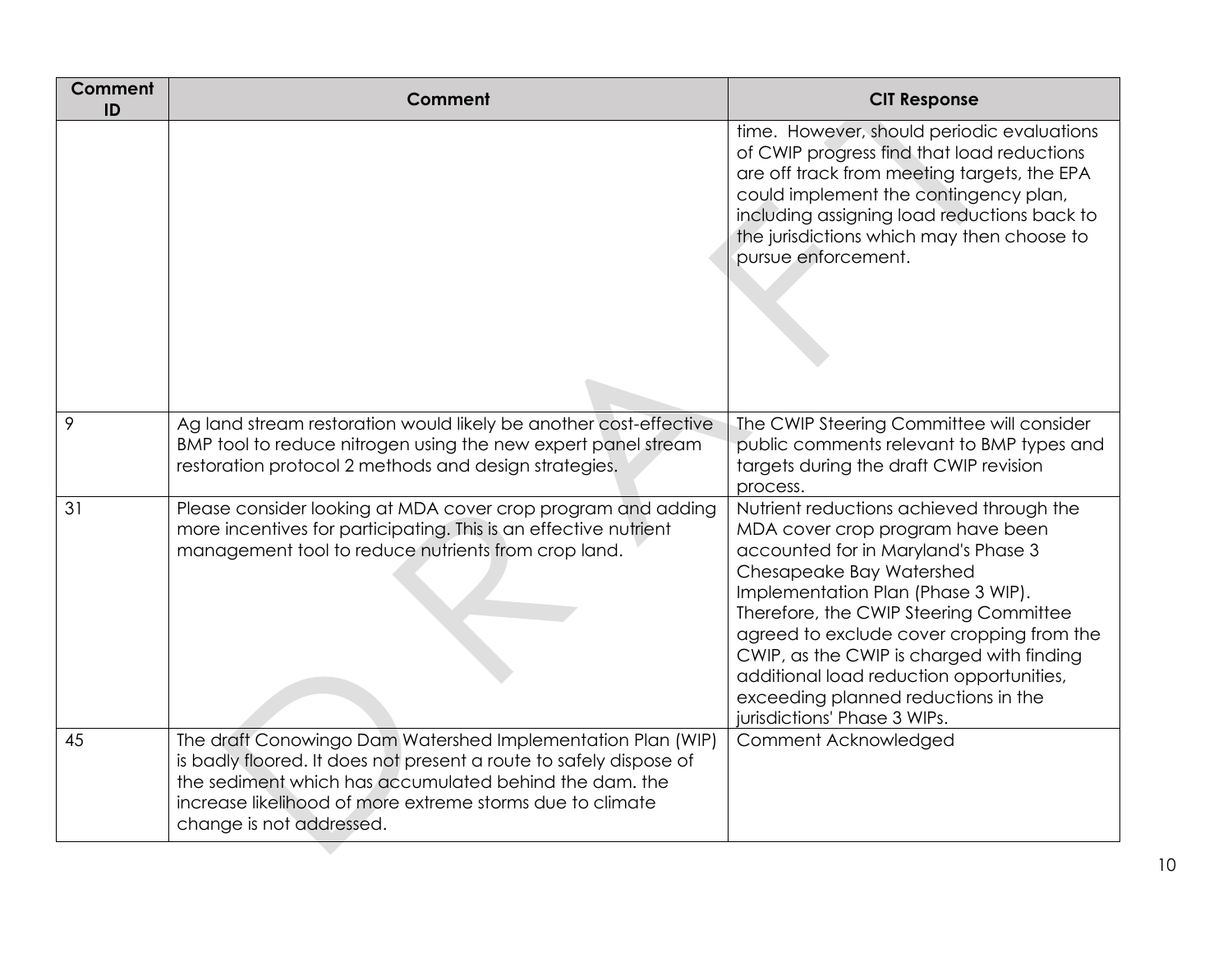| Comment ID | Comment | CIT Response |
|---|---|---|
| | | time. However, should periodic evaluations of CWIP progress find that load reductions are off track from meeting targets, the EPA could implement the contingency plan, including assigning load reductions back to the jurisdictions which may then choose to pursue enforcement. |
| 9 | Ag land stream restoration would likely be another cost-effective BMP tool to reduce nitrogen using the new expert panel stream restoration protocol 2 methods and design strategies. | The CWIP Steering Committee will consider public comments relevant to BMP types and targets during the draft CWIP revision process. |
| 31 | Please consider looking at MDA cover crop program and adding more incentives for participating. This is an effective nutrient management tool to reduce nutrients from crop land. | Nutrient reductions achieved through the MDA cover crop program have been accounted for in Maryland's Phase 3 Chesapeake Bay Watershed Implementation Plan (Phase 3 WIP). Therefore, the CWIP Steering Committee agreed to exclude cover cropping from the CWIP, as the CWIP is charged with finding additional load reduction opportunities, exceeding planned reductions in the jurisdictions' Phase 3 WIPs. |
| 45 | The draft Conowingo Dam Watershed Implementation Plan (WIP) is badly floored. It does not present a route to safely dispose of the sediment which has accumulated behind the dam. the increase likelihood of more extreme storms due to climate change is not addressed. | Comment Acknowledged |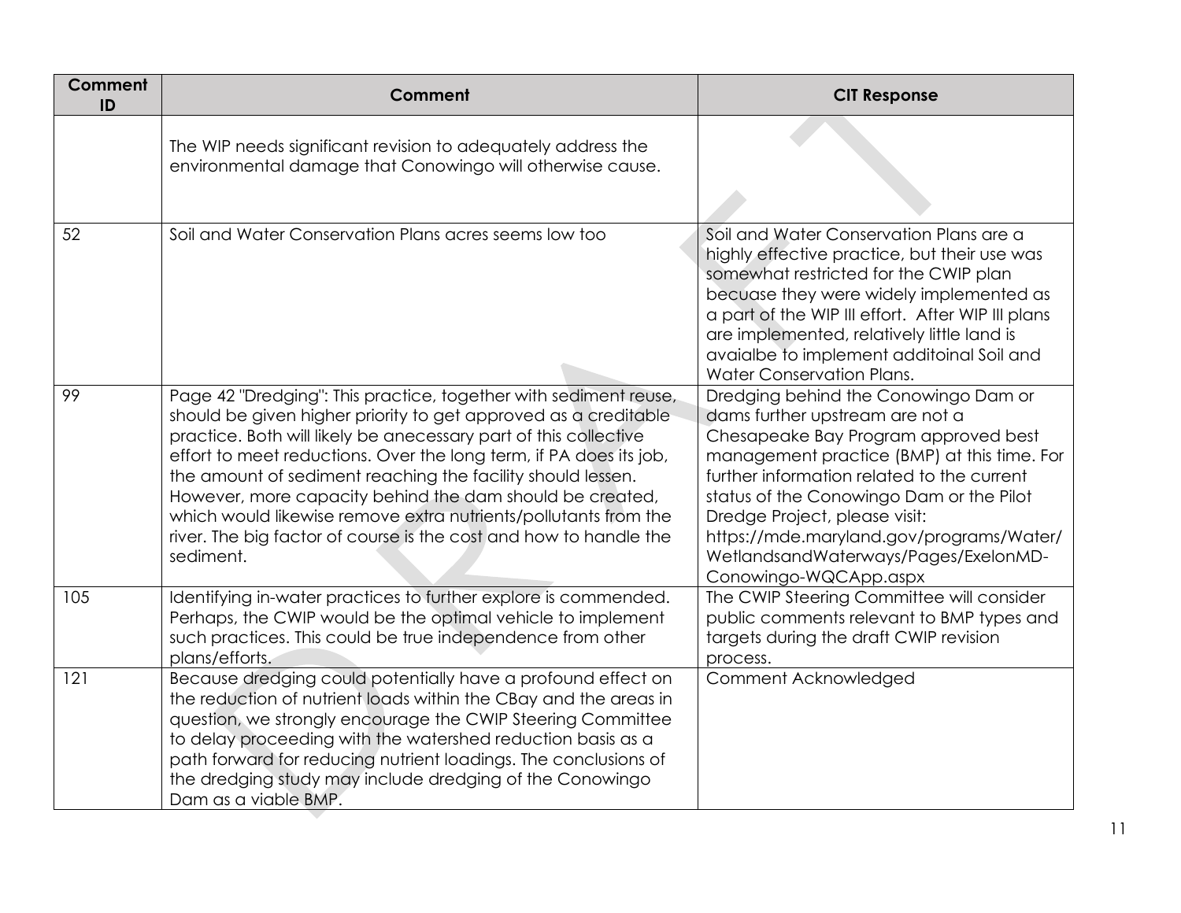| Comment ID | Comment | CIT Response |
|---|---|---|
| | The WIP needs significant revision to adequately address the environmental damage that Conowingo will otherwise cause. | |
| 52 | Soil and Water Conservation Plans acres seems low too | Soil and Water Conservation Plans are a highly effective practice, but their use was somewhat restricted for the CWIP plan becuase they were widely implemented as a part of the WIP III effort. After WIP III plans are implemented, relatively little land is avaialbe to implement additoinal Soil and Water Conservation Plans. |
| 99 | Page 42 "Dredging": This practice, together with sediment reuse, should be given higher priority to get approved as a creditable practice. Both will likely be anecessary part of this collective effort to meet reductions. Over the long term, if PA does its job, the amount of sediment reaching the facility should lessen. However, more capacity behind the dam should be created, which would likewise remove extra nutrients/pollutants from the river. The big factor of course is the cost and how to handle the sediment. | Dredging behind the Conowingo Dam or dams further upstream are not a Chesapeake Bay Program approved best management practice (BMP) at this time. For further information related to the current status of the Conowingo Dam or the Pilot Dredge Project, please visit: https://mde.maryland.gov/programs/Water/WetlandsandWaterways/Pages/ExelonMD-Conowingo-WQCApp.aspx |
| 105 | Identifying in-water practices to further explore is commended. Perhaps, the CWIP would be the optimal vehicle to implement such practices. This could be true independence from other plans/efforts. | The CWIP Steering Committee will consider public comments relevant to BMP types and targets during the draft CWIP revision process. |
| 121 | Because dredging could potentially have a profound effect on the reduction of nutrient loads within the CBay and the areas in question, we strongly encourage the CWIP Steering Committee to delay proceeding with the watershed reduction basis as a path forward for reducing nutrient loadings. The conclusions of the dredging study may include dredging of the Conowingo Dam as a viable BMP. | Comment Acknowledged |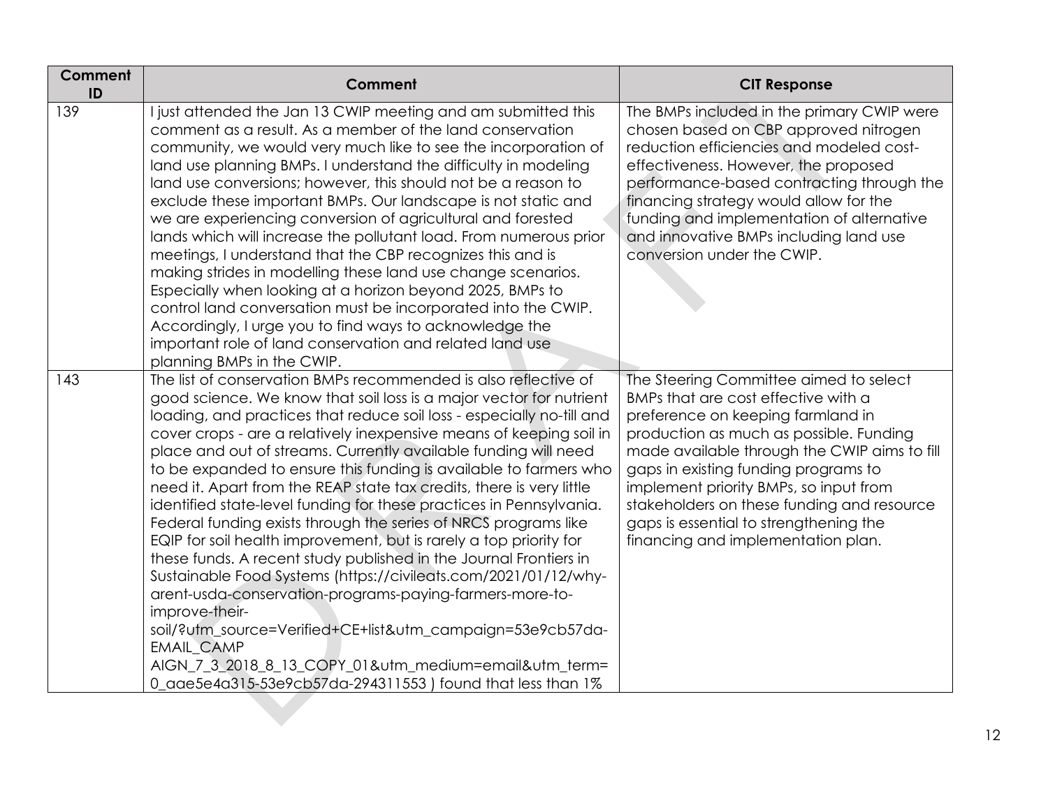| Comment ID | Comment | CIT Response |
|---|---|---|
| 139 | I just attended the Jan 13 CWIP meeting and am submitted this comment as a result. As a member of the land conservation community, we would very much like to see the incorporation of land use planning BMPs. I understand the difficulty in modeling land use conversions; however, this should not be a reason to exclude these important BMPs. Our landscape is not static and we are experiencing conversion of agricultural and forested lands which will increase the pollutant load. From numerous prior meetings, I understand that the CBP recognizes this and is making strides in modelling these land use change scenarios. Especially when looking at a horizon beyond 2025, BMPs to control land conversation must be incorporated into the CWIP. Accordingly, I urge you to find ways to acknowledge the important role of land conservation and related land use planning BMPs in the CWIP. | The BMPs included in the primary CWIP were chosen based on CBP approved nitrogen reduction efficiencies and modeled cost-effectiveness. However, the proposed performance-based contracting through the financing strategy would allow for the funding and implementation of alternative and innovative BMPs including land use conversion under the CWIP. |
| 143 | The list of conservation BMPs recommended is also reflective of good science. We know that soil loss is a major vector for nutrient loading, and practices that reduce soil loss - especially no-till and cover crops - are a relatively inexpensive means of keeping soil in place and out of streams. Currently available funding will need to be expanded to ensure this funding is available to farmers who need it. Apart from the REAP state tax credits, there is very little identified state-level funding for these practices in Pennsylvania. Federal funding exists through the series of NRCS programs like EQIP for soil health improvement, but is rarely a top priority for these funds. A recent study published in the Journal Frontiers in Sustainable Food Systems (https://civileats.com/2021/01/12/why-arent-usda-conservation-programs-paying-farmers-more-to-improve-their-soil/?utm_source=Verified+CE+list&utm_campaign=53e9cb57da-EMAIL_CAMPAIGN_7_3_2018_8_13_COPY_01&utm_medium=email&utm_term=0_aae5e4a315-53e9cb57da-294311553 ) found that less than 1% | The Steering Committee aimed to select BMPs that are cost effective with a preference on keeping farmland in production as much as possible. Funding made available through the CWIP aims to fill gaps in existing funding programs to implement priority BMPs, so input from stakeholders on these funding and resource gaps is essential to strengthening the financing and implementation plan. |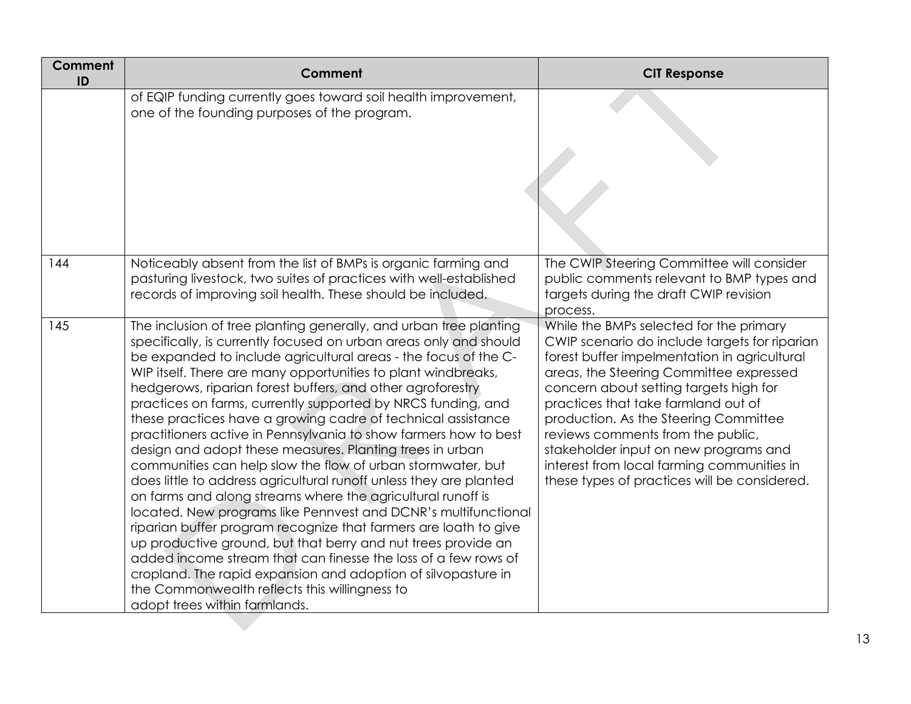| Comment ID | Comment | CIT Response |
|---|---|---|
| | of EQIP funding currently goes toward soil health improvement, one of the founding purposes of the program. | |
| 144 | Noticeably absent from the list of BMPs is organic farming and pasturing livestock, two suites of practices with well-established records of improving soil health. These should be included. | The CWIP Steering Committee will consider public comments relevant to BMP types and targets during the draft CWIP revision process. |
| 145 | The inclusion of tree planting generally, and urban tree planting specifically, is currently focused on urban areas only and should be expanded to include agricultural areas - the focus of the C-WIP itself. There are many opportunities to plant windbreaks, hedgerows, riparian forest buffers, and other agroforestry practices on farms, currently supported by NRCS funding, and these practices have a growing cadre of technical assistance practitioners active in Pennsylvania to show farmers how to best design and adopt these measures. Planting trees in urban communities can help slow the flow of urban stormwater, but does little to address agricultural runoff unless they are planted on farms and along streams where the agricultural runoff is located. New programs like Pennvest and DCNR's multifunctional riparian buffer program recognize that farmers are loath to give up productive ground, but that berry and nut trees provide an added income stream that can finesse the loss of a few rows of cropland. The rapid expansion and adoption of silvopasture in the Commonwealth reflects this willingness to adopt trees within farmlands. | While the BMPs selected for the primary CWIP scenario do include targets for riparian forest buffer impelmentation in agricultural areas, the Steering Committee expressed concern about setting targets high for practices that take farmland out of production. As the Steering Committee reviews comments from the public, stakeholder input on new programs and interest from local farming communities in these types of practices will be considered. |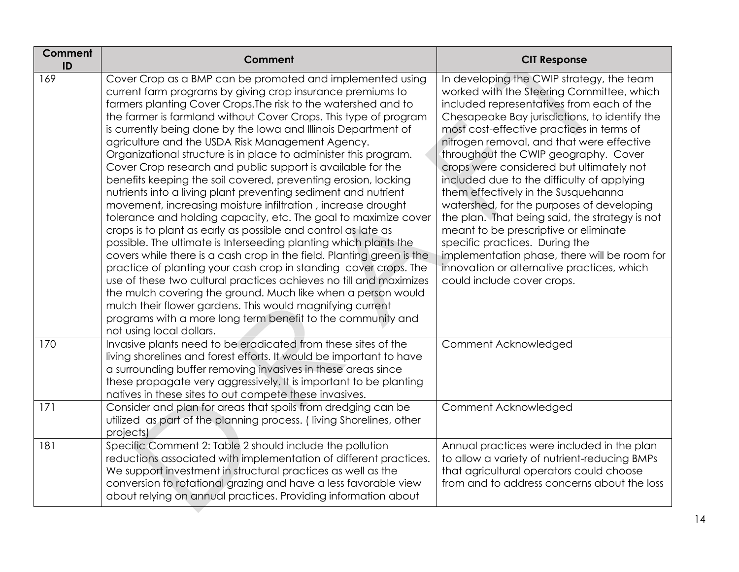| Comment ID | Comment | CIT Response |
|---|---|---|
| 169 | Cover Crop as a BMP can be promoted and implemented using current farm programs by giving crop insurance premiums to farmers planting Cover Crops.The risk to the watershed and to the farmer is farmland without Cover Crops. This type of program is currently being done by the Iowa and Illinois Department of agriculture and the USDA Risk Management Agency. Organizational structure is in place to administer this program. Cover Crop research and public support is available for the benefits keeping the soil covered, preventing erosion, locking nutrients into a living plant preventing sediment and nutrient movement, increasing moisture infiltration , increase drought tolerance and holding capacity, etc. The goal to maximize cover crops is to plant as early as possible and control as late as possible. The ultimate is Interseeding planting which plants the covers while there is a cash crop in the field. Planting green is the practice of planting your cash crop in standing cover crops. The use of these two cultural practices achieves no till and maximizes the mulch covering the ground. Much like when a person would mulch their flower gardens. This would magnifying current programs with a more long term benefit to the community and not using local dollars. | In developing the CWIP strategy, the team worked with the Steering Committee, which included representatives from each of the Chesapeake Bay jurisdictions, to identify the most cost-effective practices in terms of nitrogen removal, and that were effective throughout the CWIP geography. Cover crops were considered but ultimately not included due to the difficulty of applying them effectively in the Susquehanna watershed, for the purposes of developing the plan. That being said, the strategy is not meant to be prescriptive or eliminate specific practices. During the implementation phase, there will be room for innovation or alternative practices, which could include cover crops. |
| 170 | Invasive plants need to be eradicated from these sites of the living shorelines and forest efforts. It would be important to have a surrounding buffer removing invasives in these areas since these propagate very aggressively. It is important to be planting natives in these sites to out compete these invasives. | Comment Acknowledged |
| 171 | Consider and plan for areas that spoils from dredging can be utilized as part of the planning process. ( living Shorelines, other projects) | Comment Acknowledged |
| 181 | Specific Comment 2: Table 2 should include the pollution reductions associated with implementation of different practices. We support investment in structural practices as well as the conversion to rotational grazing and have a less favorable view about relying on annual practices. Providing information about | Annual practices were included in the plan to allow a variety of nutrient-reducing BMPs that agricultural operators could choose from and to address concerns about the loss |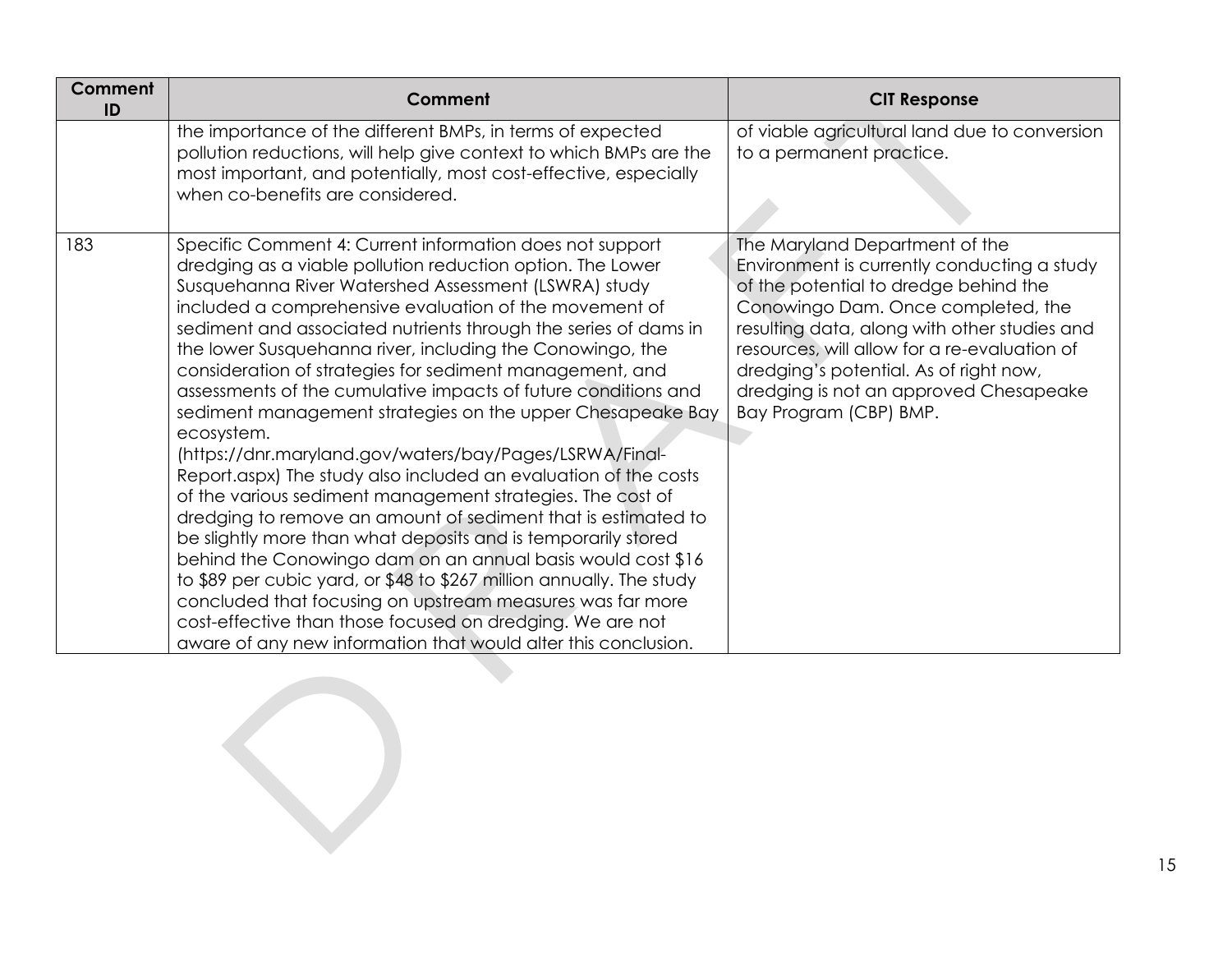| Comment ID | Comment | CIT Response |
|---|---|---|
| | the importance of the different BMPs, in terms of expected pollution reductions, will help give context to which BMPs are the most important, and potentially, most cost-effective, especially when co-benefits are considered. | of viable agricultural land due to conversion to a permanent practice. |
| 183 | Specific Comment 4: Current information does not support dredging as a viable pollution reduction option. The Lower Susquehanna River Watershed Assessment (LSWRA) study included a comprehensive evaluation of the movement of sediment and associated nutrients through the series of dams in the lower Susquehanna river, including the Conowingo, the consideration of strategies for sediment management, and assessments of the cumulative impacts of future conditions and sediment management strategies on the upper Chesapeake Bay ecosystem. (https://dnr.maryland.gov/waters/bay/Pages/LSRWA/Final-Report.aspx) The study also included an evaluation of the costs of the various sediment management strategies. The cost of dredging to remove an amount of sediment that is estimated to be slightly more than what deposits and is temporarily stored behind the Conowingo dam on an annual basis would cost $16 to $89 per cubic yard, or $48 to $267 million annually. The study concluded that focusing on upstream measures was far more cost-effective than those focused on dredging. We are not aware of any new information that would alter this conclusion. | The Maryland Department of the Environment is currently conducting a study of the potential to dredge behind the Conowingo Dam. Once completed, the resulting data, along with other studies and resources, will allow for a re-evaluation of dredging's potential. As of right now, dredging is not an approved Chesapeake Bay Program (CBP) BMP. |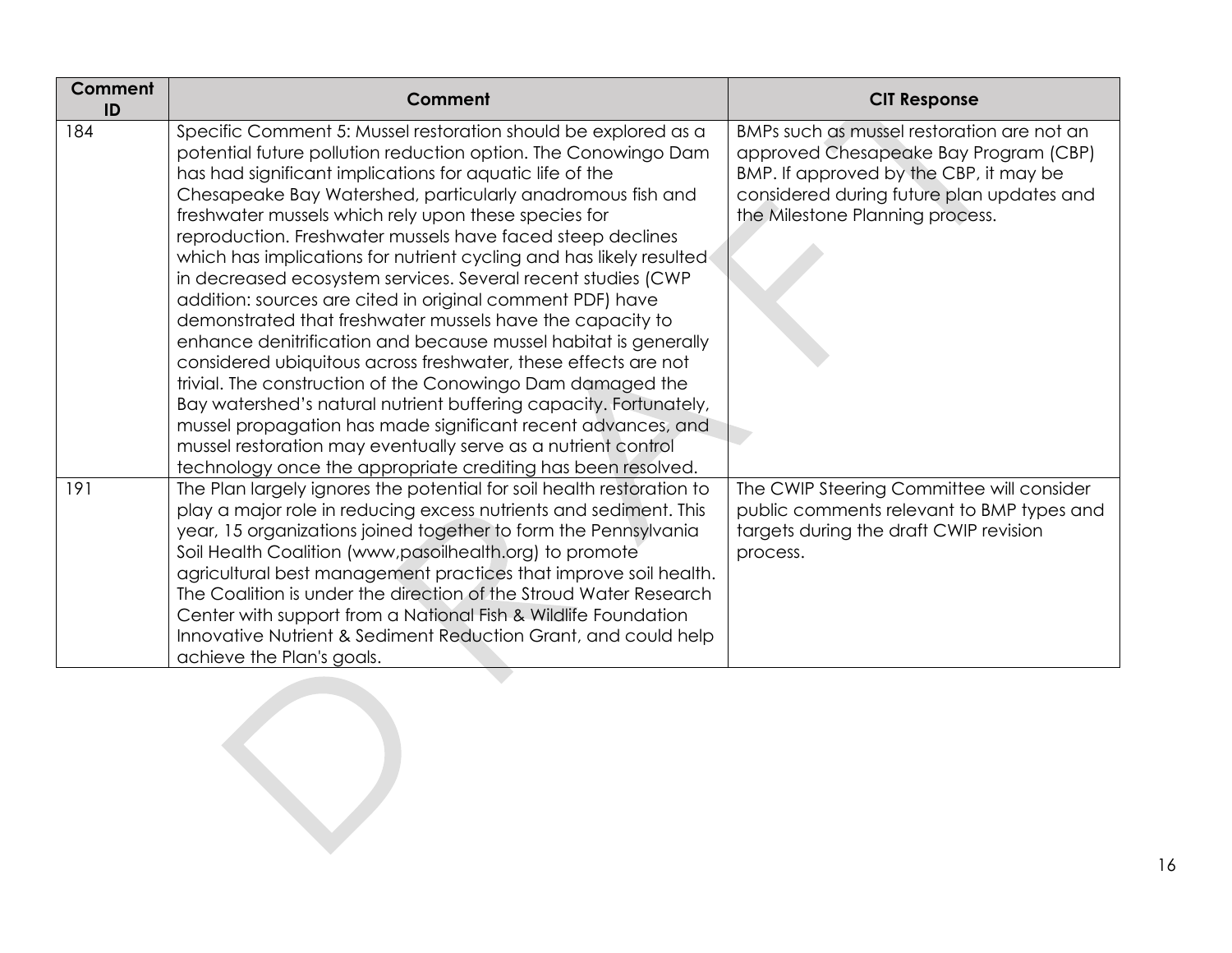| Comment ID | Comment | CIT Response |
|---|---|---|
| 184 | Specific Comment 5: Mussel restoration should be explored as a potential future pollution reduction option. The Conowingo Dam has had significant implications for aquatic life of the Chesapeake Bay Watershed, particularly anadromous fish and freshwater mussels which rely upon these species for reproduction. Freshwater mussels have faced steep declines which has implications for nutrient cycling and has likely resulted in decreased ecosystem services. Several recent studies (CWP addition: sources are cited in original comment PDF) have demonstrated that freshwater mussels have the capacity to enhance denitrification and because mussel habitat is generally considered ubiquitous across freshwater, these effects are not trivial. The construction of the Conowingo Dam damaged the Bay watershed's natural nutrient buffering capacity. Fortunately, mussel propagation has made significant recent advances, and mussel restoration may eventually serve as a nutrient control technology once the appropriate crediting has been resolved. | BMPs such as mussel restoration are not an approved Chesapeake Bay Program (CBP) BMP. If approved by the CBP, it may be considered during future plan updates and the Milestone Planning process. |
| 191 | The Plan largely ignores the potential for soil health restoration to play a major role in reducing excess nutrients and sediment. This year, 15 organizations joined together to form the Pennsylvania Soil Health Coalition (www,pasoilhealth.org) to promote agricultural best management practices that improve soil health. The Coalition is under the direction of the Stroud Water Research Center with support from a National Fish & Wildlife Foundation Innovative Nutrient & Sediment Reduction Grant, and could help achieve the Plan's goals. | The CWIP Steering Committee will consider public comments relevant to BMP types and targets during the draft CWIP revision process. |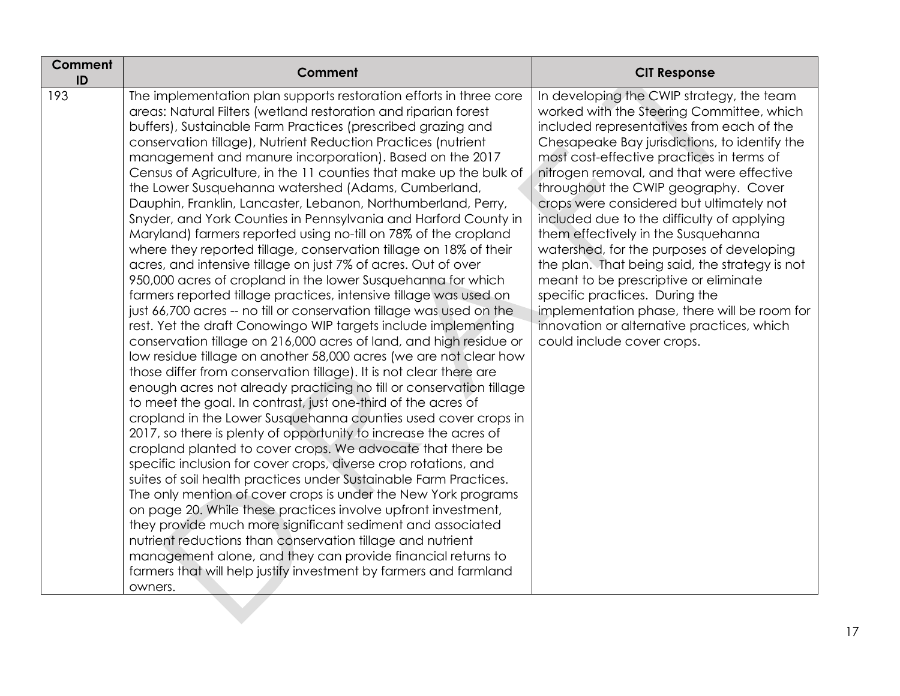| Comment ID | Comment | CIT Response |
|---|---|---|
| 193 | The implementation plan supports restoration efforts in three core areas: Natural Filters (wetland restoration and riparian forest buffers), Sustainable Farm Practices (prescribed grazing and conservation tillage), Nutrient Reduction Practices (nutrient management and manure incorporation). Based on the 2017 Census of Agriculture, in the 11 counties that make up the bulk of the Lower Susquehanna watershed (Adams, Cumberland, Dauphin, Franklin, Lancaster, Lebanon, Northumberland, Perry, Snyder, and York Counties in Pennsylvania and Harford County in Maryland) farmers reported using no-till on 78% of the cropland where they reported tillage, conservation tillage on 18% of their acres, and intensive tillage on just 7% of acres. Out of over 950,000 acres of cropland in the lower Susquehanna for which farmers reported tillage practices, intensive tillage was used on just 66,700 acres -- no till or conservation tillage was used on the rest. Yet the draft Conowingo WIP targets include implementing conservation tillage on 216,000 acres of land, and high residue or low residue tillage on another 58,000 acres (we are not clear how those differ from conservation tillage). It is not clear there are enough acres not already practicing no till or conservation tillage to meet the goal. In contrast, just one-third of the acres of cropland in the Lower Susquehanna counties used cover crops in 2017, so there is plenty of opportunity to increase the acres of cropland planted to cover crops. We advocate that there be specific inclusion for cover crops, diverse crop rotations, and suites of soil health practices under Sustainable Farm Practices. The only mention of cover crops is under the New York programs on page 20. While these practices involve upfront investment, they provide much more significant sediment and associated nutrient reductions than conservation tillage and nutrient management alone, and they can provide financial returns to farmers that will help justify investment by farmers and farmland owners. | In developing the CWIP strategy, the team worked with the Steering Committee, which included representatives from each of the Chesapeake Bay jurisdictions, to identify the most cost-effective practices in terms of nitrogen removal, and that were effective throughout the CWIP geography. Cover crops were considered but ultimately not included due to the difficulty of applying them effectively in the Susquehanna watershed, for the purposes of developing the plan. That being said, the strategy is not meant to be prescriptive or eliminate specific practices. During the implementation phase, there will be room for innovation or alternative practices, which could include cover crops. |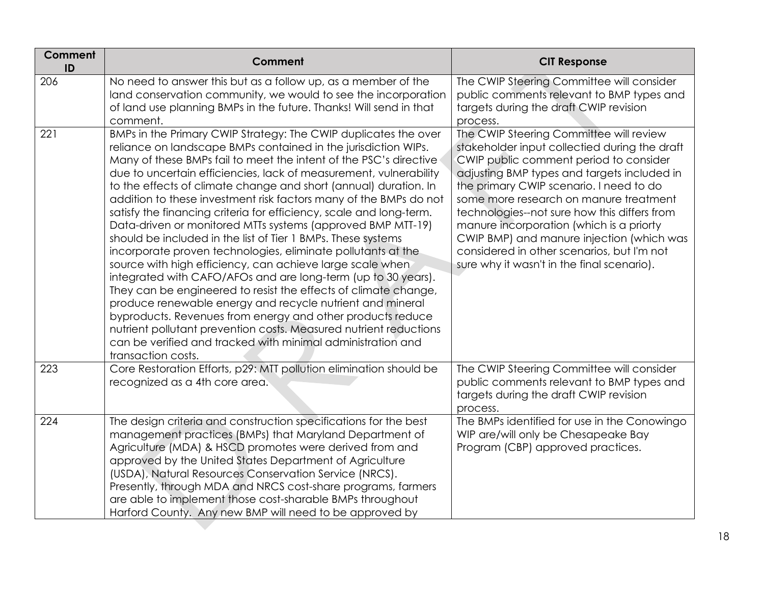| Comment ID | Comment | CIT Response |
|---|---|---|
| 206 | No need to answer this but as a follow up, as a member of the land conservation community, we would to see the incorporation of land use planning BMPs in the future. Thanks! Will send in that comment. | The CWIP Steering Committee will consider public comments relevant to BMP types and targets during the draft CWIP revision process. |
| 221 | BMPs in the Primary CWIP Strategy: The CWIP duplicates the over reliance on landscape BMPs contained in the jurisdiction WIPs. Many of these BMPs fail to meet the intent of the PSC's directive due to uncertain efficiencies, lack of measurement, vulnerability to the effects of climate change and short (annual) duration. In addition to these investment risk factors many of the BMPs do not satisfy the financing criteria for efficiency, scale and long-term. Data-driven or monitored MTTs systems (approved BMP MTT-19) should be included in the list of Tier 1 BMPs. These systems incorporate proven technologies, eliminate pollutants at the source with high efficiency, can achieve large scale when integrated with CAFO/AFOs and are long-term (up to 30 years). They can be engineered to resist the effects of climate change, produce renewable energy and recycle nutrient and mineral byproducts. Revenues from energy and other products reduce nutrient pollutant prevention costs. Measured nutrient reductions can be verified and tracked with minimal administration and transaction costs. | The CWIP Steering Committee will review stakeholder input collectied during the draft CWIP public comment period to consider adjusting BMP types and targets included in the primary CWIP scenario. I need to do some more research on manure treatment technologies--not sure how this differs from manure incorporation (which is a priorty CWIP BMP) and manure injection (which was considered in other scenarios, but I'm not sure why it wasn't in the final scenario). |
| 223 | Core Restoration Efforts, p29: MTT pollution elimination should be recognized as a 4th core area. | The CWIP Steering Committee will consider public comments relevant to BMP types and targets during the draft CWIP revision process. |
| 224 | The design criteria and construction specifications for the best management practices (BMPs) that Maryland Department of Agriculture (MDA) & HSCD promotes were derived from and approved by the United States Department of Agriculture (USDA), Natural Resources Conservation Service (NRCS). Presently, through MDA and NRCS cost-share programs, farmers are able to implement those cost-sharable BMPs throughout Harford County. Any new BMP will need to be approved by | The BMPs identified for use in the Conowingo WIP are/will only be Chesapeake Bay Program (CBP) approved practices. |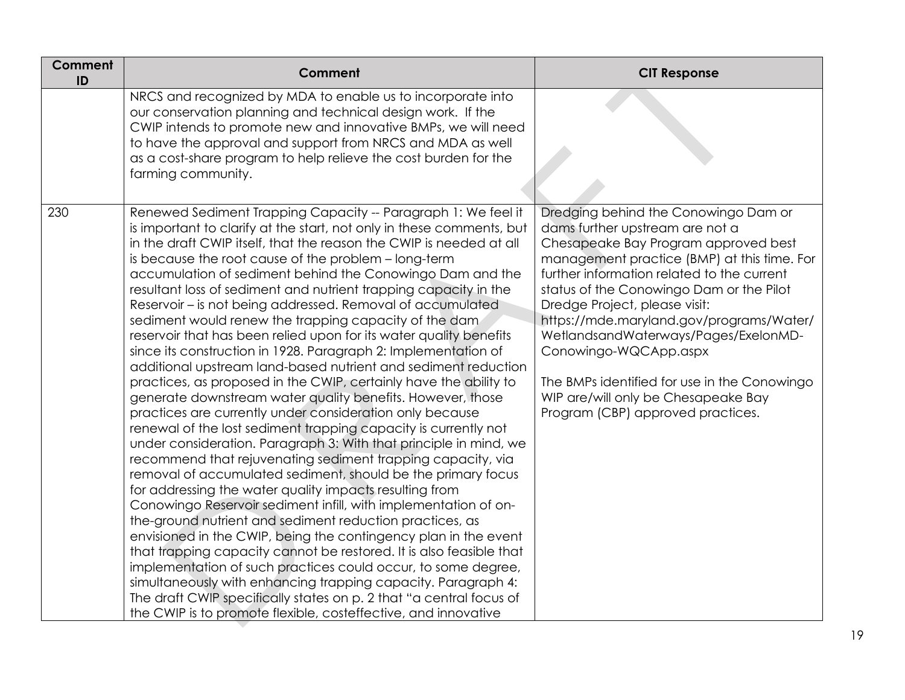| Comment ID | Comment | CIT Response |
|---|---|---|
| | NRCS and recognized by MDA to enable us to incorporate into our conservation planning and technical design work. If the CWIP intends to promote new and innovative BMPs, we will need to have the approval and support from NRCS and MDA as well as a cost-share program to help relieve the cost burden for the farming community. | |
| 230 | Renewed Sediment Trapping Capacity -- Paragraph 1: We feel it is important to clarify at the start, not only in these comments, but in the draft CWIP itself, that the reason the CWIP is needed at all is because the root cause of the problem – long-term accumulation of sediment behind the Conowingo Dam and the resultant loss of sediment and nutrient trapping capacity in the Reservoir – is not being addressed. Removal of accumulated sediment would renew the trapping capacity of the dam reservoir that has been relied upon for its water quality benefits since its construction in 1928. Paragraph 2: Implementation of additional upstream land-based nutrient and sediment reduction practices, as proposed in the CWIP, certainly have the ability to generate downstream water quality benefits. However, those practices are currently under consideration only because renewal of the lost sediment trapping capacity is currently not under consideration. Paragraph 3: With that principle in mind, we recommend that rejuvenating sediment trapping capacity, via removal of accumulated sediment, should be the primary focus for addressing the water quality impacts resulting from Conowingo Reservoir sediment infill, with implementation of on-the-ground nutrient and sediment reduction practices, as envisioned in the CWIP, being the contingency plan in the event that trapping capacity cannot be restored. It is also feasible that implementation of such practices could occur, to some degree, simultaneously with enhancing trapping capacity. Paragraph 4: The draft CWIP specifically states on p. 2 that "a central focus of the CWIP is to promote flexible, costeffective, and innovative | Dredging behind the Conowingo Dam or dams further upstream are not a Chesapeake Bay Program approved best management practice (BMP) at this time. For further information related to the current status of the Conowingo Dam or the Pilot Dredge Project, please visit: https://mde.maryland.gov/programs/Water/WetlandsandWaterways/Pages/ExelonMD-Conowingo-WQCApp.aspx<br><br>The BMPs identified for use in the Conowingo WIP are/will only be Chesapeake Bay Program (CBP) approved practices. |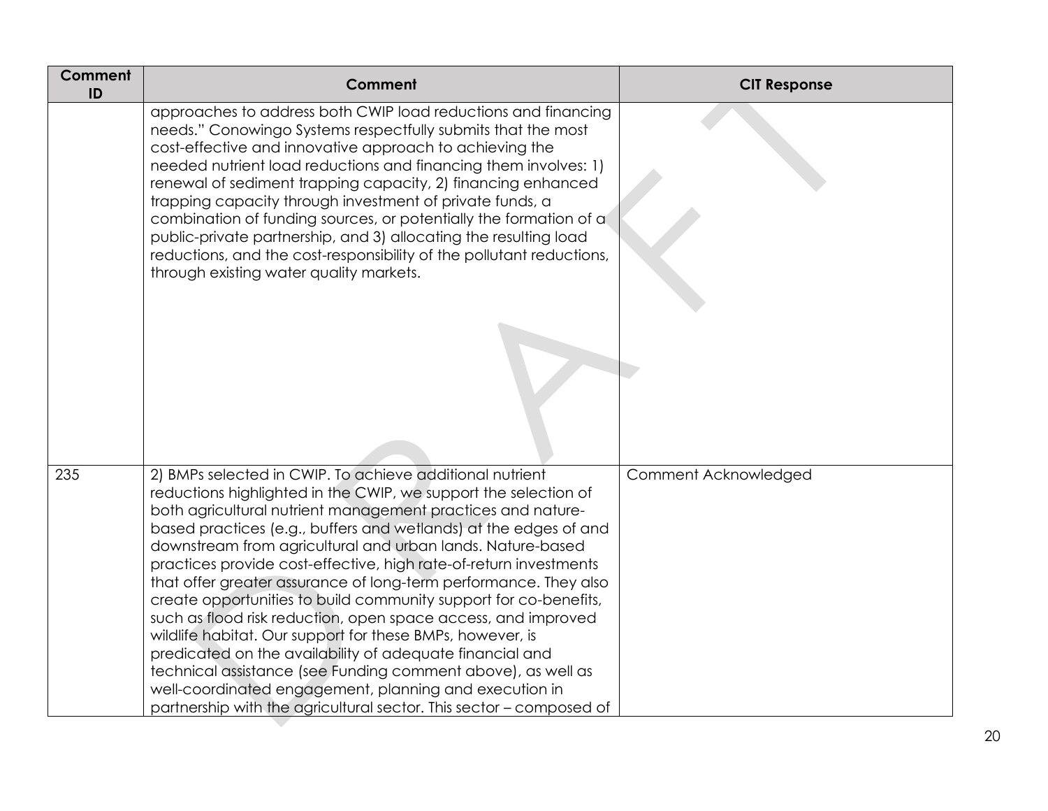| Comment ID | Comment | CIT Response |
|---|---|---|
| | approaches to address both CWIP load reductions and financing needs." Conowingo Systems respectfully submits that the most cost-effective and innovative approach to achieving the needed nutrient load reductions and financing them involves: 1) renewal of sediment trapping capacity, 2) financing enhanced trapping capacity through investment of private funds, a combination of funding sources, or potentially the formation of a public-private partnership, and 3) allocating the resulting load reductions, and the cost-responsibility of the pollutant reductions, through existing water quality markets. | |
| 235 | 2) BMPs selected in CWIP. To achieve additional nutrient reductions highlighted in the CWIP, we support the selection of both agricultural nutrient management practices and nature-based practices (e.g., buffers and wetlands) at the edges of and downstream from agricultural and urban lands. Nature-based practices provide cost-effective, high rate-of-return investments that offer greater assurance of long-term performance. They also create opportunities to build community support for co-benefits, such as flood risk reduction, open space access, and improved wildlife habitat. Our support for these BMPs, however, is predicated on the availability of adequate financial and technical assistance (see Funding comment above), as well as well-coordinated engagement, planning and execution in partnership with the agricultural sector. This sector – composed of | Comment Acknowledged |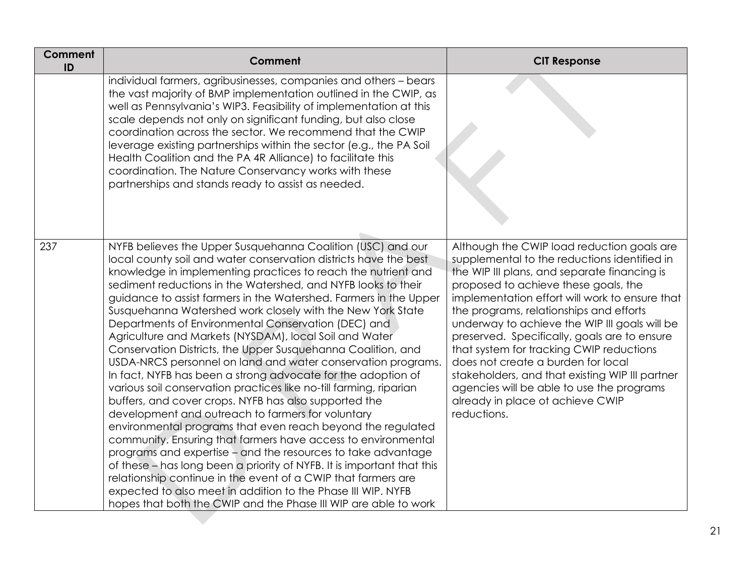| Comment ID | Comment | CIT Response |
|---|---|---|
| | individual farmers, agribusinesses, companies and others – bears the vast majority of BMP implementation outlined in the CWIP, as well as Pennsylvania's WIP3. Feasibility of implementation at this scale depends not only on significant funding, but also close coordination across the sector. We recommend that the CWIP leverage existing partnerships within the sector (e.g., the PA Soil Health Coalition and the PA 4R Alliance) to facilitate this coordination. The Nature Conservancy works with these partnerships and stands ready to assist as needed. | |
| 237 | NYFB believes the Upper Susquehanna Coalition (USC) and our local county soil and water conservation districts have the best knowledge in implementing practices to reach the nutrient and sediment reductions in the Watershed, and NYFB looks to their guidance to assist farmers in the Watershed. Farmers in the Upper Susquehanna Watershed work closely with the New York State Departments of Environmental Conservation (DEC) and Agriculture and Markets (NYSDAM), local Soil and Water Conservation Districts, the Upper Susquehanna Coalition, and USDA-NRCS personnel on land and water conservation programs. In fact, NYFB has been a strong advocate for the adoption of various soil conservation practices like no-till farming, riparian buffers, and cover crops. NYFB has also supported the development and outreach to farmers for voluntary environmental programs that even reach beyond the regulated community. Ensuring that farmers have access to environmental programs and expertise – and the resources to take advantage of these – has long been a priority of NYFB. It is important that this relationship continue in the event of a CWIP that farmers are expected to also meet in addition to the Phase III WIP. NYFB hopes that both the CWIP and the Phase III WIP are able to work | Although the CWIP load reduction goals are supplemental to the reductions identified in the WIP III plans, and separate financing is proposed to achieve these goals, the implementation effort will work to ensure that the programs, relationships and efforts underway to achieve the WIP III goals will be preserved. Specifically, goals are to ensure that system for tracking CWIP reductions does not create a burden for local stakeholders, and that existing WIP III partner agencies will be able to use the programs already in place ot achieve CWIP reductions. |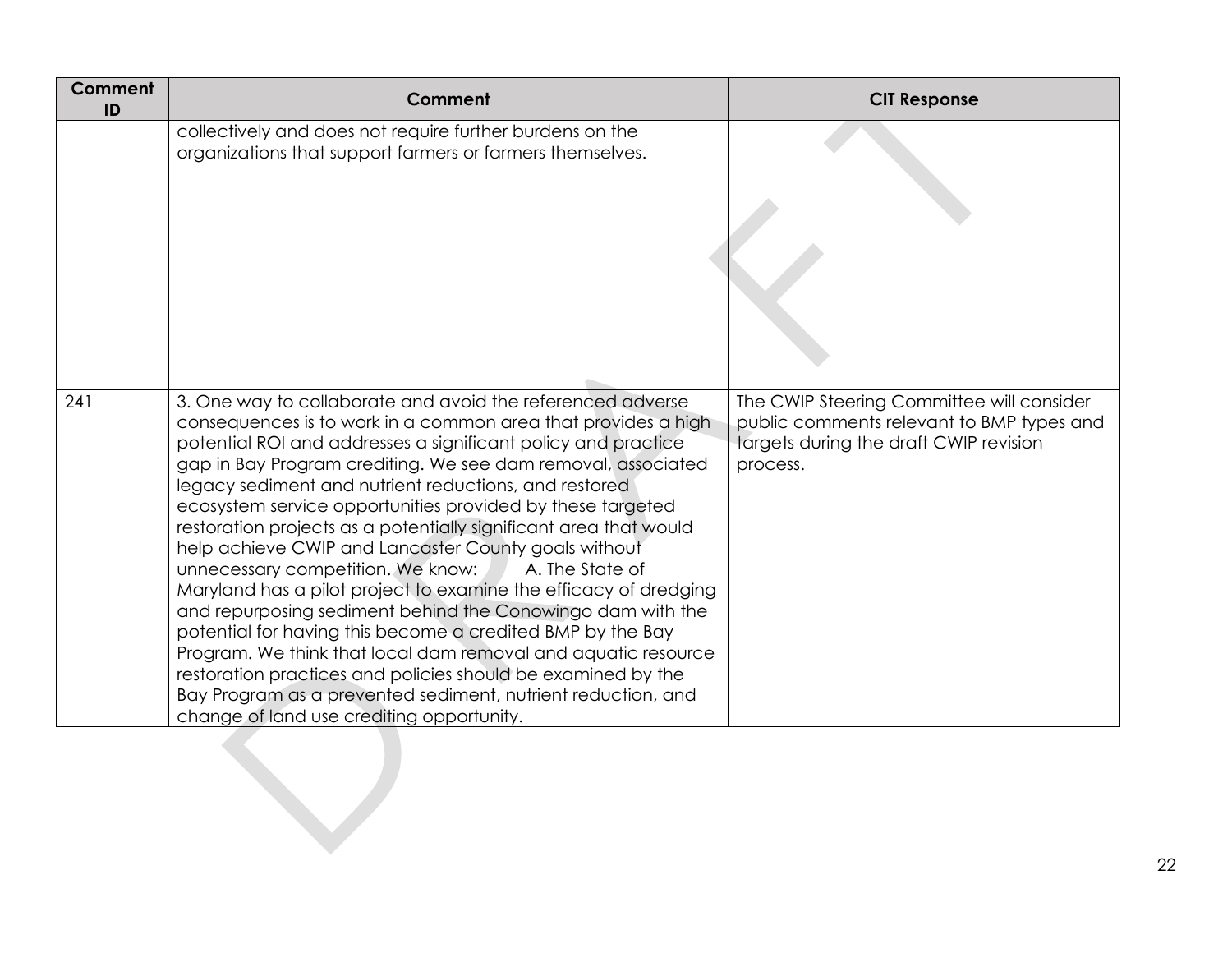| Comment ID | Comment | CIT Response |
|---|---|---|
| | collectively and does not require further burdens on the organizations that support farmers or farmers themselves. | |
| 241 | 3. One way to collaborate and avoid the referenced adverse consequences is to work in a common area that provides a high potential ROI and addresses a significant policy and practice gap in Bay Program crediting. We see dam removal, associated legacy sediment and nutrient reductions, and restored ecosystem service opportunities provided by these targeted restoration projects as a potentially significant area that would help achieve CWIP and Lancaster County goals without unnecessary competition. We know: A. The State of Maryland has a pilot project to examine the efficacy of dredging and repurposing sediment behind the Conowingo dam with the potential for having this become a credited BMP by the Bay Program. We think that local dam removal and aquatic resource restoration practices and policies should be examined by the Bay Program as a prevented sediment, nutrient reduction, and change of land use crediting opportunity. | The CWIP Steering Committee will consider public comments relevant to BMP types and targets during the draft CWIP revision process. |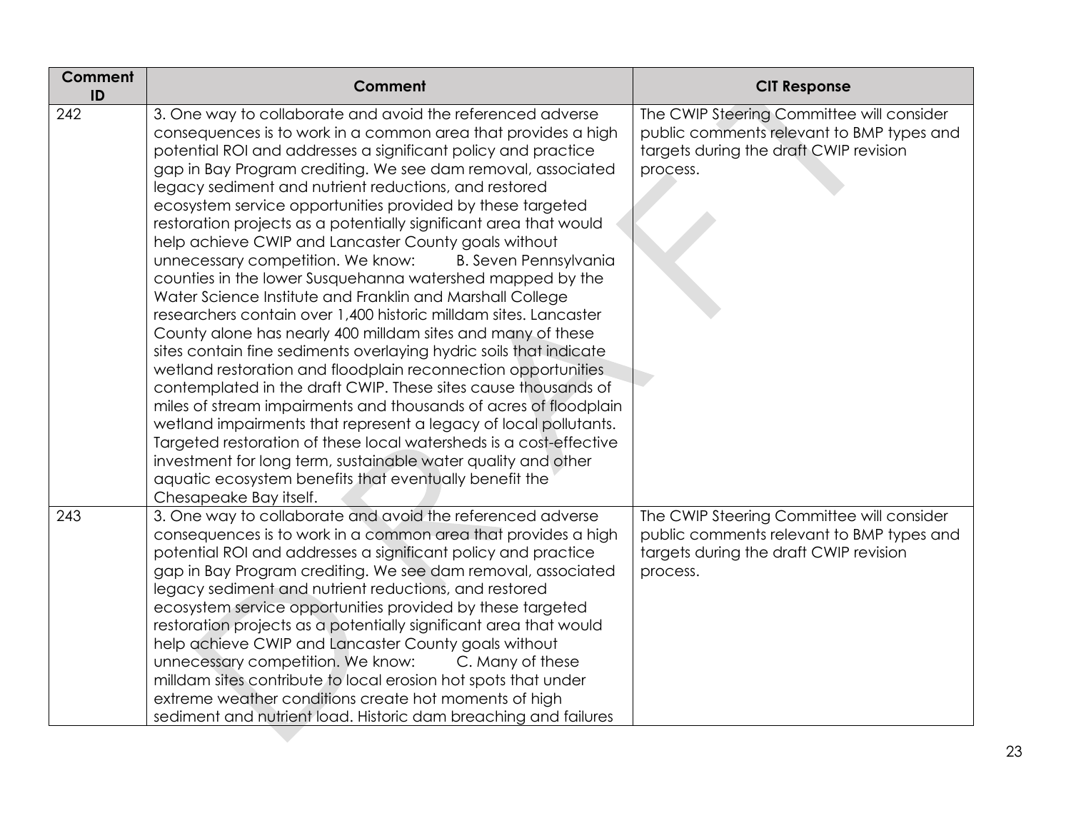| Comment ID | Comment | CIT Response |
|---|---|---|
| 242 | 3. One way to collaborate and avoid the referenced adverse consequences is to work in a common area that provides a high potential ROI and addresses a significant policy and practice gap in Bay Program crediting. We see dam removal, associated legacy sediment and nutrient reductions, and restored ecosystem service opportunities provided by these targeted restoration projects as a potentially significant area that would help achieve CWIP and Lancaster County goals without unnecessary competition. We know: B. Seven Pennsylvania counties in the lower Susquehanna watershed mapped by the Water Science Institute and Franklin and Marshall College researchers contain over 1,400 historic milldam sites. Lancaster County alone has nearly 400 milldam sites and many of these sites contain fine sediments overlaying hydric soils that indicate wetland restoration and floodplain reconnection opportunities contemplated in the draft CWIP. These sites cause thousands of miles of stream impairments and thousands of acres of floodplain wetland impairments that represent a legacy of local pollutants. Targeted restoration of these local watersheds is a cost-effective investment for long term, sustainable water quality and other aquatic ecosystem benefits that eventually benefit the Chesapeake Bay itself. | The CWIP Steering Committee will consider public comments relevant to BMP types and targets during the draft CWIP revision process. |
| 243 | 3. One way to collaborate and avoid the referenced adverse consequences is to work in a common area that provides a high potential ROI and addresses a significant policy and practice gap in Bay Program crediting. We see dam removal, associated legacy sediment and nutrient reductions, and restored ecosystem service opportunities provided by these targeted restoration projects as a potentially significant area that would help achieve CWIP and Lancaster County goals without unnecessary competition. We know: C. Many of these milldam sites contribute to local erosion hot spots that under extreme weather conditions create hot moments of high sediment and nutrient load. Historic dam breaching and failures | The CWIP Steering Committee will consider public comments relevant to BMP types and targets during the draft CWIP revision process. |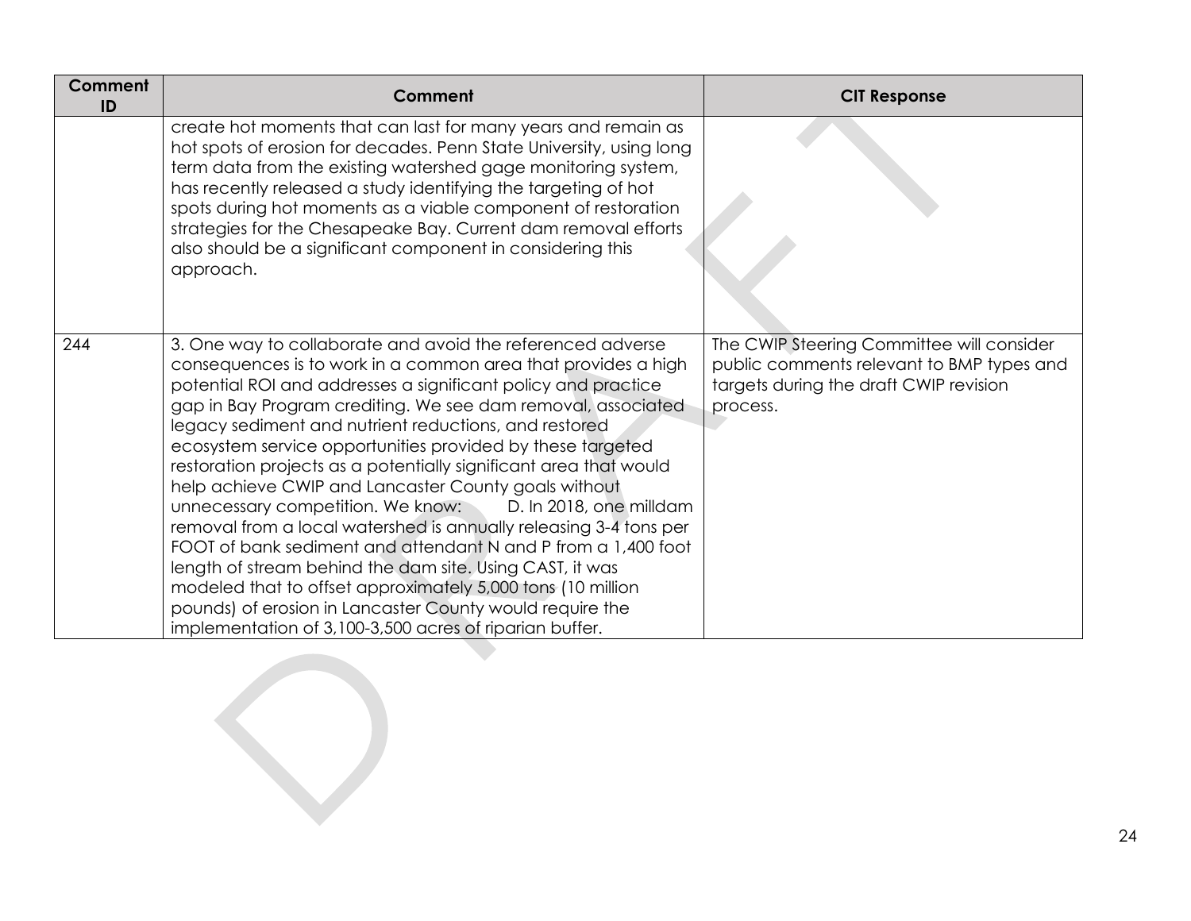| Comment ID | Comment | CIT Response |
|---|---|---|
| | create hot moments that can last for many years and remain as hot spots of erosion for decades. Penn State University, using long term data from the existing watershed gage monitoring system, has recently released a study identifying the targeting of hot spots during hot moments as a viable component of restoration strategies for the Chesapeake Bay. Current dam removal efforts also should be a significant component in considering this approach. | |
| 244 | 3. One way to collaborate and avoid the referenced adverse consequences is to work in a common area that provides a high potential ROI and addresses a significant policy and practice gap in Bay Program crediting. We see dam removal, associated legacy sediment and nutrient reductions, and restored ecosystem service opportunities provided by these targeted restoration projects as a potentially significant area that would help achieve CWIP and Lancaster County goals without unnecessary competition. We know: D. In 2018, one milldam removal from a local watershed is annually releasing 3-4 tons per FOOT of bank sediment and attendant N and P from a 1,400 foot length of stream behind the dam site. Using CAST, it was modeled that to offset approximately 5,000 tons (10 million pounds) of erosion in Lancaster County would require the implementation of 3,100-3,500 acres of riparian buffer. | The CWIP Steering Committee will consider public comments relevant to BMP types and targets during the draft CWIP revision process. |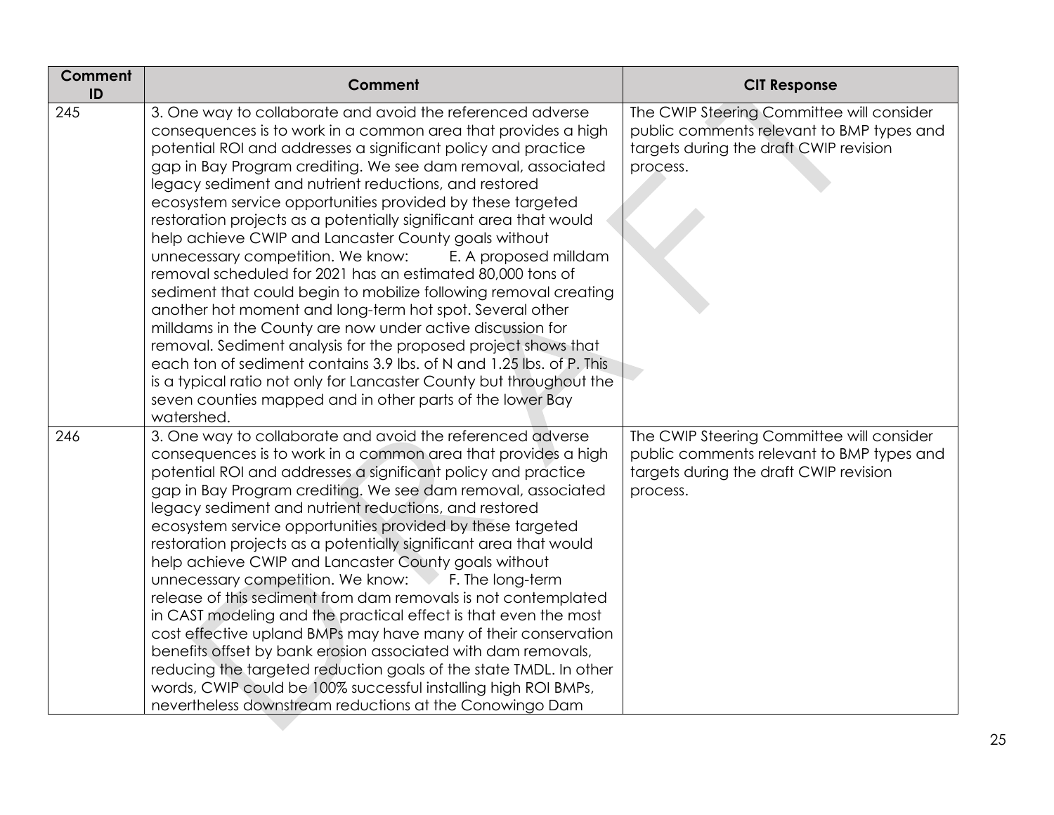| Comment ID | Comment | CIT Response |
| --- | --- | --- |
| 245 | 3. One way to collaborate and avoid the referenced adverse consequences is to work in a common area that provides a high potential ROI and addresses a significant policy and practice gap in Bay Program crediting. We see dam removal, associated legacy sediment and nutrient reductions, and restored ecosystem service opportunities provided by these targeted restoration projects as a potentially significant area that would help achieve CWIP and Lancaster County goals without unnecessary competition. We know: E. A proposed milldam removal scheduled for 2021 has an estimated 80,000 tons of sediment that could begin to mobilize following removal creating another hot moment and long-term hot spot. Several other milldams in the County are now under active discussion for removal. Sediment analysis for the proposed project shows that each ton of sediment contains 3.9 lbs. of N and 1.25 lbs. of P. This is a typical ratio not only for Lancaster County but throughout the seven counties mapped and in other parts of the lower Bay watershed. | The CWIP Steering Committee will consider public comments relevant to BMP types and targets during the draft CWIP revision process. |
| 246 | 3. One way to collaborate and avoid the referenced adverse consequences is to work in a common area that provides a high potential ROI and addresses a significant policy and practice gap in Bay Program crediting. We see dam removal, associated legacy sediment and nutrient reductions, and restored ecosystem service opportunities provided by these targeted restoration projects as a potentially significant area that would help achieve CWIP and Lancaster County goals without unnecessary competition. We know: F. The long-term release of this sediment from dam removals is not contemplated in CAST modeling and the practical effect is that even the most cost effective upland BMPs may have many of their conservation benefits offset by bank erosion associated with dam removals, reducing the targeted reduction goals of the state TMDL. In other words, CWIP could be 100% successful installing high ROI BMPs, nevertheless downstream reductions at the Conowingo Dam | The CWIP Steering Committee will consider public comments relevant to BMP types and targets during the draft CWIP revision process. |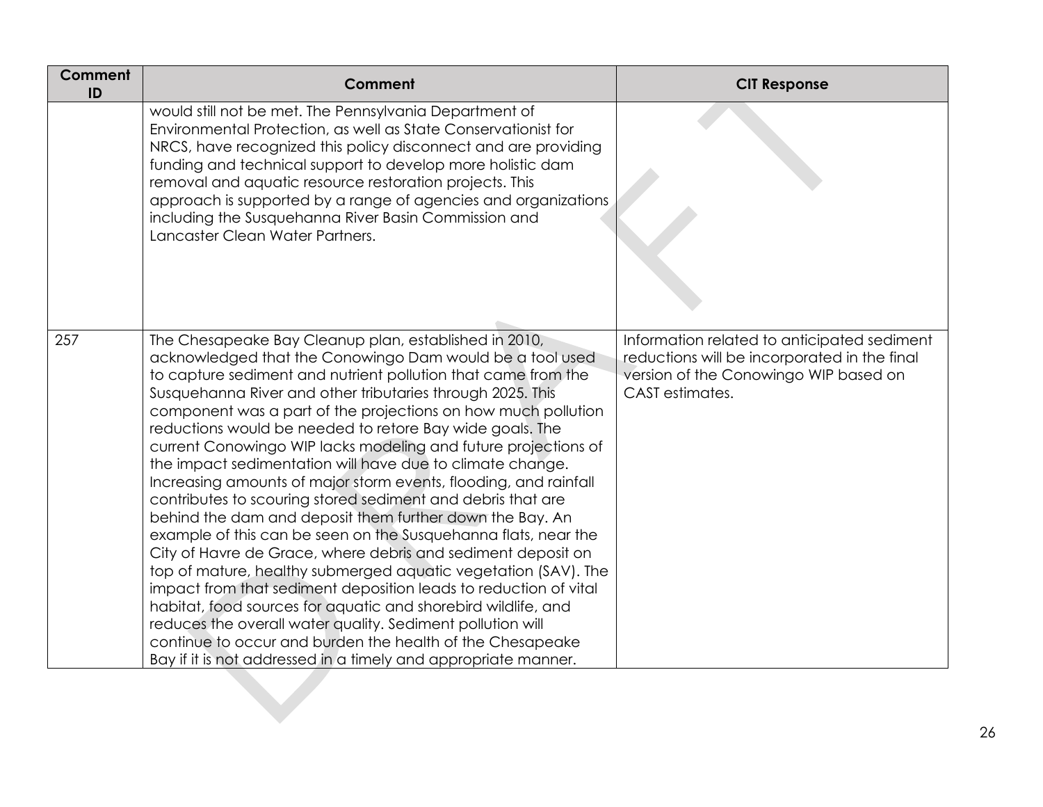| Comment ID | Comment | CIT Response |
|---|---|---|
| | would still not be met. The Pennsylvania Department of Environmental Protection, as well as State Conservationist for NRCS, have recognized this policy disconnect and are providing funding and technical support to develop more holistic dam removal and aquatic resource restoration projects. This approach is supported by a range of agencies and organizations including the Susquehanna River Basin Commission and Lancaster Clean Water Partners. | |
| 257 | The Chesapeake Bay Cleanup plan, established in 2010, acknowledged that the Conowingo Dam would be a tool used to capture sediment and nutrient pollution that came from the Susquehanna River and other tributaries through 2025. This component was a part of the projections on how much pollution reductions would be needed to retore Bay wide goals. The current Conowingo WIP lacks modeling and future projections of the impact sedimentation will have due to climate change. Increasing amounts of major storm events, flooding, and rainfall contributes to scouring stored sediment and debris that are behind the dam and deposit them further down the Bay. An example of this can be seen on the Susquehanna flats, near the City of Havre de Grace, where debris and sediment deposit on top of mature, healthy submerged aquatic vegetation (SAV). The impact from that sediment deposition leads to reduction of vital habitat, food sources for aquatic and shorebird wildlife, and reduces the overall water quality. Sediment pollution will continue to occur and burden the health of the Chesapeake Bay if it is not addressed in a timely and appropriate manner. | Information related to anticipated sediment reductions will be incorporated in the final version of the Conowingo WIP based on CAST estimates. |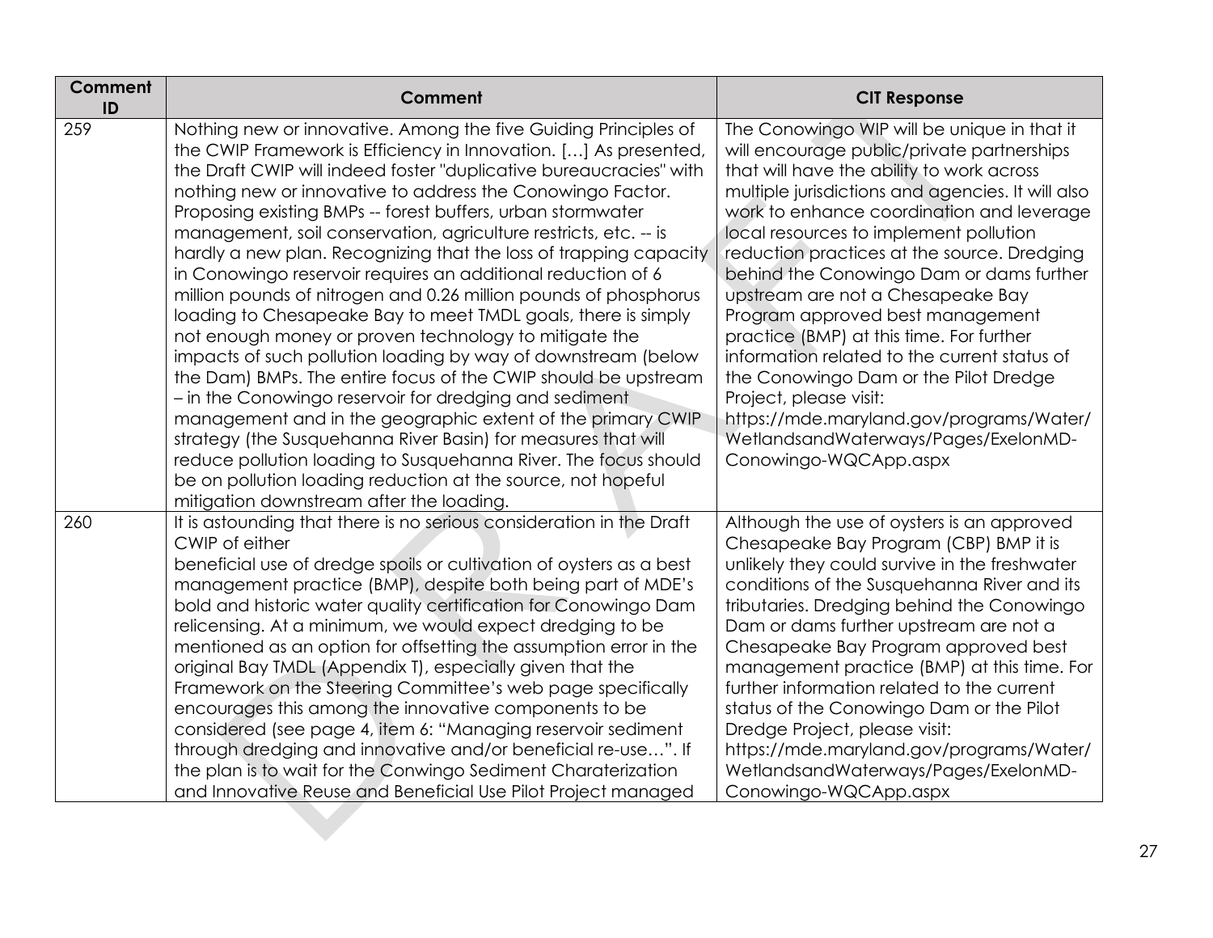| Comment ID | Comment | CIT Response |
| --- | --- | --- |
| 259 | Nothing new or innovative. Among the five Guiding Principles of the CWIP Framework is Efficiency in Innovation. […] As presented, the Draft CWIP will indeed foster "duplicative bureaucracies" with nothing new or innovative to address the Conowingo Factor. Proposing existing BMPs -- forest buffers, urban stormwater management, soil conservation, agriculture restricts, etc. -- is hardly a new plan. Recognizing that the loss of trapping capacity in Conowingo reservoir requires an additional reduction of 6 million pounds of nitrogen and 0.26 million pounds of phosphorus loading to Chesapeake Bay to meet TMDL goals, there is simply not enough money or proven technology to mitigate the impacts of such pollution loading by way of downstream (below the Dam) BMPs. The entire focus of the CWIP should be upstream – in the Conowingo reservoir for dredging and sediment management and in the geographic extent of the primary CWIP strategy (the Susquehanna River Basin) for measures that will reduce pollution loading to Susquehanna River. The focus should be on pollution loading reduction at the source, not hopeful mitigation downstream after the loading. | The Conowingo WIP will be unique in that it will encourage public/private partnerships that will have the ability to work across multiple jurisdictions and agencies. It will also work to enhance coordination and leverage local resources to implement pollution reduction practices at the source. Dredging behind the Conowingo Dam or dams further upstream are not a Chesapeake Bay Program approved best management practice (BMP) at this time. For further information related to the current status of the Conowingo Dam or the Pilot Dredge Project, please visit: https://mde.maryland.gov/programs/Water/WetlandsandWaterways/Pages/ExelonMD-Conowingo-WQCApp.aspx |
| 260 | It is astounding that there is no serious consideration in the Draft CWIP of either beneficial use of dredge spoils or cultivation of oysters as a best management practice (BMP), despite both being part of MDE's bold and historic water quality certification for Conowingo Dam relicensing. At a minimum, we would expect dredging to be mentioned as an option for offsetting the assumption error in the original Bay TMDL (Appendix T), especially given that the Framework on the Steering Committee's web page specifically encourages this among the innovative components to be considered (see page 4, item 6: "Managing reservoir sediment through dredging and innovative and/or beneficial re-use…". If the plan is to wait for the Conwingo Sediment Charaterization and Innovative Reuse and Beneficial Use Pilot Project managed | Although the use of oysters is an approved Chesapeake Bay Program (CBP) BMP it is unlikely they could survive in the freshwater conditions of the Susquehanna River and its tributaries. Dredging behind the Conowingo Dam or dams further upstream are not a Chesapeake Bay Program approved best management practice (BMP) at this time. For further information related to the current status of the Conowingo Dam or the Pilot Dredge Project, please visit: https://mde.maryland.gov/programs/Water/WetlandsandWaterways/Pages/ExelonMD-Conowingo-WQCApp.aspx |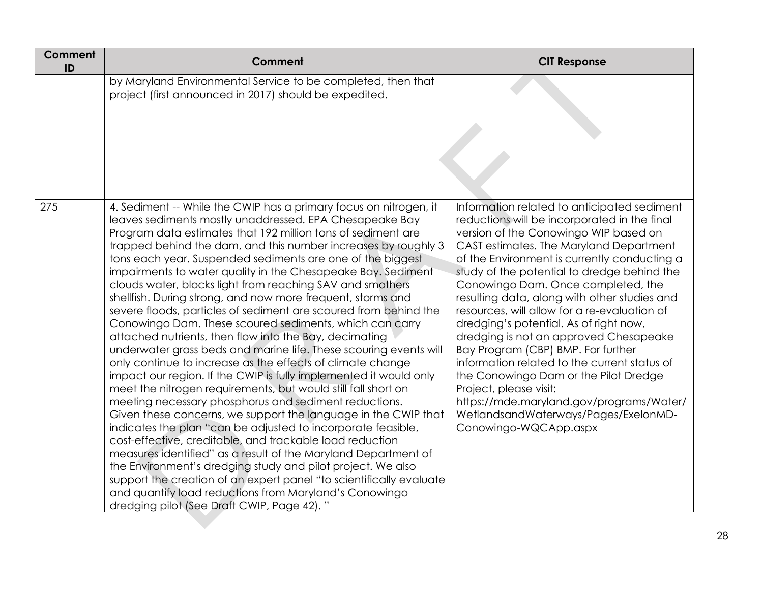| Comment ID | Comment | CIT Response |
|---|---|---|
| | by Maryland Environmental Service to be completed, then that project (first announced in 2017) should be expedited. | |
| 275 | 4. Sediment -- While the CWIP has a primary focus on nitrogen, it leaves sediments mostly unaddressed. EPA Chesapeake Bay Program data estimates that 192 million tons of sediment are trapped behind the dam, and this number increases by roughly 3 tons each year. Suspended sediments are one of the biggest impairments to water quality in the Chesapeake Bay. Sediment clouds water, blocks light from reaching SAV and smothers shellfish. During strong, and now more frequent, storms and severe floods, particles of sediment are scoured from behind the Conowingo Dam. These scoured sediments, which can carry attached nutrients, then flow into the Bay, decimating underwater grass beds and marine life. These scouring events will only continue to increase as the effects of climate change impact our region. If the CWIP is fully implemented it would only meet the nitrogen requirements, but would still fall short on meeting necessary phosphorus and sediment reductions. Given these concerns, we support the language in the CWIP that indicates the plan "can be adjusted to incorporate feasible, cost-effective, creditable, and trackable load reduction measures identified" as a result of the Maryland Department of the Environment's dredging study and pilot project. We also support the creation of an expert panel "to scientifically evaluate and quantify load reductions from Maryland's Conowingo dredging pilot (See Draft CWIP, Page 42). " | Information related to anticipated sediment reductions will be incorporated in the final version of the Conowingo WIP based on CAST estimates. The Maryland Department of the Environment is currently conducting a study of the potential to dredge behind the Conowingo Dam. Once completed, the resulting data, along with other studies and resources, will allow for a re-evaluation of dredging's potential. As of right now, dredging is not an approved Chesapeake Bay Program (CBP) BMP. For further information related to the current status of the Conowingo Dam or the Pilot Dredge Project, please visit: https://mde.maryland.gov/programs/Water/WetlandsandWaterways/Pages/ExelonMD-Conowingo-WQCApp.aspx |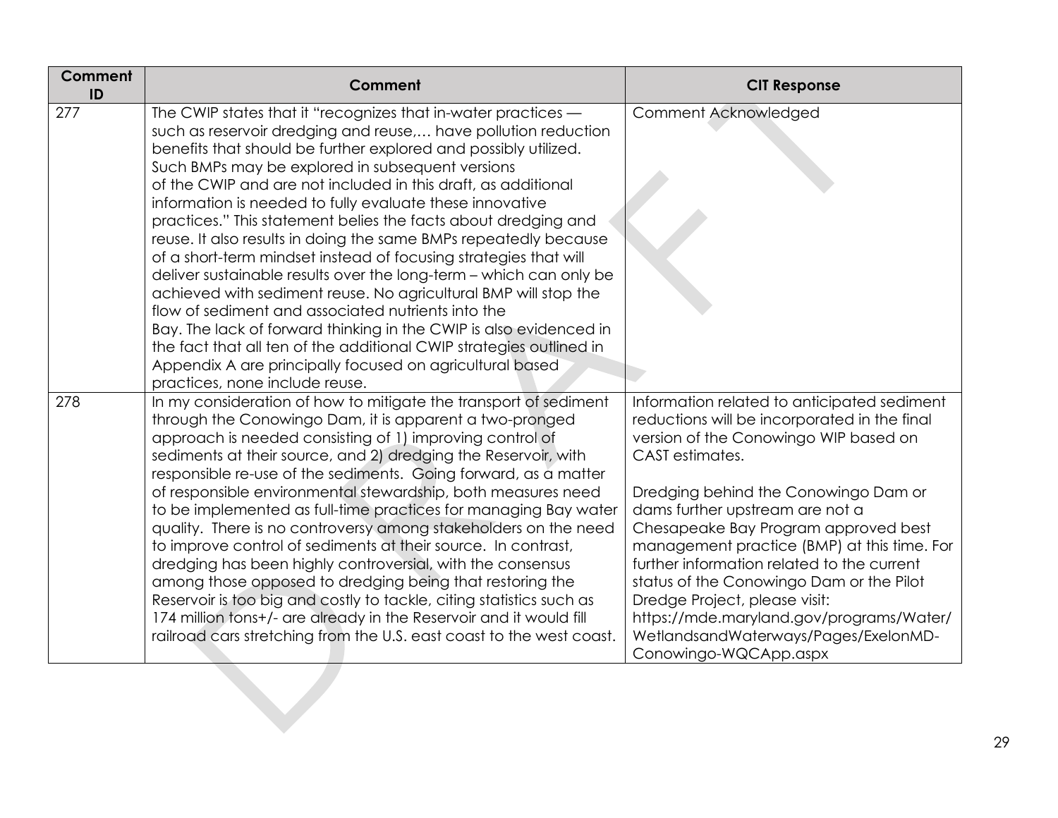| Comment ID | Comment | CIT Response |
| --- | --- | --- |
| 277 | The CWIP states that it "recognizes that in-water practices — such as reservoir dredging and reuse,… have pollution reduction benefits that should be further explored and possibly utilized. Such BMPs may be explored in subsequent versions of the CWIP and are not included in this draft, as additional information is needed to fully evaluate these innovative practices." This statement belies the facts about dredging and reuse. It also results in doing the same BMPs repeatedly because of a short-term mindset instead of focusing strategies that will deliver sustainable results over the long-term – which can only be achieved with sediment reuse. No agricultural BMP will stop the flow of sediment and associated nutrients into the Bay. The lack of forward thinking in the CWIP is also evidenced in the fact that all ten of the additional CWIP strategies outlined in Appendix A are principally focused on agricultural based practices, none include reuse. | Comment Acknowledged |
| 278 | In my consideration of how to mitigate the transport of sediment through the Conowingo Dam, it is apparent a two-pronged approach is needed consisting of 1) improving control of sediments at their source, and 2) dredging the Reservoir, with responsible re-use of the sediments. Going forward, as a matter of responsible environmental stewardship, both measures need to be implemented as full-time practices for managing Bay water quality. There is no controversy among stakeholders on the need to improve control of sediments at their source. In contrast, dredging has been highly controversial, with the consensus among those opposed to dredging being that restoring the Reservoir is too big and costly to tackle, citing statistics such as 174 million tons+/- are already in the Reservoir and it would fill railroad cars stretching from the U.S. east coast to the west coast. | Information related to anticipated sediment reductions will be incorporated in the final version of the Conowingo WIP based on CAST estimates.<br><br>Dredging behind the Conowingo Dam or dams further upstream are not a Chesapeake Bay Program approved best management practice (BMP) at this time. For further information related to the current status of the Conowingo Dam or the Pilot Dredge Project, please visit: https://mde.maryland.gov/programs/Water/WetlandsandWaterways/Pages/ExelonMD-Conowingo-WQCApp.aspx |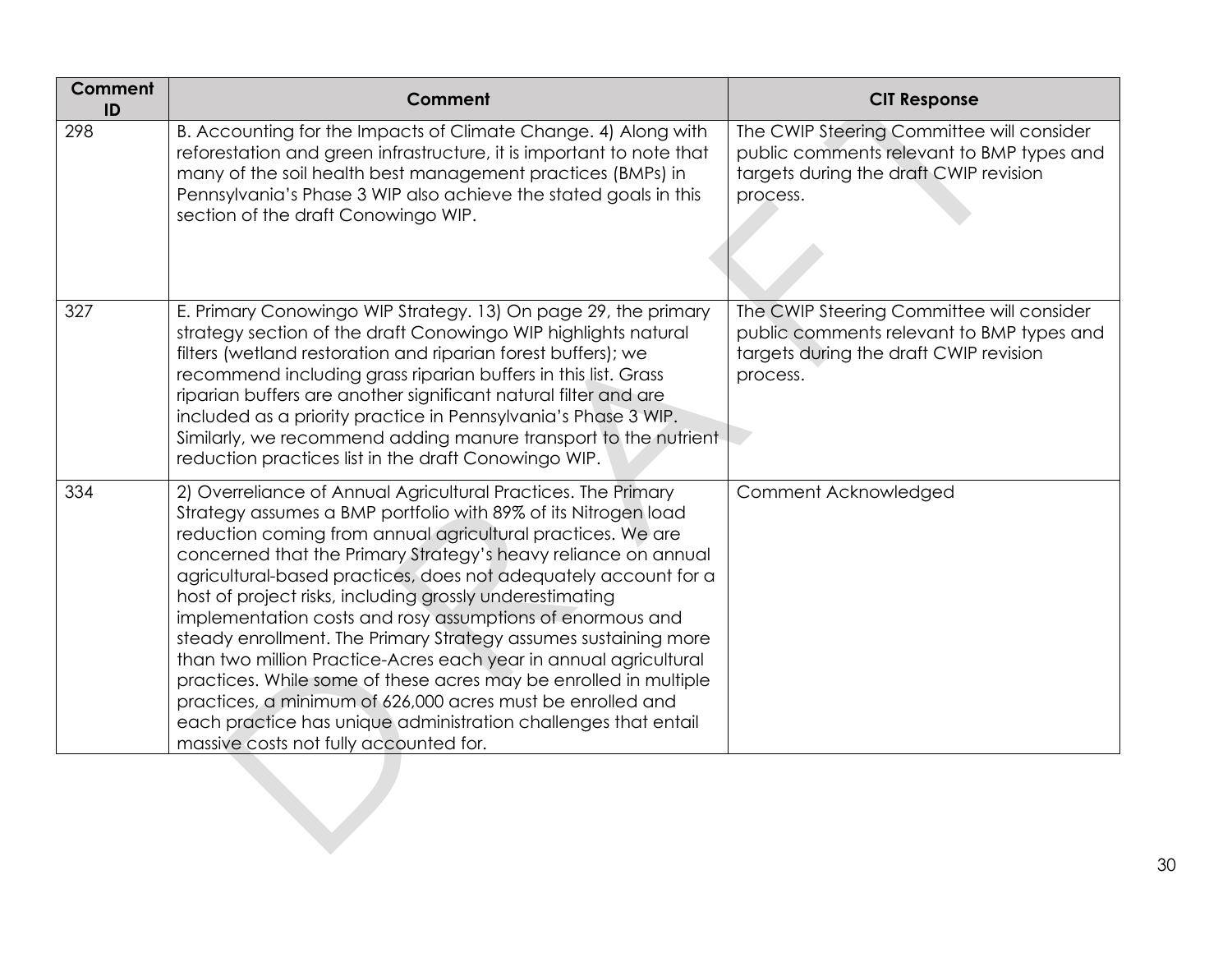| Comment ID | Comment | CIT Response |
|---|---|---|
| 298 | B. Accounting for the Impacts of Climate Change. 4) Along with reforestation and green infrastructure, it is important to note that many of the soil health best management practices (BMPs) in Pennsylvania's Phase 3 WIP also achieve the stated goals in this section of the draft Conowingo WIP. | The CWIP Steering Committee will consider public comments relevant to BMP types and targets during the draft CWIP revision process. |
| 327 | E. Primary Conowingo WIP Strategy. 13) On page 29, the primary strategy section of the draft Conowingo WIP highlights natural filters (wetland restoration and riparian forest buffers); we recommend including grass riparian buffers in this list. Grass riparian buffers are another significant natural filter and are included as a priority practice in Pennsylvania's Phase 3 WIP. Similarly, we recommend adding manure transport to the nutrient reduction practices list in the draft Conowingo WIP. | The CWIP Steering Committee will consider public comments relevant to BMP types and targets during the draft CWIP revision process. |
| 334 | 2) Overreliance of Annual Agricultural Practices. The Primary Strategy assumes a BMP portfolio with 89% of its Nitrogen load reduction coming from annual agricultural practices. We are concerned that the Primary Strategy's heavy reliance on annual agricultural-based practices, does not adequately account for a host of project risks, including grossly underestimating implementation costs and rosy assumptions of enormous and steady enrollment. The Primary Strategy assumes sustaining more than two million Practice-Acres each year in annual agricultural practices. While some of these acres may be enrolled in multiple practices, a minimum of 626,000 acres must be enrolled and each practice has unique administration challenges that entail massive costs not fully accounted for. | Comment Acknowledged |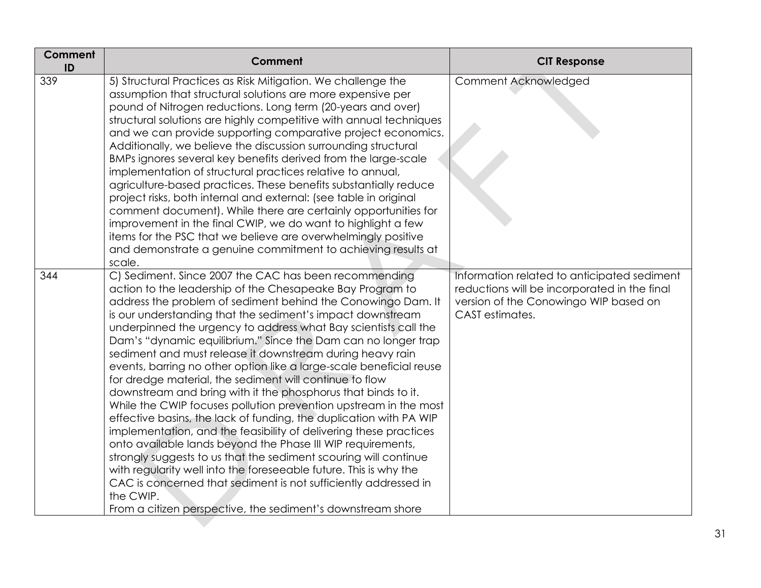| Comment ID | Comment | CIT Response |
| --- | --- | --- |
| 339 | 5) Structural Practices as Risk Mitigation. We challenge the assumption that structural solutions are more expensive per pound of Nitrogen reductions. Long term (20-years and over) structural solutions are highly competitive with annual techniques and we can provide supporting comparative project economics. Additionally, we believe the discussion surrounding structural BMPs ignores several key benefits derived from the large-scale implementation of structural practices relative to annual, agriculture-based practices. These benefits substantially reduce project risks, both internal and external: (see table in original comment document). While there are certainly opportunities for improvement in the final CWIP, we do want to highlight a few items for the PSC that we believe are overwhelmingly positive and demonstrate a genuine commitment to achieving results at scale. | Comment Acknowledged |
| 344 | C) Sediment. Since 2007 the CAC has been recommending action to the leadership of the Chesapeake Bay Program to address the problem of sediment behind the Conowingo Dam. It is our understanding that the sediment's impact downstream underpinned the urgency to address what Bay scientists call the Dam's "dynamic equilibrium." Since the Dam can no longer trap sediment and must release it downstream during heavy rain events, barring no other option like a large-scale beneficial reuse for dredge material, the sediment will continue to flow downstream and bring with it the phosphorus that binds to it. While the CWIP focuses pollution prevention upstream in the most effective basins, the lack of funding, the duplication with PA WIP implementation, and the feasibility of delivering these practices onto available lands beyond the Phase III WIP requirements, strongly suggests to us that the sediment scouring will continue with regularity well into the foreseeable future. This is why the CAC is concerned that sediment is not sufficiently addressed in the CWIP.<br>From a citizen perspective, the sediment's downstream shore | Information related to anticipated sediment reductions will be incorporated in the final version of the Conowingo WIP based on CAST estimates. |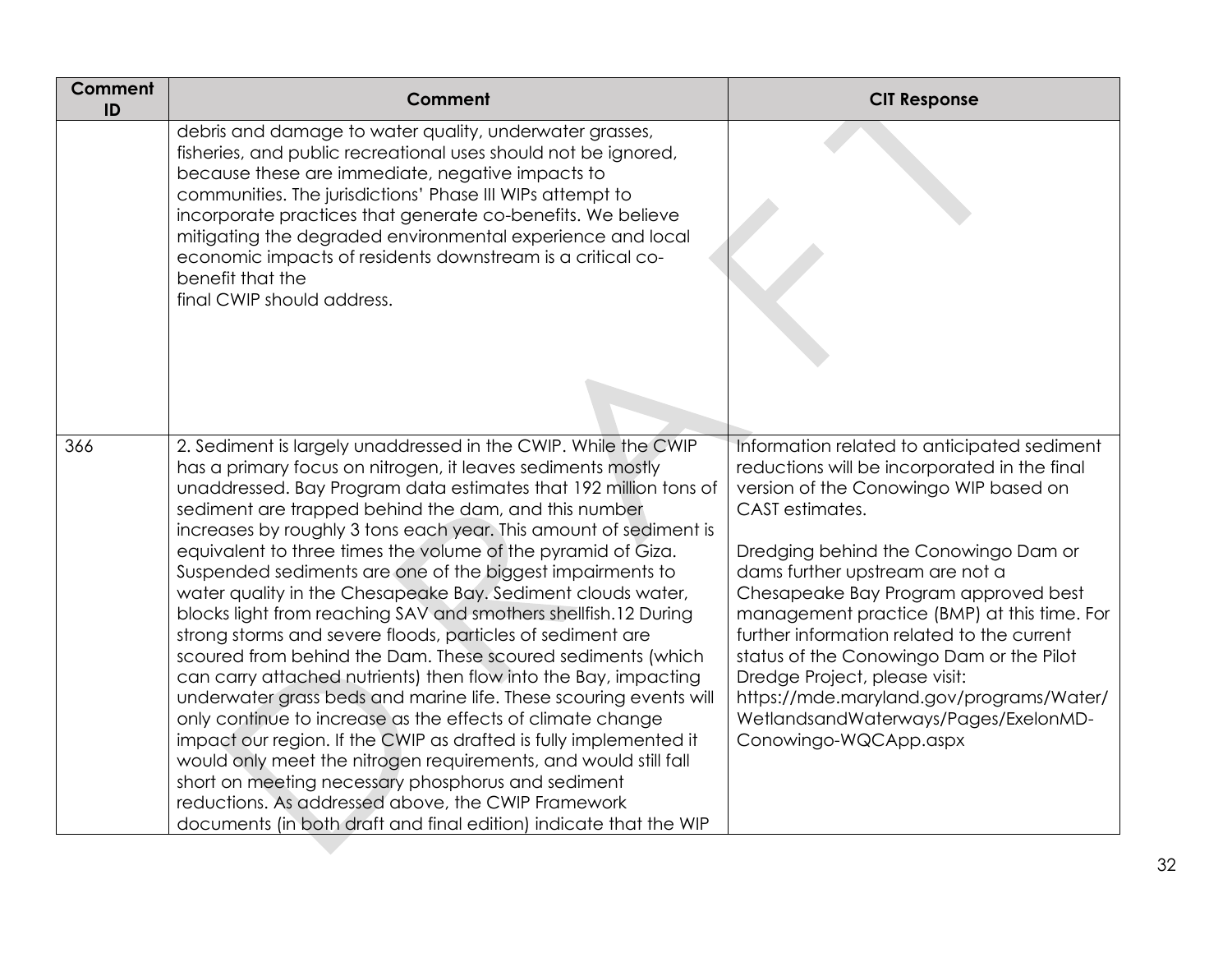| Comment ID | Comment | CIT Response |
|---|---|---|
| | debris and damage to water quality, underwater grasses, fisheries, and public recreational uses should not be ignored, because these are immediate, negative impacts to communities. The jurisdictions' Phase III WIPs attempt to incorporate practices that generate co-benefits. We believe mitigating the degraded environmental experience and local economic impacts of residents downstream is a critical co-benefit that the final CWIP should address. | |
| 366 | 2. Sediment is largely unaddressed in the CWIP. While the CWIP has a primary focus on nitrogen, it leaves sediments mostly unaddressed. Bay Program data estimates that 192 million tons of sediment are trapped behind the dam, and this number increases by roughly 3 tons each year. This amount of sediment is equivalent to three times the volume of the pyramid of Giza. Suspended sediments are one of the biggest impairments to water quality in the Chesapeake Bay. Sediment clouds water, blocks light from reaching SAV and smothers shellfish.12 During strong storms and severe floods, particles of sediment are scoured from behind the Dam. These scoured sediments (which can carry attached nutrients) then flow into the Bay, impacting underwater grass beds and marine life. These scouring events will only continue to increase as the effects of climate change impact our region. If the CWIP as drafted is fully implemented it would only meet the nitrogen requirements, and would still fall short on meeting necessary phosphorus and sediment reductions. As addressed above, the CWIP Framework documents (in both draft and final edition) indicate that the WIP | Information related to anticipated sediment reductions will be incorporated in the final version of the Conowingo WIP based on CAST estimates.<br><br>Dredging behind the Conowingo Dam or dams further upstream are not a Chesapeake Bay Program approved best management practice (BMP) at this time. For further information related to the current status of the Conowingo Dam or the Pilot Dredge Project, please visit: https://mde.maryland.gov/programs/Water/WetlandsandWaterways/Pages/ExelonMD-Conowingo-WQCApp.aspx |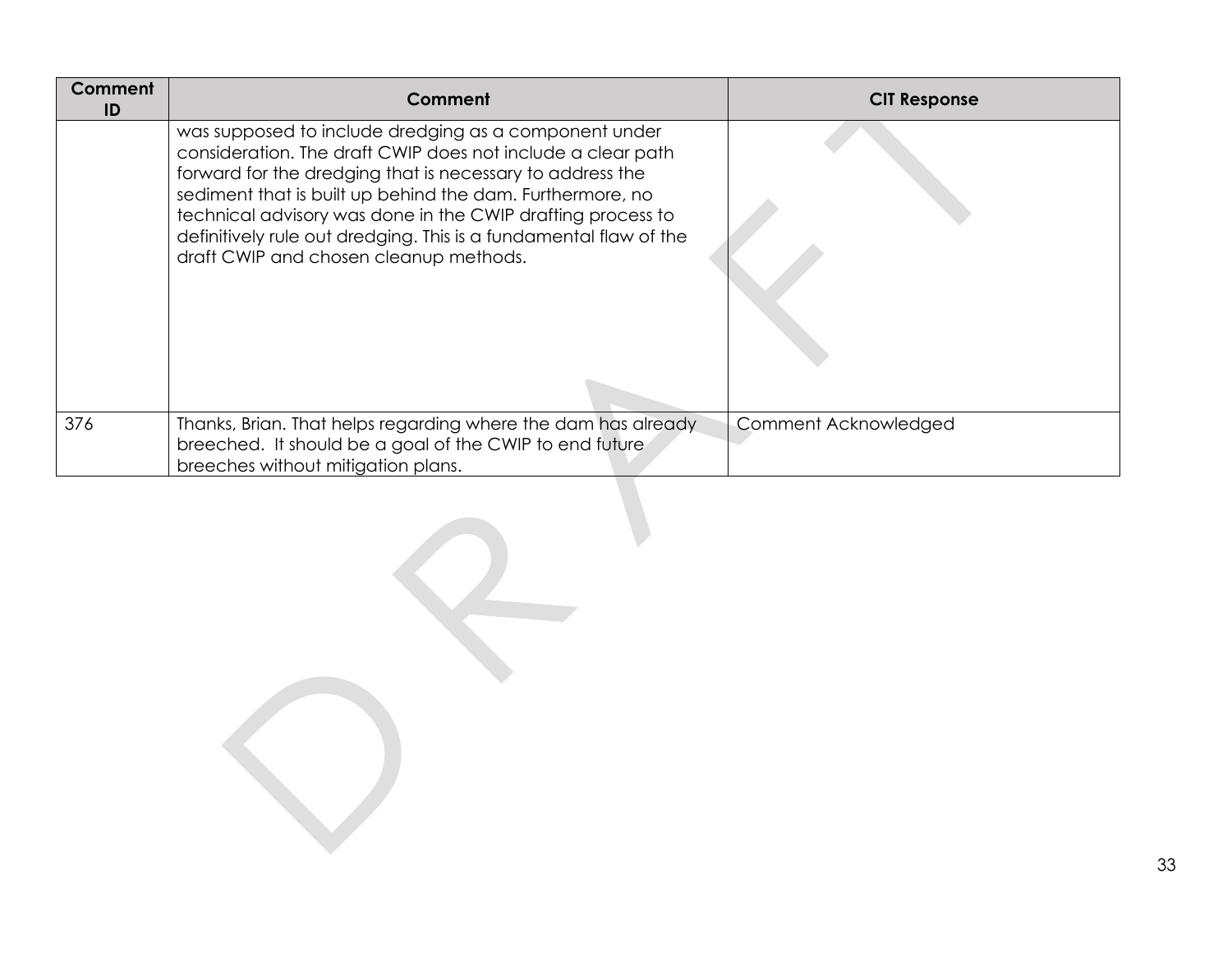| Comment ID | Comment | CIT Response |
|---|---|---|
| | was supposed to include dredging as a component under consideration. The draft CWIP does not include a clear path forward for the dredging that is necessary to address the sediment that is built up behind the dam. Furthermore, no technical advisory was done in the CWIP drafting process to definitively rule out dredging. This is a fundamental flaw of the draft CWIP and chosen cleanup methods. | |
| 376 | Thanks, Brian. That helps regarding where the dam has already breeched. It should be a goal of the CWIP to end future breeches without mitigation plans. | Comment Acknowledged |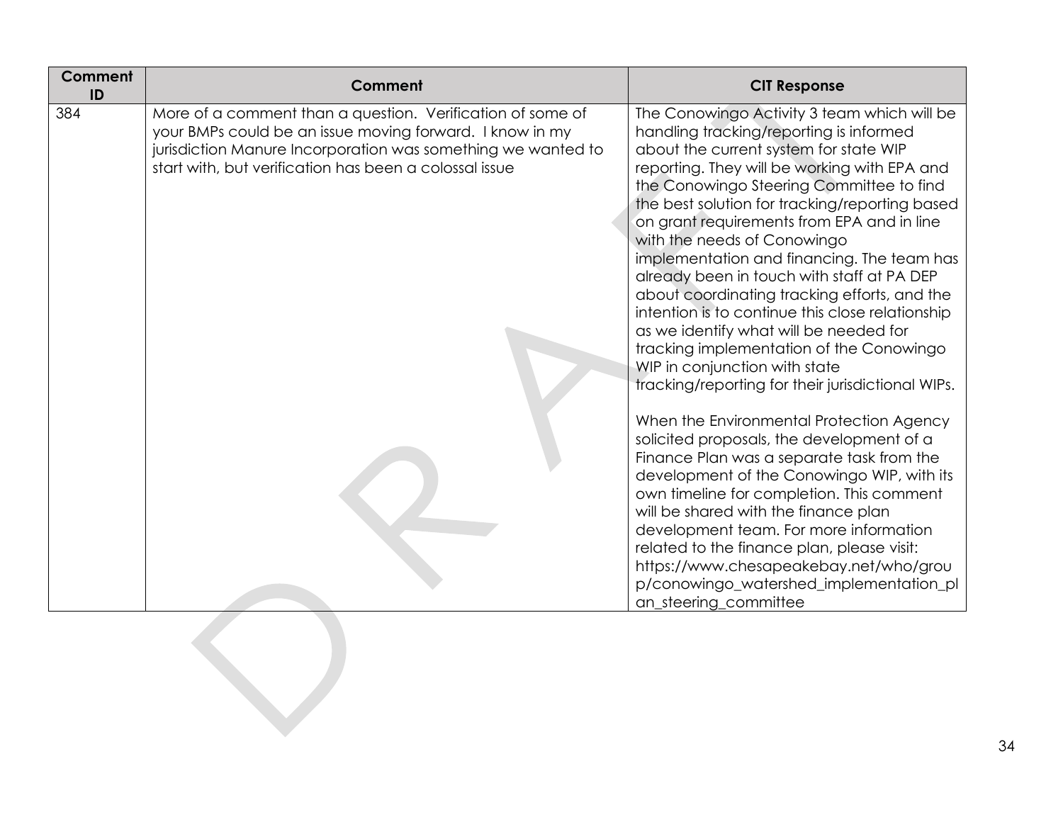| Comment ID | Comment | CIT Response |
| --- | --- | --- |
| 384 | More of a comment than a question. Verification of some of your BMPs could be an issue moving forward. I know in my jurisdiction Manure Incorporation was something we wanted to start with, but verification has been a colossal issue | The Conowingo Activity 3 team which will be handling tracking/reporting is informed about the current system for state WIP reporting. They will be working with EPA and the Conowingo Steering Committee to find the best solution for tracking/reporting based on grant requirements from EPA and in line with the needs of Conowingo implementation and financing. The team has already been in touch with staff at PA DEP about coordinating tracking efforts, and the intention is to continue this close relationship as we identify what will be needed for tracking implementation of the Conowingo WIP in conjunction with state tracking/reporting for their jurisdictional WIPs.<br><br>When the Environmental Protection Agency solicited proposals, the development of a Finance Plan was a separate task from the development of the Conowingo WIP, with its own timeline for completion. This comment will be shared with the finance plan development team. For more information related to the finance plan, please visit: https://www.chesapeakebay.net/who/group/conowingo_watershed_implementation_plan_steering_committee |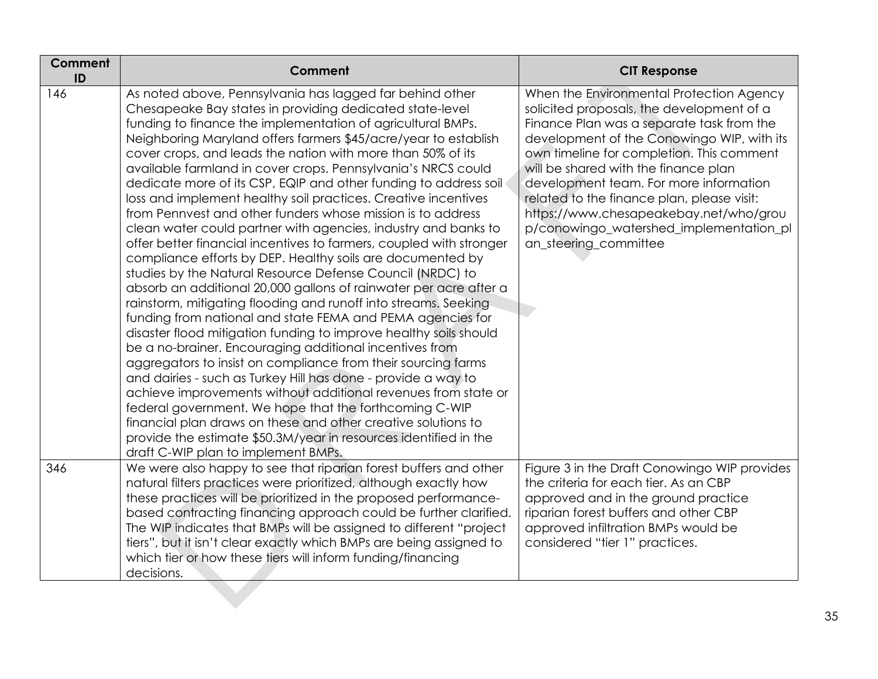| Comment ID | Comment | CIT Response |
|---|---|---|
| 146 | As noted above, Pennsylvania has lagged far behind other Chesapeake Bay states in providing dedicated state-level funding to finance the implementation of agricultural BMPs. Neighboring Maryland offers farmers $45/acre/year to establish cover crops, and leads the nation with more than 50% of its available farmland in cover crops. Pennsylvania's NRCS could dedicate more of its CSP, EQIP and other funding to address soil loss and implement healthy soil practices. Creative incentives from Pennvest and other funders whose mission is to address clean water could partner with agencies, industry and banks to offer better financial incentives to farmers, coupled with stronger compliance efforts by DEP. Healthy soils are documented by studies by the Natural Resource Defense Council (NRDC) to absorb an additional 20,000 gallons of rainwater per acre after a rainstorm, mitigating flooding and runoff into streams. Seeking funding from national and state FEMA and PEMA agencies for disaster flood mitigation funding to improve healthy soils should be a no-brainer. Encouraging additional incentives from aggregators to insist on compliance from their sourcing farms and dairies - such as Turkey Hill has done - provide a way to achieve improvements without additional revenues from state or federal government. We hope that the forthcoming C-WIP financial plan draws on these and other creative solutions to provide the estimate $50.3M/year in resources identified in the draft C-WIP plan to implement BMPs. | When the Environmental Protection Agency solicited proposals, the development of a Finance Plan was a separate task from the development of the Conowingo WIP, with its own timeline for completion. This comment will be shared with the finance plan development team. For more information related to the finance plan, please visit: https://www.chesapeakebay.net/who/group/conowingo_watershed_implementation_plan_steering_committee |
| 346 | We were also happy to see that riparian forest buffers and other natural filters practices were prioritized, although exactly how these practices will be prioritized in the proposed performance-based contracting financing approach could be further clarified. The WIP indicates that BMPs will be assigned to different "project tiers", but it isn't clear exactly which BMPs are being assigned to which tier or how these tiers will inform funding/financing decisions. | Figure 3 in the Draft Conowingo WIP provides the criteria for each tier. As an CBP approved and in the ground practice riparian forest buffers and other CBP approved infiltration BMPs would be considered "tier 1" practices. |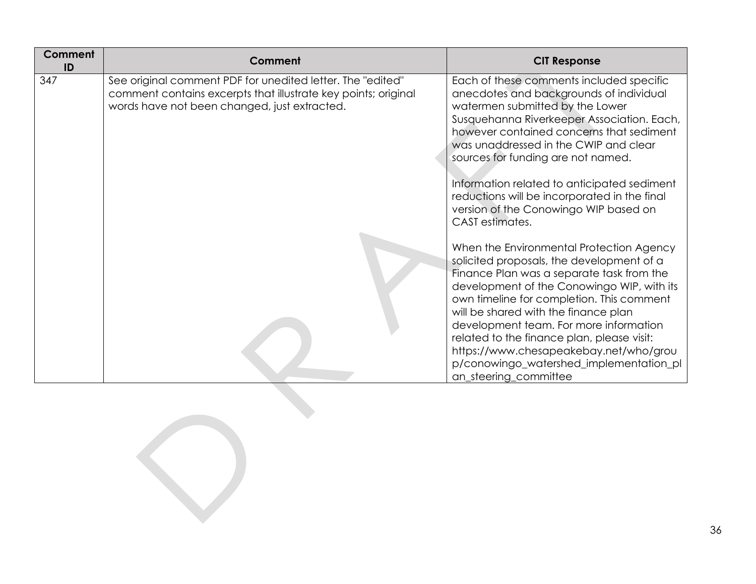| Comment ID | Comment | CIT Response |
|---|---|---|
| 347 | See original comment PDF for unedited letter. The "edited" comment contains excerpts that illustrate key points; original words have not been changed, just extracted. | Each of these comments included specific anecdotes and backgrounds of individual watermen submitted by the Lower Susquehanna Riverkeeper Association. Each, however contained concerns that sediment was unaddressed in the CWIP and clear sources for funding are not named.<br><br>Information related to anticipated sediment reductions will be incorporated in the final version of the Conowingo WIP based on CAST estimates.<br><br>When the Environmental Protection Agency solicited proposals, the development of a Finance Plan was a separate task from the development of the Conowingo WIP, with its own timeline for completion. This comment will be shared with the finance plan development team. For more information related to the finance plan, please visit: https://www.chesapeakebay.net/who/group/conowingo_watershed_implementation_plan_steering_committee |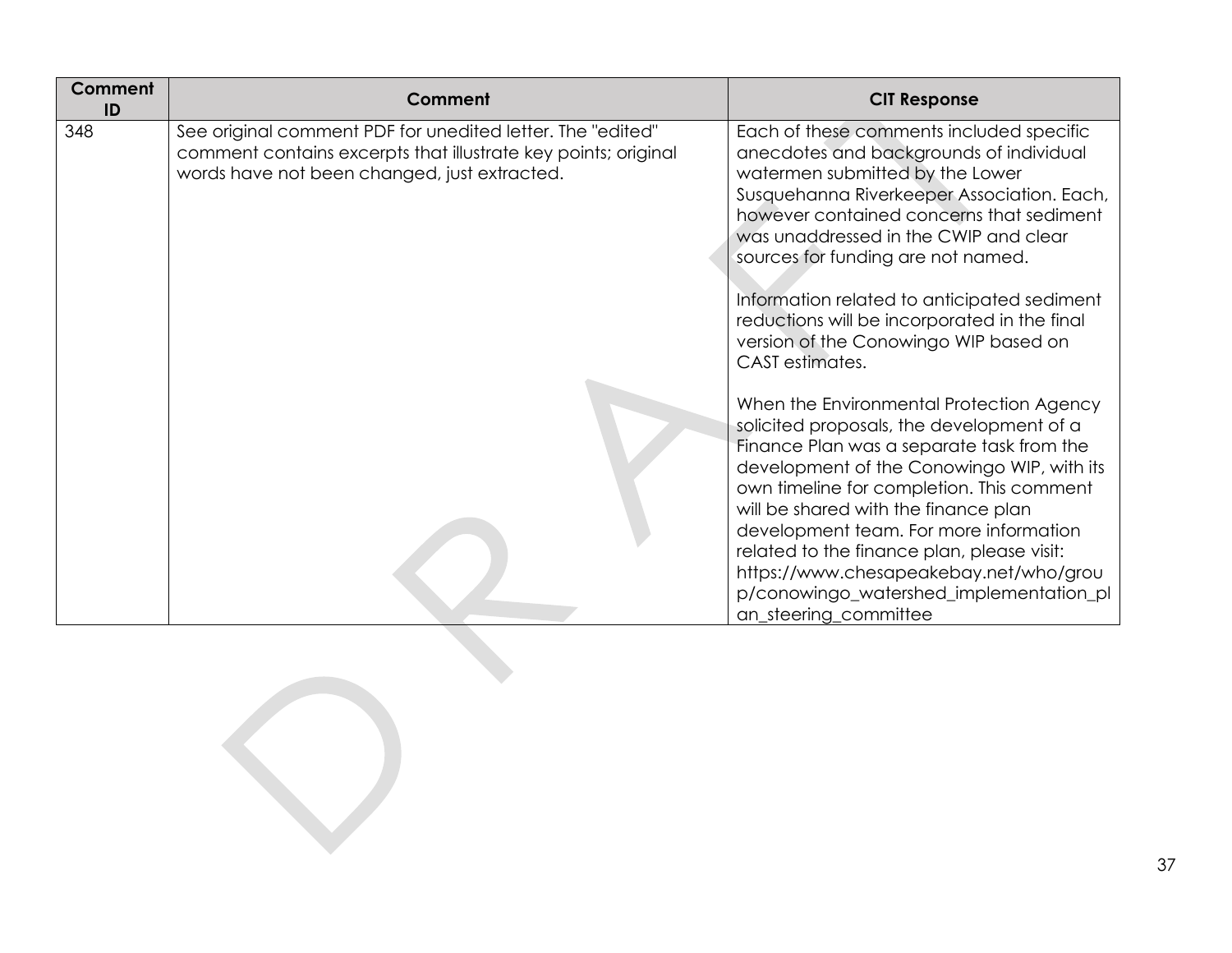| Comment ID | Comment | CIT Response |
| --- | --- | --- |
| 348 | See original comment PDF for unedited letter. The "edited" comment contains excerpts that illustrate key points; original words have not been changed, just extracted. | Each of these comments included specific anecdotes and backgrounds of individual watermen submitted by the Lower Susquehanna Riverkeeper Association. Each, however contained concerns that sediment was unaddressed in the CWIP and clear sources for funding are not named.<br><br>Information related to anticipated sediment reductions will be incorporated in the final version of the Conowingo WIP based on CAST estimates.<br><br>When the Environmental Protection Agency solicited proposals, the development of a Finance Plan was a separate task from the development of the Conowingo WIP, with its own timeline for completion. This comment will be shared with the finance plan development team. For more information related to the finance plan, please visit: https://www.chesapeakebay.net/who/group/conowingo_watershed_implementation_plan_steering_committee |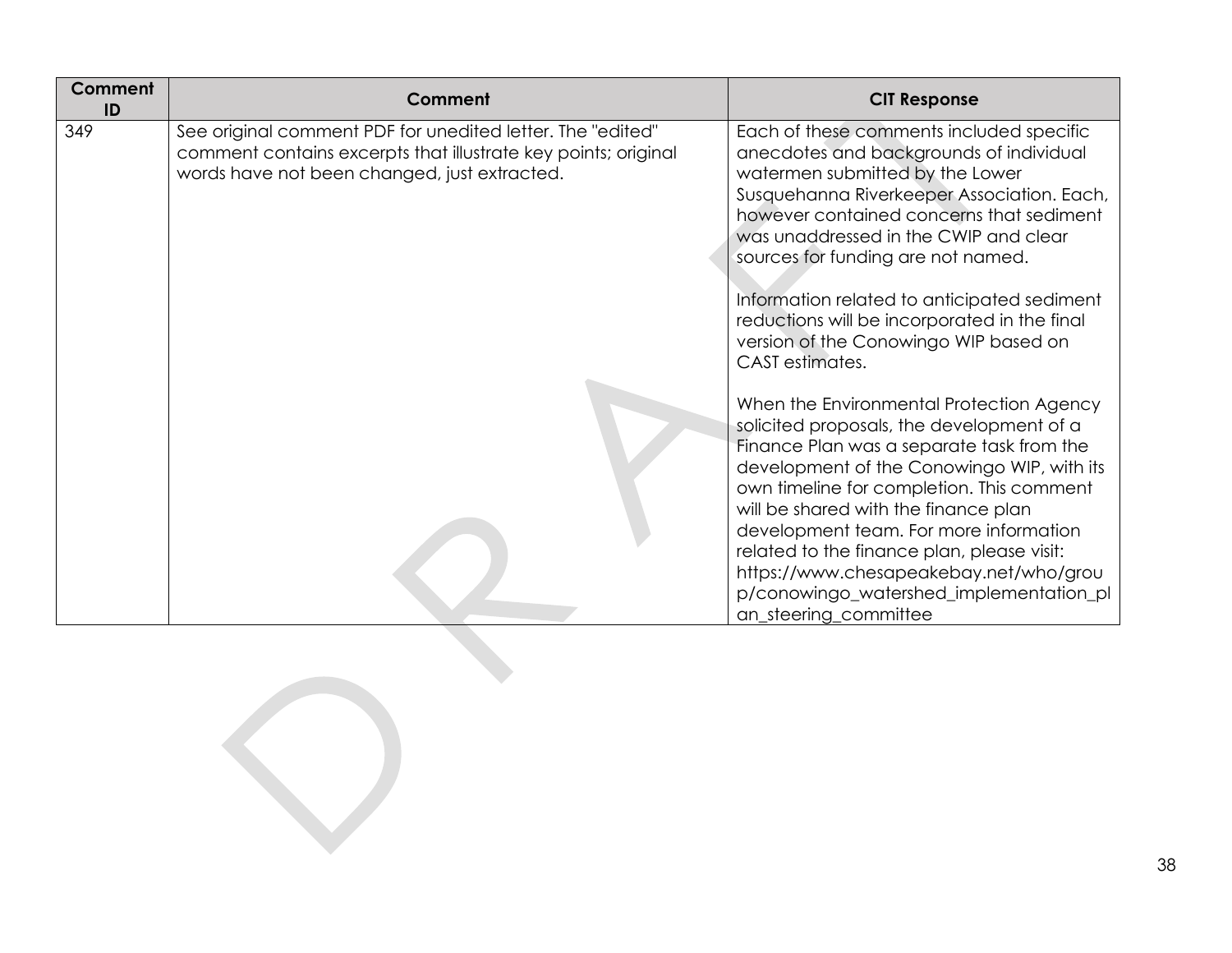| Comment ID | Comment | CIT Response |
|---|---|---|
| 349 | See original comment PDF for unedited letter. The "edited" comment contains excerpts that illustrate key points; original words have not been changed, just extracted. | Each of these comments included specific anecdotes and backgrounds of individual watermen submitted by the Lower Susquehanna Riverkeeper Association. Each, however contained concerns that sediment was unaddressed in the CWIP and clear sources for funding are not named.<br><br>Information related to anticipated sediment reductions will be incorporated in the final version of the Conowingo WIP based on CAST estimates.<br><br>When the Environmental Protection Agency solicited proposals, the development of a Finance Plan was a separate task from the development of the Conowingo WIP, with its own timeline for completion. This comment will be shared with the finance plan development team. For more information related to the finance plan, please visit: https://www.chesapeakebay.net/who/group/conowingo_watershed_implementation_plan_steering_committee |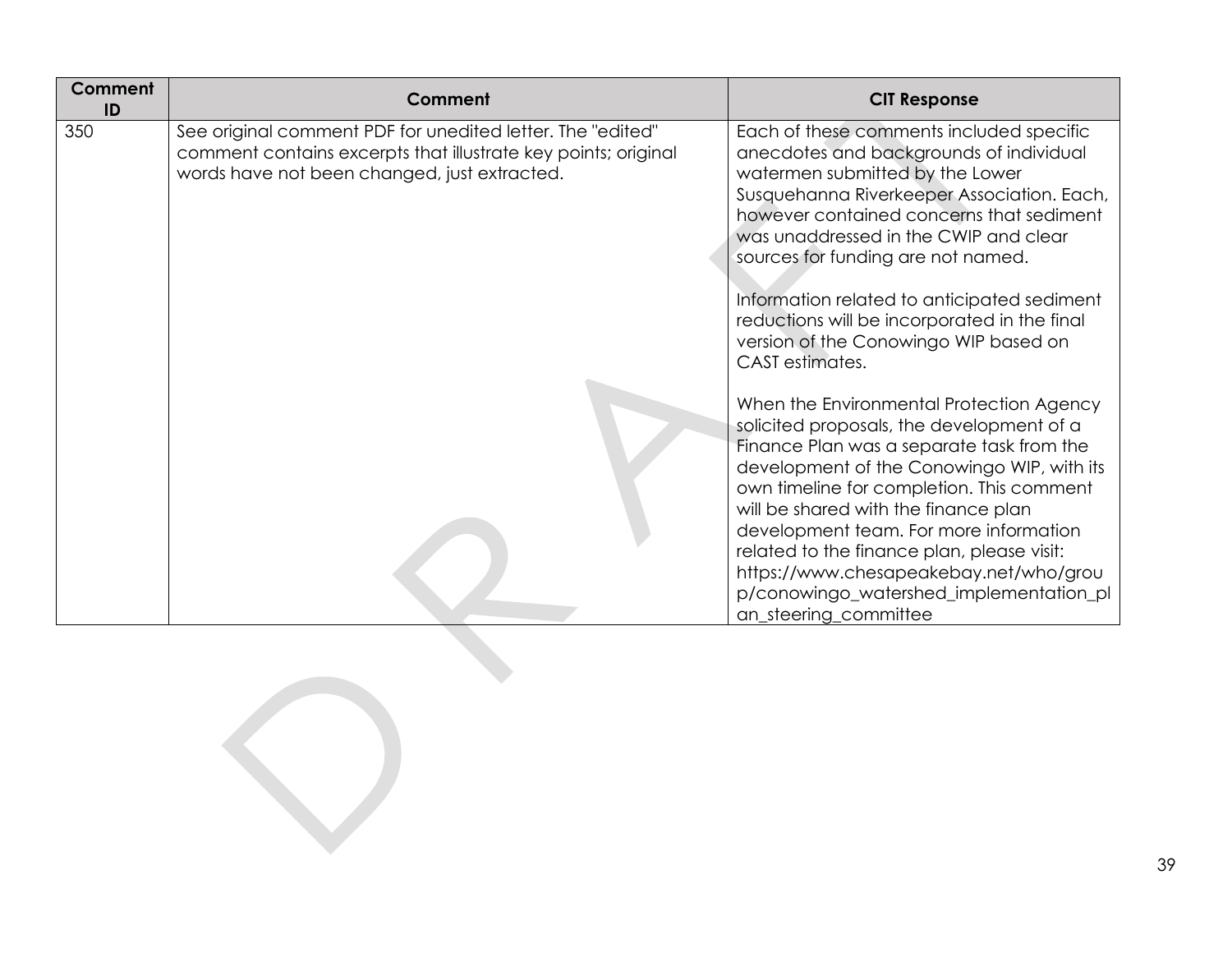| Comment ID | Comment | CIT Response |
| --- | --- | --- |
| 350 | See original comment PDF for unedited letter. The "edited" comment contains excerpts that illustrate key points; original words have not been changed, just extracted. | Each of these comments included specific anecdotes and backgrounds of individual watermen submitted by the Lower Susquehanna Riverkeeper Association. Each, however contained concerns that sediment was unaddressed in the CWIP and clear sources for funding are not named.<br><br>Information related to anticipated sediment reductions will be incorporated in the final version of the Conowingo WIP based on CAST estimates.<br><br>When the Environmental Protection Agency solicited proposals, the development of a Finance Plan was a separate task from the development of the Conowingo WIP, with its own timeline for completion. This comment will be shared with the finance plan development team. For more information related to the finance plan, please visit: https://www.chesapeakebay.net/who/group/conowingo_watershed_implementation_plan_steering_committee |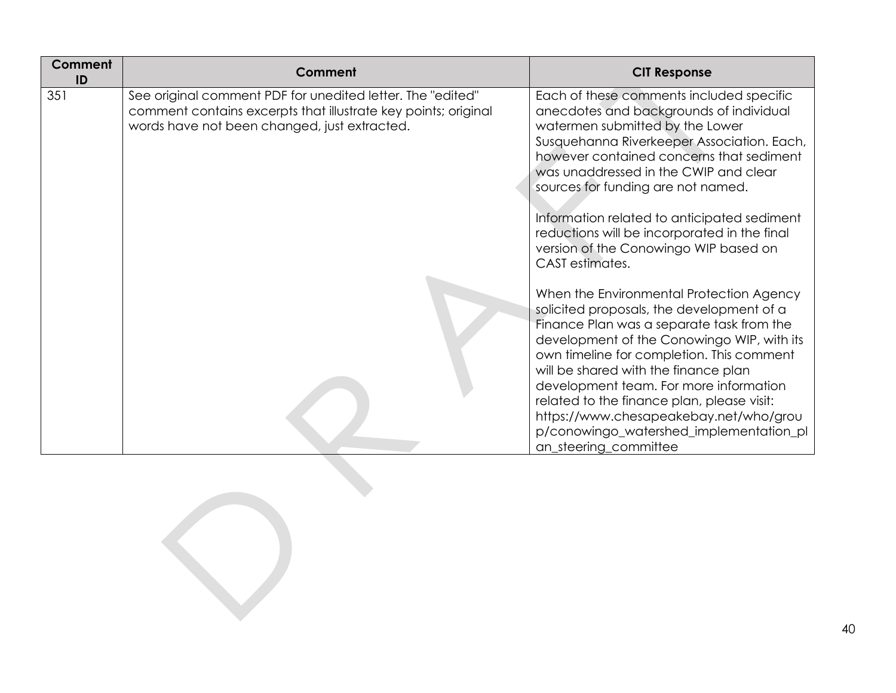| Comment ID | Comment | CIT Response |
| --- | --- | --- |
| 351 | See original comment PDF for unedited letter. The "edited" comment contains excerpts that illustrate key points; original words have not been changed, just extracted. | Each of these comments included specific anecdotes and backgrounds of individual watermen submitted by the Lower Susquehanna Riverkeeper Association. Each, however contained concerns that sediment was unaddressed in the CWIP and clear sources for funding are not named.<br><br>Information related to anticipated sediment reductions will be incorporated in the final version of the Conowingo WIP based on CAST estimates.<br><br>When the Environmental Protection Agency solicited proposals, the development of a Finance Plan was a separate task from the development of the Conowingo WIP, with its own timeline for completion. This comment will be shared with the finance plan development team. For more information related to the finance plan, please visit: https://www.chesapeakebay.net/who/group/conowingo_watershed_implementation_plan_steering_committee |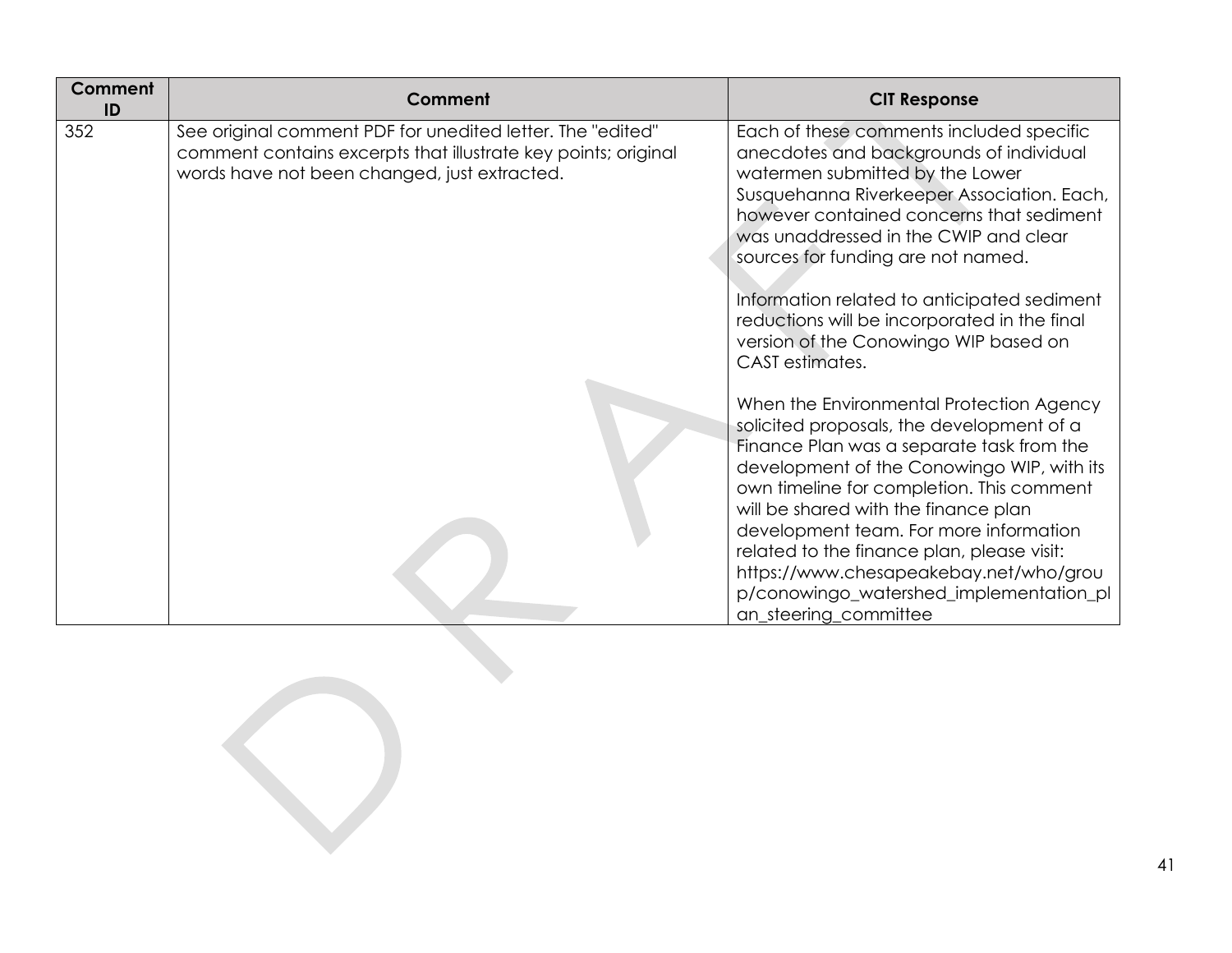| Comment ID | Comment | CIT Response |
| --- | --- | --- |
| 352 | See original comment PDF for unedited letter. The "edited" comment contains excerpts that illustrate key points; original words have not been changed, just extracted. | Each of these comments included specific anecdotes and backgrounds of individual watermen submitted by the Lower Susquehanna Riverkeeper Association. Each, however contained concerns that sediment was unaddressed in the CWIP and clear sources for funding are not named.<br><br>Information related to anticipated sediment reductions will be incorporated in the final version of the Conowingo WIP based on CAST estimates.<br><br>When the Environmental Protection Agency solicited proposals, the development of a Finance Plan was a separate task from the development of the Conowingo WIP, with its own timeline for completion. This comment will be shared with the finance plan development team. For more information related to the finance plan, please visit: https://www.chesapeakebay.net/who/group/conowingo_watershed_implementation_plan_steering_committee |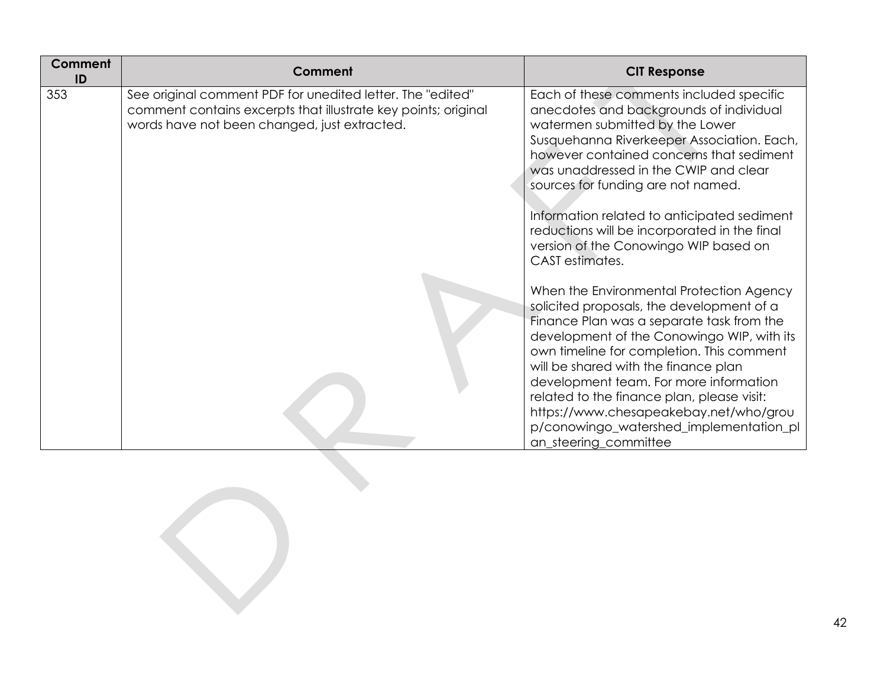| Comment ID | Comment | CIT Response |
|---|---|---|
| 353 | See original comment PDF for unedited letter. The "edited" comment contains excerpts that illustrate key points; original words have not been changed, just extracted. | Each of these comments included specific anecdotes and backgrounds of individual watermen submitted by the Lower Susquehanna Riverkeeper Association. Each, however contained concerns that sediment was unaddressed in the CWIP and clear sources for funding are not named.<br><br>Information related to anticipated sediment reductions will be incorporated in the final version of the Conowingo WIP based on CAST estimates.<br><br>When the Environmental Protection Agency solicited proposals, the development of a Finance Plan was a separate task from the development of the Conowingo WIP, with its own timeline for completion. This comment will be shared with the finance plan development team. For more information related to the finance plan, please visit: https://www.chesapeakebay.net/who/group/conowingo_watershed_implementation_plan_steering_committee |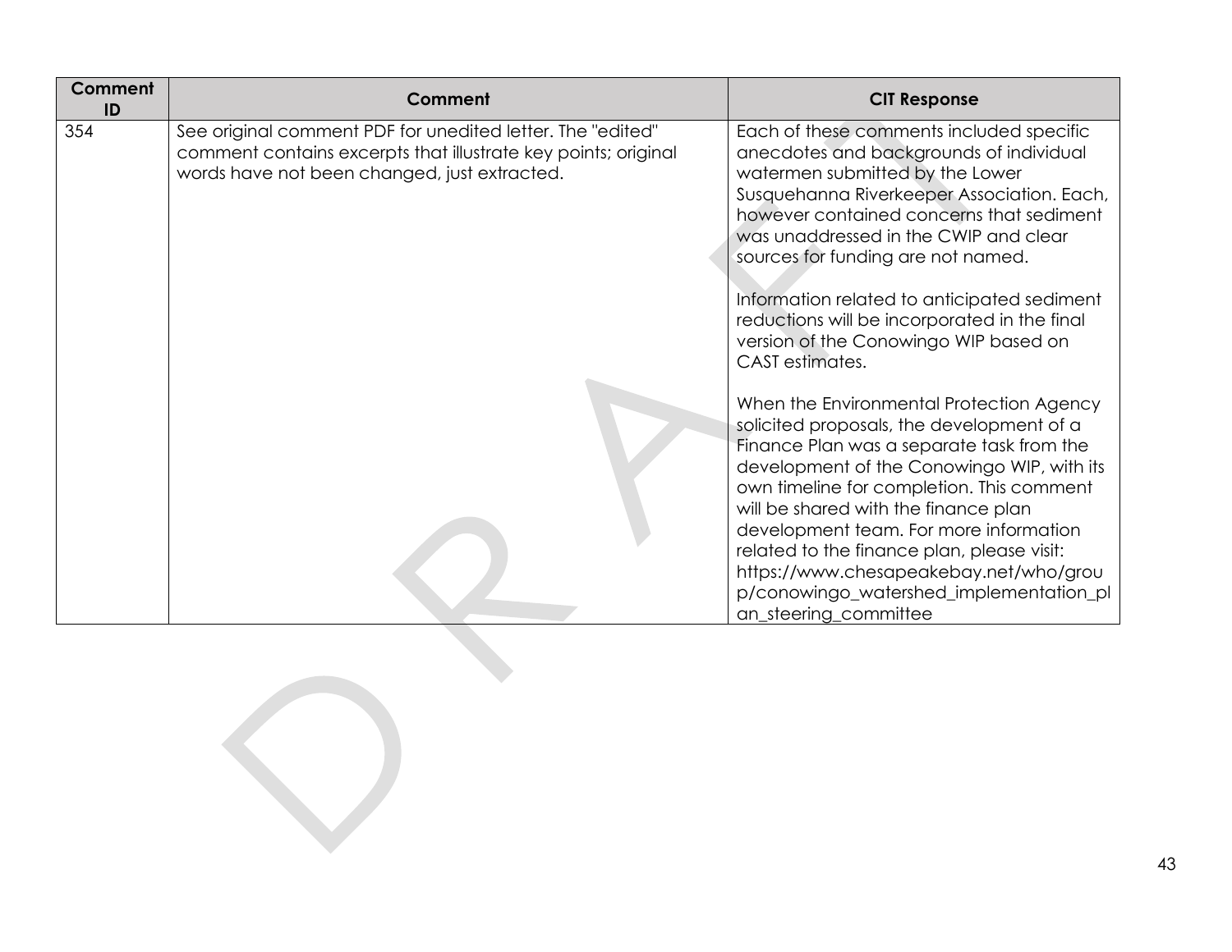| Comment ID | Comment | CIT Response |
| --- | --- | --- |
| 354 | See original comment PDF for unedited letter. The "edited" comment contains excerpts that illustrate key points; original words have not been changed, just extracted. | Each of these comments included specific anecdotes and backgrounds of individual watermen submitted by the Lower Susquehanna Riverkeeper Association. Each, however contained concerns that sediment was unaddressed in the CWIP and clear sources for funding are not named.<br><br>Information related to anticipated sediment reductions will be incorporated in the final version of the Conowingo WIP based on CAST estimates.<br><br>When the Environmental Protection Agency solicited proposals, the development of a Finance Plan was a separate task from the development of the Conowingo WIP, with its own timeline for completion. This comment will be shared with the finance plan development team. For more information related to the finance plan, please visit: https://www.chesapeakebay.net/who/group/conowingo_watershed_implementation_plan_steering_committee |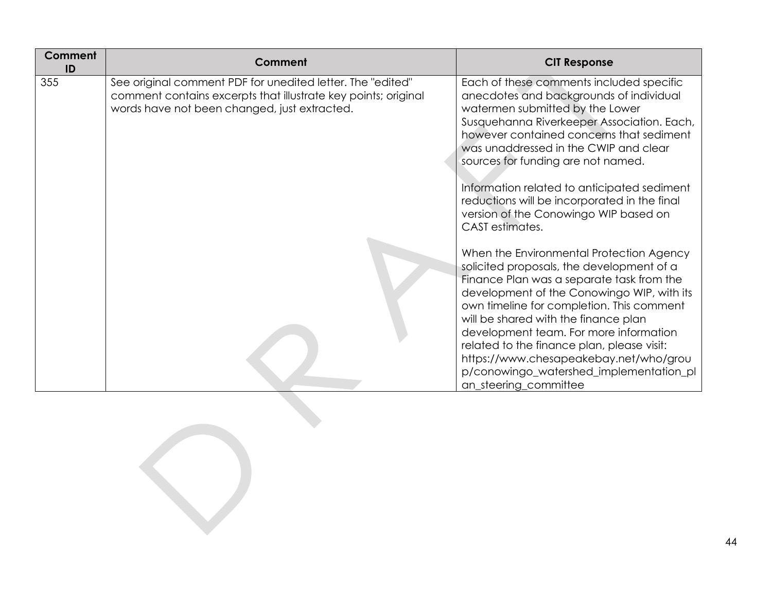| Comment ID | Comment | CIT Response |
|---|---|---|
| 355 | See original comment PDF for unedited letter. The "edited" comment contains excerpts that illustrate key points; original words have not been changed, just extracted. | Each of these comments included specific anecdotes and backgrounds of individual watermen submitted by the Lower Susquehanna Riverkeeper Association. Each, however contained concerns that sediment was unaddressed in the CWIP and clear sources for funding are not named.<br><br>Information related to anticipated sediment reductions will be incorporated in the final version of the Conowingo WIP based on CAST estimates.<br><br>When the Environmental Protection Agency solicited proposals, the development of a Finance Plan was a separate task from the development of the Conowingo WIP, with its own timeline for completion. This comment will be shared with the finance plan development team. For more information related to the finance plan, please visit: https://www.chesapeakebay.net/who/group/conowingo_watershed_implementation_plan_steering_committee |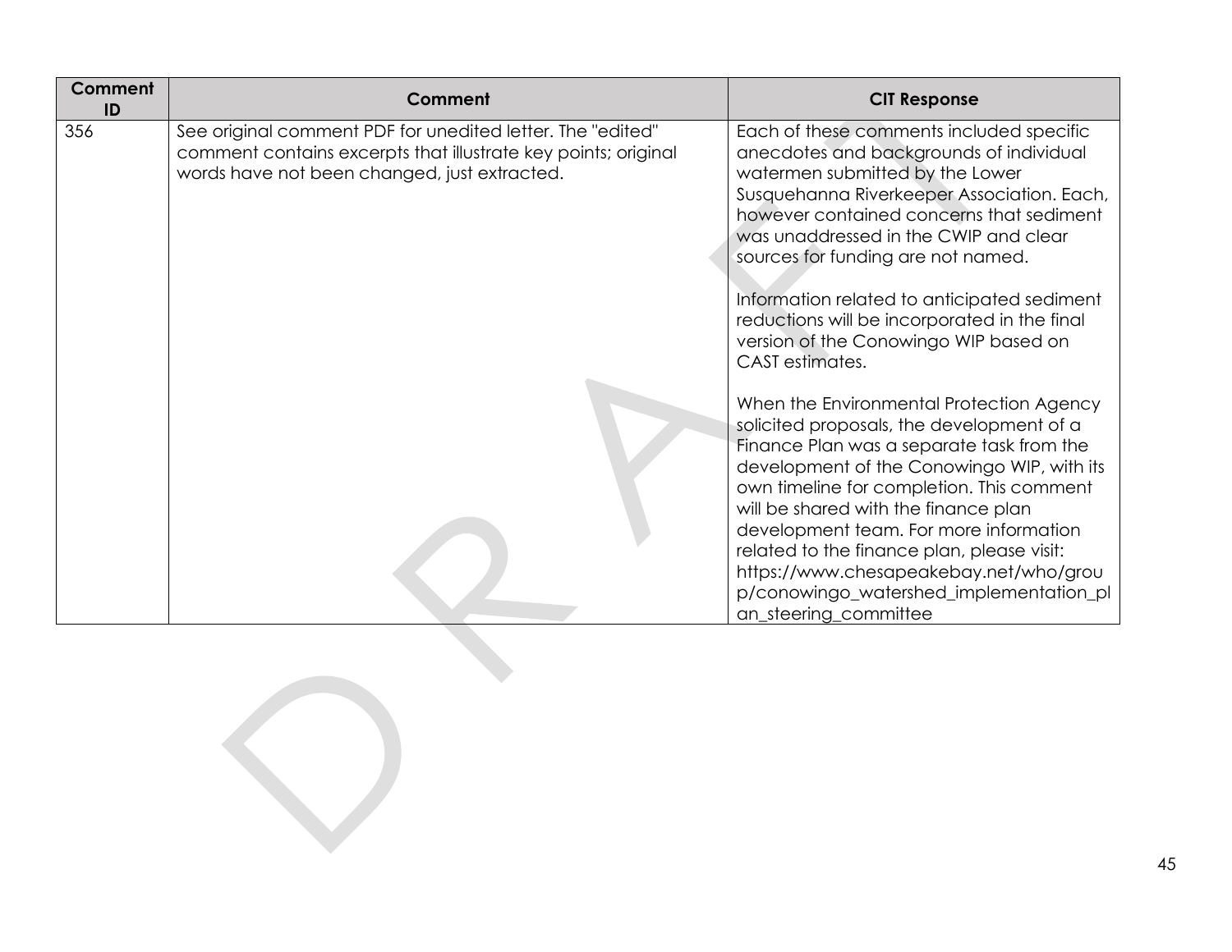| Comment ID | Comment | CIT Response |
| --- | --- | --- |
| 356 | See original comment PDF for unedited letter. The "edited" comment contains excerpts that illustrate key points; original words have not been changed, just extracted. | Each of these comments included specific anecdotes and backgrounds of individual watermen submitted by the Lower Susquehanna Riverkeeper Association. Each, however contained concerns that sediment was unaddressed in the CWIP and clear sources for funding are not named.<br><br>Information related to anticipated sediment reductions will be incorporated in the final version of the Conowingo WIP based on CAST estimates.<br><br>When the Environmental Protection Agency solicited proposals, the development of a Finance Plan was a separate task from the development of the Conowingo WIP, with its own timeline for completion. This comment will be shared with the finance plan development team. For more information related to the finance plan, please visit: https://www.chesapeakebay.net/who/group/conowingo_watershed_implementation_plan_steering_committee |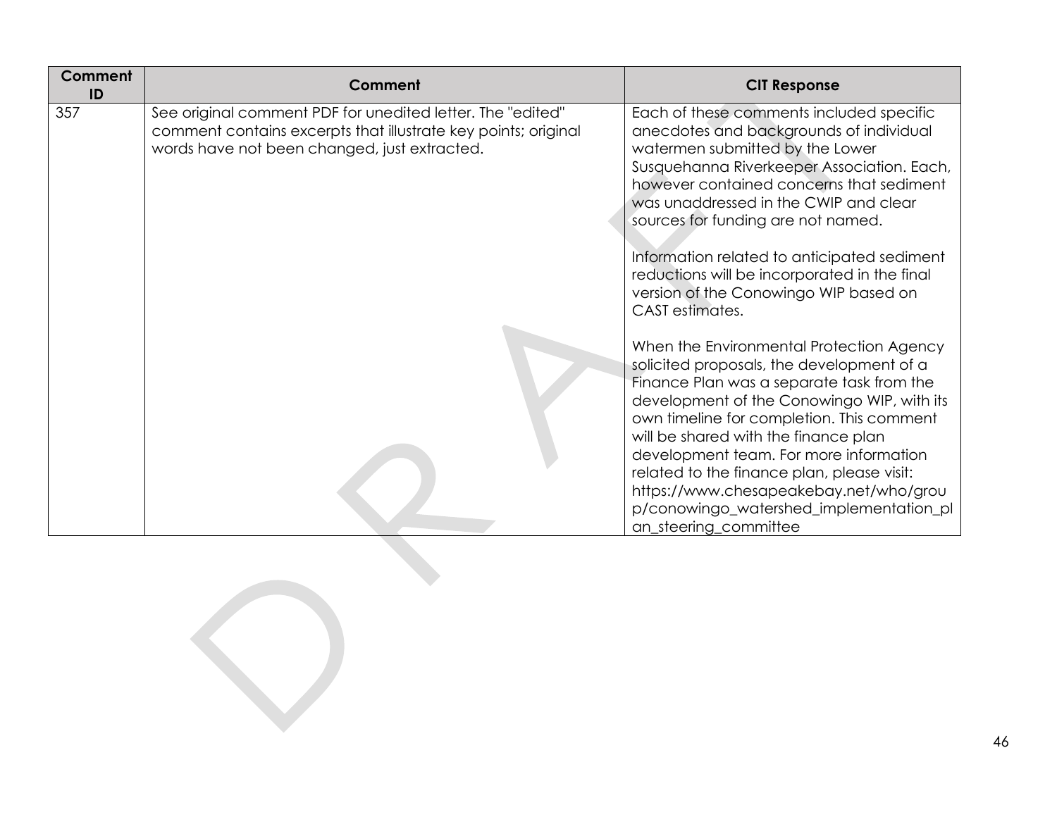| Comment ID | Comment | CIT Response |
| --- | --- | --- |
| 357 | See original comment PDF for unedited letter. The "edited" comment contains excerpts that illustrate key points; original words have not been changed, just extracted. | Each of these comments included specific anecdotes and backgrounds of individual watermen submitted by the Lower Susquehanna Riverkeeper Association. Each, however contained concerns that sediment was unaddressed in the CWIP and clear sources for funding are not named.<br><br>Information related to anticipated sediment reductions will be incorporated in the final version of the Conowingo WIP based on CAST estimates.<br><br>When the Environmental Protection Agency solicited proposals, the development of a Finance Plan was a separate task from the development of the Conowingo WIP, with its own timeline for completion. This comment will be shared with the finance plan development team. For more information related to the finance plan, please visit: https://www.chesapeakebay.net/who/group/conowingo_watershed_implementation_plan_steering_committee |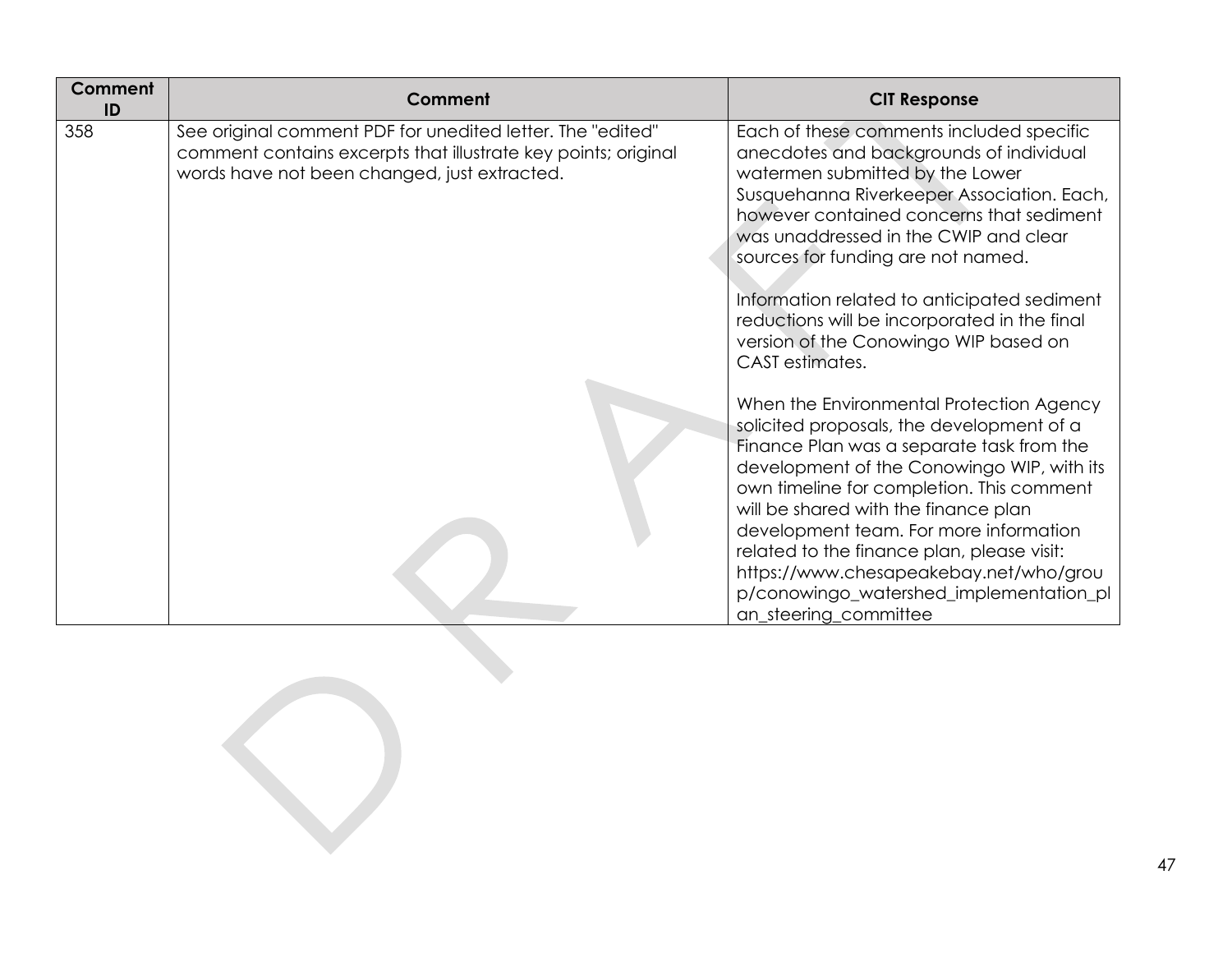| Comment ID | Comment | CIT Response |
|---|---|---|
| 358 | See original comment PDF for unedited letter. The "edited" comment contains excerpts that illustrate key points; original words have not been changed, just extracted. | Each of these comments included specific anecdotes and backgrounds of individual watermen submitted by the Lower Susquehanna Riverkeeper Association. Each, however contained concerns that sediment was unaddressed in the CWIP and clear sources for funding are not named.<br><br>Information related to anticipated sediment reductions will be incorporated in the final version of the Conowingo WIP based on CAST estimates.<br><br>When the Environmental Protection Agency solicited proposals, the development of a Finance Plan was a separate task from the development of the Conowingo WIP, with its own timeline for completion. This comment will be shared with the finance plan development team. For more information related to the finance plan, please visit: https://www.chesapeakebay.net/who/group/conowingo_watershed_implementation_plan_steering_committee |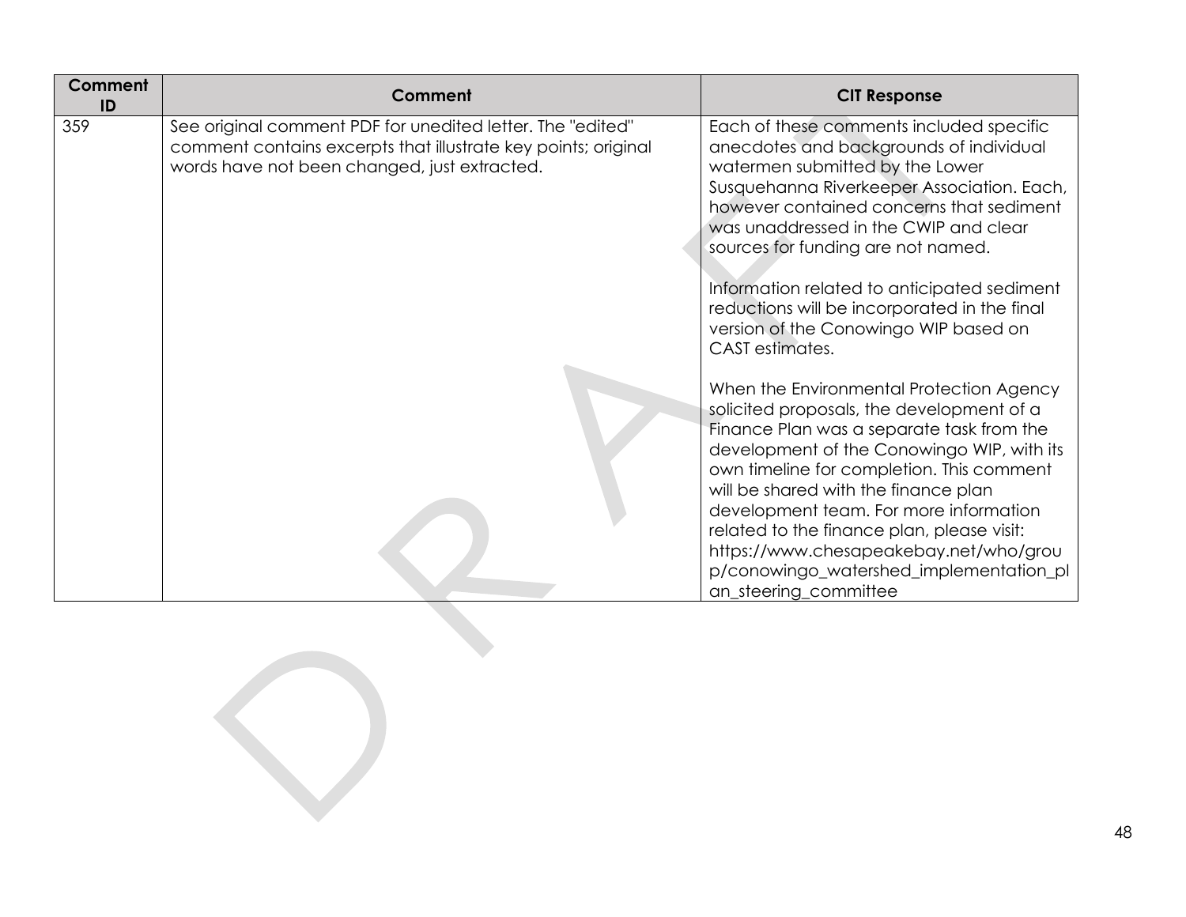| Comment ID | Comment | CIT Response |
| --- | --- | --- |
| 359 | See original comment PDF for unedited letter. The "edited" comment contains excerpts that illustrate key points; original words have not been changed, just extracted. | Each of these comments included specific anecdotes and backgrounds of individual watermen submitted by the Lower Susquehanna Riverkeeper Association. Each, however contained concerns that sediment was unaddressed in the CWIP and clear sources for funding are not named.<br><br>Information related to anticipated sediment reductions will be incorporated in the final version of the Conowingo WIP based on CAST estimates.<br><br>When the Environmental Protection Agency solicited proposals, the development of a Finance Plan was a separate task from the development of the Conowingo WIP, with its own timeline for completion. This comment will be shared with the finance plan development team. For more information related to the finance plan, please visit: https://www.chesapeakebay.net/who/group/conowingo_watershed_implementation_plan_steering_committee |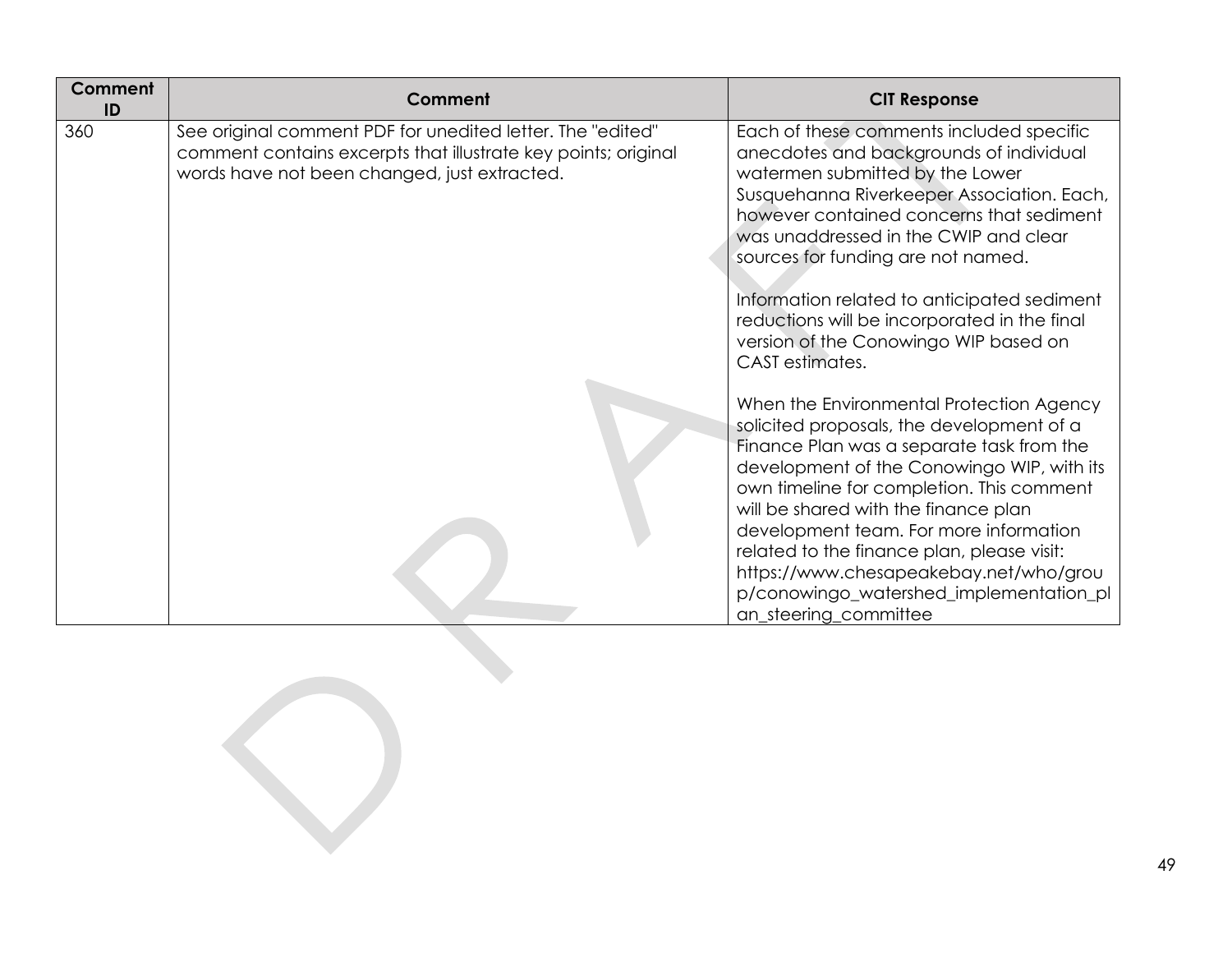| Comment ID | Comment | CIT Response |
|---|---|---|
| 360 | See original comment PDF for unedited letter. The "edited" comment contains excerpts that illustrate key points; original words have not been changed, just extracted. | Each of these comments included specific anecdotes and backgrounds of individual watermen submitted by the Lower Susquehanna Riverkeeper Association. Each, however contained concerns that sediment was unaddressed in the CWIP and clear sources for funding are not named.<br><br>Information related to anticipated sediment reductions will be incorporated in the final version of the Conowingo WIP based on CAST estimates.<br><br>When the Environmental Protection Agency solicited proposals, the development of a Finance Plan was a separate task from the development of the Conowingo WIP, with its own timeline for completion. This comment will be shared with the finance plan development team. For more information related to the finance plan, please visit: https://www.chesapeakebay.net/who/group/conowingo_watershed_implementation_plan_steering_committee |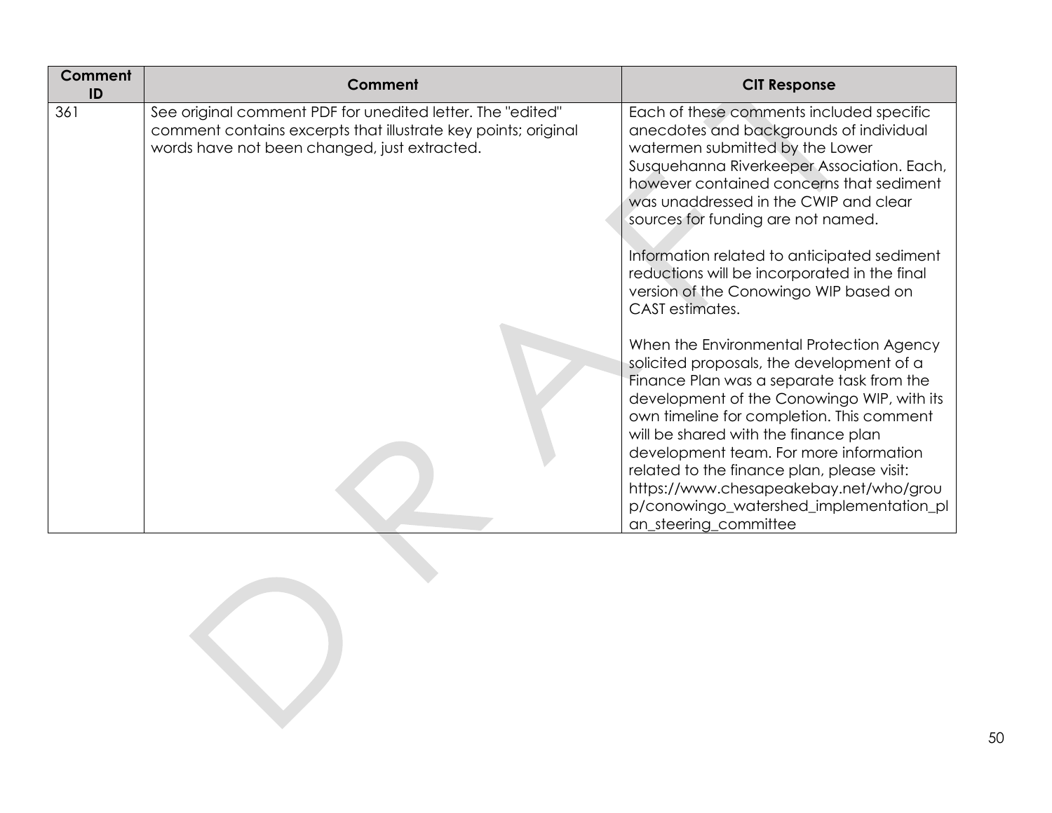| Comment ID | Comment | CIT Response |
|---|---|---|
| 361 | See original comment PDF for unedited letter. The "edited" comment contains excerpts that illustrate key points; original words have not been changed, just extracted. | Each of these comments included specific anecdotes and backgrounds of individual watermen submitted by the Lower Susquehanna Riverkeeper Association. Each, however contained concerns that sediment was unaddressed in the CWIP and clear sources for funding are not named.<br><br>Information related to anticipated sediment reductions will be incorporated in the final version of the Conowingo WIP based on CAST estimates.<br><br>When the Environmental Protection Agency solicited proposals, the development of a Finance Plan was a separate task from the development of the Conowingo WIP, with its own timeline for completion. This comment will be shared with the finance plan development team. For more information related to the finance plan, please visit: https://www.chesapeakebay.net/who/group/conowingo_watershed_implementation_plan_steering_committee |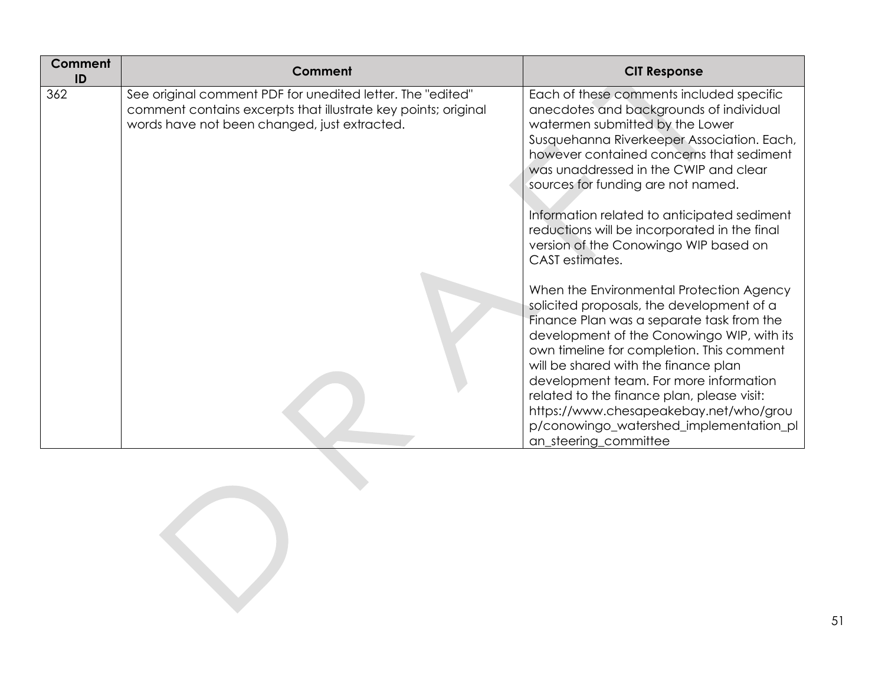| Comment ID | Comment | CIT Response |
|---|---|---|
| 362 | See original comment PDF for unedited letter. The "edited" comment contains excerpts that illustrate key points; original words have not been changed, just extracted. | Each of these comments included specific anecdotes and backgrounds of individual watermen submitted by the Lower Susquehanna Riverkeeper Association. Each, however contained concerns that sediment was unaddressed in the CWIP and clear sources for funding are not named.<br><br>Information related to anticipated sediment reductions will be incorporated in the final version of the Conowingo WIP based on CAST estimates.<br><br>When the Environmental Protection Agency solicited proposals, the development of a Finance Plan was a separate task from the development of the Conowingo WIP, with its own timeline for completion. This comment will be shared with the finance plan development team. For more information related to the finance plan, please visit: https://www.chesapeakebay.net/who/group/conowingo_watershed_implementation_plan_steering_committee |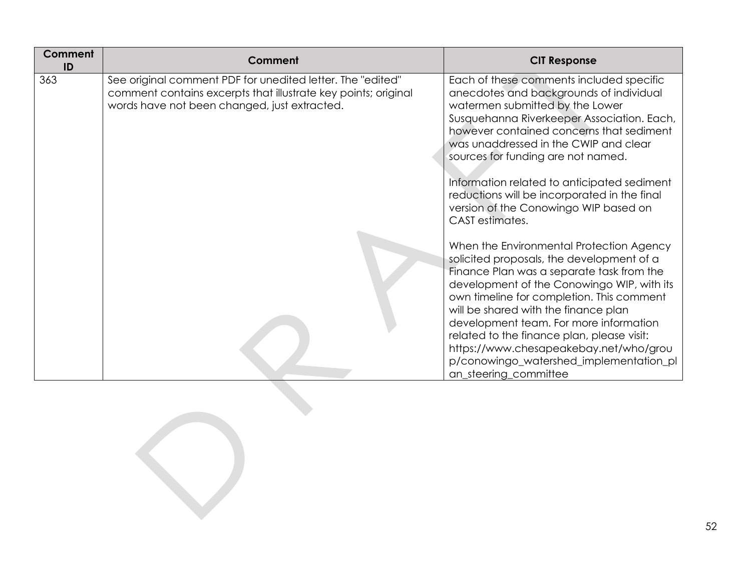| Comment ID | Comment | CIT Response |
|---|---|---|
| 363 | See original comment PDF for unedited letter. The "edited" comment contains excerpts that illustrate key points; original words have not been changed, just extracted. | Each of these comments included specific anecdotes and backgrounds of individual watermen submitted by the Lower Susquehanna Riverkeeper Association. Each, however contained concerns that sediment was unaddressed in the CWIP and clear sources for funding are not named.<br><br>Information related to anticipated sediment reductions will be incorporated in the final version of the Conowingo WIP based on CAST estimates.<br><br>When the Environmental Protection Agency solicited proposals, the development of a Finance Plan was a separate task from the development of the Conowingo WIP, with its own timeline for completion. This comment will be shared with the finance plan development team. For more information related to the finance plan, please visit: https://www.chesapeakebay.net/who/group/conowingo_watershed_implementation_plan_steering_committee |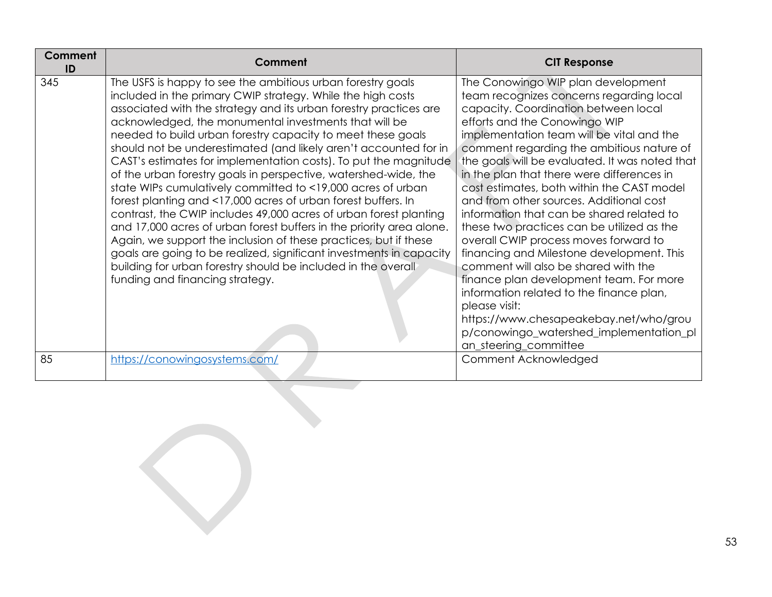| Comment ID | Comment | CIT Response |
|---|---|---|
| 345 | The USFS is happy to see the ambitious urban forestry goals included in the primary CWIP strategy. While the high costs associated with the strategy and its urban forestry practices are acknowledged, the monumental investments that will be needed to build urban forestry capacity to meet these goals should not be underestimated (and likely aren't accounted for in CAST's estimates for implementation costs). To put the magnitude of the urban forestry goals in perspective, watershed-wide, the state WIPs cumulatively committed to <19,000 acres of urban forest planting and <17,000 acres of urban forest buffers. In contrast, the CWIP includes 49,000 acres of urban forest planting and 17,000 acres of urban forest buffers in the priority area alone. Again, we support the inclusion of these practices, but if these goals are going to be realized, significant investments in capacity building for urban forestry should be included in the overall funding and financing strategy. | The Conowingo WIP plan development team recognizes concerns regarding local capacity. Coordination between local efforts and the Conowingo WIP implementation team will be vital and the comment regarding the ambitious nature of the goals will be evaluated. It was noted that in the plan that there were differences in cost estimates, both within the CAST model and from other sources. Additional cost information that can be shared related to these two practices can be utilized as the overall CWIP process moves forward to financing and Milestone development. This comment will also be shared with the finance plan development team. For more information related to the finance plan, please visit: https://www.chesapeakebay.net/who/group/conowingo_watershed_implementation_plan_steering_committee |
| 85 | [https://conowingosystems.com/](https://conowingosystems.com/) | Comment Acknowledged |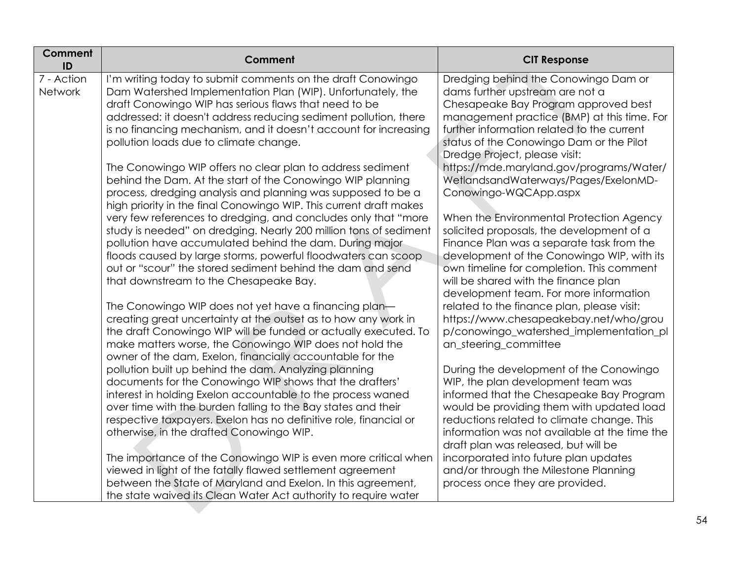| Comment ID | Comment | CIT Response |
|---|---|---|
| 7 - Action Network | I'm writing today to submit comments on the draft Conowingo Dam Watershed Implementation Plan (WIP). Unfortunately, the draft Conowingo WIP has serious flaws that need to be addressed: it doesn't address reducing sediment pollution, there is no financing mechanism, and it doesn't account for increasing pollution loads due to climate change.<br><br>The Conowingo WIP offers no clear plan to address sediment behind the Dam. At the start of the Conowingo WIP planning process, dredging analysis and planning was supposed to be a high priority in the final Conowingo WIP. This current draft makes very few references to dredging, and concludes only that "more study is needed" on dredging. Nearly 200 million tons of sediment pollution have accumulated behind the dam. During major floods caused by large storms, powerful floodwaters can scoop out or "scour" the stored sediment behind the dam and send that downstream to the Chesapeake Bay.<br><br>The Conowingo WIP does not yet have a financing plan—creating great uncertainty at the outset as to how any work in the draft Conowingo WIP will be funded or actually executed. To make matters worse, the Conowingo WIP does not hold the owner of the dam, Exelon, financially accountable for the pollution built up behind the dam. Analyzing planning documents for the Conowingo WIP shows that the drafters' interest in holding Exelon accountable to the process waned over time with the burden falling to the Bay states and their respective taxpayers. Exelon has no definitive role, financial or otherwise, in the drafted Conowingo WIP.<br><br>The importance of the Conowingo WIP is even more critical when viewed in light of the fatally flawed settlement agreement between the State of Maryland and Exelon. In this agreement, the state waived its Clean Water Act authority to require water | Dredging behind the Conowingo Dam or dams further upstream are not a Chesapeake Bay Program approved best management practice (BMP) at this time. For further information related to the current status of the Conowingo Dam or the Pilot Dredge Project, please visit: https://mde.maryland.gov/programs/Water/WetlandsandWaterways/Pages/ExelonMD-Conowingo-WQCApp.aspx<br><br>When the Environmental Protection Agency solicited proposals, the development of a Finance Plan was a separate task from the development of the Conowingo WIP, with its own timeline for completion. This comment will be shared with the finance plan development team. For more information related to the finance plan, please visit: https://www.chesapeakebay.net/who/group/conowingo_watershed_implementation_plan_steering_committee<br><br>During the development of the Conowingo WIP, the plan development team was informed that the Chesapeake Bay Program would be providing them with updated load reductions related to climate change. This information was not available at the time the draft plan was released, but will be incorporated into future plan updates and/or through the Milestone Planning process once they are provided. |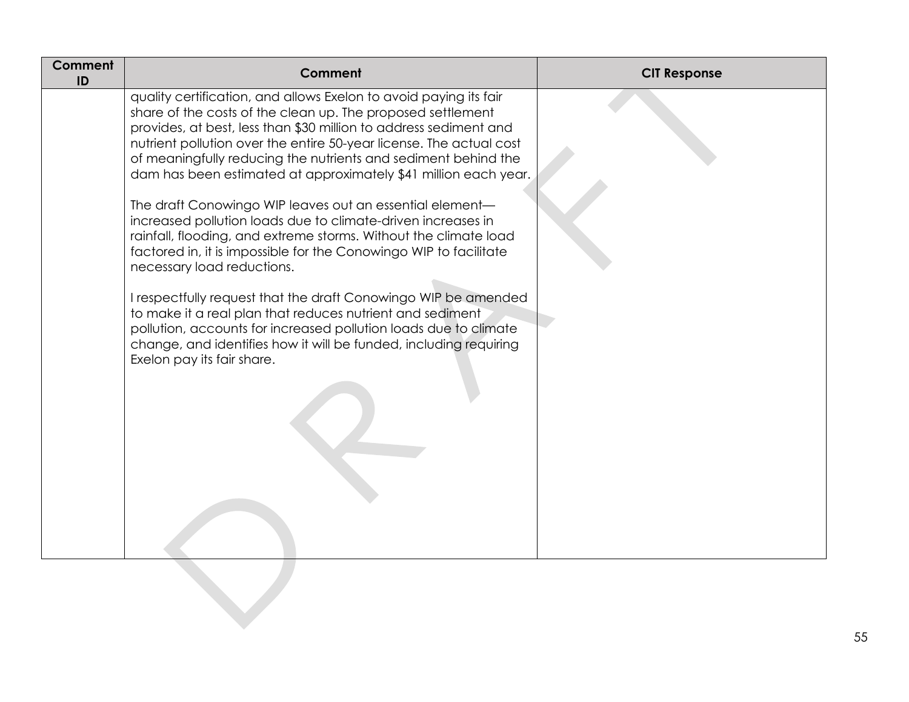| Comment ID | Comment | CIT Response |
|---|---|---|
| | quality certification, and allows Exelon to avoid paying its fair share of the costs of the clean up. The proposed settlement provides, at best, less than $30 million to address sediment and nutrient pollution over the entire 50-year license. The actual cost of meaningfully reducing the nutrients and sediment behind the dam has been estimated at approximately $41 million each year.<br><br>The draft Conowingo WIP leaves out an essential element—increased pollution loads due to climate-driven increases in rainfall, flooding, and extreme storms. Without the climate load factored in, it is impossible for the Conowingo WIP to facilitate necessary load reductions.<br><br>I respectfully request that the draft Conowingo WIP be amended to make it a real plan that reduces nutrient and sediment pollution, accounts for increased pollution loads due to climate change, and identifies how it will be funded, including requiring Exelon pay its fair share. | |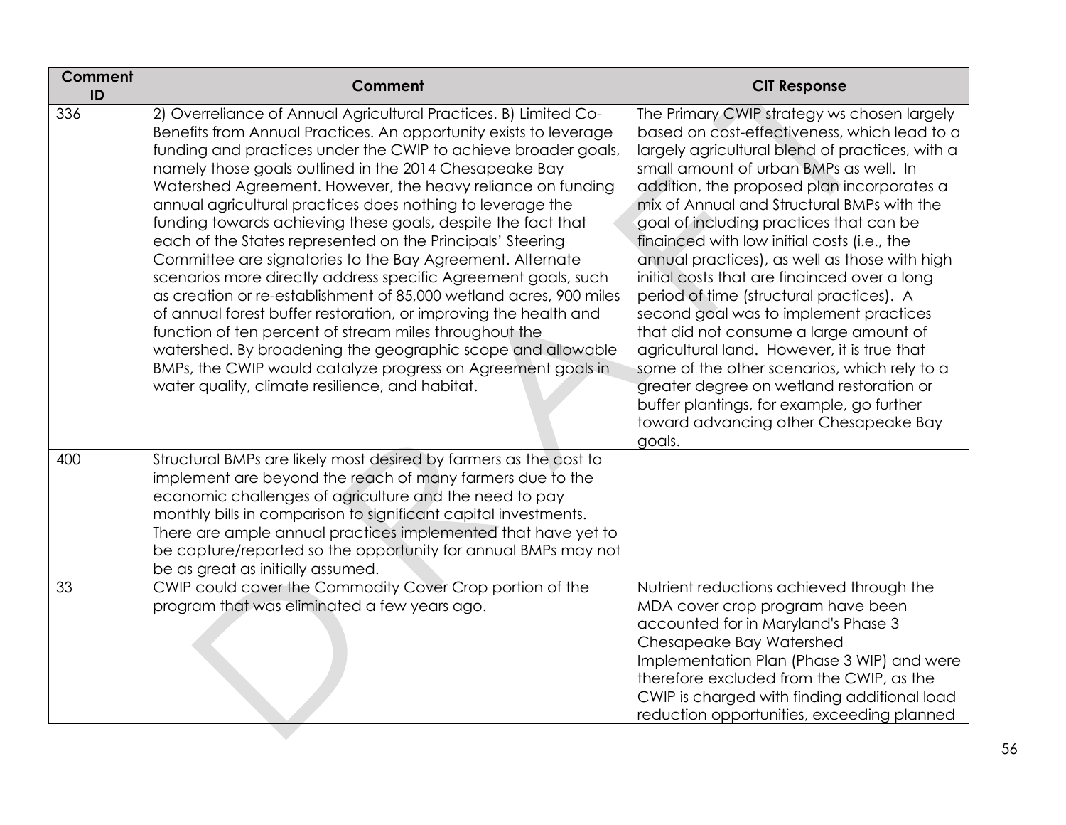| Comment ID | Comment | CIT Response |
|---|---|---|
| 336 | 2) Overreliance of Annual Agricultural Practices. B) Limited Co-Benefits from Annual Practices. An opportunity exists to leverage funding and practices under the CWIP to achieve broader goals, namely those goals outlined in the 2014 Chesapeake Bay Watershed Agreement. However, the heavy reliance on funding annual agricultural practices does nothing to leverage the funding towards achieving these goals, despite the fact that each of the States represented on the Principals' Steering Committee are signatories to the Bay Agreement. Alternate scenarios more directly address specific Agreement goals, such as creation or re-establishment of 85,000 wetland acres, 900 miles of annual forest buffer restoration, or improving the health and function of ten percent of stream miles throughout the watershed. By broadening the geographic scope and allowable BMPs, the CWIP would catalyze progress on Agreement goals in water quality, climate resilience, and habitat. | The Primary CWIP strategy ws chosen largely based on cost-effectiveness, which lead to a largely agricultural blend of practices, with a small amount of urban BMPs as well. In addition, the proposed plan incorporates a mix of Annual and Structural BMPs with the goal of including practices that can be finainced with low initial costs (i.e., the annual practices), as well as those with high initial costs that are finainced over a long period of time (structural practices). A second goal was to implement practices that did not consume a large amount of agricultural land. However, it is true that some of the other scenarios, which rely to a greater degree on wetland restoration or buffer plantings, for example, go further toward advancing other Chesapeake Bay goals. |
| 400 | Structural BMPs are likely most desired by farmers as the cost to implement are beyond the reach of many farmers due to the economic challenges of agriculture and the need to pay monthly bills in comparison to significant capital investments. There are ample annual practices implemented that have yet to be capture/reported so the opportunity for annual BMPs may not be as great as initially assumed. | |
| 33 | CWIP could cover the Commodity Cover Crop portion of the program that was eliminated a few years ago. | Nutrient reductions achieved through the MDA cover crop program have been accounted for in Maryland's Phase 3 Chesapeake Bay Watershed Implementation Plan (Phase 3 WIP) and were therefore excluded from the CWIP, as the CWIP is charged with finding additional load reduction opportunities, exceeding planned |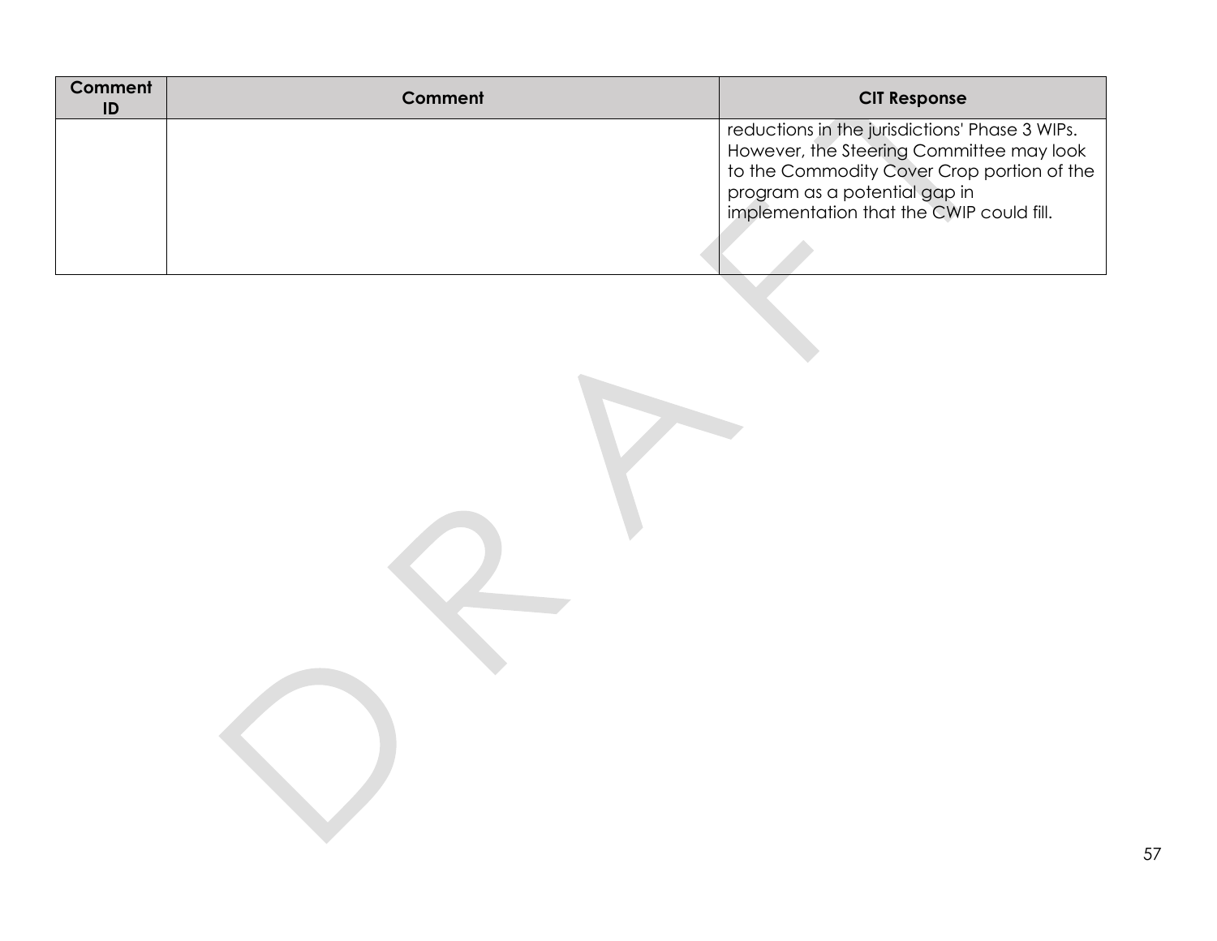| Comment ID | Comment | CIT Response |
|---|---|---|
| | | reductions in the jurisdictions' Phase 3 WIPs. However, the Steering Committee may look to the Commodity Cover Crop portion of the program as a potential gap in implementation that the CWIP could fill. |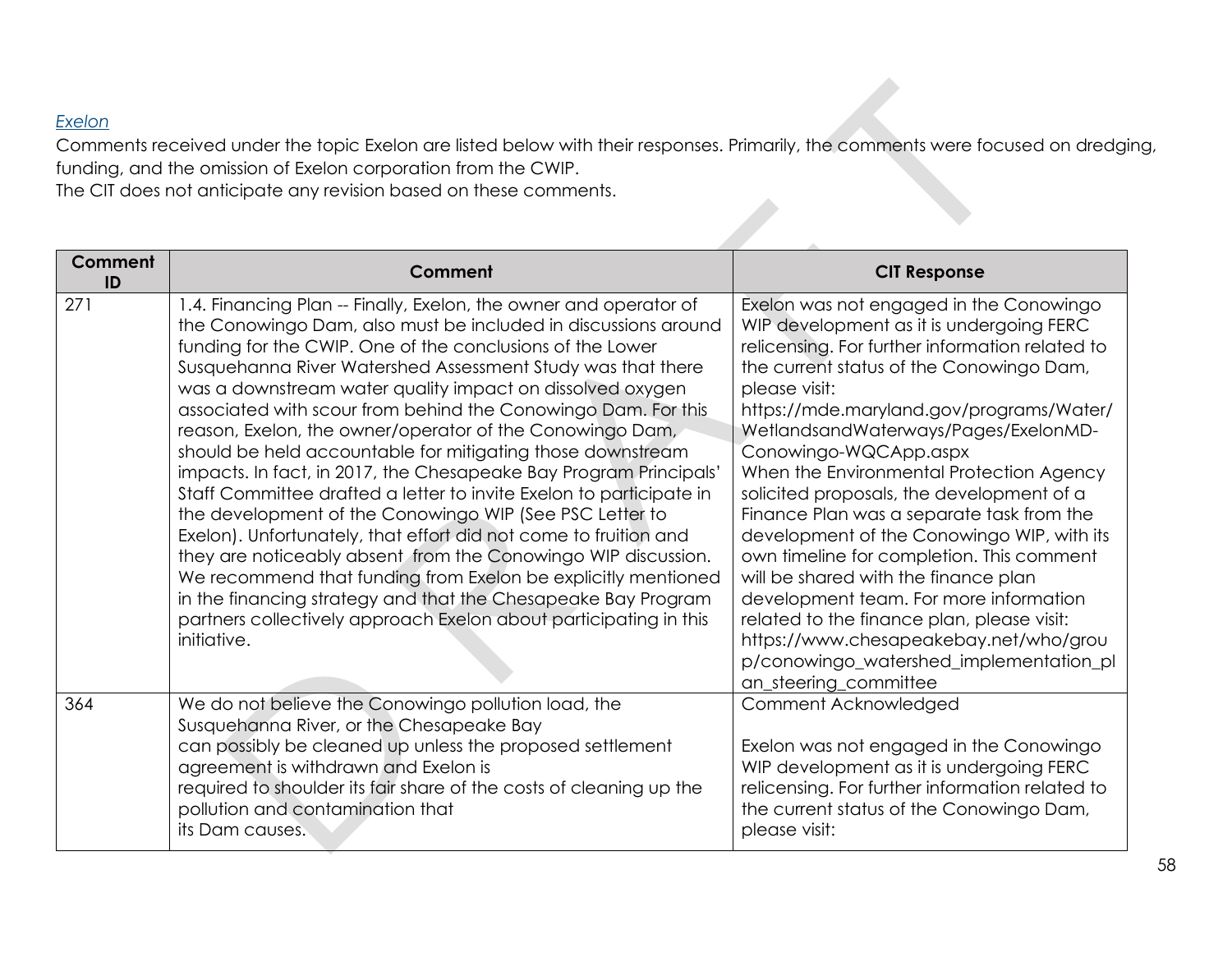*Exelon*

Comments received under the topic Exelon are listed below with their responses. Primarily, the comments were focused on dredging, funding, and the omission of Exelon corporation from the CWIP.
The CIT does not anticipate any revision based on these comments.

| Comment ID | Comment | CIT Response |
|---|---|---|
| 271 | 1.4. Financing Plan -- Finally, Exelon, the owner and operator of the Conowingo Dam, also must be included in discussions around funding for the CWIP. One of the conclusions of the Lower Susquehanna River Watershed Assessment Study was that there was a downstream water quality impact on dissolved oxygen associated with scour from behind the Conowingo Dam. For this reason, Exelon, the owner/operator of the Conowingo Dam, should be held accountable for mitigating those downstream impacts. In fact, in 2017, the Chesapeake Bay Program Principals' Staff Committee drafted a letter to invite Exelon to participate in the development of the Conowingo WIP (See PSC Letter to Exelon). Unfortunately, that effort did not come to fruition and they are noticeably absent from the Conowingo WIP discussion. We recommend that funding from Exelon be explicitly mentioned in the financing strategy and that the Chesapeake Bay Program partners collectively approach Exelon about participating in this initiative. | Exelon was not engaged in the Conowingo WIP development as it is undergoing FERC relicensing. For further information related to the current status of the Conowingo Dam, please visit: https://mde.maryland.gov/programs/Water/WetlandsandWaterways/Pages/ExelonMD-Conowingo-WQCApp.aspx When the Environmental Protection Agency solicited proposals, the development of a Finance Plan was a separate task from the development of the Conowingo WIP, with its own timeline for completion. This comment will be shared with the finance plan development team. For more information related to the finance plan, please visit: https://www.chesapeakebay.net/who/group/conowingo_watershed_implementation_plan_steering_committee |
| 364 | We do not believe the Conowingo pollution load, the Susquehanna River, or the Chesapeake Bay can possibly be cleaned up unless the proposed settlement agreement is withdrawn and Exelon is required to shoulder its fair share of the costs of cleaning up the pollution and contamination that its Dam causes. | Comment Acknowledged<br><br>Exelon was not engaged in the Conowingo WIP development as it is undergoing FERC relicensing. For further information related to the current status of the Conowingo Dam, please visit: |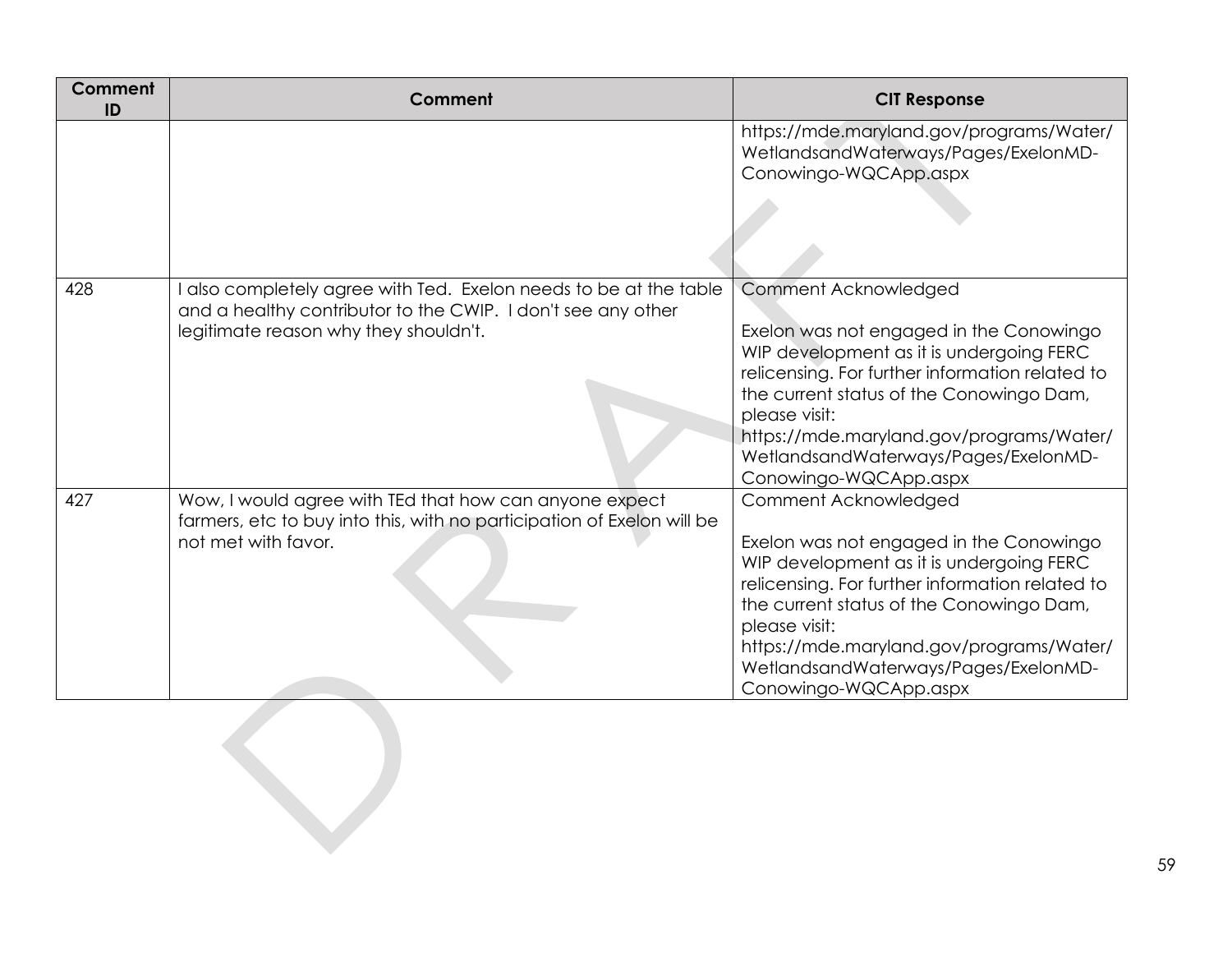| Comment ID | Comment | CIT Response |
|---|---|---|
| | | https://mde.maryland.gov/programs/Water/WetlandsandWaterways/Pages/ExelonMD-Conowingo-WQCApp.aspx |
| 428 | I also completely agree with Ted. Exelon needs to be at the table and a healthy contributor to the CWIP. I don't see any other legitimate reason why they shouldn't. | Comment Acknowledged<br><br>Exelon was not engaged in the Conowingo WIP development as it is undergoing FERC relicensing. For further information related to the current status of the Conowingo Dam, please visit: https://mde.maryland.gov/programs/Water/WetlandsandWaterways/Pages/ExelonMD-Conowingo-WQCApp.aspx |
| 427 | Wow, I would agree with TEd that how can anyone expect farmers, etc to buy into this, with no participation of Exelon will be not met with favor. | Comment Acknowledged<br><br>Exelon was not engaged in the Conowingo WIP development as it is undergoing FERC relicensing. For further information related to the current status of the Conowingo Dam, please visit: https://mde.maryland.gov/programs/Water/WetlandsandWaterways/Pages/ExelonMD-Conowingo-WQCApp.aspx |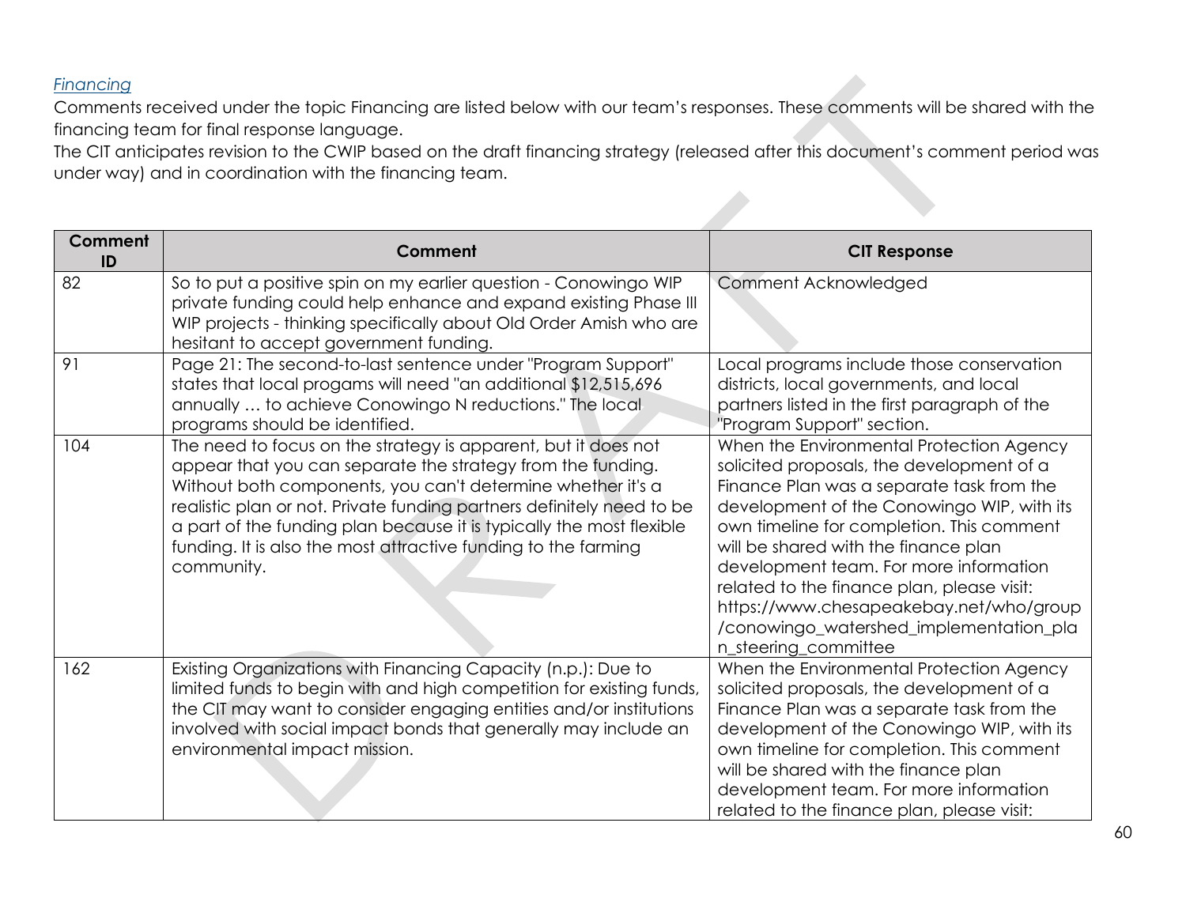*Financing*

Comments received under the topic Financing are listed below with our team's responses. These comments will be shared with the financing team for final response language.

The CIT anticipates revision to the CWIP based on the draft financing strategy (released after this document's comment period was under way) and in coordination with the financing team.

| Comment ID | Comment | CIT Response |
| --- | --- | --- |
| 82 | So to put a positive spin on my earlier question - Conowingo WIP private funding could help enhance and expand existing Phase III WIP projects - thinking specifically about Old Order Amish who are hesitant to accept government funding. | Comment Acknowledged |
| 91 | Page 21: The second-to-last sentence under "Program Support" states that local progams will need "an additional $12,515,696 annually … to achieve Conowingo N reductions." The local programs should be identified. | Local programs include those conservation districts, local governments, and local partners listed in the first paragraph of the "Program Support" section. |
| 104 | The need to focus on the strategy is apparent, but it does not appear that you can separate the strategy from the funding. Without both components, you can't determine whether it's a realistic plan or not. Private funding partners definitely need to be a part of the funding plan because it is typically the most flexible funding. It is also the most attractive funding to the farming community. | When the Environmental Protection Agency solicited proposals, the development of a Finance Plan was a separate task from the development of the Conowingo WIP, with its own timeline for completion. This comment will be shared with the finance plan development team. For more information related to the finance plan, please visit: https://www.chesapeakebay.net/who/group/conowingo_watershed_implementation_plan_steering_committee |
| 162 | Existing Organizations with Financing Capacity (n.p.): Due to limited funds to begin with and high competition for existing funds, the CIT may want to consider engaging entities and/or institutions involved with social impact bonds that generally may include an environmental impact mission. | When the Environmental Protection Agency solicited proposals, the development of a Finance Plan was a separate task from the development of the Conowingo WIP, with its own timeline for completion. This comment will be shared with the finance plan development team. For more information related to the finance plan, please visit: |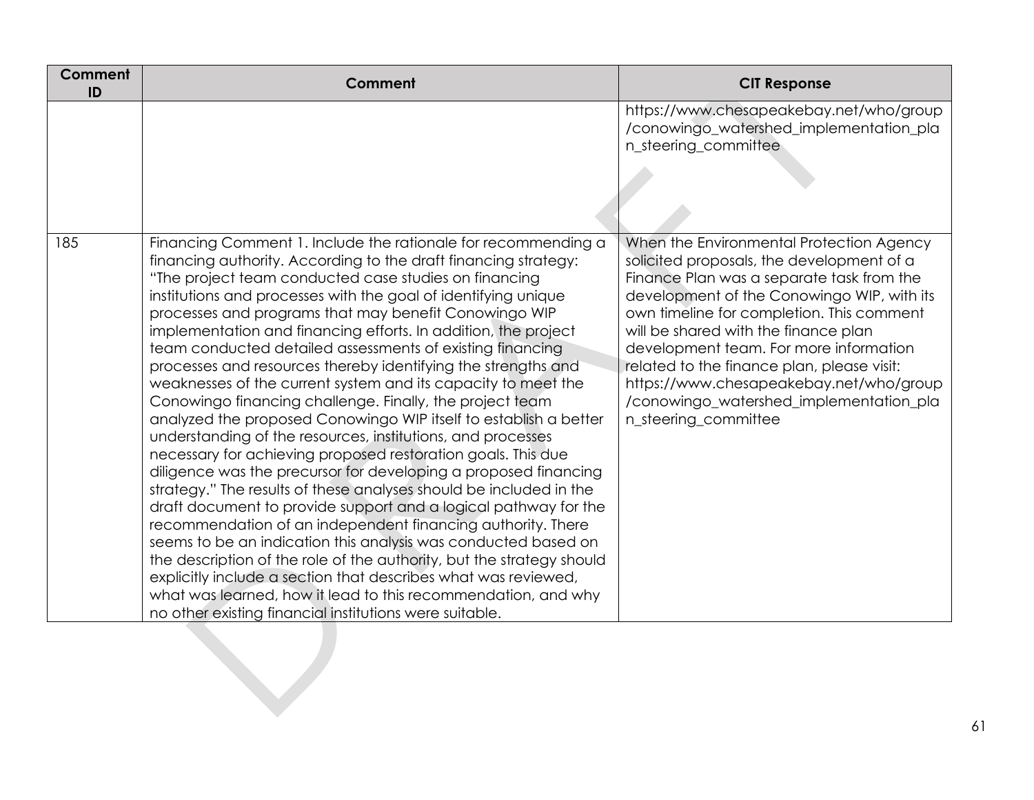| Comment ID | Comment | CIT Response |
|---|---|---|
| | | https://www.chesapeakebay.net/who/group/conowingo_watershed_implementation_plan_steering_committee |
| 185 | Financing Comment 1. Include the rationale for recommending a financing authority. According to the draft financing strategy: "The project team conducted case studies on financing institutions and processes with the goal of identifying unique processes and programs that may benefit Conowingo WIP implementation and financing efforts. In addition, the project team conducted detailed assessments of existing financing processes and resources thereby identifying the strengths and weaknesses of the current system and its capacity to meet the Conowingo financing challenge. Finally, the project team analyzed the proposed Conowingo WIP itself to establish a better understanding of the resources, institutions, and processes necessary for achieving proposed restoration goals. This due diligence was the precursor for developing a proposed financing strategy." The results of these analyses should be included in the draft document to provide support and a logical pathway for the recommendation of an independent financing authority. There seems to be an indication this analysis was conducted based on the description of the role of the authority, but the strategy should explicitly include a section that describes what was reviewed, what was learned, how it lead to this recommendation, and why no other existing financial institutions were suitable. | When the Environmental Protection Agency solicited proposals, the development of a Finance Plan was a separate task from the development of the Conowingo WIP, with its own timeline for completion. This comment will be shared with the finance plan development team. For more information related to the finance plan, please visit: https://www.chesapeakebay.net/who/group/conowingo_watershed_implementation_plan_steering_committee |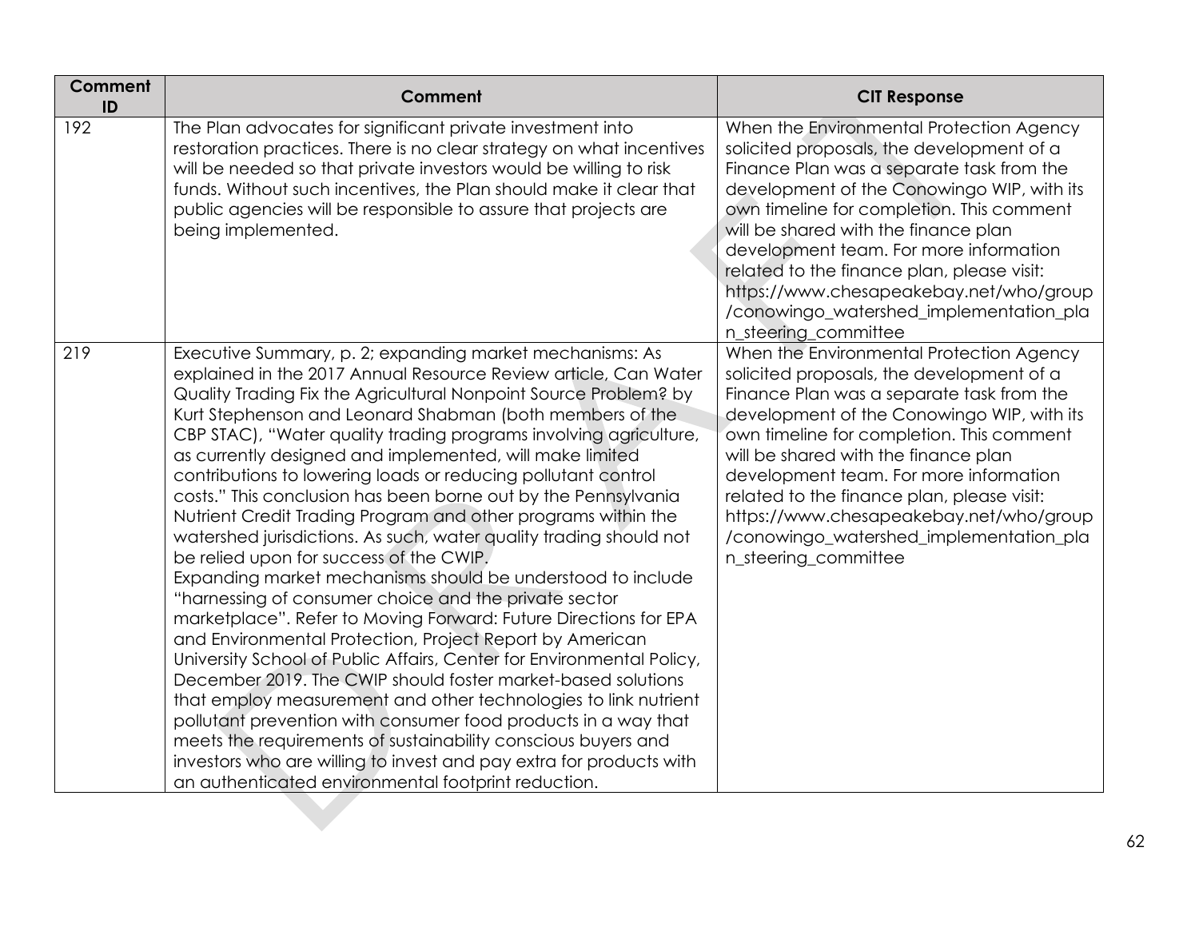| Comment ID | Comment | CIT Response |
|---|---|---|
| 192 | The Plan advocates for significant private investment into restoration practices. There is no clear strategy on what incentives will be needed so that private investors would be willing to risk funds. Without such incentives, the Plan should make it clear that public agencies will be responsible to assure that projects are being implemented. | When the Environmental Protection Agency solicited proposals, the development of a Finance Plan was a separate task from the development of the Conowingo WIP, with its own timeline for completion. This comment will be shared with the finance plan development team. For more information related to the finance plan, please visit: https://www.chesapeakebay.net/who/group/conowingo_watershed_implementation_plan_steering_committee |
| 219 | Executive Summary, p. 2; expanding market mechanisms: As explained in the 2017 Annual Resource Review article, Can Water Quality Trading Fix the Agricultural Nonpoint Source Problem? by Kurt Stephenson and Leonard Shabman (both members of the CBP STAC), "Water quality trading programs involving agriculture, as currently designed and implemented, will make limited contributions to lowering loads or reducing pollutant control costs." This conclusion has been borne out by the Pennsylvania Nutrient Credit Trading Program and other programs within the watershed jurisdictions. As such, water quality trading should not be relied upon for success of the CWIP.<br>Expanding market mechanisms should be understood to include "harnessing of consumer choice and the private sector marketplace". Refer to Moving Forward: Future Directions for EPA and Environmental Protection, Project Report by American University School of Public Affairs, Center for Environmental Policy, December 2019. The CWIP should foster market-based solutions that employ measurement and other technologies to link nutrient pollutant prevention with consumer food products in a way that meets the requirements of sustainability conscious buyers and investors who are willing to invest and pay extra for products with an authenticated environmental footprint reduction. | When the Environmental Protection Agency solicited proposals, the development of a Finance Plan was a separate task from the development of the Conowingo WIP, with its own timeline for completion. This comment will be shared with the finance plan development team. For more information related to the finance plan, please visit: https://www.chesapeakebay.net/who/group/conowingo_watershed_implementation_plan_steering_committee |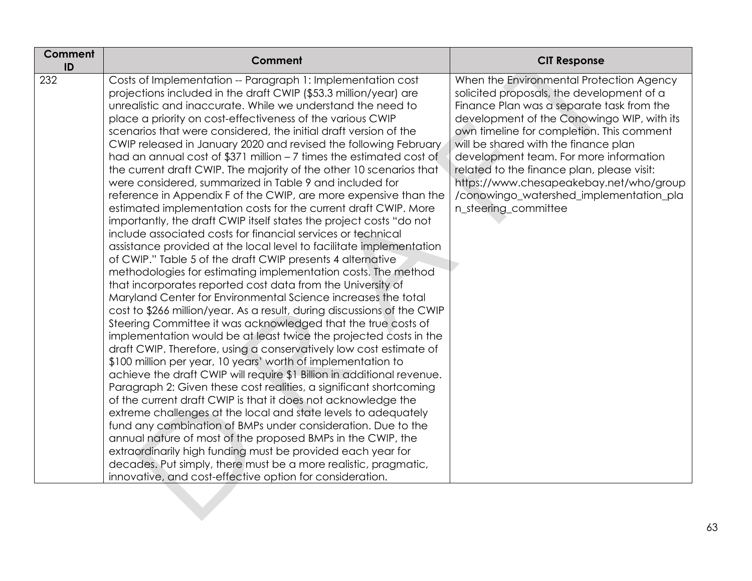| Comment ID | Comment | CIT Response |
| --- | --- | --- |
| 232 | Costs of Implementation -- Paragraph 1: Implementation cost projections included in the draft CWIP ($53.3 million/year) are unrealistic and inaccurate. While we understand the need to place a priority on cost-effectiveness of the various CWIP scenarios that were considered, the initial draft version of the CWIP released in January 2020 and revised the following February had an annual cost of $371 million – 7 times the estimated cost of the current draft CWIP. The majority of the other 10 scenarios that were considered, summarized in Table 9 and included for reference in Appendix F of the CWIP, are more expensive than the estimated implementation costs for the current draft CWIP. More importantly, the draft CWIP itself states the project costs "do not include associated costs for financial services or technical assistance provided at the local level to facilitate implementation of CWIP." Table 5 of the draft CWIP presents 4 alternative methodologies for estimating implementation costs. The method that incorporates reported cost data from the University of Maryland Center for Environmental Science increases the total cost to $266 million/year. As a result, during discussions of the CWIP Steering Committee it was acknowledged that the true costs of implementation would be at least twice the projected costs in the draft CWIP. Therefore, using a conservatively low cost estimate of $100 million per year, 10 years' worth of implementation to achieve the draft CWIP will require $1 Billion in additional revenue. Paragraph 2: Given these cost realities, a significant shortcoming of the current draft CWIP is that it does not acknowledge the extreme challenges at the local and state levels to adequately fund any combination of BMPs under consideration. Due to the annual nature of most of the proposed BMPs in the CWIP, the extraordinarily high funding must be provided each year for decades. Put simply, there must be a more realistic, pragmatic, innovative, and cost-effective option for consideration. | When the Environmental Protection Agency solicited proposals, the development of a Finance Plan was a separate task from the development of the Conowingo WIP, with its own timeline for completion. This comment will be shared with the finance plan development team. For more information related to the finance plan, please visit: https://www.chesapeakebay.net/who/group/conowingo_watershed_implementation_plan_steering_committee |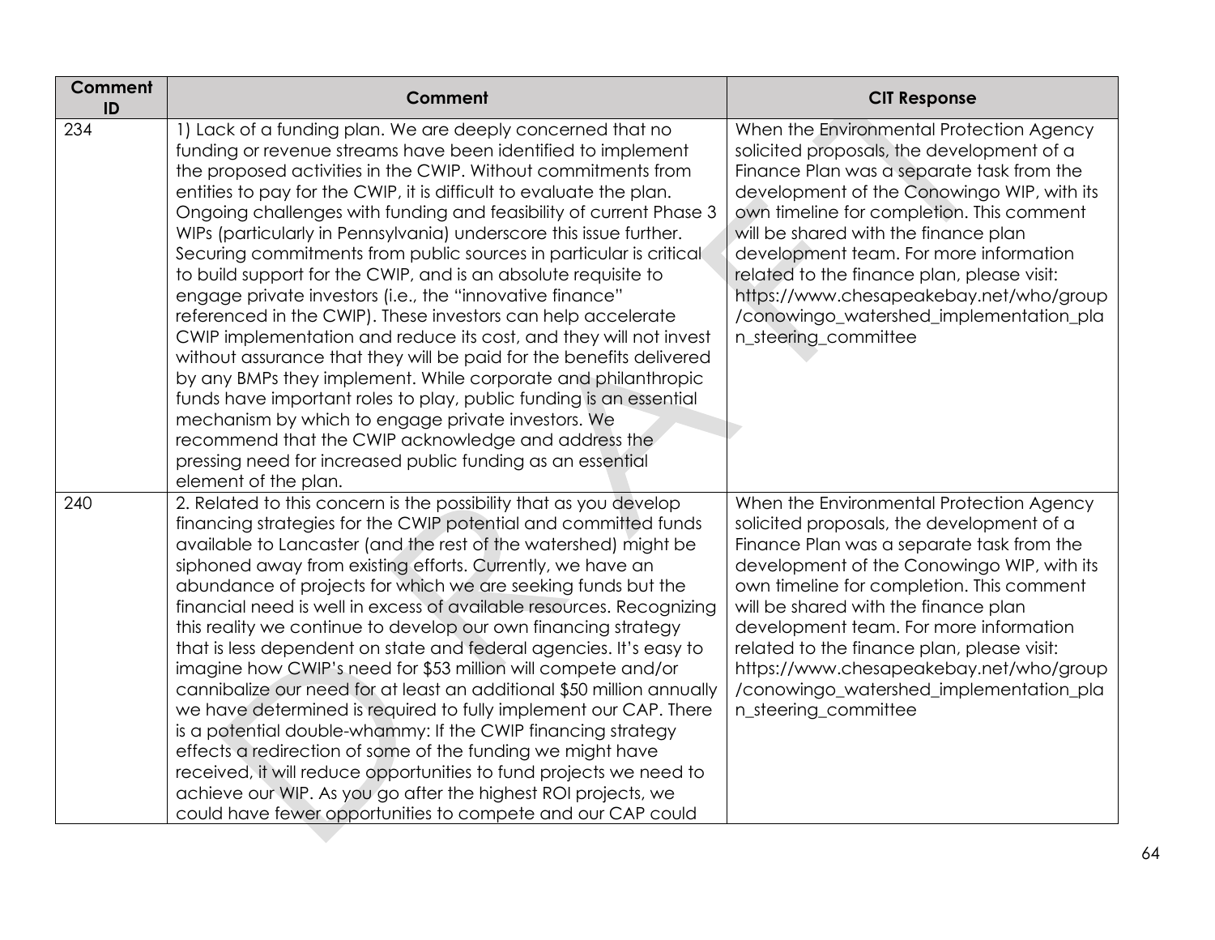| Comment ID | Comment | CIT Response |
|---|---|---|
| 234 | 1) Lack of a funding plan. We are deeply concerned that no funding or revenue streams have been identified to implement the proposed activities in the CWIP. Without commitments from entities to pay for the CWIP, it is difficult to evaluate the plan. Ongoing challenges with funding and feasibility of current Phase 3 WIPs (particularly in Pennsylvania) underscore this issue further. Securing commitments from public sources in particular is critical to build support for the CWIP, and is an absolute requisite to engage private investors (i.e., the "innovative finance" referenced in the CWIP). These investors can help accelerate CWIP implementation and reduce its cost, and they will not invest without assurance that they will be paid for the benefits delivered by any BMPs they implement. While corporate and philanthropic funds have important roles to play, public funding is an essential mechanism by which to engage private investors. We recommend that the CWIP acknowledge and address the pressing need for increased public funding as an essential element of the plan. | When the Environmental Protection Agency solicited proposals, the development of a Finance Plan was a separate task from the development of the Conowingo WIP, with its own timeline for completion. This comment will be shared with the finance plan development team. For more information related to the finance plan, please visit: https://www.chesapeakebay.net/who/group/conowingo_watershed_implementation_plan_steering_committee |
| 240 | 2. Related to this concern is the possibility that as you develop financing strategies for the CWIP potential and committed funds available to Lancaster (and the rest of the watershed) might be siphoned away from existing efforts. Currently, we have an abundance of projects for which we are seeking funds but the financial need is well in excess of available resources. Recognizing this reality we continue to develop our own financing strategy that is less dependent on state and federal agencies. It's easy to imagine how CWIP's need for $53 million will compete and/or cannibalize our need for at least an additional $50 million annually we have determined is required to fully implement our CAP. There is a potential double-whammy: If the CWIP financing strategy effects a redirection of some of the funding we might have received, it will reduce opportunities to fund projects we need to achieve our WIP. As you go after the highest ROI projects, we could have fewer opportunities to compete and our CAP could | When the Environmental Protection Agency solicited proposals, the development of a Finance Plan was a separate task from the development of the Conowingo WIP, with its own timeline for completion. This comment will be shared with the finance plan development team. For more information related to the finance plan, please visit: https://www.chesapeakebay.net/who/group/conowingo_watershed_implementation_plan_steering_committee |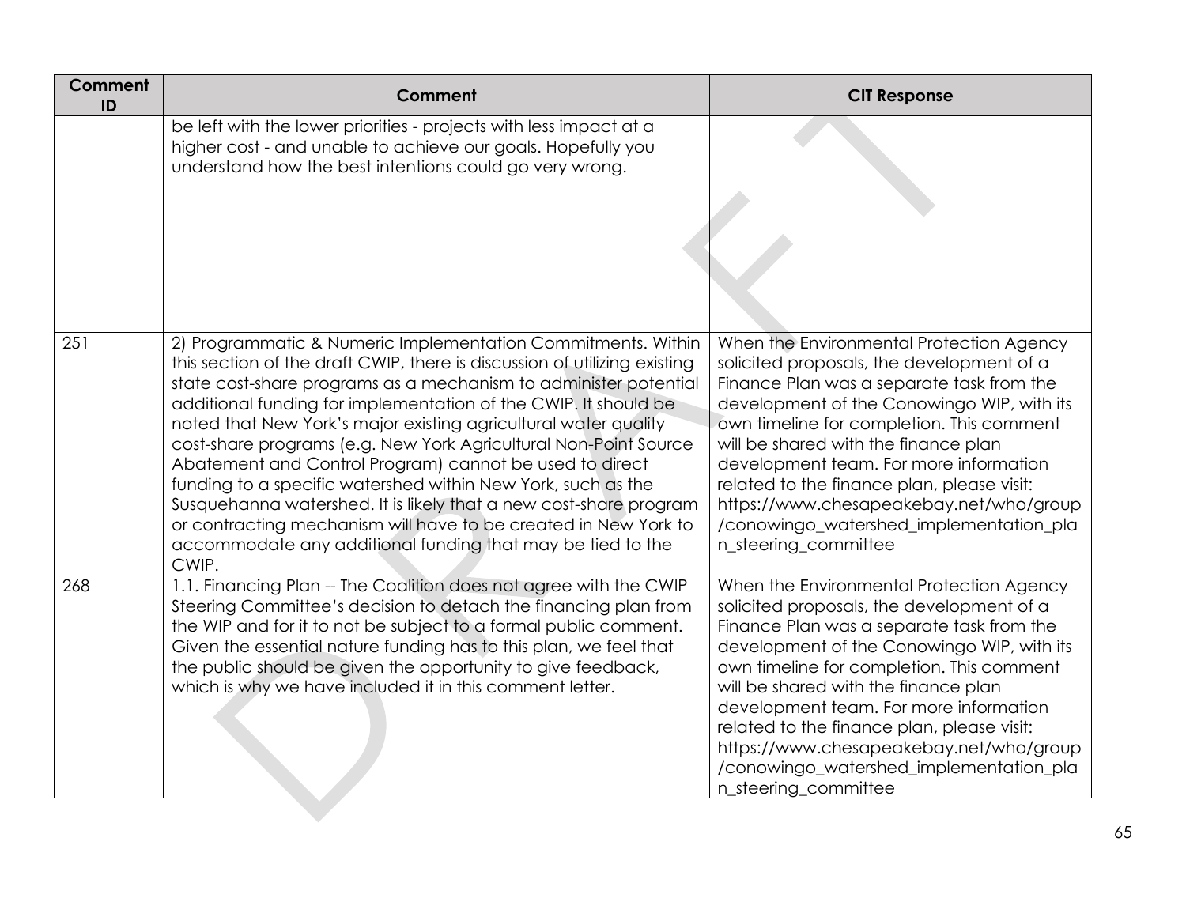| Comment ID | Comment | CIT Response |
|---|---|---|
| | be left with the lower priorities - projects with less impact at a higher cost - and unable to achieve our goals. Hopefully you understand how the best intentions could go very wrong. | |
| 251 | 2) Programmatic & Numeric Implementation Commitments. Within this section of the draft CWIP, there is discussion of utilizing existing state cost-share programs as a mechanism to administer potential additional funding for implementation of the CWIP. It should be noted that New York's major existing agricultural water quality cost-share programs (e.g. New York Agricultural Non-Point Source Abatement and Control Program) cannot be used to direct funding to a specific watershed within New York, such as the Susquehanna watershed. It is likely that a new cost-share program or contracting mechanism will have to be created in New York to accommodate any additional funding that may be tied to the CWIP. | When the Environmental Protection Agency solicited proposals, the development of a Finance Plan was a separate task from the development of the Conowingo WIP, with its own timeline for completion. This comment will be shared with the finance plan development team. For more information related to the finance plan, please visit: https://www.chesapeakebay.net/who/group/conowingo_watershed_implementation_plan_steering_committee |
| 268 | 1.1. Financing Plan -- The Coalition does not agree with the CWIP Steering Committee's decision to detach the financing plan from the WIP and for it to not be subject to a formal public comment. Given the essential nature funding has to this plan, we feel that the public should be given the opportunity to give feedback, which is why we have included it in this comment letter. | When the Environmental Protection Agency solicited proposals, the development of a Finance Plan was a separate task from the development of the Conowingo WIP, with its own timeline for completion. This comment will be shared with the finance plan development team. For more information related to the finance plan, please visit: https://www.chesapeakebay.net/who/group/conowingo_watershed_implementation_plan_steering_committee |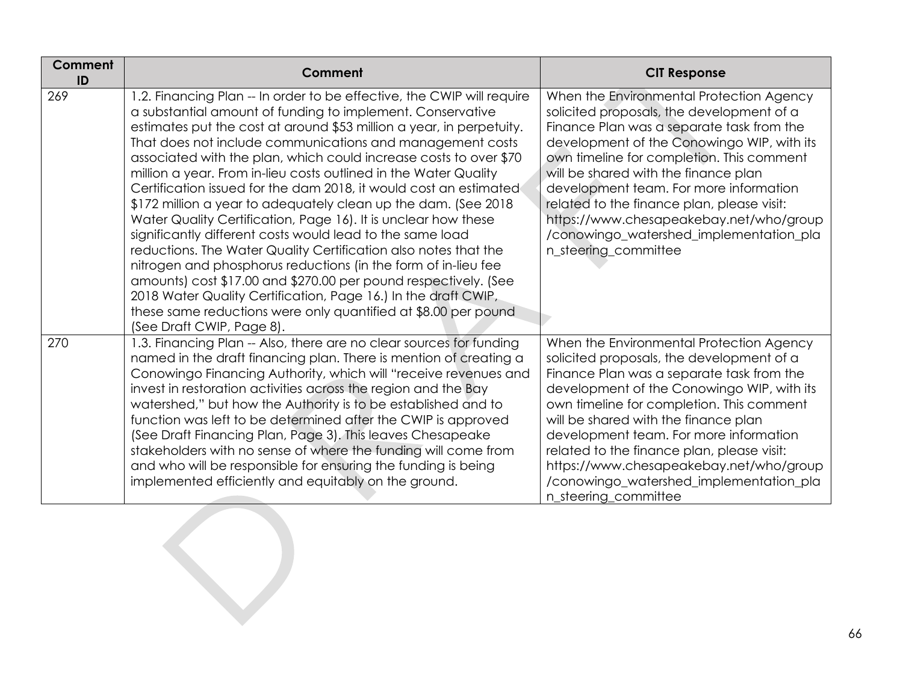| Comment ID | Comment | CIT Response |
|---|---|---|
| 269 | 1.2. Financing Plan -- In order to be effective, the CWIP will require a substantial amount of funding to implement. Conservative estimates put the cost at around $53 million a year, in perpetuity. That does not include communications and management costs associated with the plan, which could increase costs to over $70 million a year. From in-lieu costs outlined in the Water Quality Certification issued for the dam 2018, it would cost an estimated $172 million a year to adequately clean up the dam. (See 2018 Water Quality Certification, Page 16). It is unclear how these significantly different costs would lead to the same load reductions. The Water Quality Certification also notes that the nitrogen and phosphorus reductions (in the form of in-lieu fee amounts) cost $17.00 and $270.00 per pound respectively. (See 2018 Water Quality Certification, Page 16.) In the draft CWIP, these same reductions were only quantified at $8.00 per pound (See Draft CWIP, Page 8). | When the Environmental Protection Agency solicited proposals, the development of a Finance Plan was a separate task from the development of the Conowingo WIP, with its own timeline for completion. This comment will be shared with the finance plan development team. For more information related to the finance plan, please visit: https://www.chesapeakebay.net/who/group/conowingo_watershed_implementation_plan_steering_committee |
| 270 | 1.3. Financing Plan -- Also, there are no clear sources for funding named in the draft financing plan. There is mention of creating a Conowingo Financing Authority, which will "receive revenues and invest in restoration activities across the region and the Bay watershed," but how the Authority is to be established and to function was left to be determined after the CWIP is approved (See Draft Financing Plan, Page 3). This leaves Chesapeake stakeholders with no sense of where the funding will come from and who will be responsible for ensuring the funding is being implemented efficiently and equitably on the ground. | When the Environmental Protection Agency solicited proposals, the development of a Finance Plan was a separate task from the development of the Conowingo WIP, with its own timeline for completion. This comment will be shared with the finance plan development team. For more information related to the finance plan, please visit: https://www.chesapeakebay.net/who/group/conowingo_watershed_implementation_plan_steering_committee |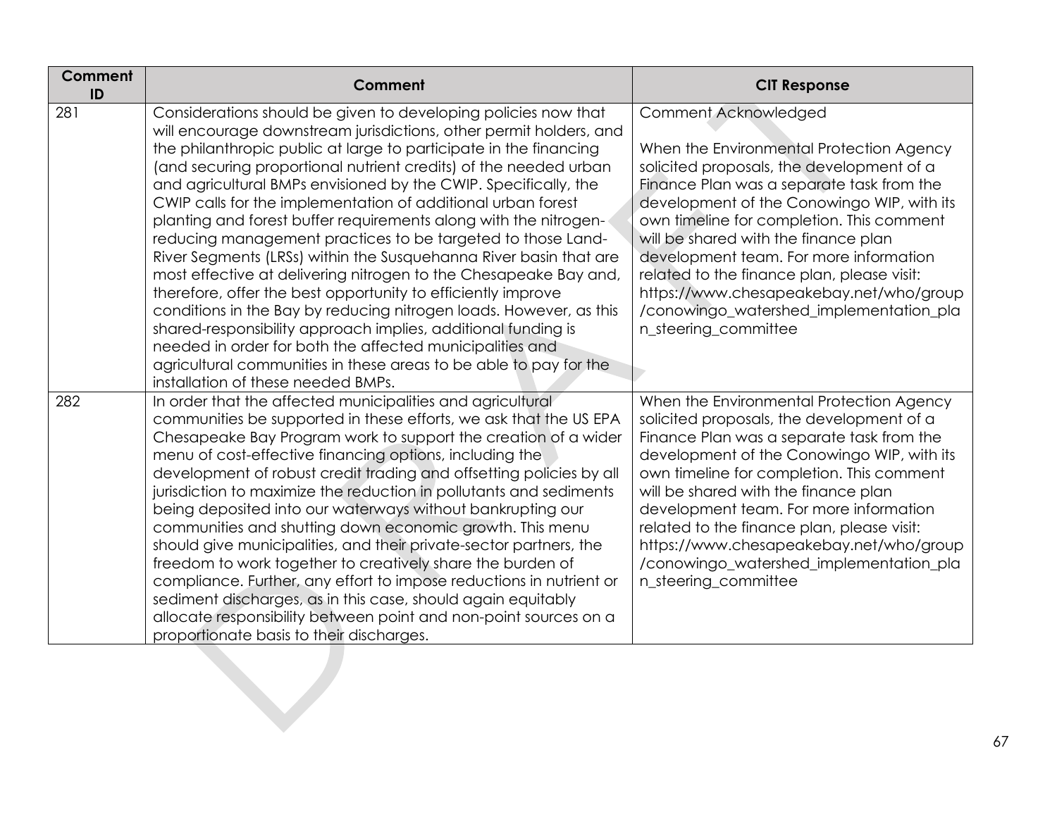| Comment ID | Comment | CIT Response |
| --- | --- | --- |
| 281 | Considerations should be given to developing policies now that will encourage downstream jurisdictions, other permit holders, and the philanthropic public at large to participate in the financing (and securing proportional nutrient credits) of the needed urban and agricultural BMPs envisioned by the CWIP. Specifically, the CWIP calls for the implementation of additional urban forest planting and forest buffer requirements along with the nitrogen-reducing management practices to be targeted to those Land-River Segments (LRSs) within the Susquehanna River basin that are most effective at delivering nitrogen to the Chesapeake Bay and, therefore, offer the best opportunity to efficiently improve conditions in the Bay by reducing nitrogen loads. However, as this shared-responsibility approach implies, additional funding is needed in order for both the affected municipalities and agricultural communities in these areas to be able to pay for the installation of these needed BMPs. | Comment Acknowledged<br><br>When the Environmental Protection Agency solicited proposals, the development of a Finance Plan was a separate task from the development of the Conowingo WIP, with its own timeline for completion. This comment will be shared with the finance plan development team. For more information related to the finance plan, please visit: https://www.chesapeakebay.net/who/group/conowingo_watershed_implementation_plan_steering_committee |
| 282 | In order that the affected municipalities and agricultural communities be supported in these efforts, we ask that the US EPA Chesapeake Bay Program work to support the creation of a wider menu of cost-effective financing options, including the development of robust credit trading and offsetting policies by all jurisdiction to maximize the reduction in pollutants and sediments being deposited into our waterways without bankrupting our communities and shutting down economic growth. This menu should give municipalities, and their private-sector partners, the freedom to work together to creatively share the burden of compliance. Further, any effort to impose reductions in nutrient or sediment discharges, as in this case, should again equitably allocate responsibility between point and non-point sources on a proportionate basis to their discharges. | When the Environmental Protection Agency solicited proposals, the development of a Finance Plan was a separate task from the development of the Conowingo WIP, with its own timeline for completion. This comment will be shared with the finance plan development team. For more information related to the finance plan, please visit: https://www.chesapeakebay.net/who/group/conowingo_watershed_implementation_plan_steering_committee |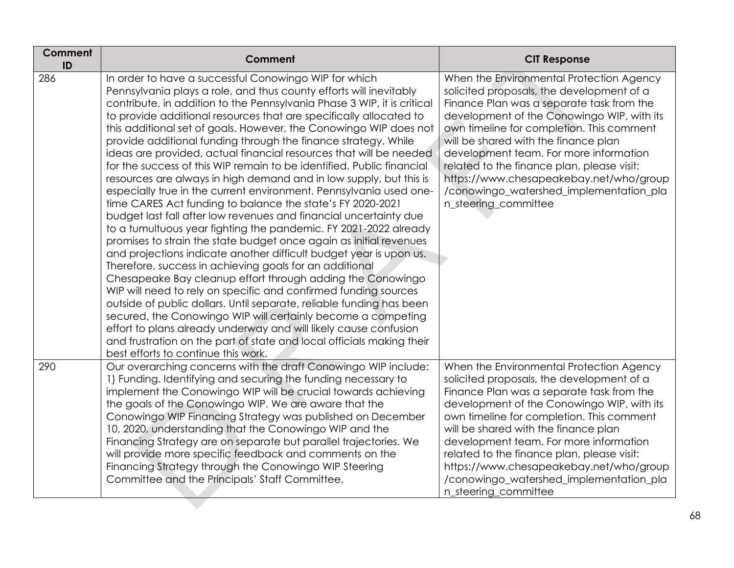| Comment ID | Comment | CIT Response |
|---|---|---|
| 286 | In order to have a successful Conowingo WIP for which Pennsylvania plays a role, and thus county efforts will inevitably contribute, in addition to the Pennsylvania Phase 3 WIP, it is critical to provide additional resources that are specifically allocated to this additional set of goals. However, the Conowingo WIP does not provide additional funding through the finance strategy. While ideas are provided, actual financial resources that will be needed for the success of this WIP remain to be identified. Public financial resources are always in high demand and in low supply, but this is especially true in the current environment. Pennsylvania used one-time CARES Act funding to balance the state's FY 2020-2021 budget last fall after low revenues and financial uncertainty due to a tumultuous year fighting the pandemic. FY 2021-2022 already promises to strain the state budget once again as initial revenues and projections indicate another difficult budget year is upon us. Therefore, success in achieving goals for an additional Chesapeake Bay cleanup effort through adding the Conowingo WIP will need to rely on specific and confirmed funding sources outside of public dollars. Until separate, reliable funding has been secured, the Conowingo WIP will certainly become a competing effort to plans already underway and will likely cause confusion and frustration on the part of state and local officials making their best efforts to continue this work. | When the Environmental Protection Agency solicited proposals, the development of a Finance Plan was a separate task from the development of the Conowingo WIP, with its own timeline for completion. This comment will be shared with the finance plan development team. For more information related to the finance plan, please visit: https://www.chesapeakebay.net/who/group/conowingo_watershed_implementation_plan_steering_committee |
| 290 | Our overarching concerns with the draft Conowingo WIP include: 1) Funding. Identifying and securing the funding necessary to implement the Conowingo WIP will be crucial towards achieving the goals of the Conowingo WIP. We are aware that the Conowingo WIP Financing Strategy was published on December 10, 2020, understanding that the Conowingo WIP and the Financing Strategy are on separate but parallel trajectories. We will provide more specific feedback and comments on the Financing Strategy through the Conowingo WIP Steering Committee and the Principals' Staff Committee. | When the Environmental Protection Agency solicited proposals, the development of a Finance Plan was a separate task from the development of the Conowingo WIP, with its own timeline for completion. This comment will be shared with the finance plan development team. For more information related to the finance plan, please visit: https://www.chesapeakebay.net/who/group/conowingo_watershed_implementation_plan_steering_committee |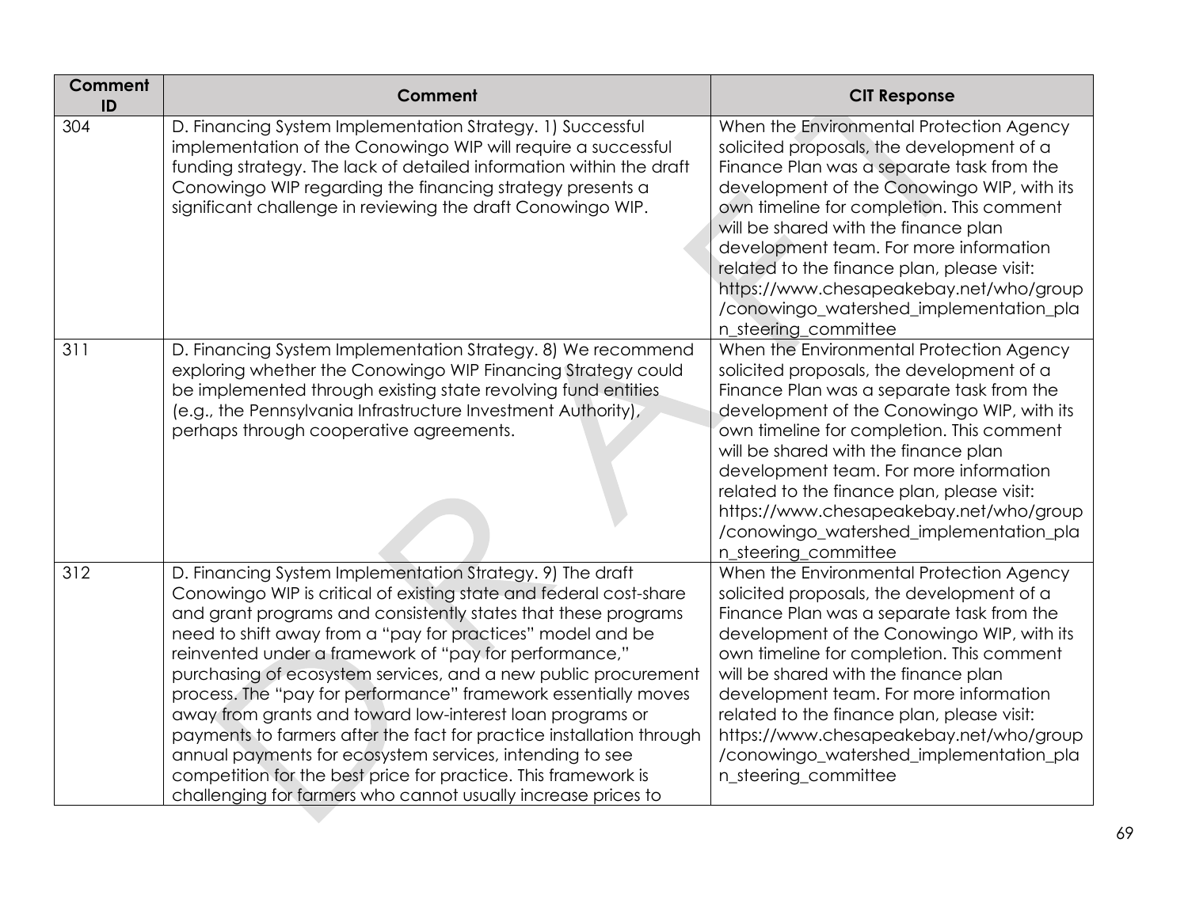| Comment ID | Comment | CIT Response |
| --- | --- | --- |
| 304 | D. Financing System Implementation Strategy. 1) Successful implementation of the Conowingo WIP will require a successful funding strategy. The lack of detailed information within the draft Conowingo WIP regarding the financing strategy presents a significant challenge in reviewing the draft Conowingo WIP. | When the Environmental Protection Agency solicited proposals, the development of a Finance Plan was a separate task from the development of the Conowingo WIP, with its own timeline for completion. This comment will be shared with the finance plan development team. For more information related to the finance plan, please visit: https://www.chesapeakebay.net/who/group/conowingo_watershed_implementation_plan_steering_committee |
| 311 | D. Financing System Implementation Strategy. 8) We recommend exploring whether the Conowingo WIP Financing Strategy could be implemented through existing state revolving fund entities (e.g., the Pennsylvania Infrastructure Investment Authority), perhaps through cooperative agreements. | When the Environmental Protection Agency solicited proposals, the development of a Finance Plan was a separate task from the development of the Conowingo WIP, with its own timeline for completion. This comment will be shared with the finance plan development team. For more information related to the finance plan, please visit: https://www.chesapeakebay.net/who/group/conowingo_watershed_implementation_plan_steering_committee |
| 312 | D. Financing System Implementation Strategy. 9) The draft Conowingo WIP is critical of existing state and federal cost-share and grant programs and consistently states that these programs need to shift away from a "pay for practices" model and be reinvented under a framework of "pay for performance," purchasing of ecosystem services, and a new public procurement process. The "pay for performance" framework essentially moves away from grants and toward low-interest loan programs or payments to farmers after the fact for practice installation through annual payments for ecosystem services, intending to see competition for the best price for practice. This framework is challenging for farmers who cannot usually increase prices to | When the Environmental Protection Agency solicited proposals, the development of a Finance Plan was a separate task from the development of the Conowingo WIP, with its own timeline for completion. This comment will be shared with the finance plan development team. For more information related to the finance plan, please visit: https://www.chesapeakebay.net/who/group/conowingo_watershed_implementation_plan_steering_committee |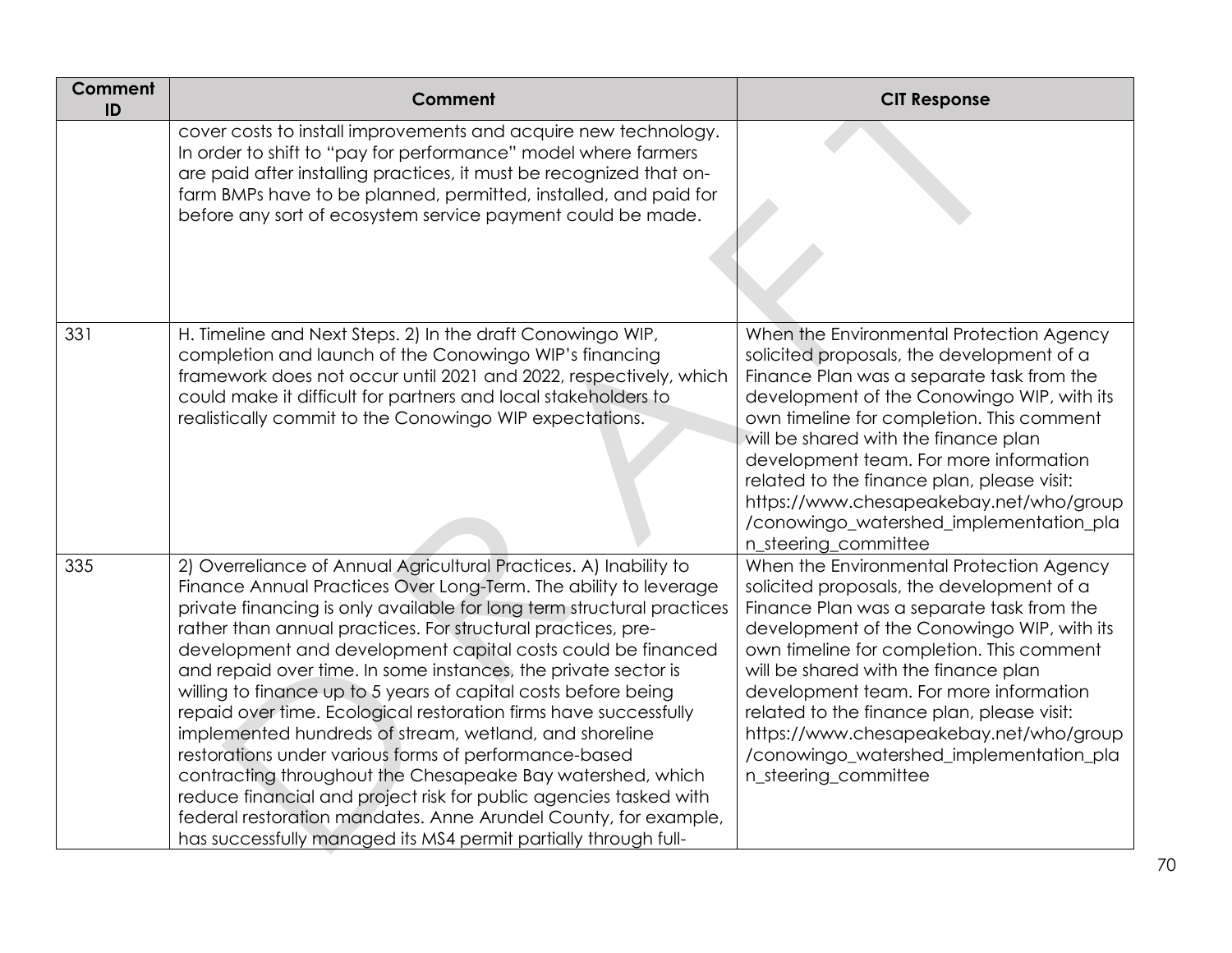| Comment ID | Comment | CIT Response |
|---|---|---|
| | cover costs to install improvements and acquire new technology. In order to shift to "pay for performance" model where farmers are paid after installing practices, it must be recognized that on-farm BMPs have to be planned, permitted, installed, and paid for before any sort of ecosystem service payment could be made. | |
| 331 | H. Timeline and Next Steps. 2) In the draft Conowingo WIP, completion and launch of the Conowingo WIP's financing framework does not occur until 2021 and 2022, respectively, which could make it difficult for partners and local stakeholders to realistically commit to the Conowingo WIP expectations. | When the Environmental Protection Agency solicited proposals, the development of a Finance Plan was a separate task from the development of the Conowingo WIP, with its own timeline for completion. This comment will be shared with the finance plan development team. For more information related to the finance plan, please visit: https://www.chesapeakebay.net/who/group/conowingo_watershed_implementation_plan_steering_committee |
| 335 | 2) Overreliance of Annual Agricultural Practices. A) Inability to Finance Annual Practices Over Long-Term. The ability to leverage private financing is only available for long term structural practices rather than annual practices. For structural practices, pre-development and development capital costs could be financed and repaid over time. In some instances, the private sector is willing to finance up to 5 years of capital costs before being repaid over time. Ecological restoration firms have successfully implemented hundreds of stream, wetland, and shoreline restorations under various forms of performance-based contracting throughout the Chesapeake Bay watershed, which reduce financial and project risk for public agencies tasked with federal restoration mandates. Anne Arundel County, for example, has successfully managed its MS4 permit partially through full- | When the Environmental Protection Agency solicited proposals, the development of a Finance Plan was a separate task from the development of the Conowingo WIP, with its own timeline for completion. This comment will be shared with the finance plan development team. For more information related to the finance plan, please visit: https://www.chesapeakebay.net/who/group/conowingo_watershed_implementation_plan_steering_committee |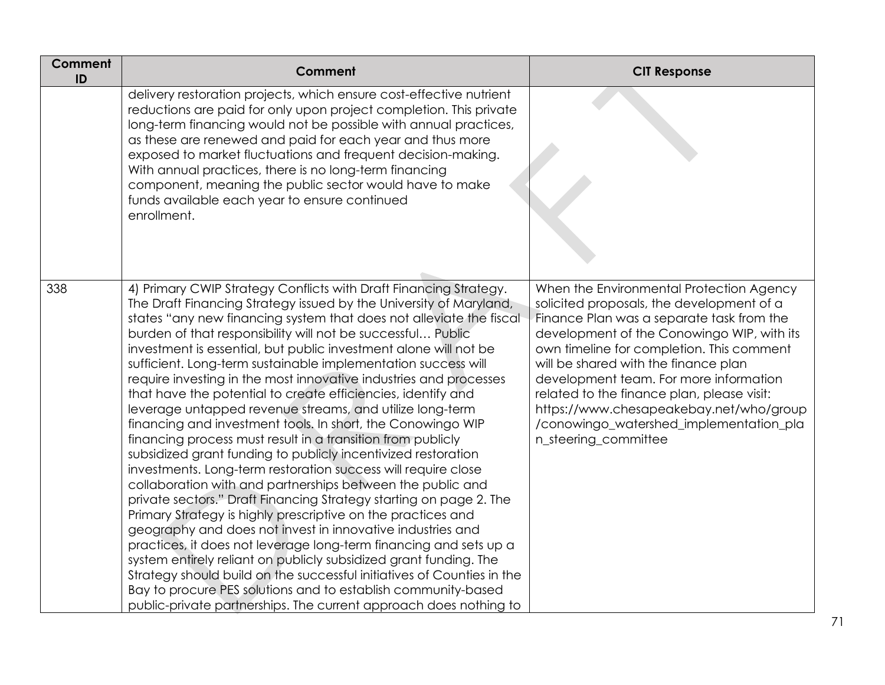| Comment ID | Comment | CIT Response |
|---|---|---|
| | delivery restoration projects, which ensure cost-effective nutrient reductions are paid for only upon project completion. This private long-term financing would not be possible with annual practices, as these are renewed and paid for each year and thus more exposed to market fluctuations and frequent decision-making. With annual practices, there is no long-term financing component, meaning the public sector would have to make funds available each year to ensure continued enrollment. | |
| 338 | 4) Primary CWIP Strategy Conflicts with Draft Financing Strategy. The Draft Financing Strategy issued by the University of Maryland, states "any new financing system that does not alleviate the fiscal burden of that responsibility will not be successful… Public investment is essential, but public investment alone will not be sufficient. Long-term sustainable implementation success will require investing in the most innovative industries and processes that have the potential to create efficiencies, identify and leverage untapped revenue streams, and utilize long-term financing and investment tools. In short, the Conowingo WIP financing process must result in a transition from publicly subsidized grant funding to publicly incentivized restoration investments. Long-term restoration success will require close collaboration with and partnerships between the public and private sectors." Draft Financing Strategy starting on page 2. The Primary Strategy is highly prescriptive on the practices and geography and does not invest in innovative industries and practices, it does not leverage long-term financing and sets up a system entirely reliant on publicly subsidized grant funding. The Strategy should build on the successful initiatives of Counties in the Bay to procure PES solutions and to establish community-based public-private partnerships. The current approach does nothing to | When the Environmental Protection Agency solicited proposals, the development of a Finance Plan was a separate task from the development of the Conowingo WIP, with its own timeline for completion. This comment will be shared with the finance plan development team. For more information related to the finance plan, please visit: https://www.chesapeakebay.net/who/group/conowingo_watershed_implementation_plan_steering_committee |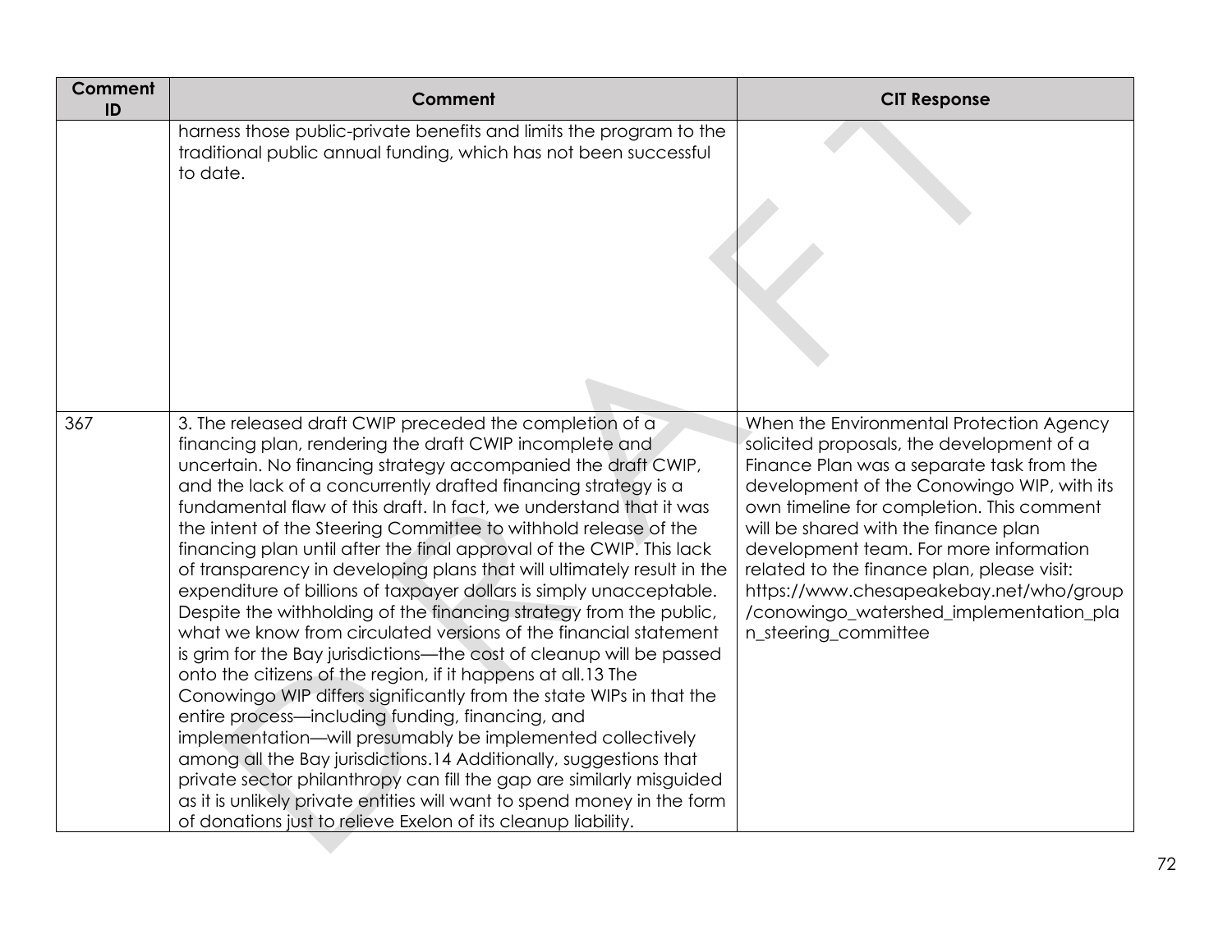| Comment ID | Comment | CIT Response |
| --- | --- | --- |
| | harness those public-private benefits and limits the program to the traditional public annual funding, which has not been successful to date. | |
| 367 | 3. The released draft CWIP preceded the completion of a financing plan, rendering the draft CWIP incomplete and uncertain. No financing strategy accompanied the draft CWIP, and the lack of a concurrently drafted financing strategy is a fundamental flaw of this draft. In fact, we understand that it was the intent of the Steering Committee to withhold release of the financing plan until after the final approval of the CWIP. This lack of transparency in developing plans that will ultimately result in the expenditure of billions of taxpayer dollars is simply unacceptable. Despite the withholding of the financing strategy from the public, what we know from circulated versions of the financial statement is grim for the Bay jurisdictions—the cost of cleanup will be passed onto the citizens of the region, if it happens at all.13 The Conowingo WIP differs significantly from the state WIPs in that the entire process—including funding, financing, and implementation—will presumably be implemented collectively among all the Bay jurisdictions.14 Additionally, suggestions that private sector philanthropy can fill the gap are similarly misguided as it is unlikely private entities will want to spend money in the form of donations just to relieve Exelon of its cleanup liability. | When the Environmental Protection Agency solicited proposals, the development of a Finance Plan was a separate task from the development of the Conowingo WIP, with its own timeline for completion. This comment will be shared with the finance plan development team. For more information related to the finance plan, please visit: https://www.chesapeakebay.net/who/group/conowingo_watershed_implementation_plan_steering_committee |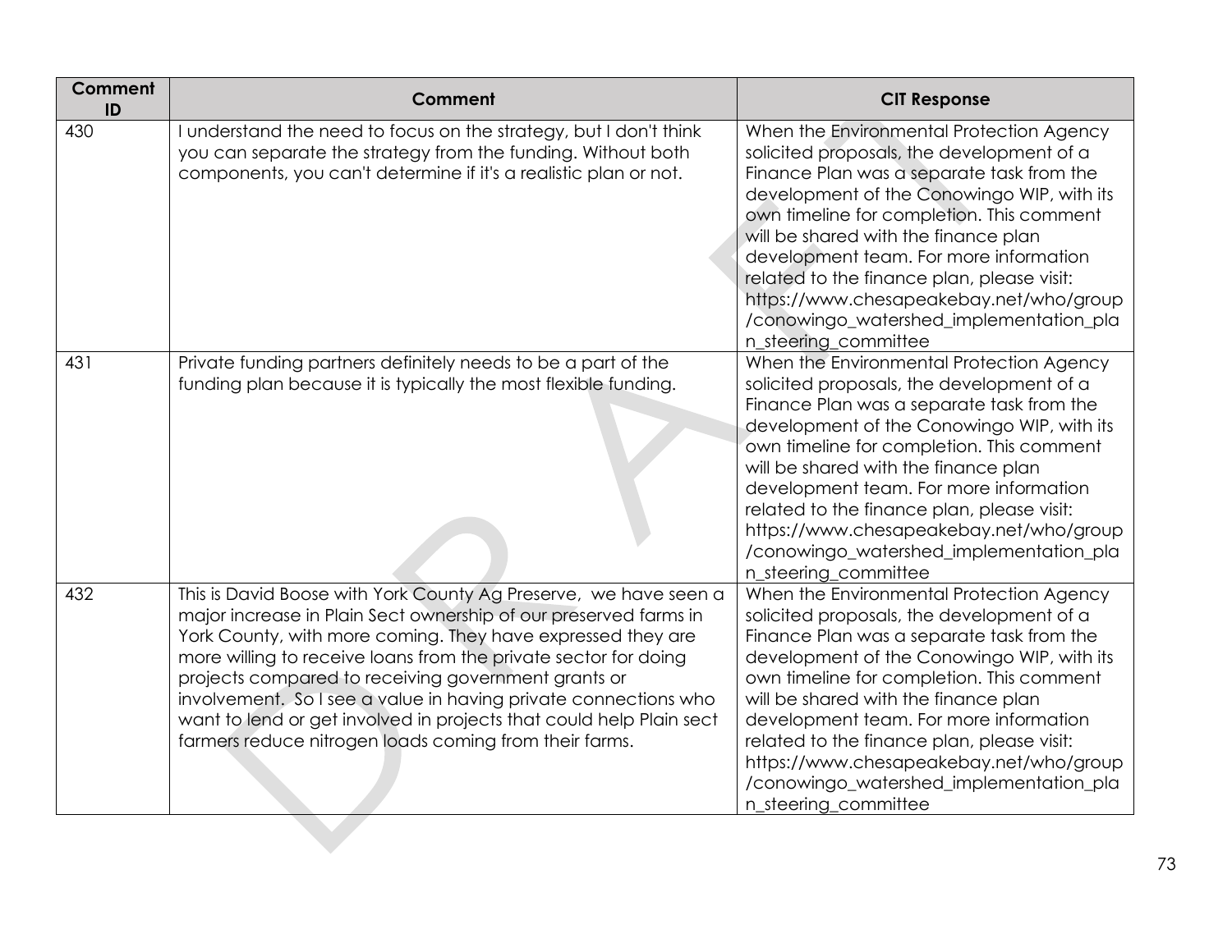| Comment ID | Comment | CIT Response |
|---|---|---|
| 430 | I understand the need to focus on the strategy, but I don't think you can separate the strategy from the funding. Without both components, you can't determine if it's a realistic plan or not. | When the Environmental Protection Agency solicited proposals, the development of a Finance Plan was a separate task from the development of the Conowingo WIP, with its own timeline for completion. This comment will be shared with the finance plan development team. For more information related to the finance plan, please visit: https://www.chesapeakebay.net/who/group/conowingo_watershed_implementation_plan_steering_committee |
| 431 | Private funding partners definitely needs to be a part of the funding plan because it is typically the most flexible funding. | When the Environmental Protection Agency solicited proposals, the development of a Finance Plan was a separate task from the development of the Conowingo WIP, with its own timeline for completion. This comment will be shared with the finance plan development team. For more information related to the finance plan, please visit: https://www.chesapeakebay.net/who/group/conowingo_watershed_implementation_plan_steering_committee |
| 432 | This is David Boose with York County Ag Preserve, we have seen a major increase in Plain Sect ownership of our preserved farms in York County, with more coming. They have expressed they are more willing to receive loans from the private sector for doing projects compared to receiving government grants or involvement. So I see a value in having private connections who want to lend or get involved in projects that could help Plain sect farmers reduce nitrogen loads coming from their farms. | When the Environmental Protection Agency solicited proposals, the development of a Finance Plan was a separate task from the development of the Conowingo WIP, with its own timeline for completion. This comment will be shared with the finance plan development team. For more information related to the finance plan, please visit: https://www.chesapeakebay.net/who/group/conowingo_watershed_implementation_plan_steering_committee |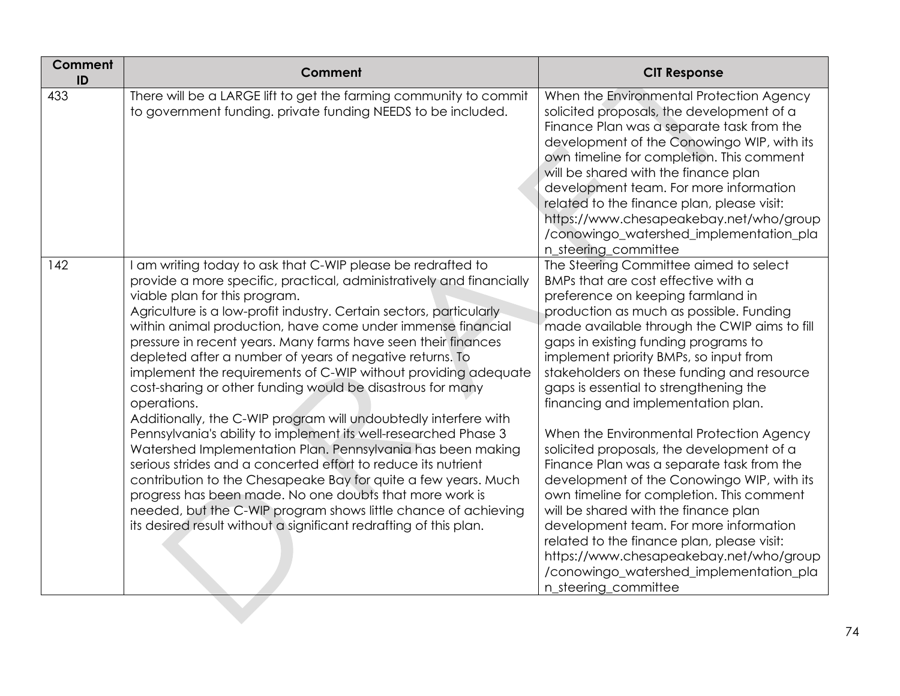| Comment ID | Comment | CIT Response |
|---|---|---|
| 433 | There will be a LARGE lift to get the farming community to commit to government funding. private funding NEEDS to be included. | When the Environmental Protection Agency solicited proposals, the development of a Finance Plan was a separate task from the development of the Conowingo WIP, with its own timeline for completion. This comment will be shared with the finance plan development team. For more information related to the finance plan, please visit: https://www.chesapeakebay.net/who/group/conowingo_watershed_implementation_plan_steering_committee |
| 142 | I am writing today to ask that C-WIP please be redrafted to provide a more specific, practical, administratively and financially viable plan for this program.<br>Agriculture is a low-profit industry. Certain sectors, particularly within animal production, have come under immense financial pressure in recent years. Many farms have seen their finances depleted after a number of years of negative returns. To implement the requirements of C-WIP without providing adequate cost-sharing or other funding would be disastrous for many operations.<br>Additionally, the C-WIP program will undoubtedly interfere with Pennsylvania's ability to implement its well-researched Phase 3 Watershed Implementation Plan. Pennsylvania has been making serious strides and a concerted effort to reduce its nutrient contribution to the Chesapeake Bay for quite a few years. Much progress has been made. No one doubts that more work is needed, but the C-WIP program shows little chance of achieving its desired result without a significant redrafting of this plan. | The Steering Committee aimed to select BMPs that are cost effective with a preference on keeping farmland in production as much as possible. Funding made available through the CWIP aims to fill gaps in existing funding programs to implement priority BMPs, so input from stakeholders on these funding and resource gaps is essential to strengthening the financing and implementation plan.<br><br>When the Environmental Protection Agency solicited proposals, the development of a Finance Plan was a separate task from the development of the Conowingo WIP, with its own timeline for completion. This comment will be shared with the finance plan development team. For more information related to the finance plan, please visit: https://www.chesapeakebay.net/who/group/conowingo_watershed_implementation_plan_steering_committee |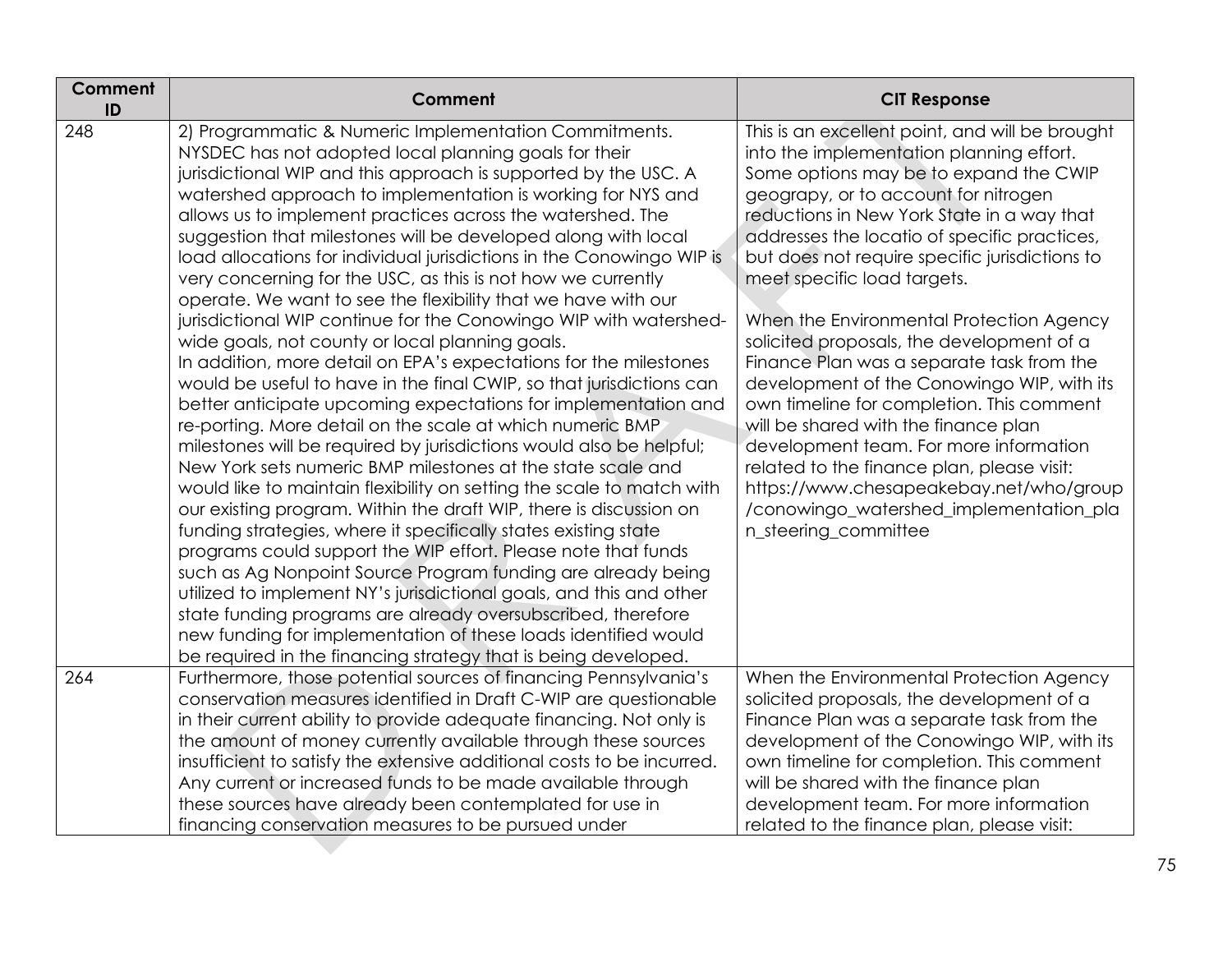| Comment ID | Comment | CIT Response |
|---|---|---|
| 248 | 2) Programmatic & Numeric Implementation Commitments. NYSDEC has not adopted local planning goals for their jurisdictional WIP and this approach is supported by the USC. A watershed approach to implementation is working for NYS and allows us to implement practices across the watershed. The suggestion that milestones will be developed along with local load allocations for individual jurisdictions in the Conowingo WIP is very concerning for the USC, as this is not how we currently operate. We want to see the flexibility that we have with our jurisdictional WIP continue for the Conowingo WIP with watershed-wide goals, not county or local planning goals.<br>In addition, more detail on EPA's expectations for the milestones would be useful to have in the final CWIP, so that jurisdictions can better anticipate upcoming expectations for implementation and re-porting. More detail on the scale at which numeric BMP milestones will be required by jurisdictions would also be helpful; New York sets numeric BMP milestones at the state scale and would like to maintain flexibility on setting the scale to match with our existing program. Within the draft WIP, there is discussion on funding strategies, where it specifically states existing state programs could support the WIP effort. Please note that funds such as Ag Nonpoint Source Program funding are already being utilized to implement NY's jurisdictional goals, and this and other state funding programs are already oversubscribed, therefore new funding for implementation of these loads identified would be required in the financing strategy that is being developed. | This is an excellent point, and will be brought into the implementation planning effort. Some options may be to expand the CWIP geograpy, or to account for nitrogen reductions in New York State in a way that addresses the locatio of specific practices, but does not require specific jurisdictions to meet specific load targets.<br><br>When the Environmental Protection Agency solicited proposals, the development of a Finance Plan was a separate task from the development of the Conowingo WIP, with its own timeline for completion. This comment will be shared with the finance plan development team. For more information related to the finance plan, please visit: https://www.chesapeakebay.net/who/group/conowingo_watershed_implementation_plan_steering_committee |
| 264 | Furthermore, those potential sources of financing Pennsylvania's conservation measures identified in Draft C-WIP are questionable in their current ability to provide adequate financing. Not only is the amount of money currently available through these sources insufficient to satisfy the extensive additional costs to be incurred. Any current or increased funds to be made available through these sources have already been contemplated for use in financing conservation measures to be pursued under | When the Environmental Protection Agency solicited proposals, the development of a Finance Plan was a separate task from the development of the Conowingo WIP, with its own timeline for completion. This comment will be shared with the finance plan development team. For more information related to the finance plan, please visit: |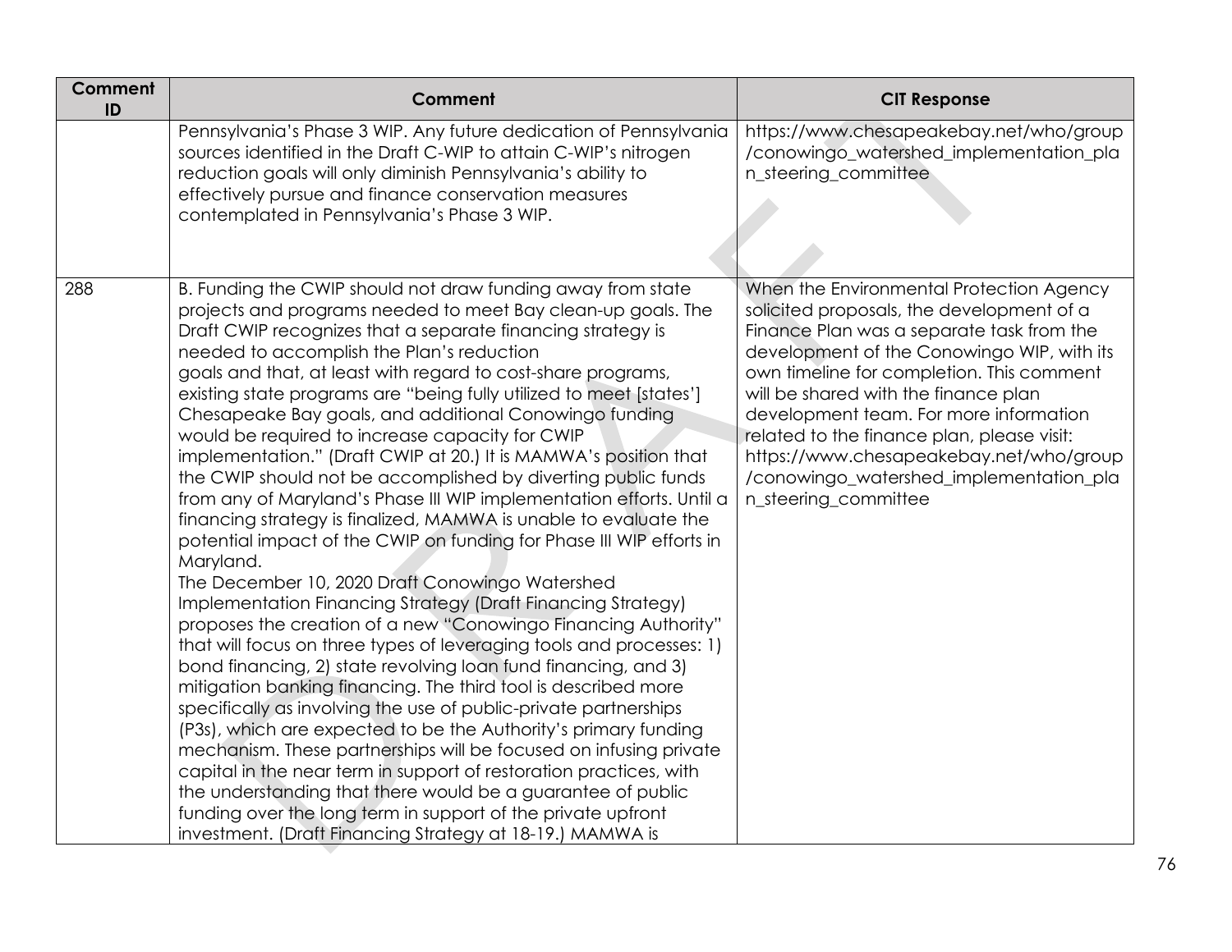| Comment ID | Comment | CIT Response |
|---|---|---|
| | Pennsylvania's Phase 3 WIP. Any future dedication of Pennsylvania sources identified in the Draft C-WIP to attain C-WIP's nitrogen reduction goals will only diminish Pennsylvania's ability to effectively pursue and finance conservation measures contemplated in Pennsylvania's Phase 3 WIP. | https://www.chesapeakebay.net/who/group/conowingo_watershed_implementation_plan_steering_committee |
| 288 | B. Funding the CWIP should not draw funding away from state projects and programs needed to meet Bay clean-up goals. The Draft CWIP recognizes that a separate financing strategy is needed to accomplish the Plan's reduction goals and that, at least with regard to cost-share programs, existing state programs are "being fully utilized to meet [states'] Chesapeake Bay goals, and additional Conowingo funding would be required to increase capacity for CWIP implementation." (Draft CWIP at 20.) It is MAMWA's position that the CWIP should not be accomplished by diverting public funds from any of Maryland's Phase III WIP implementation efforts. Until a financing strategy is finalized, MAMWA is unable to evaluate the potential impact of the CWIP on funding for Phase III WIP efforts in Maryland.<br>The December 10, 2020 Draft Conowingo Watershed Implementation Financing Strategy (Draft Financing Strategy) proposes the creation of a new "Conowingo Financing Authority" that will focus on three types of leveraging tools and processes: 1) bond financing, 2) state revolving loan fund financing, and 3) mitigation banking financing. The third tool is described more specifically as involving the use of public-private partnerships (P3s), which are expected to be the Authority's primary funding mechanism. These partnerships will be focused on infusing private capital in the near term in support of restoration practices, with the understanding that there would be a guarantee of public funding over the long term in support of the private upfront investment. (Draft Financing Strategy at 18-19.) MAMWA is | When the Environmental Protection Agency solicited proposals, the development of a Finance Plan was a separate task from the development of the Conowingo WIP, with its own timeline for completion. This comment will be shared with the finance plan development team. For more information related to the finance plan, please visit: https://www.chesapeakebay.net/who/group/conowingo_watershed_implementation_plan_steering_committee |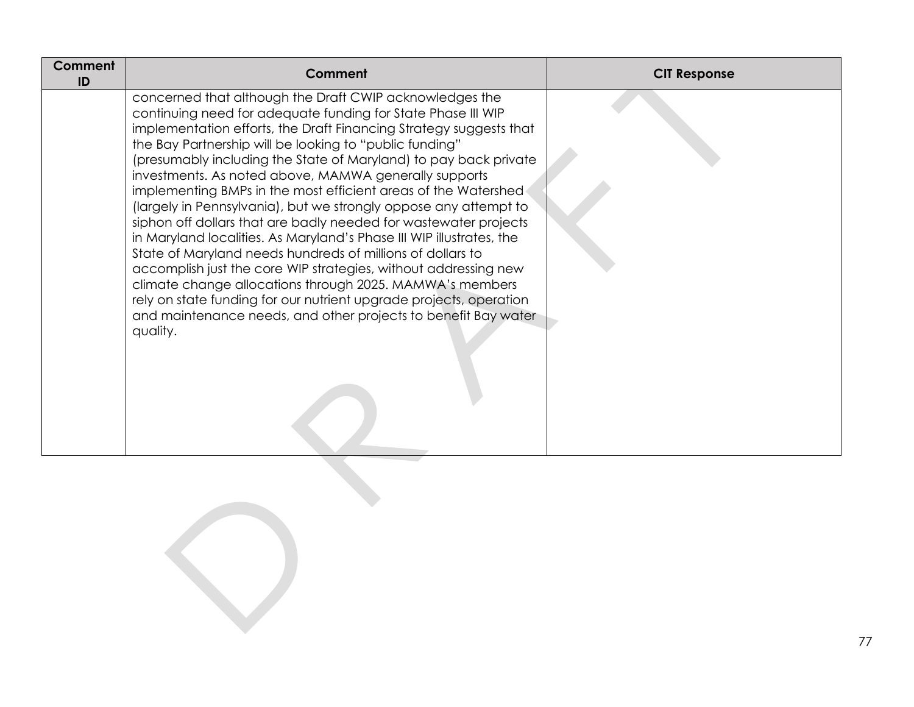| Comment ID | Comment | CIT Response |
| --- | --- | --- |
| | concerned that although the Draft CWIP acknowledges the continuing need for adequate funding for State Phase III WIP implementation efforts, the Draft Financing Strategy suggests that the Bay Partnership will be looking to "public funding" (presumably including the State of Maryland) to pay back private investments. As noted above, MAMWA generally supports implementing BMPs in the most efficient areas of the Watershed (largely in Pennsylvania), but we strongly oppose any attempt to siphon off dollars that are badly needed for wastewater projects in Maryland localities. As Maryland's Phase III WIP illustrates, the State of Maryland needs hundreds of millions of dollars to accomplish just the core WIP strategies, without addressing new climate change allocations through 2025. MAMWA's members rely on state funding for our nutrient upgrade projects, operation and maintenance needs, and other projects to benefit Bay water quality. | |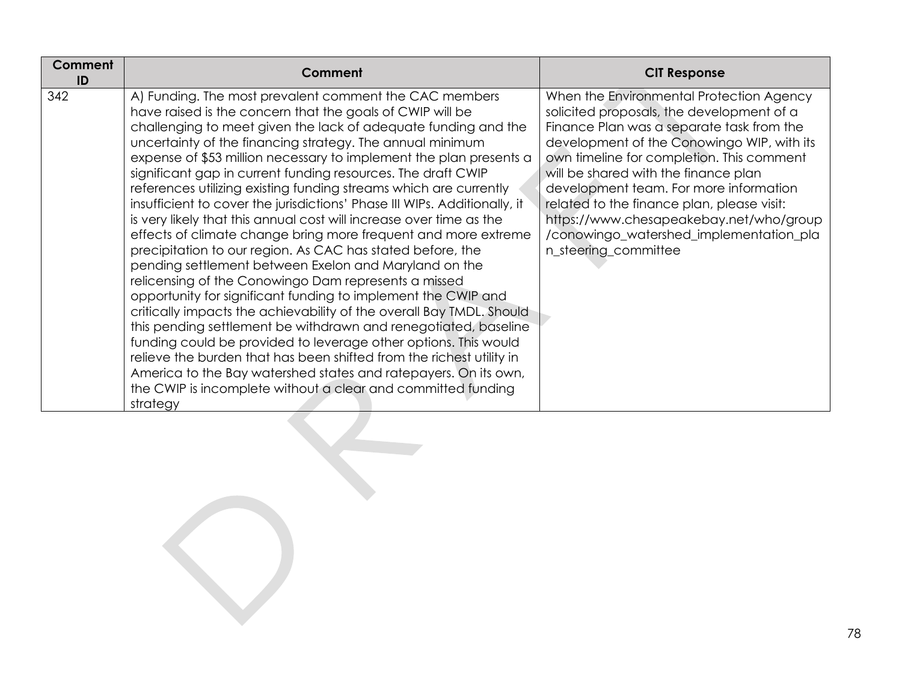| Comment ID | Comment | CIT Response |
|---|---|---|
| 342 | A) Funding. The most prevalent comment the CAC members have raised is the concern that the goals of CWIP will be challenging to meet given the lack of adequate funding and the uncertainty of the financing strategy. The annual minimum expense of $53 million necessary to implement the plan presents a significant gap in current funding resources. The draft CWIP references utilizing existing funding streams which are currently insufficient to cover the jurisdictions' Phase III WIPs. Additionally, it is very likely that this annual cost will increase over time as the effects of climate change bring more frequent and more extreme precipitation to our region. As CAC has stated before, the pending settlement between Exelon and Maryland on the relicensing of the Conowingo Dam represents a missed opportunity for significant funding to implement the CWIP and critically impacts the achievability of the overall Bay TMDL. Should this pending settlement be withdrawn and renegotiated, baseline funding could be provided to leverage other options. This would relieve the burden that has been shifted from the richest utility in America to the Bay watershed states and ratepayers. On its own, the CWIP is incomplete without a clear and committed funding strategy | When the Environmental Protection Agency solicited proposals, the development of a Finance Plan was a separate task from the development of the Conowingo WIP, with its own timeline for completion. This comment will be shared with the finance plan development team. For more information related to the finance plan, please visit: https://www.chesapeakebay.net/who/group/conowingo_watershed_implementation_plan_steering_committee |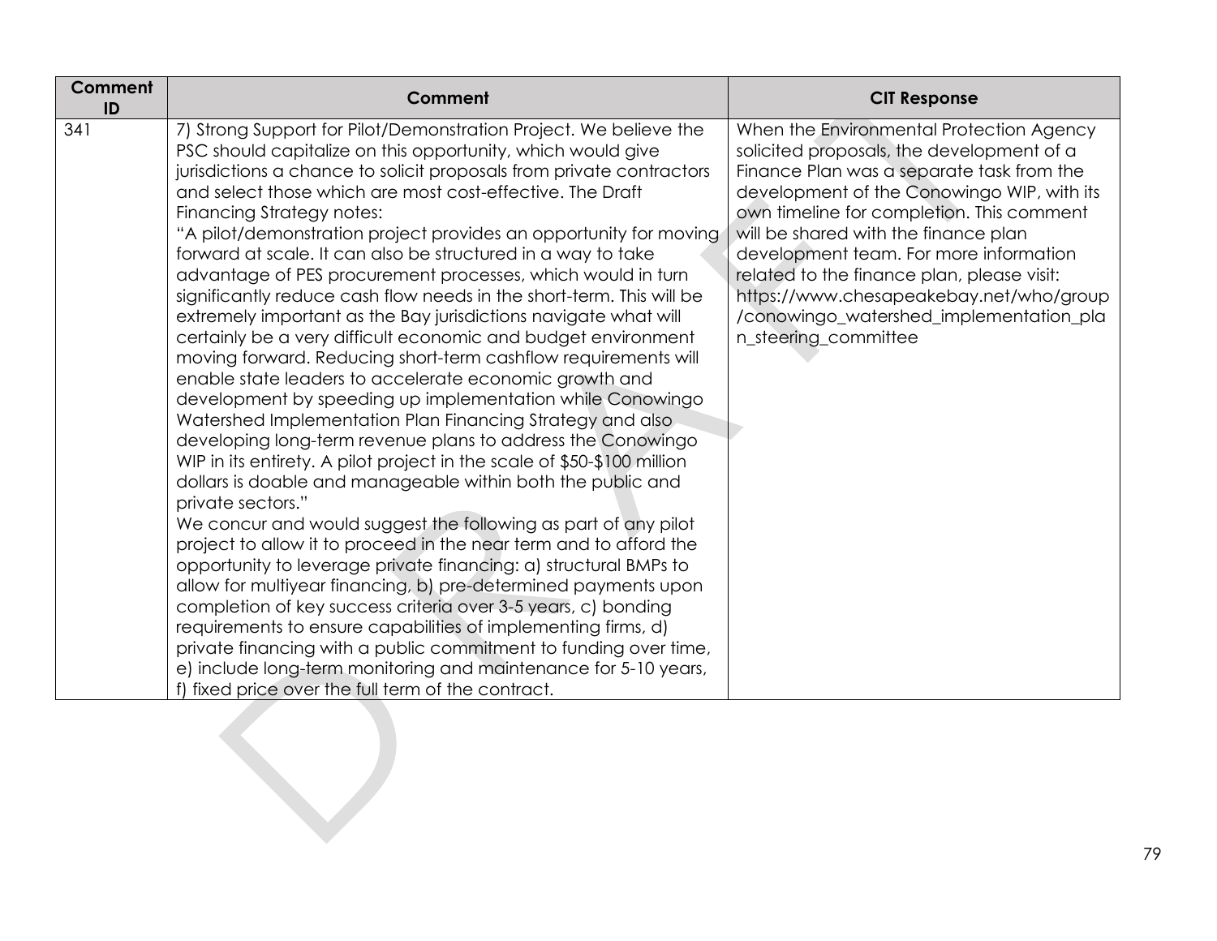| Comment ID | Comment | CIT Response |
|---|---|---|
| 341 | 7) Strong Support for Pilot/Demonstration Project. We believe the PSC should capitalize on this opportunity, which would give jurisdictions a chance to solicit proposals from private contractors and select those which are most cost-effective. The Draft Financing Strategy notes:<br>"A pilot/demonstration project provides an opportunity for moving forward at scale. It can also be structured in a way to take advantage of PES procurement processes, which would in turn significantly reduce cash flow needs in the short-term. This will be extremely important as the Bay jurisdictions navigate what will certainly be a very difficult economic and budget environment moving forward. Reducing short-term cashflow requirements will enable state leaders to accelerate economic growth and development by speeding up implementation while Conowingo Watershed Implementation Plan Financing Strategy and also developing long-term revenue plans to address the Conowingo WIP in its entirety. A pilot project in the scale of \$50-\$100 million dollars is doable and manageable within both the public and private sectors."<br>We concur and would suggest the following as part of any pilot project to allow it to proceed in the near term and to afford the opportunity to leverage private financing: a) structural BMPs to allow for multiyear financing, b) pre-determined payments upon completion of key success criteria over 3-5 years, c) bonding requirements to ensure capabilities of implementing firms, d) private financing with a public commitment to funding over time, e) include long-term monitoring and maintenance for 5-10 years, f) fixed price over the full term of the contract. | When the Environmental Protection Agency solicited proposals, the development of a Finance Plan was a separate task from the development of the Conowingo WIP, with its own timeline for completion. This comment will be shared with the finance plan development team. For more information related to the finance plan, please visit: https://www.chesapeakebay.net/who/group/conowingo_watershed_implementation_plan_steering_committee |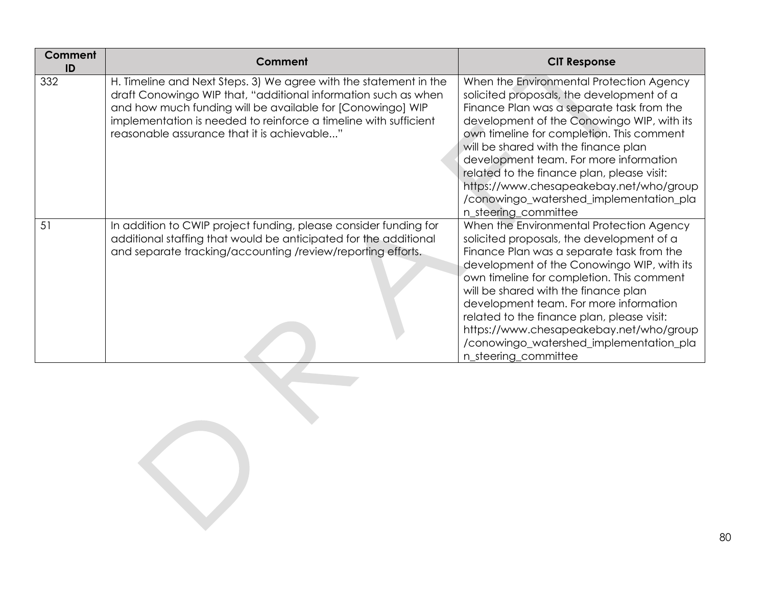| Comment ID | Comment | CIT Response |
| --- | --- | --- |
| 332 | H. Timeline and Next Steps. 3) We agree with the statement in the draft Conowingo WIP that, "additional information such as when and how much funding will be available for [Conowingo] WIP implementation is needed to reinforce a timeline with sufficient reasonable assurance that it is achievable..." | When the Environmental Protection Agency solicited proposals, the development of a Finance Plan was a separate task from the development of the Conowingo WIP, with its own timeline for completion. This comment will be shared with the finance plan development team. For more information related to the finance plan, please visit: https://www.chesapeakebay.net/who/group/conowingo_watershed_implementation_plan_steering_committee |
| 51 | In addition to CWIP project funding, please consider funding for additional staffing that would be anticipated for the additional and separate tracking/accounting /review/reporting efforts. | When the Environmental Protection Agency solicited proposals, the development of a Finance Plan was a separate task from the development of the Conowingo WIP, with its own timeline for completion. This comment will be shared with the finance plan development team. For more information related to the finance plan, please visit: https://www.chesapeakebay.net/who/group/conowingo_watershed_implementation_plan_steering_committee |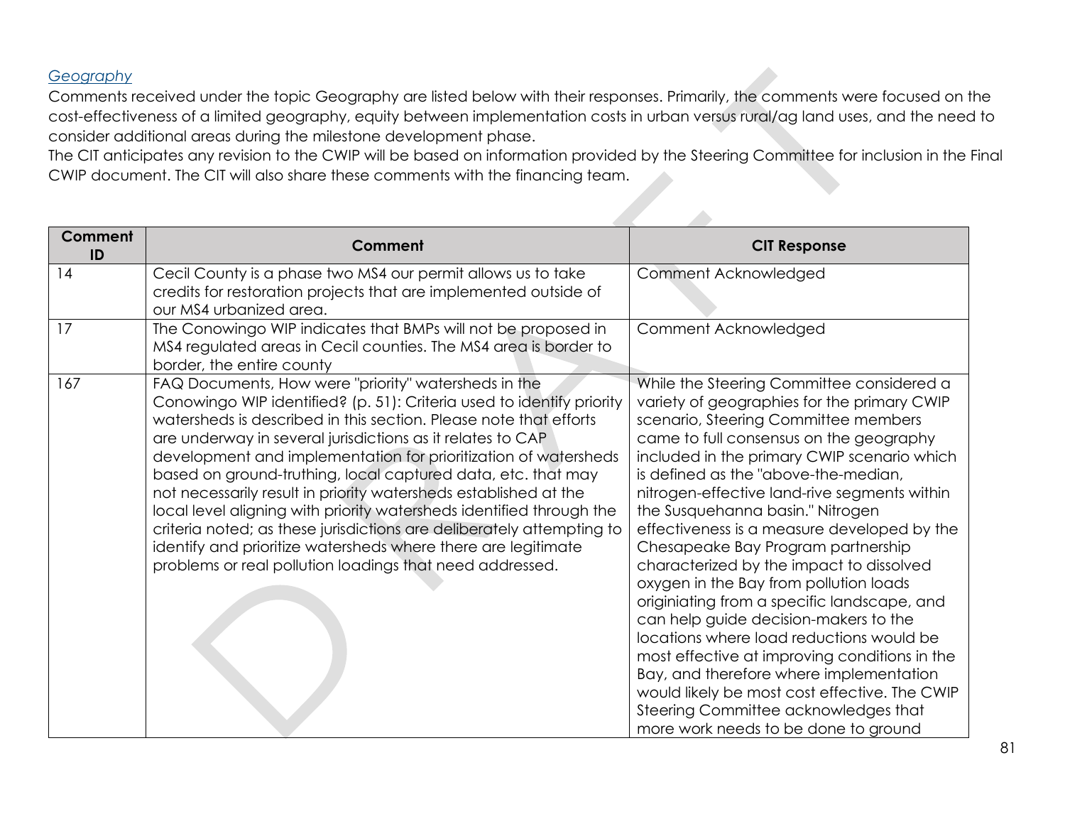*Geography*

Comments received under the topic Geography are listed below with their responses. Primarily, the comments were focused on the cost-effectiveness of a limited geography, equity between implementation costs in urban versus rural/ag land uses, and the need to consider additional areas during the milestone development phase.

The CIT anticipates any revision to the CWIP will be based on information provided by the Steering Committee for inclusion in the Final CWIP document. The CIT will also share these comments with the financing team.

| Comment ID | Comment | CIT Response |
|---|---|---|
| 14 | Cecil County is a phase two MS4 our permit allows us to take credits for restoration projects that are implemented outside of our MS4 urbanized area. | Comment Acknowledged |
| 17 | The Conowingo WIP indicates that BMPs will not be proposed in MS4 regulated areas in Cecil counties. The MS4 area is border to border, the entire county | Comment Acknowledged |
| 167 | FAQ Documents, How were "priority" watersheds in the Conowingo WIP identified? (p. 51): Criteria used to identify priority watersheds is described in this section. Please note that efforts are underway in several jurisdictions as it relates to CAP development and implementation for prioritization of watersheds based on ground-truthing, local captured data, etc. that may not necessarily result in priority watersheds established at the local level aligning with priority watersheds identified through the criteria noted; as these jurisdictions are deliberately attempting to identify and prioritize watersheds where there are legitimate problems or real pollution loadings that need addressed. | While the Steering Committee considered a variety of geographies for the primary CWIP scenario, Steering Committee members came to full consensus on the geography included in the primary CWIP scenario which is defined as the "above-the-median, nitrogen-effective land-rive segments within the Susquehanna basin." Nitrogen effectiveness is a measure developed by the Chesapeake Bay Program partnership characterized by the impact to dissolved oxygen in the Bay from pollution loads originiating from a specific landscape, and can help guide decision-makers to the locations where load reductions would be most effective at improving conditions in the Bay, and therefore where implementation would likely be most cost effective. The CWIP Steering Committee acknowledges that more work needs to be done to ground |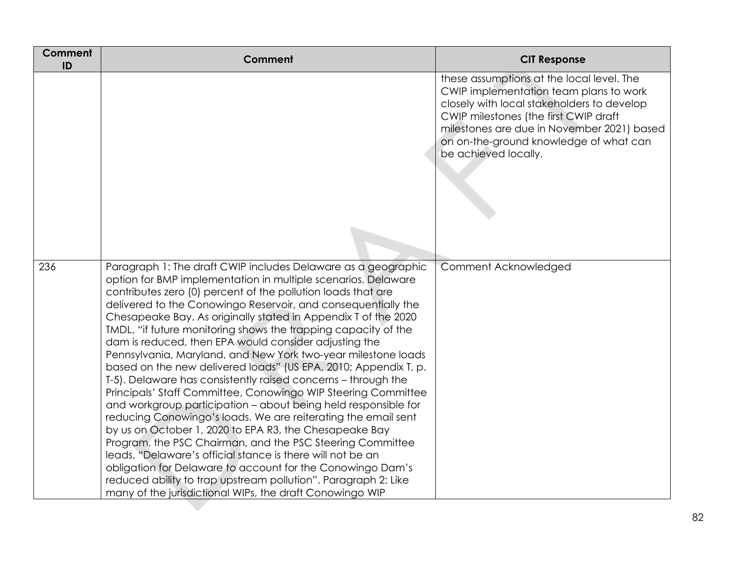| Comment ID | Comment | CIT Response |
|---|---|---|
| | | these assumptions at the local level. The CWIP implementation team plans to work closely with local stakeholders to develop CWIP milestones (the first CWIP draft milestones are due in November 2021) based on on-the-ground knowledge of what can be achieved locally. |
| 236 | Paragraph 1: The draft CWIP includes Delaware as a geographic option for BMP implementation in multiple scenarios. Delaware contributes zero (0) percent of the pollution loads that are delivered to the Conowingo Reservoir, and consequentially the Chesapeake Bay. As originally stated in Appendix T of the 2020 TMDL, "if future monitoring shows the trapping capacity of the dam is reduced, then EPA would consider adjusting the Pennsylvania, Maryland, and New York two-year milestone loads based on the new delivered loads" (US EPA, 2010; Appendix T, p. T-5). Delaware has consistently raised concerns – through the Principals' Staff Committee, Conowingo WIP Steering Committee and workgroup participation – about being held responsible for reducing Conowingo's loads. We are reiterating the email sent by us on October 1, 2020 to EPA R3, the Chesapeake Bay Program, the PSC Chairman, and the PSC Steering Committee leads, "Delaware's official stance is there will not be an obligation for Delaware to account for the Conowingo Dam's reduced ability to trap upstream pollution". Paragraph 2: Like many of the jurisdictional WIPs, the draft Conowingo WIP | Comment Acknowledged |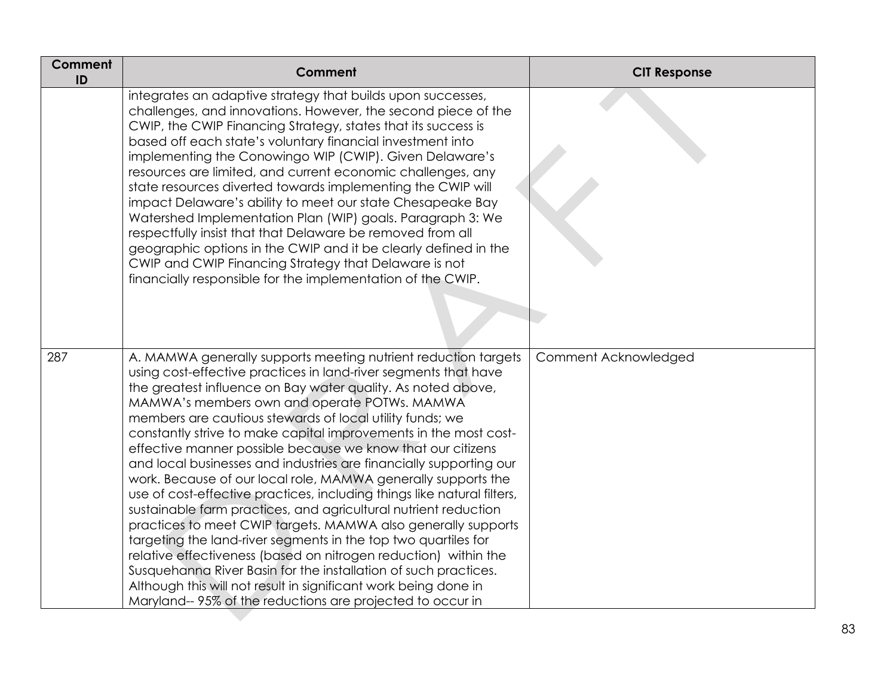| Comment ID | Comment | CIT Response |
|---|---|---|
| | integrates an adaptive strategy that builds upon successes, challenges, and innovations. However, the second piece of the CWIP, the CWIP Financing Strategy, states that its success is based off each state's voluntary financial investment into implementing the Conowingo WIP (CWIP). Given Delaware's resources are limited, and current economic challenges, any state resources diverted towards implementing the CWIP will impact Delaware's ability to meet our state Chesapeake Bay Watershed Implementation Plan (WIP) goals. Paragraph 3: We respectfully insist that that Delaware be removed from all geographic options in the CWIP and it be clearly defined in the CWIP and CWIP Financing Strategy that Delaware is not financially responsible for the implementation of the CWIP. | |
| 287 | A. MAMWA generally supports meeting nutrient reduction targets using cost-effective practices in land-river segments that have the greatest influence on Bay water quality. As noted above, MAMWA's members own and operate POTWs. MAMWA members are cautious stewards of local utility funds; we constantly strive to make capital improvements in the most cost-effective manner possible because we know that our citizens and local businesses and industries are financially supporting our work. Because of our local role, MAMWA generally supports the use of cost-effective practices, including things like natural filters, sustainable farm practices, and agricultural nutrient reduction practices to meet CWIP targets. MAMWA also generally supports targeting the land-river segments in the top two quartiles for relative effectiveness (based on nitrogen reduction) within the Susquehanna River Basin for the installation of such practices. Although this will not result in significant work being done in Maryland-- 95% of the reductions are projected to occur in | Comment Acknowledged |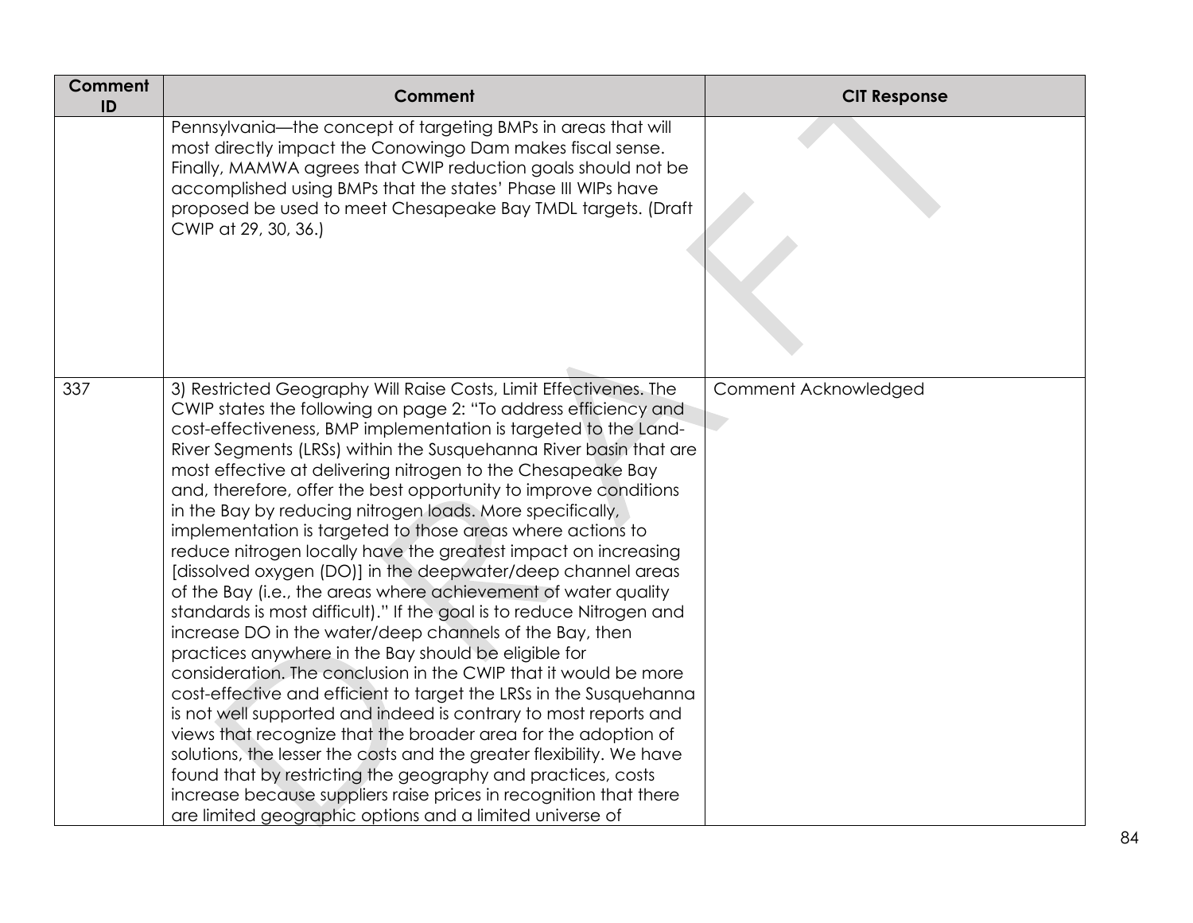| Comment ID | Comment | CIT Response |
|---|---|---|
| | Pennsylvania—the concept of targeting BMPs in areas that will most directly impact the Conowingo Dam makes fiscal sense. Finally, MAMWA agrees that CWIP reduction goals should not be accomplished using BMPs that the states' Phase III WIPs have proposed be used to meet Chesapeake Bay TMDL targets. (Draft CWIP at 29, 30, 36.) | |
| 337 | 3) Restricted Geography Will Raise Costs, Limit Effectivenes. The CWIP states the following on page 2: "To address efficiency and cost-effectiveness, BMP implementation is targeted to the Land-River Segments (LRSs) within the Susquehanna River basin that are most effective at delivering nitrogen to the Chesapeake Bay and, therefore, offer the best opportunity to improve conditions in the Bay by reducing nitrogen loads. More specifically, implementation is targeted to those areas where actions to reduce nitrogen locally have the greatest impact on increasing [dissolved oxygen (DO)] in the deepwater/deep channel areas of the Bay (i.e., the areas where achievement of water quality standards is most difficult)." If the goal is to reduce Nitrogen and increase DO in the water/deep channels of the Bay, then practices anywhere in the Bay should be eligible for consideration. The conclusion in the CWIP that it would be more cost-effective and efficient to target the LRSs in the Susquehanna is not well supported and indeed is contrary to most reports and views that recognize that the broader area for the adoption of solutions, the lesser the costs and the greater flexibility. We have found that by restricting the geography and practices, costs increase because suppliers raise prices in recognition that there are limited geographic options and a limited universe of | Comment Acknowledged |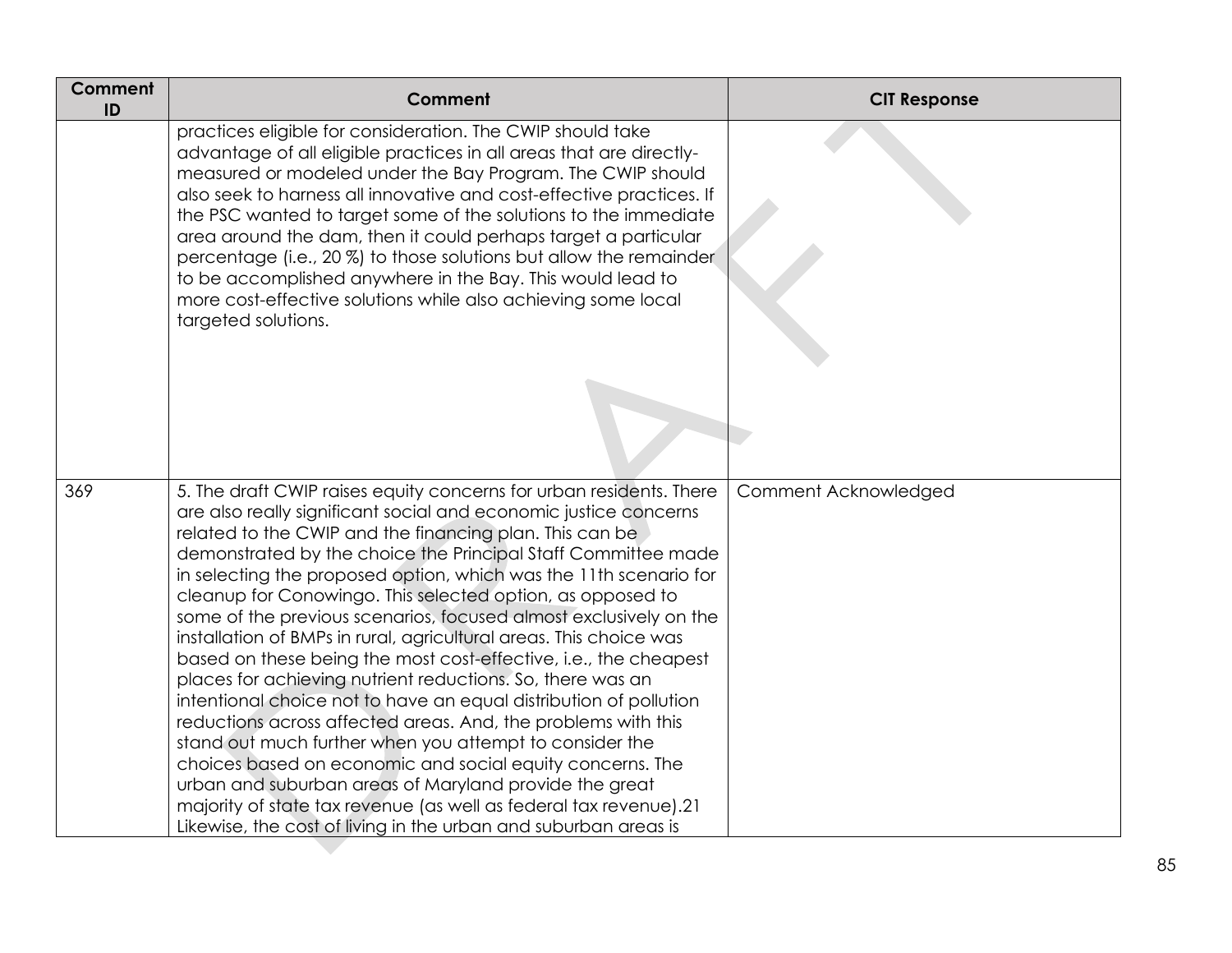| Comment ID | Comment | CIT Response |
| --- | --- | --- |
| | practices eligible for consideration. The CWIP should take advantage of all eligible practices in all areas that are directly-measured or modeled under the Bay Program. The CWIP should also seek to harness all innovative and cost-effective practices. If the PSC wanted to target some of the solutions to the immediate area around the dam, then it could perhaps target a particular percentage (i.e., 20 %) to those solutions but allow the remainder to be accomplished anywhere in the Bay. This would lead to more cost-effective solutions while also achieving some local targeted solutions. | |
| 369 | 5. The draft CWIP raises equity concerns for urban residents. There are also really significant social and economic justice concerns related to the CWIP and the financing plan. This can be demonstrated by the choice the Principal Staff Committee made in selecting the proposed option, which was the 11th scenario for cleanup for Conowingo. This selected option, as opposed to some of the previous scenarios, focused almost exclusively on the installation of BMPs in rural, agricultural areas. This choice was based on these being the most cost-effective, i.e., the cheapest places for achieving nutrient reductions. So, there was an intentional choice not to have an equal distribution of pollution reductions across affected areas. And, the problems with this stand out much further when you attempt to consider the choices based on economic and social equity concerns. The urban and suburban areas of Maryland provide the great majority of state tax revenue (as well as federal tax revenue).21 Likewise, the cost of living in the urban and suburban areas is | Comment Acknowledged |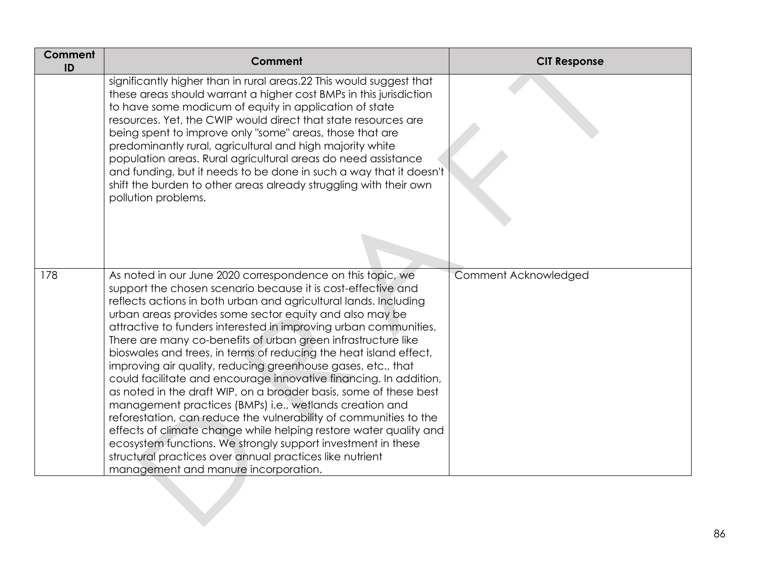| Comment ID | Comment | CIT Response |
| --- | --- | --- |
| | significantly higher than in rural areas.22 This would suggest that these areas should warrant a higher cost BMPs in this jurisdiction to have some modicum of equity in application of state resources. Yet, the CWIP would direct that state resources are being spent to improve only "some" areas, those that are predominantly rural, agricultural and high majority white population areas. Rural agricultural areas do need assistance and funding, but it needs to be done in such a way that it doesn't shift the burden to other areas already struggling with their own pollution problems. | |
| 178 | As noted in our June 2020 correspondence on this topic, we support the chosen scenario because it is cost-effective and reflects actions in both urban and agricultural lands. Including urban areas provides some sector equity and also may be attractive to funders interested in improving urban communities. There are many co-benefits of urban green infrastructure like bioswales and trees, in terms of reducing the heat island effect, improving air quality, reducing greenhouse gases, etc., that could facilitate and encourage innovative financing. In addition, as noted in the draft WIP, on a broader basis, some of these best management practices (BMPs) i.e., wetlands creation and reforestation, can reduce the vulnerability of communities to the effects of climate change while helping restore water quality and ecosystem functions. We strongly support investment in these structural practices over annual practices like nutrient management and manure incorporation. | Comment Acknowledged |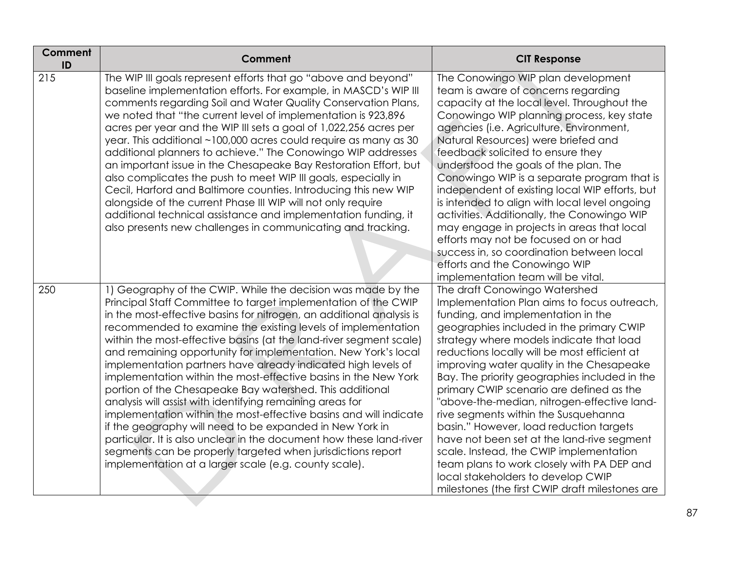| Comment ID | Comment | CIT Response |
|---|---|---|
| 215 | The WIP III goals represent efforts that go "above and beyond" baseline implementation efforts. For example, in MASCD's WIP III comments regarding Soil and Water Quality Conservation Plans, we noted that "the current level of implementation is 923,896 acres per year and the WIP III sets a goal of 1,022,256 acres per year. This additional ~100,000 acres could require as many as 30 additional planners to achieve." The Conowingo WIP addresses an important issue in the Chesapeake Bay Restoration Effort, but also complicates the push to meet WIP III goals, especially in Cecil, Harford and Baltimore counties. Introducing this new WIP alongside of the current Phase III WIP will not only require additional technical assistance and implementation funding, it also presents new challenges in communicating and tracking. | The Conowingo WIP plan development team is aware of concerns regarding capacity at the local level. Throughout the Conowingo WIP planning process, key state agencies (i.e. Agriculture, Environment, Natural Resources) were briefed and feedback solicited to ensure they understood the goals of the plan. The Conowingo WIP is a separate program that is independent of existing local WIP efforts, but is intended to align with local level ongoing activities. Additionally, the Conowingo WIP may engage in projects in areas that local efforts may not be focused on or had success in, so coordination between local efforts and the Conowingo WIP implementation team will be vital. |
| 250 | 1) Geography of the CWIP. While the decision was made by the Principal Staff Committee to target implementation of the CWIP in the most-effective basins for nitrogen, an additional analysis is recommended to examine the existing levels of implementation within the most-effective basins (at the land-river segment scale) and remaining opportunity for implementation. New York's local implementation partners have already indicated high levels of implementation within the most-effective basins in the New York portion of the Chesapeake Bay watershed. This additional analysis will assist with identifying remaining areas for implementation within the most-effective basins and will indicate if the geography will need to be expanded in New York in particular. It is also unclear in the document how these land-river segments can be properly targeted when jurisdictions report implementation at a larger scale (e.g. county scale). | The draft Conowingo Watershed Implementation Plan aims to focus outreach, funding, and implementation in the geographies included in the primary CWIP strategy where models indicate that load reductions locally will be most efficient at improving water quality in the Chesapeake Bay. The priority geographies included in the primary CWIP scenario are defined as the "above-the-median, nitrogen-effective land-rive segments within the Susquehanna basin." However, load reduction targets have not been set at the land-rive segment scale. Instead, the CWIP implementation team plans to work closely with PA DEP and local stakeholders to develop CWIP milestones (the first CWIP draft milestones are |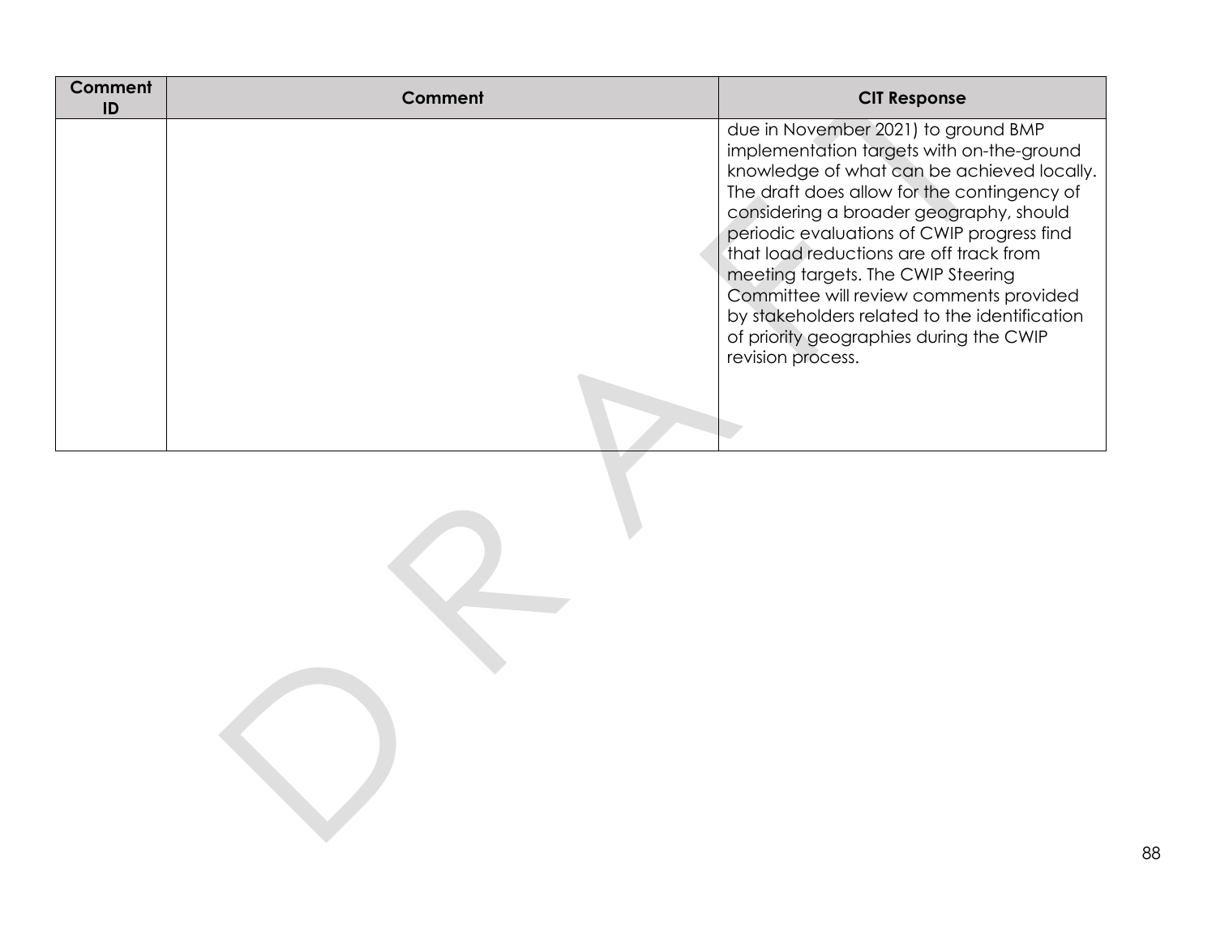| Comment ID | Comment | CIT Response |
|---|---|---|
| | | due in November 2021) to ground BMP implementation targets with on-the-ground knowledge of what can be achieved locally. The draft does allow for the contingency of considering a broader geography, should periodic evaluations of CWIP progress find that load reductions are off track from meeting targets. The CWIP Steering Committee will review comments provided by stakeholders related to the identification of priority geographies during the CWIP revision process. |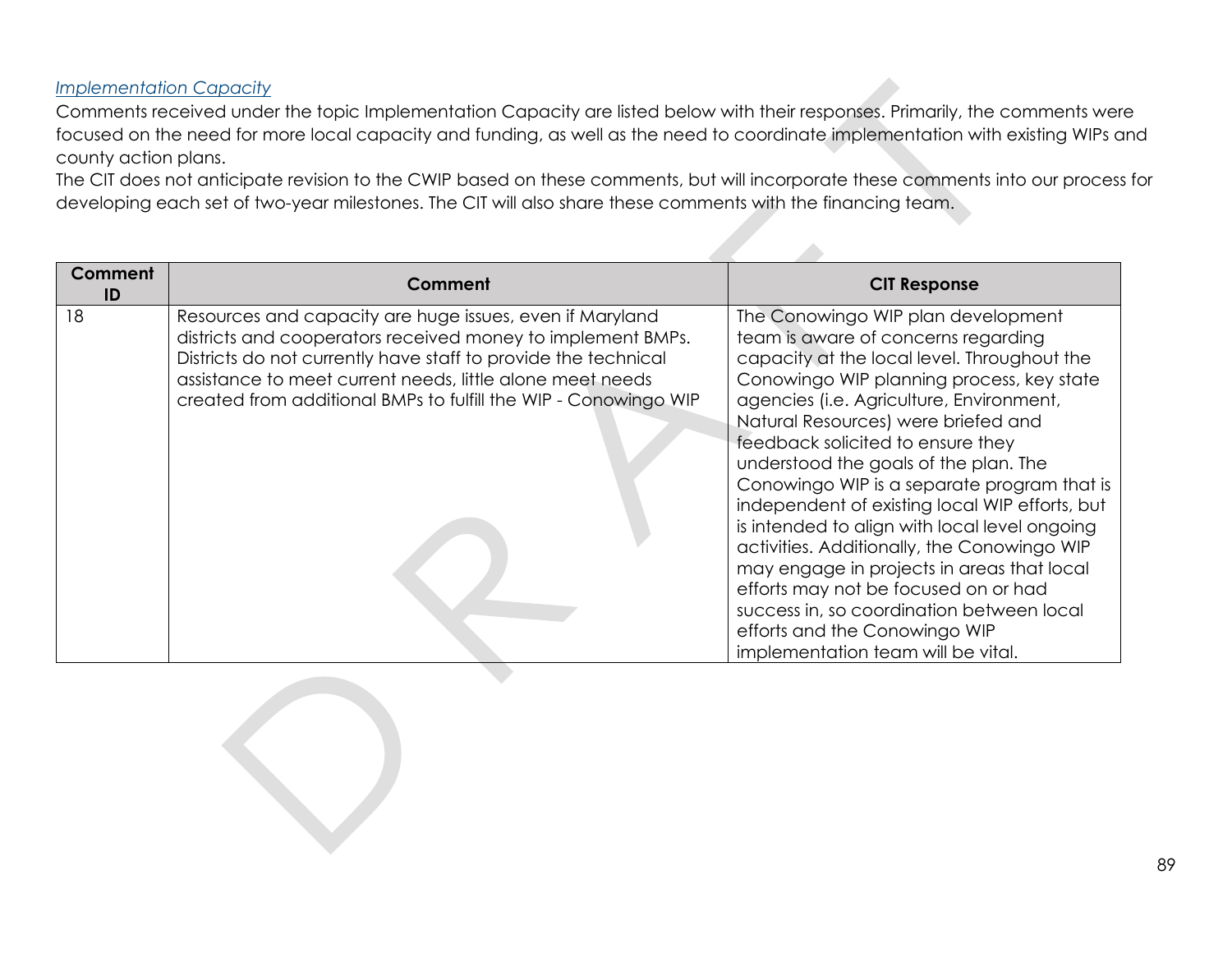*Implementation Capacity*

Comments received under the topic Implementation Capacity are listed below with their responses. Primarily, the comments were focused on the need for more local capacity and funding, as well as the need to coordinate implementation with existing WIPs and county action plans.

The CIT does not anticipate revision to the CWIP based on these comments, but will incorporate these comments into our process for developing each set of two-year milestones. The CIT will also share these comments with the financing team.

| Comment ID | Comment | CIT Response |
|---|---|---|
| 18 | Resources and capacity are huge issues, even if Maryland districts and cooperators received money to implement BMPs. Districts do not currently have staff to provide the technical assistance to meet current needs, little alone meet needs created from additional BMPs to fulfill the WIP - Conowingo WIP | The Conowingo WIP plan development team is aware of concerns regarding capacity at the local level. Throughout the Conowingo WIP planning process, key state agencies (i.e. Agriculture, Environment, Natural Resources) were briefed and feedback solicited to ensure they understood the goals of the plan. The Conowingo WIP is a separate program that is independent of existing local WIP efforts, but is intended to align with local level ongoing activities. Additionally, the Conowingo WIP may engage in projects in areas that local efforts may not be focused on or had success in, so coordination between local efforts and the Conowingo WIP implementation team will be vital. |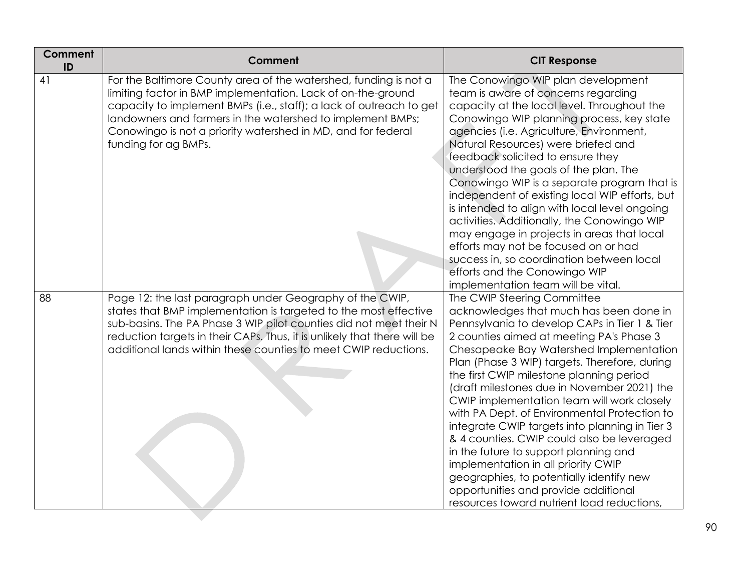| Comment ID | Comment | CIT Response |
|---|---|---|
| 41 | For the Baltimore County area of the watershed, funding is not a limiting factor in BMP implementation. Lack of on-the-ground capacity to implement BMPs (i.e., staff); a lack of outreach to get landowners and farmers in the watershed to implement BMPs; Conowingo is not a priority watershed in MD, and for federal funding for ag BMPs. | The Conowingo WIP plan development team is aware of concerns regarding capacity at the local level. Throughout the Conowingo WIP planning process, key state agencies (i.e. Agriculture, Environment, Natural Resources) were briefed and feedback solicited to ensure they understood the goals of the plan. The Conowingo WIP is a separate program that is independent of existing local WIP efforts, but is intended to align with local level ongoing activities. Additionally, the Conowingo WIP may engage in projects in areas that local efforts may not be focused on or had success in, so coordination between local efforts and the Conowingo WIP implementation team will be vital. |
| 88 | Page 12: the last paragraph under Geography of the CWIP, states that BMP implementation is targeted to the most effective sub-basins. The PA Phase 3 WIP pilot counties did not meet their N reduction targets in their CAPs. Thus, it is unlikely that there will be additional lands within these counties to meet CWIP reductions. | The CWIP Steering Committee acknowledges that much has been done in Pennsylvania to develop CAPs in Tier 1 & Tier 2 counties aimed at meeting PA's Phase 3 Chesapeake Bay Watershed Implementation Plan (Phase 3 WIP) targets. Therefore, during the first CWIP milestone planning period (draft milestones due in November 2021) the CWIP implementation team will work closely with PA Dept. of Environmental Protection to integrate CWIP targets into planning in Tier 3 & 4 counties. CWIP could also be leveraged in the future to support planning and implementation in all priority CWIP geographies, to potentially identify new opportunities and provide additional resources toward nutrient load reductions, |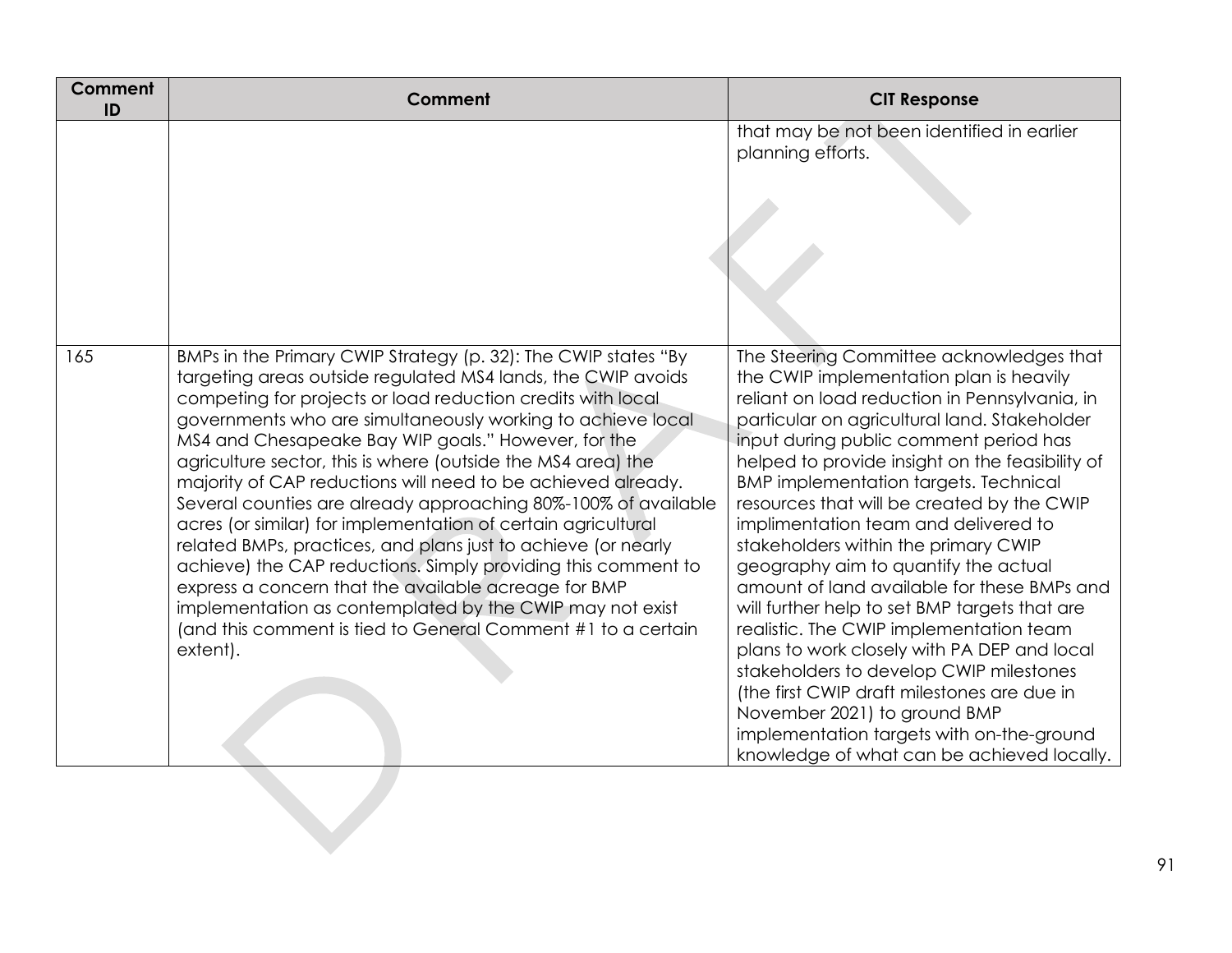| Comment ID | Comment | CIT Response |
|---|---|---|
| | | that may be not been identified in earlier planning efforts. |
| 165 | BMPs in the Primary CWIP Strategy (p. 32): The CWIP states "By targeting areas outside regulated MS4 lands, the CWIP avoids competing for projects or load reduction credits with local governments who are simultaneously working to achieve local MS4 and Chesapeake Bay WIP goals." However, for the agriculture sector, this is where (outside the MS4 area) the majority of CAP reductions will need to be achieved already. Several counties are already approaching 80%-100% of available acres (or similar) for implementation of certain agricultural related BMPs, practices, and plans just to achieve (or nearly achieve) the CAP reductions. Simply providing this comment to express a concern that the available acreage for BMP implementation as contemplated by the CWIP may not exist (and this comment is tied to General Comment #1 to a certain extent). | The Steering Committee acknowledges that the CWIP implementation plan is heavily reliant on load reduction in Pennsylvania, in particular on agricultural land. Stakeholder input during public comment period has helped to provide insight on the feasibility of BMP implementation targets. Technical resources that will be created by the CWIP implimentation team and delivered to stakeholders within the primary CWIP geography aim to quantify the actual amount of land available for these BMPs and will further help to set BMP targets that are realistic. The CWIP implementation team plans to work closely with PA DEP and local stakeholders to develop CWIP milestones (the first CWIP draft milestones are due in November 2021) to ground BMP implementation targets with on-the-ground knowledge of what can be achieved locally. |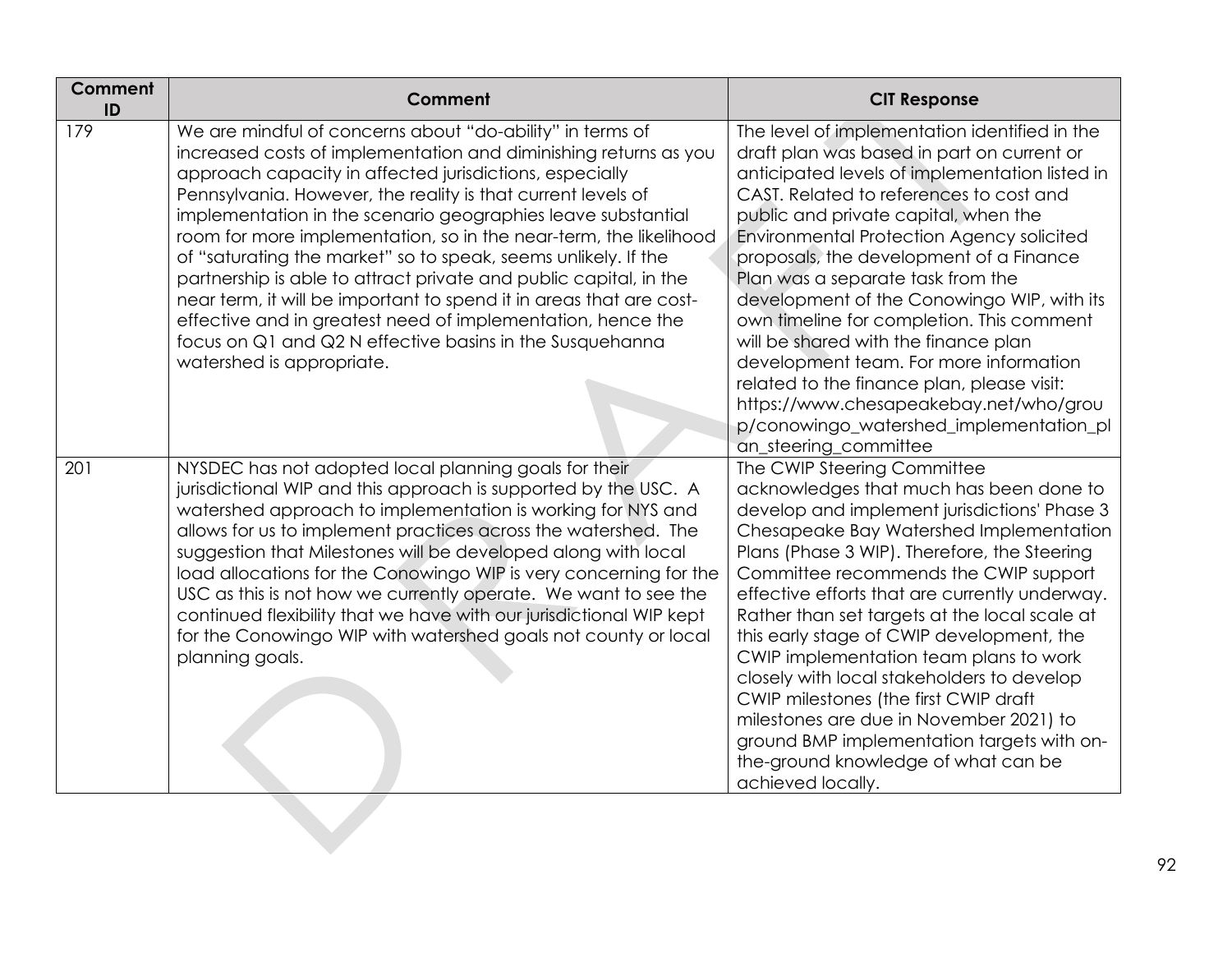| Comment ID | Comment | CIT Response |
| --- | --- | --- |
| 179 | We are mindful of concerns about "do-ability" in terms of increased costs of implementation and diminishing returns as you approach capacity in affected jurisdictions, especially Pennsylvania. However, the reality is that current levels of implementation in the scenario geographies leave substantial room for more implementation, so in the near-term, the likelihood of "saturating the market" so to speak, seems unlikely. If the partnership is able to attract private and public capital, in the near term, it will be important to spend it in areas that are cost-effective and in greatest need of implementation, hence the focus on Q1 and Q2 N effective basins in the Susquehanna watershed is appropriate. | The level of implementation identified in the draft plan was based in part on current or anticipated levels of implementation listed in CAST. Related to references to cost and public and private capital, when the Environmental Protection Agency solicited proposals, the development of a Finance Plan was a separate task from the development of the Conowingo WIP, with its own timeline for completion. This comment will be shared with the finance plan development team. For more information related to the finance plan, please visit: https://www.chesapeakebay.net/who/group/conowingo_watershed_implementation_plan_steering_committee |
| 201 | NYSDEC has not adopted local planning goals for their jurisdictional WIP and this approach is supported by the USC. A watershed approach to implementation is working for NYS and allows for us to implement practices across the watershed. The suggestion that Milestones will be developed along with local load allocations for the Conowingo WIP is very concerning for the USC as this is not how we currently operate. We want to see the continued flexibility that we have with our jurisdictional WIP kept for the Conowingo WIP with watershed goals not county or local planning goals. | The CWIP Steering Committee acknowledges that much has been done to develop and implement jurisdictions' Phase 3 Chesapeake Bay Watershed Implementation Plans (Phase 3 WIP). Therefore, the Steering Committee recommends the CWIP support effective efforts that are currently underway. Rather than set targets at the local scale at this early stage of CWIP development, the CWIP implementation team plans to work closely with local stakeholders to develop CWIP milestones (the first CWIP draft milestones are due in November 2021) to ground BMP implementation targets with on-the-ground knowledge of what can be achieved locally. |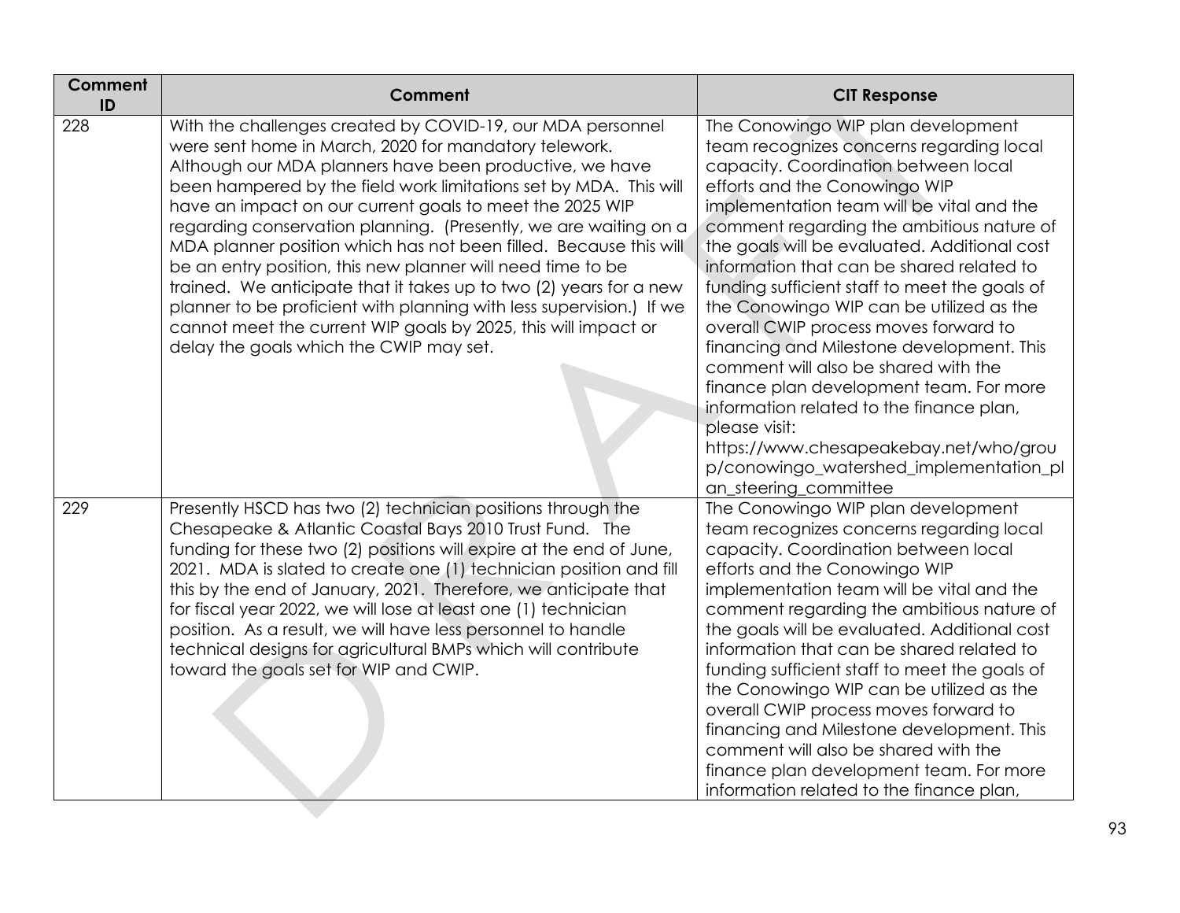| Comment ID | Comment | CIT Response |
| --- | --- | --- |
| 228 | With the challenges created by COVID-19, our MDA personnel were sent home in March, 2020 for mandatory telework. Although our MDA planners have been productive, we have been hampered by the field work limitations set by MDA. This will have an impact on our current goals to meet the 2025 WIP regarding conservation planning. (Presently, we are waiting on a MDA planner position which has not been filled. Because this will be an entry position, this new planner will need time to be trained. We anticipate that it takes up to two (2) years for a new planner to be proficient with planning with less supervision.) If we cannot meet the current WIP goals by 2025, this will impact or delay the goals which the CWIP may set. | The Conowingo WIP plan development team recognizes concerns regarding local capacity. Coordination between local efforts and the Conowingo WIP implementation team will be vital and the comment regarding the ambitious nature of the goals will be evaluated. Additional cost information that can be shared related to funding sufficient staff to meet the goals of the Conowingo WIP can be utilized as the overall CWIP process moves forward to financing and Milestone development. This comment will also be shared with the finance plan development team. For more information related to the finance plan, please visit: https://www.chesapeakebay.net/who/group/conowingo_watershed_implementation_plan_steering_committee |
| 229 | Presently HSCD has two (2) technician positions through the Chesapeake & Atlantic Coastal Bays 2010 Trust Fund. The funding for these two (2) positions will expire at the end of June, 2021. MDA is slated to create one (1) technician position and fill this by the end of January, 2021. Therefore, we anticipate that for fiscal year 2022, we will lose at least one (1) technician position. As a result, we will have less personnel to handle technical designs for agricultural BMPs which will contribute toward the goals set for WIP and CWIP. | The Conowingo WIP plan development team recognizes concerns regarding local capacity. Coordination between local efforts and the Conowingo WIP implementation team will be vital and the comment regarding the ambitious nature of the goals will be evaluated. Additional cost information that can be shared related to funding sufficient staff to meet the goals of the Conowingo WIP can be utilized as the overall CWIP process moves forward to financing and Milestone development. This comment will also be shared with the finance plan development team. For more information related to the finance plan, |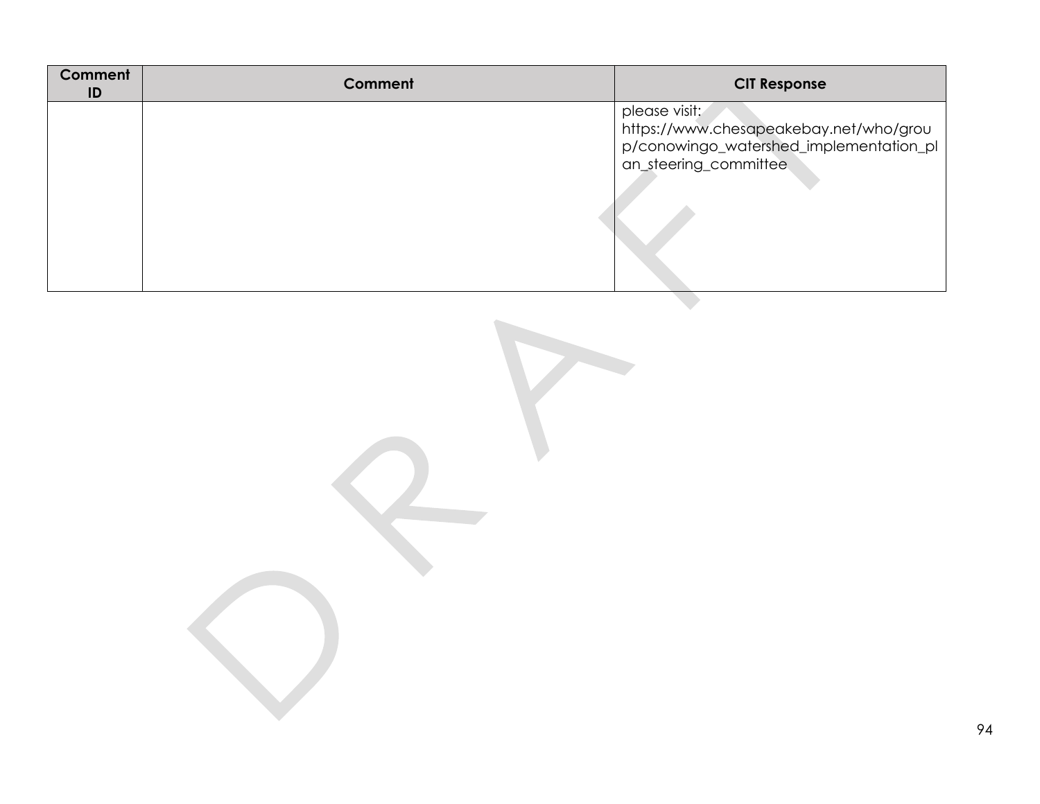| Comment ID | Comment | CIT Response |
|---|---|---|
| | | please visit: https://www.chesapeakebay.net/who/group/conowingo_watershed_implementation_plan_steering_committee |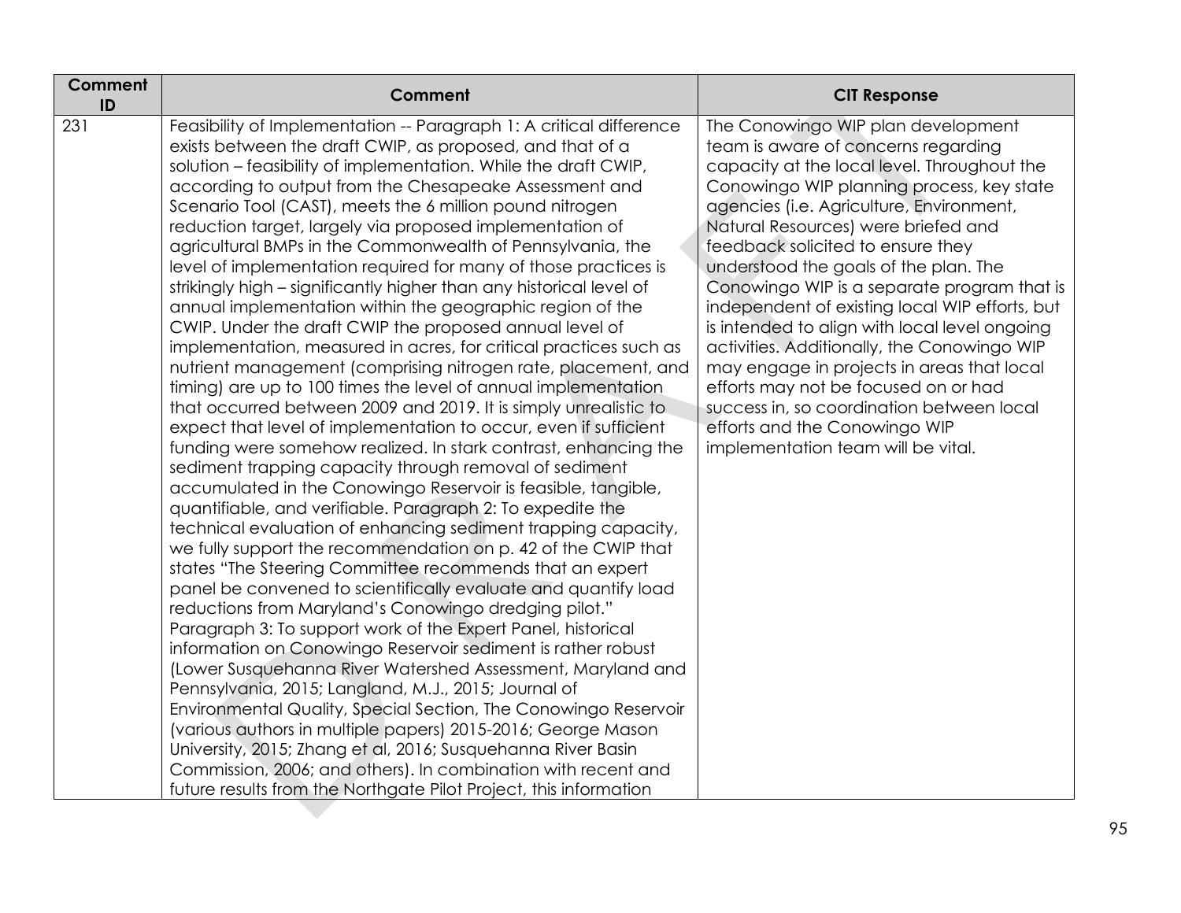| Comment ID | Comment | CIT Response |
|---|---|---|
| 231 | Feasibility of Implementation -- Paragraph 1: A critical difference exists between the draft CWIP, as proposed, and that of a solution – feasibility of implementation. While the draft CWIP, according to output from the Chesapeake Assessment and Scenario Tool (CAST), meets the 6 million pound nitrogen reduction target, largely via proposed implementation of agricultural BMPs in the Commonwealth of Pennsylvania, the level of implementation required for many of those practices is strikingly high – significantly higher than any historical level of annual implementation within the geographic region of the CWIP. Under the draft CWIP the proposed annual level of implementation, measured in acres, for critical practices such as nutrient management (comprising nitrogen rate, placement, and timing) are up to 100 times the level of annual implementation that occurred between 2009 and 2019. It is simply unrealistic to expect that level of implementation to occur, even if sufficient funding were somehow realized. In stark contrast, enhancing the sediment trapping capacity through removal of sediment accumulated in the Conowingo Reservoir is feasible, tangible, quantifiable, and verifiable. Paragraph 2: To expedite the technical evaluation of enhancing sediment trapping capacity, we fully support the recommendation on p. 42 of the CWIP that states "The Steering Committee recommends that an expert panel be convened to scientifically evaluate and quantify load reductions from Maryland's Conowingo dredging pilot." Paragraph 3: To support work of the Expert Panel, historical information on Conowingo Reservoir sediment is rather robust (Lower Susquehanna River Watershed Assessment, Maryland and Pennsylvania, 2015; Langland, M.J., 2015; Journal of Environmental Quality, Special Section, The Conowingo Reservoir (various authors in multiple papers) 2015-2016; George Mason University, 2015; Zhang et al, 2016; Susquehanna River Basin Commission, 2006; and others). In combination with recent and future results from the Northgate Pilot Project, this information | The Conowingo WIP plan development team is aware of concerns regarding capacity at the local level. Throughout the Conowingo WIP planning process, key state agencies (i.e. Agriculture, Environment, Natural Resources) were briefed and feedback solicited to ensure they understood the goals of the plan. The Conowingo WIP is a separate program that is independent of existing local WIP efforts, but is intended to align with local level ongoing activities. Additionally, the Conowingo WIP may engage in projects in areas that local efforts may not be focused on or had success in, so coordination between local efforts and the Conowingo WIP implementation team will be vital. |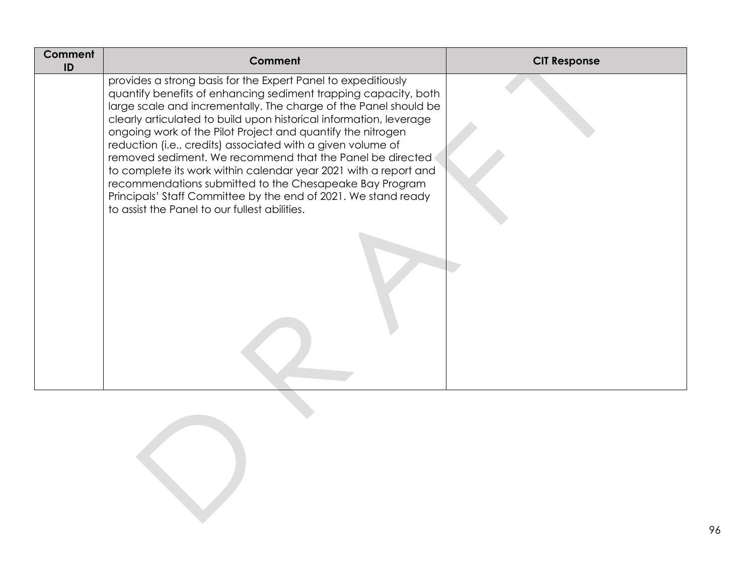| Comment ID | Comment | CIT Response |
| --- | --- | --- |
| | provides a strong basis for the Expert Panel to expeditiously quantify benefits of enhancing sediment trapping capacity, both large scale and incrementally. The charge of the Panel should be clearly articulated to build upon historical information, leverage ongoing work of the Pilot Project and quantify the nitrogen reduction (i.e., credits) associated with a given volume of removed sediment. We recommend that the Panel be directed to complete its work within calendar year 2021 with a report and recommendations submitted to the Chesapeake Bay Program Principals' Staff Committee by the end of 2021. We stand ready to assist the Panel to our fullest abilities. | |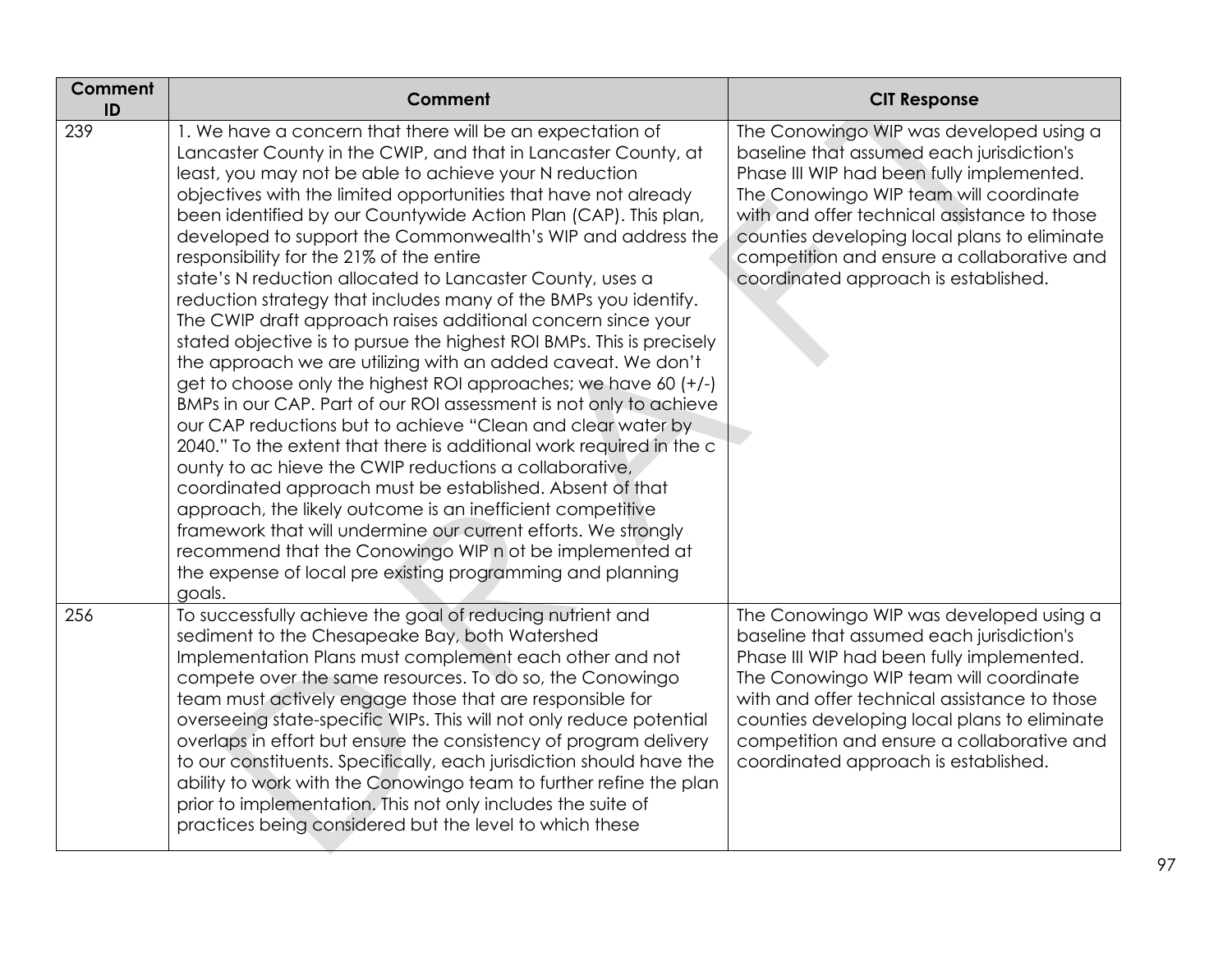| Comment ID | Comment | CIT Response |
|---|---|---|
| 239 | 1. We have a concern that there will be an expectation of Lancaster County in the CWIP, and that in Lancaster County, at least, you may not be able to achieve your N reduction objectives with the limited opportunities that have not already been identified by our Countywide Action Plan (CAP). This plan, developed to support the Commonwealth's WIP and address the responsibility for the 21% of the entire state's N reduction allocated to Lancaster County, uses a reduction strategy that includes many of the BMPs you identify. The CWIP draft approach raises additional concern since your stated objective is to pursue the highest ROI BMPs. This is precisely the approach we are utilizing with an added caveat. We don't get to choose only the highest ROI approaches; we have 60 (+/-) BMPs in our CAP. Part of our ROI assessment is not only to achieve our CAP reductions but to achieve "Clean and clear water by 2040." To the extent that there is additional work required in the c ounty to ac hieve the CWIP reductions a collaborative, coordinated approach must be established. Absent of that approach, the likely outcome is an inefficient competitive framework that will undermine our current efforts. We strongly recommend that the Conowingo WIP n ot be implemented at the expense of local pre existing programming and planning goals. | The Conowingo WIP was developed using a baseline that assumed each jurisdiction's Phase III WIP had been fully implemented. The Conowingo WIP team will coordinate with and offer technical assistance to those counties developing local plans to eliminate competition and ensure a collaborative and coordinated approach is established. |
| 256 | To successfully achieve the goal of reducing nutrient and sediment to the Chesapeake Bay, both Watershed Implementation Plans must complement each other and not compete over the same resources. To do so, the Conowingo team must actively engage those that are responsible for overseeing state-specific WIPs. This will not only reduce potential overlaps in effort but ensure the consistency of program delivery to our constituents. Specifically, each jurisdiction should have the ability to work with the Conowingo team to further refine the plan prior to implementation. This not only includes the suite of practices being considered but the level to which these | The Conowingo WIP was developed using a baseline that assumed each jurisdiction's Phase III WIP had been fully implemented. The Conowingo WIP team will coordinate with and offer technical assistance to those counties developing local plans to eliminate competition and ensure a collaborative and coordinated approach is established. |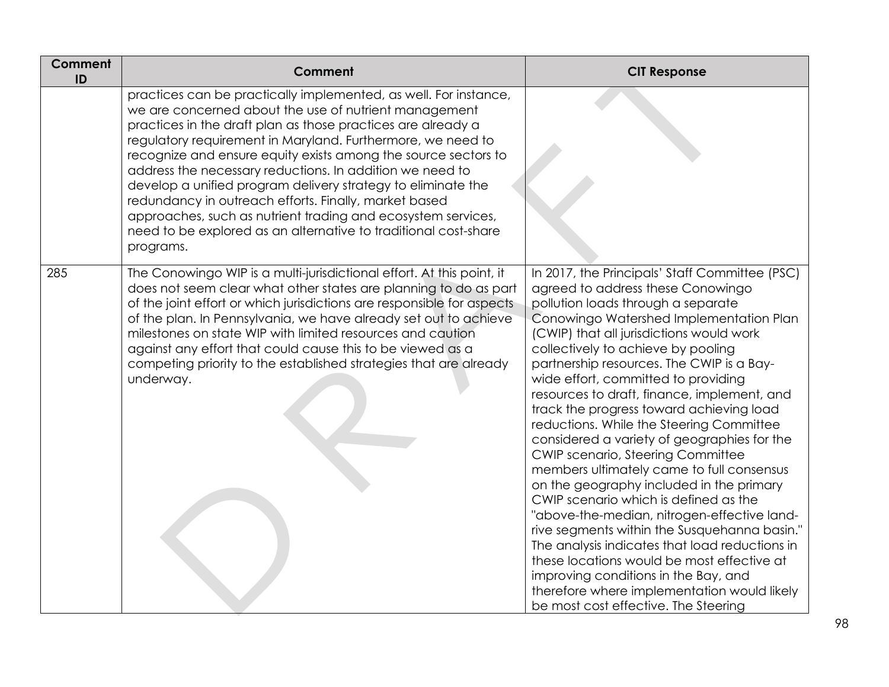| Comment ID | Comment | CIT Response |
|---|---|---|
| | practices can be practically implemented, as well. For instance, we are concerned about the use of nutrient management practices in the draft plan as those practices are already a regulatory requirement in Maryland. Furthermore, we need to recognize and ensure equity exists among the source sectors to address the necessary reductions. In addition we need to develop a unified program delivery strategy to eliminate the redundancy in outreach efforts. Finally, market based approaches, such as nutrient trading and ecosystem services, need to be explored as an alternative to traditional cost-share programs. | |
| 285 | The Conowingo WIP is a multi-jurisdictional effort. At this point, it does not seem clear what other states are planning to do as part of the joint effort or which jurisdictions are responsible for aspects of the plan. In Pennsylvania, we have already set out to achieve milestones on state WIP with limited resources and caution against any effort that could cause this to be viewed as a competing priority to the established strategies that are already underway. | In 2017, the Principals' Staff Committee (PSC) agreed to address these Conowingo pollution loads through a separate Conowingo Watershed Implementation Plan (CWIP) that all jurisdictions would work collectively to achieve by pooling partnership resources. The CWIP is a Bay-wide effort, committed to providing resources to draft, finance, implement, and track the progress toward achieving load reductions. While the Steering Committee considered a variety of geographies for the CWIP scenario, Steering Committee members ultimately came to full consensus on the geography included in the primary CWIP scenario which is defined as the "above-the-median, nitrogen-effective land-rive segments within the Susquehanna basin." The analysis indicates that load reductions in these locations would be most effective at improving conditions in the Bay, and therefore where implementation would likely be most cost effective. The Steering |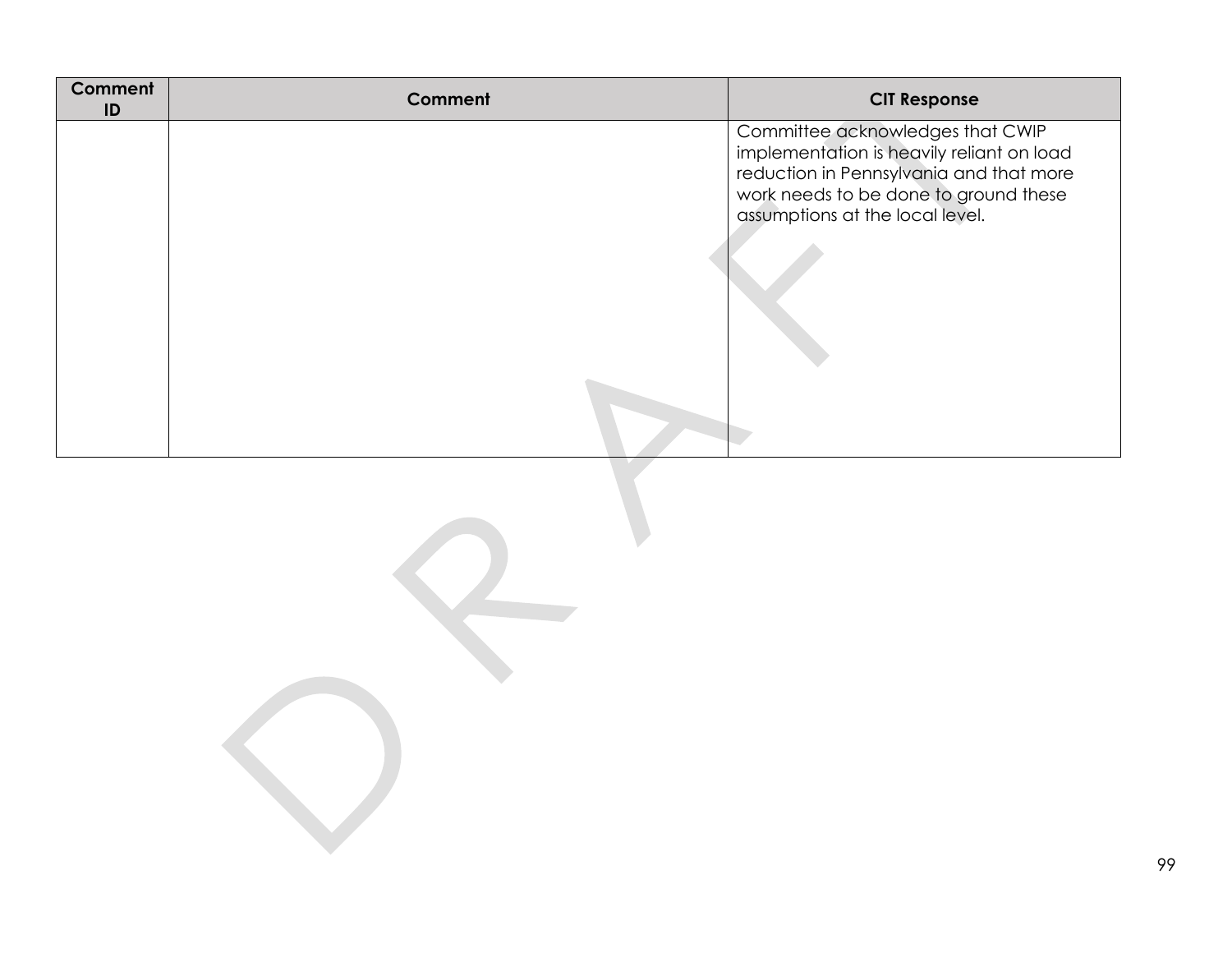| Comment ID | Comment | CIT Response |
|---|---|---|
| | | Committee acknowledges that CWIP implementation is heavily reliant on load reduction in Pennsylvania and that more work needs to be done to ground these assumptions at the local level. |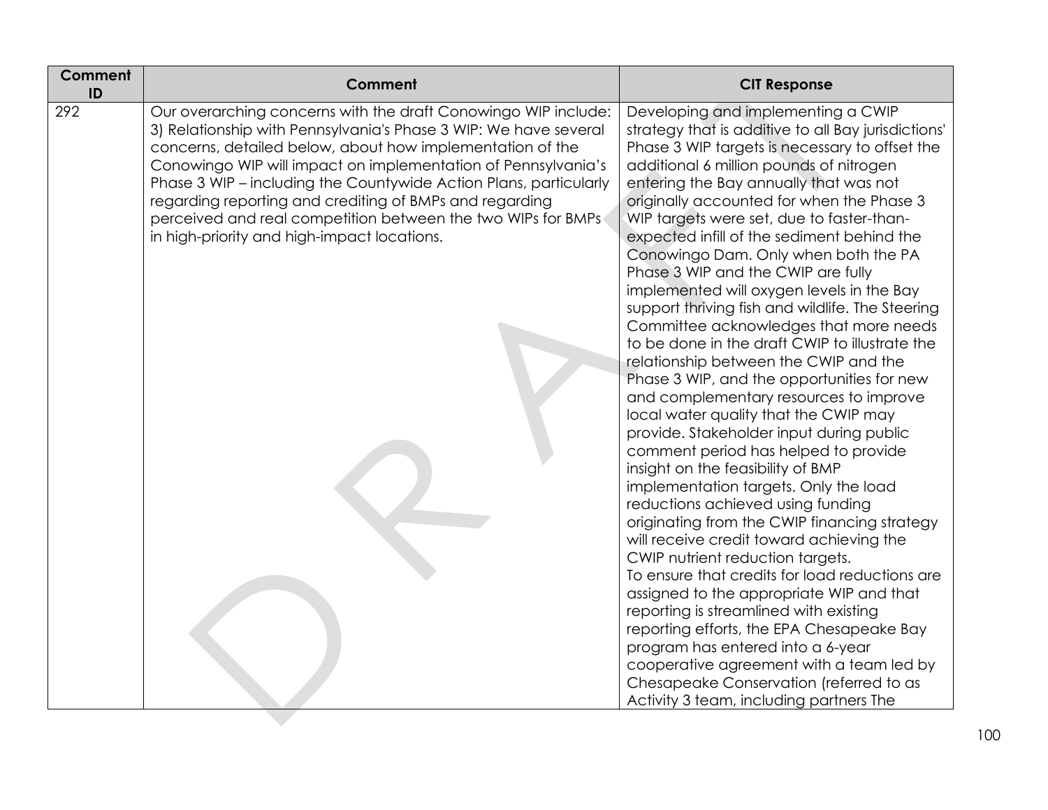| Comment ID | Comment | CIT Response |
|---|---|---|
| 292 | Our overarching concerns with the draft Conowingo WIP include: 3) Relationship with Pennsylvania's Phase 3 WIP: We have several concerns, detailed below, about how implementation of the Conowingo WIP will impact on implementation of Pennsylvania's Phase 3 WIP – including the Countywide Action Plans, particularly regarding reporting and crediting of BMPs and regarding perceived and real competition between the two WIPs for BMPs in high-priority and high-impact locations. | Developing and implementing a CWIP strategy that is additive to all Bay jurisdictions' Phase 3 WIP targets is necessary to offset the additional 6 million pounds of nitrogen entering the Bay annually that was not originally accounted for when the Phase 3 WIP targets were set, due to faster-than-expected infill of the sediment behind the Conowingo Dam. Only when both the PA Phase 3 WIP and the CWIP are fully implemented will oxygen levels in the Bay support thriving fish and wildlife. The Steering Committee acknowledges that more needs to be done in the draft CWIP to illustrate the relationship between the CWIP and the Phase 3 WIP, and the opportunities for new and complementary resources to improve local water quality that the CWIP may provide. Stakeholder input during public comment period has helped to provide insight on the feasibility of BMP implementation targets. Only the load reductions achieved using funding originating from the CWIP financing strategy will receive credit toward achieving the CWIP nutrient reduction targets.<br>To ensure that credits for load reductions are assigned to the appropriate WIP and that reporting is streamlined with existing reporting efforts, the EPA Chesapeake Bay program has entered into a 6-year cooperative agreement with a team led by Chesapeake Conservation (referred to as Activity 3 team, including partners The |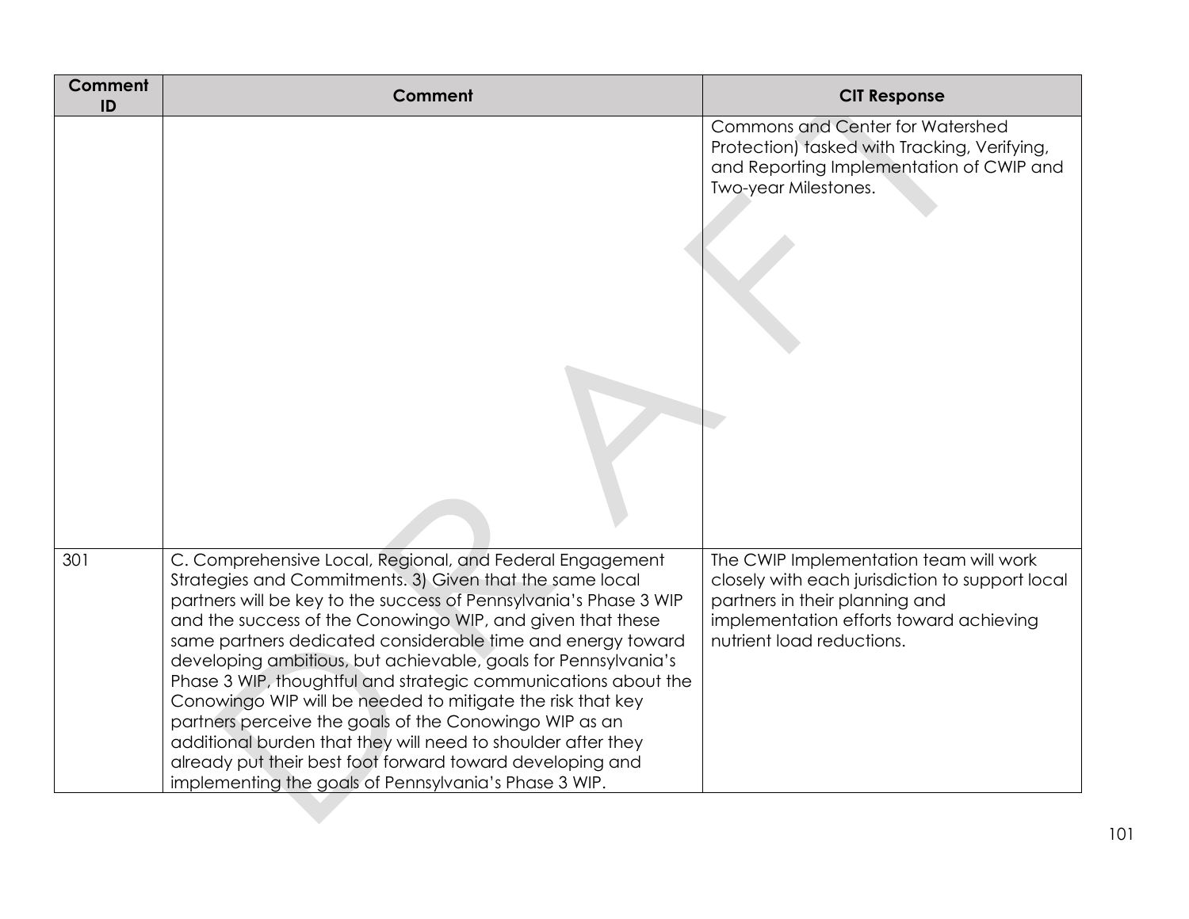| Comment ID | Comment | CIT Response |
|---|---|---|
| | | Commons and Center for Watershed Protection) tasked with Tracking, Verifying, and Reporting Implementation of CWIP and Two-year Milestones. |
| 301 | C. Comprehensive Local, Regional, and Federal Engagement Strategies and Commitments. 3) Given that the same local partners will be key to the success of Pennsylvania's Phase 3 WIP and the success of the Conowingo WIP, and given that these same partners dedicated considerable time and energy toward developing ambitious, but achievable, goals for Pennsylvania's Phase 3 WIP, thoughtful and strategic communications about the Conowingo WIP will be needed to mitigate the risk that key partners perceive the goals of the Conowingo WIP as an additional burden that they will need to shoulder after they already put their best foot forward toward developing and implementing the goals of Pennsylvania's Phase 3 WIP. | The CWIP Implementation team will work closely with each jurisdiction to support local partners in their planning and implementation efforts toward achieving nutrient load reductions. |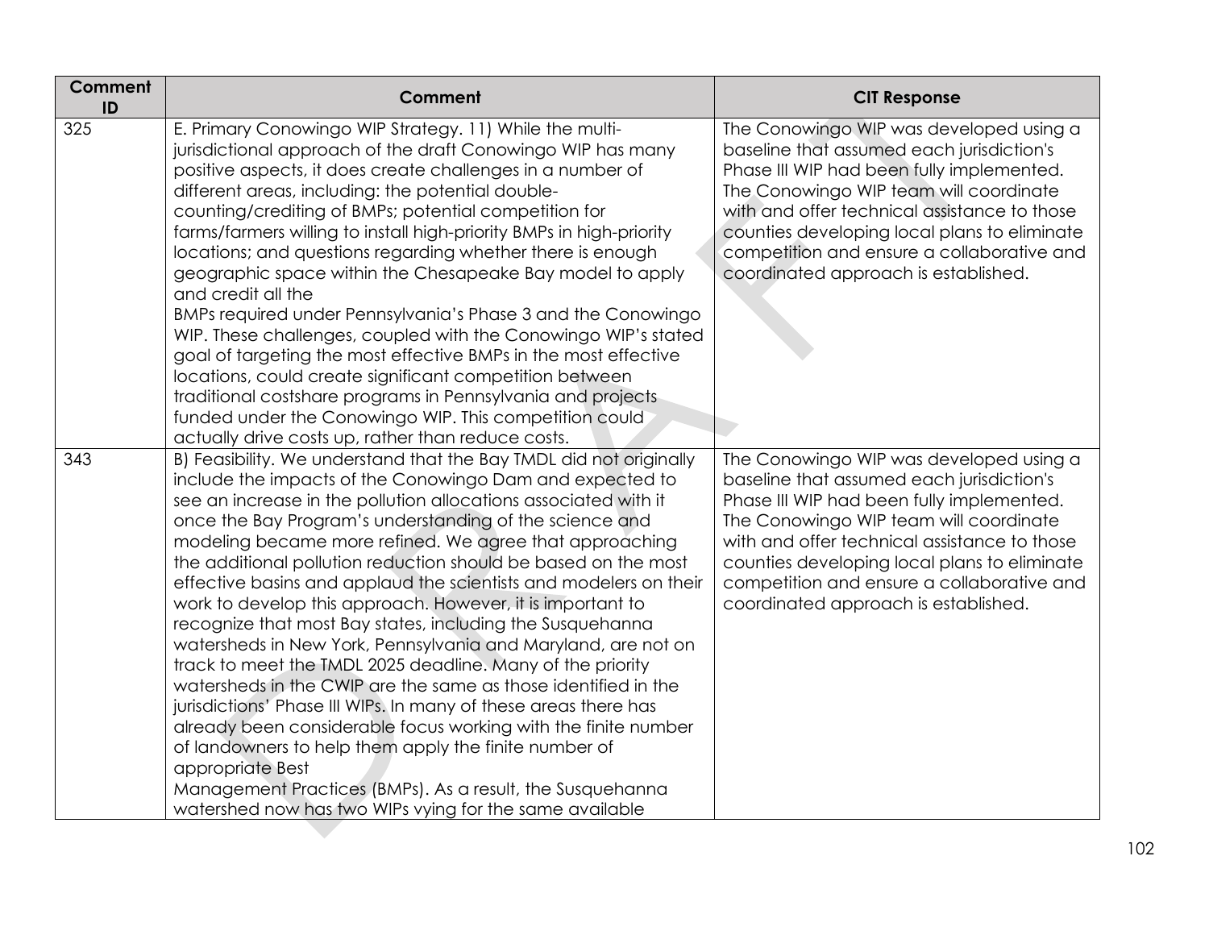| Comment ID | Comment | CIT Response |
| --- | --- | --- |
| 325 | E. Primary Conowingo WIP Strategy. 11) While the multi-jurisdictional approach of the draft Conowingo WIP has many positive aspects, it does create challenges in a number of different areas, including: the potential double-counting/crediting of BMPs; potential competition for farms/farmers willing to install high-priority BMPs in high-priority locations; and questions regarding whether there is enough geographic space within the Chesapeake Bay model to apply and credit all the BMPs required under Pennsylvania's Phase 3 and the Conowingo WIP. These challenges, coupled with the Conowingo WIP's stated goal of targeting the most effective BMPs in the most effective locations, could create significant competition between traditional costshare programs in Pennsylvania and projects funded under the Conowingo WIP. This competition could actually drive costs up, rather than reduce costs. | The Conowingo WIP was developed using a baseline that assumed each jurisdiction's Phase III WIP had been fully implemented. The Conowingo WIP team will coordinate with and offer technical assistance to those counties developing local plans to eliminate competition and ensure a collaborative and coordinated approach is established. |
| 343 | B) Feasibility. We understand that the Bay TMDL did not originally include the impacts of the Conowingo Dam and expected to see an increase in the pollution allocations associated with it once the Bay Program's understanding of the science and modeling became more refined. We agree that approaching the additional pollution reduction should be based on the most effective basins and applaud the scientists and modelers on their work to develop this approach. However, it is important to recognize that most Bay states, including the Susquehanna watersheds in New York, Pennsylvania and Maryland, are not on track to meet the TMDL 2025 deadline. Many of the priority watersheds in the CWIP are the same as those identified in the jurisdictions' Phase III WIPs. In many of these areas there has already been considerable focus working with the finite number of landowners to help them apply the finite number of appropriate Best Management Practices (BMPs). As a result, the Susquehanna watershed now has two WIPs vying for the same available | The Conowingo WIP was developed using a baseline that assumed each jurisdiction's Phase III WIP had been fully implemented. The Conowingo WIP team will coordinate with and offer technical assistance to those counties developing local plans to eliminate competition and ensure a collaborative and coordinated approach is established. |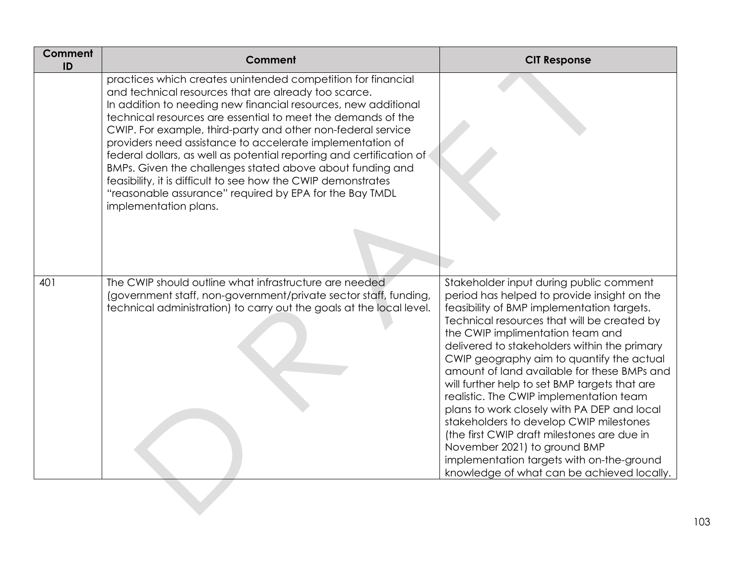| Comment ID | Comment | CIT Response |
|---|---|---|
| | practices which creates unintended competition for financial and technical resources that are already too scarce. In addition to needing new financial resources, new additional technical resources are essential to meet the demands of the CWIP. For example, third-party and other non-federal service providers need assistance to accelerate implementation of federal dollars, as well as potential reporting and certification of BMPs. Given the challenges stated above about funding and feasibility, it is difficult to see how the CWIP demonstrates "reasonable assurance" required by EPA for the Bay TMDL implementation plans. | |
| 401 | The CWIP should outline what infrastructure are needed (government staff, non-government/private sector staff, funding, technical administration) to carry out the goals at the local level. | Stakeholder input during public comment period has helped to provide insight on the feasibility of BMP implementation targets. Technical resources that will be created by the CWIP implimentation team and delivered to stakeholders within the primary CWIP geography aim to quantify the actual amount of land available for these BMPs and will further help to set BMP targets that are realistic. The CWIP implementation team plans to work closely with PA DEP and local stakeholders to develop CWIP milestones (the first CWIP draft milestones are due in November 2021) to ground BMP implementation targets with on-the-ground knowledge of what can be achieved locally. |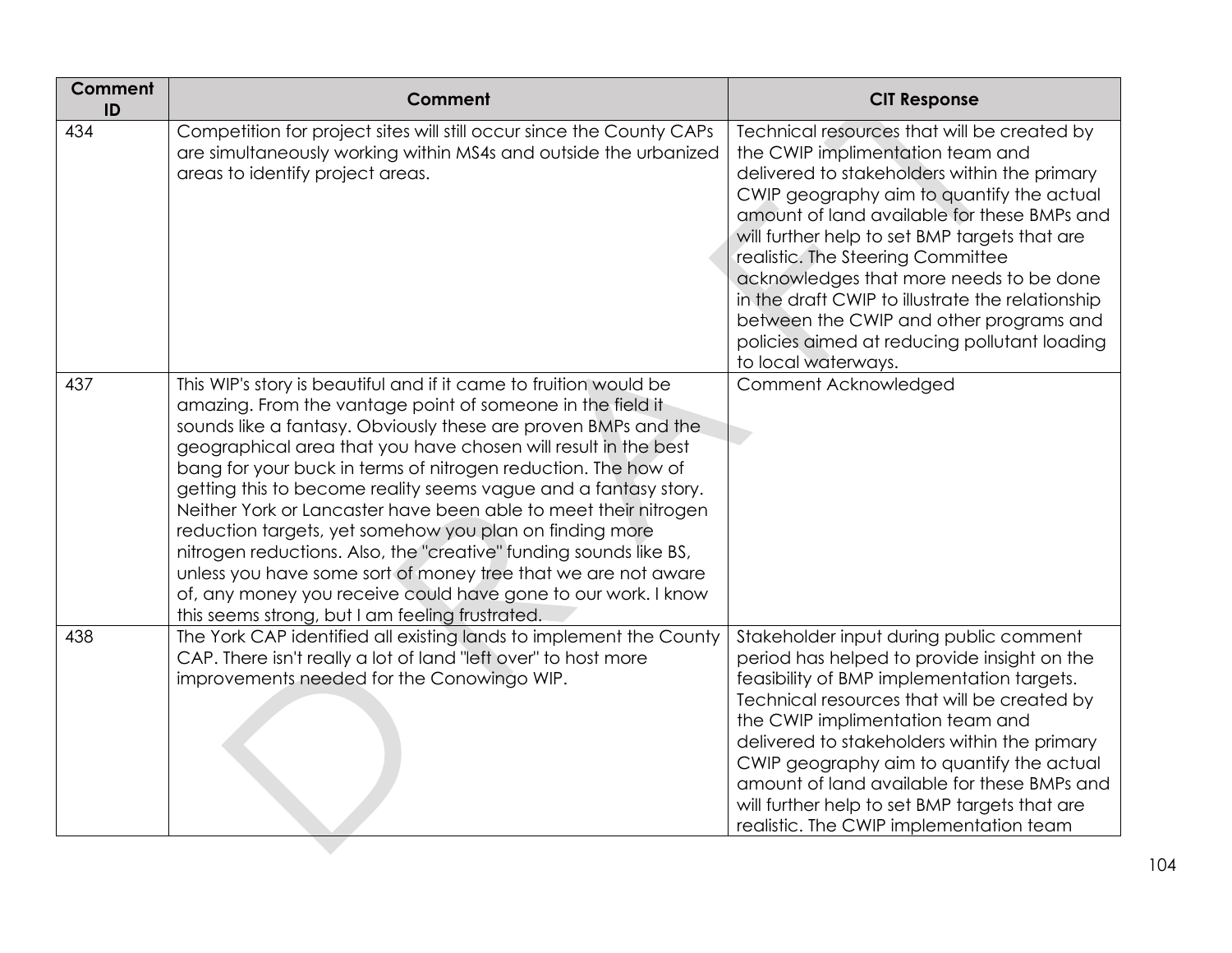| Comment ID | Comment | CIT Response |
| --- | --- | --- |
| 434 | Competition for project sites will still occur since the County CAPs are simultaneously working within MS4s and outside the urbanized areas to identify project areas. | Technical resources that will be created by the CWIP implimentation team and delivered to stakeholders within the primary CWIP geography aim to quantify the actual amount of land available for these BMPs and will further help to set BMP targets that are realistic. The Steering Committee acknowledges that more needs to be done in the draft CWIP to illustrate the relationship between the CWIP and other programs and policies aimed at reducing pollutant loading to local waterways. |
| 437 | This WIP's story is beautiful and if it came to fruition would be amazing. From the vantage point of someone in the field it sounds like a fantasy. Obviously these are proven BMPs and the geographical area that you have chosen will result in the best bang for your buck in terms of nitrogen reduction. The how of getting this to become reality seems vague and a fantasy story. Neither York or Lancaster have been able to meet their nitrogen reduction targets, yet somehow you plan on finding more nitrogen reductions. Also, the "creative" funding sounds like BS, unless you have some sort of money tree that we are not aware of, any money you receive could have gone to our work. I know this seems strong, but I am feeling frustrated. | Comment Acknowledged |
| 438 | The York CAP identified all existing lands to implement the County CAP. There isn't really a lot of land "left over" to host more improvements needed for the Conowingo WIP. | Stakeholder input during public comment period has helped to provide insight on the feasibility of BMP implementation targets. Technical resources that will be created by the CWIP implimentation team and delivered to stakeholders within the primary CWIP geography aim to quantify the actual amount of land available for these BMPs and will further help to set BMP targets that are realistic. The CWIP implementation team |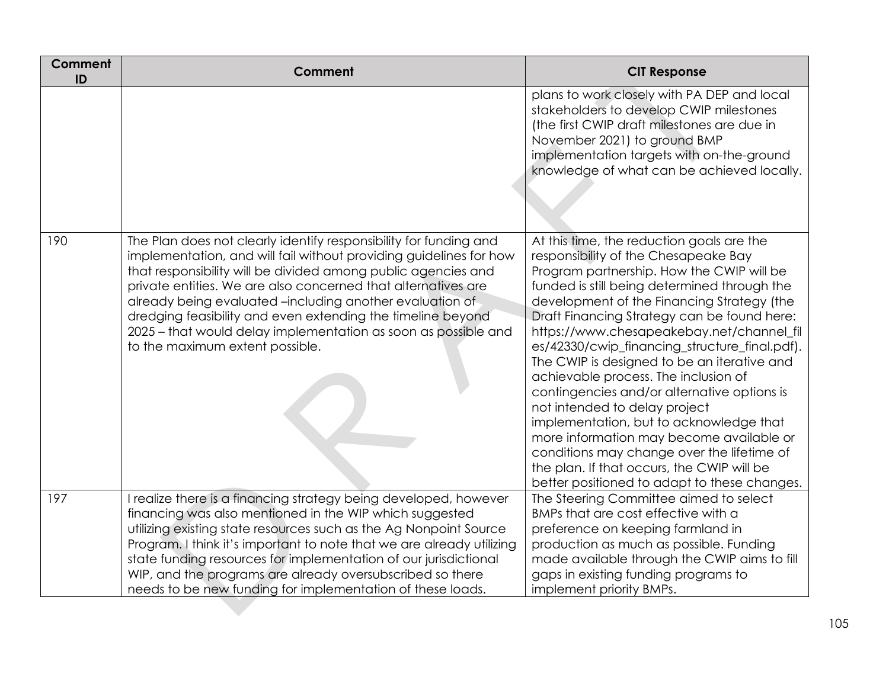| Comment ID | Comment | CIT Response |
|---|---|---|
| | | plans to work closely with PA DEP and local stakeholders to develop CWIP milestones (the first CWIP draft milestones are due in November 2021) to ground BMP implementation targets with on-the-ground knowledge of what can be achieved locally. |
| 190 | The Plan does not clearly identify responsibility for funding and implementation, and will fail without providing guidelines for how that responsibility will be divided among public agencies and private entities. We are also concerned that alternatives are already being evaluated –including another evaluation of dredging feasibility and even extending the timeline beyond 2025 – that would delay implementation as soon as possible and to the maximum extent possible. | At this time, the reduction goals are the responsibility of the Chesapeake Bay Program partnership. How the CWIP will be funded is still being determined through the development of the Financing Strategy (the Draft Financing Strategy can be found here: https://www.chesapeakebay.net/channel_files/42330/cwip_financing_structure_final.pdf). The CWIP is designed to be an iterative and achievable process. The inclusion of contingencies and/or alternative options is not intended to delay project implementation, but to acknowledge that more information may become available or conditions may change over the lifetime of the plan. If that occurs, the CWIP will be better positioned to adapt to these changes. |
| 197 | I realize there is a financing strategy being developed, however financing was also mentioned in the WIP which suggested utilizing existing state resources such as the Ag Nonpoint Source Program. I think it's important to note that we are already utilizing state funding resources for implementation of our jurisdictional WIP, and the programs are already oversubscribed so there needs to be new funding for implementation of these loads. | The Steering Committee aimed to select BMPs that are cost effective with a preference on keeping farmland in production as much as possible. Funding made available through the CWIP aims to fill gaps in existing funding programs to implement priority BMPs. |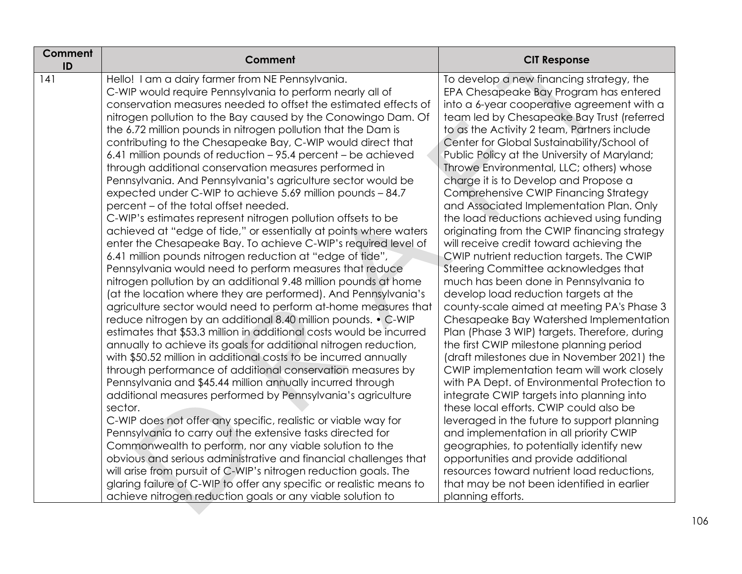| Comment ID | Comment | CIT Response |
|---|---|---|
| 141 | Hello! I am a dairy farmer from NE Pennsylvania. C-WIP would require Pennsylvania to perform nearly all of conservation measures needed to offset the estimated effects of nitrogen pollution to the Bay caused by the Conowingo Dam. Of the 6.72 million pounds in nitrogen pollution that the Dam is contributing to the Chesapeake Bay, C-WIP would direct that 6.41 million pounds of reduction – 95.4 percent – be achieved through additional conservation measures performed in Pennsylvania. And Pennsylvania's agriculture sector would be expected under C-WIP to achieve 5.69 million pounds – 84.7 percent – of the total offset needed. C-WIP's estimates represent nitrogen pollution offsets to be achieved at "edge of tide," or essentially at points where waters enter the Chesapeake Bay. To achieve C-WIP's required level of 6.41 million pounds nitrogen reduction at "edge of tide", Pennsylvania would need to perform measures that reduce nitrogen pollution by an additional 9.48 million pounds at home (at the location where they are performed). And Pennsylvania's agriculture sector would need to perform at-home measures that reduce nitrogen by an additional 8.40 million pounds. • C-WIP estimates that $53.3 million in additional costs would be incurred annually to achieve its goals for additional nitrogen reduction, with $50.52 million in additional costs to be incurred annually through performance of additional conservation measures by Pennsylvania and $45.44 million annually incurred through additional measures performed by Pennsylvania's agriculture sector. C-WIP does not offer any specific, realistic or viable way for Pennsylvania to carry out the extensive tasks directed for Commonwealth to perform, nor any viable solution to the obvious and serious administrative and financial challenges that will arise from pursuit of C-WIP's nitrogen reduction goals. The glaring failure of C-WIP to offer any specific or realistic means to achieve nitrogen reduction goals or any viable solution to | To develop a new financing strategy, the EPA Chesapeake Bay Program has entered into a 6-year cooperative agreement with a team led by Chesapeake Bay Trust (referred to as the Activity 2 team, Partners include Center for Global Sustainability/School of Public Policy at the University of Maryland; Throwe Environmental, LLC; others) whose charge it is to Develop and Propose a Comprehensive CWIP Financing Strategy and Associated Implementation Plan. Only the load reductions achieved using funding originating from the CWIP financing strategy will receive credit toward achieving the CWIP nutrient reduction targets. The CWIP Steering Committee acknowledges that much has been done in Pennsylvania to develop load reduction targets at the county-scale aimed at meeting PA's Phase 3 Chesapeake Bay Watershed Implementation Plan (Phase 3 WIP) targets. Therefore, during the first CWIP milestone planning period (draft milestones due in November 2021) the CWIP implementation team will work closely with PA Dept. of Environmental Protection to integrate CWIP targets into planning into these local efforts. CWIP could also be leveraged in the future to support planning and implementation in all priority CWIP geographies, to potentially identify new opportunities and provide additional resources toward nutrient load reductions, that may be not been identified in earlier planning efforts. |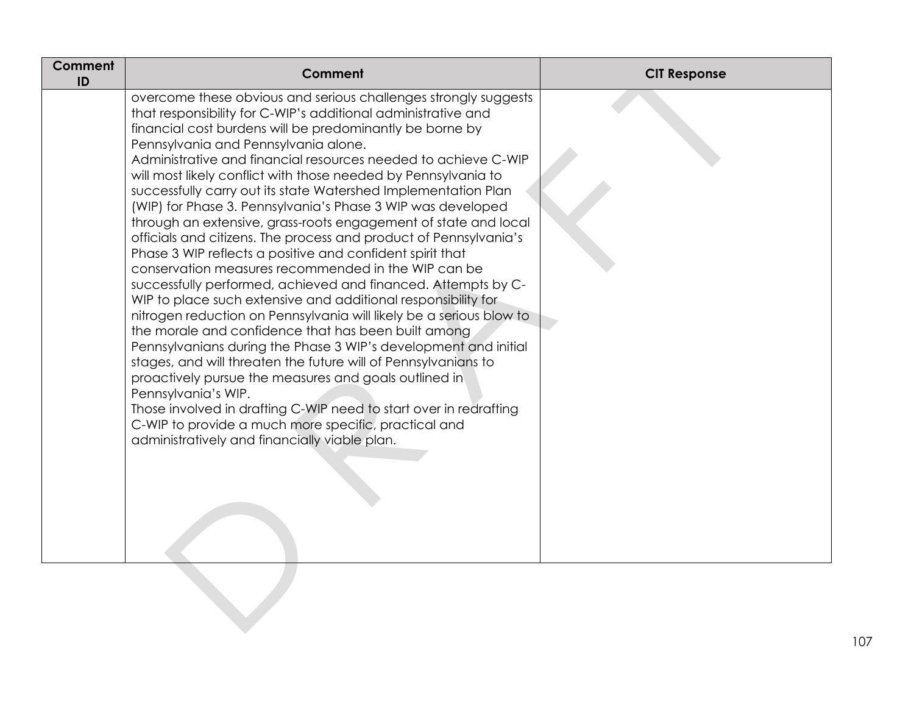| Comment ID | Comment | CIT Response |
| --- | --- | --- |
| | overcome these obvious and serious challenges strongly suggests that responsibility for C-WIP's additional administrative and financial cost burdens will be predominantly be borne by Pennsylvania and Pennsylvania alone.<br>Administrative and financial resources needed to achieve C-WIP will most likely conflict with those needed by Pennsylvania to successfully carry out its state Watershed Implementation Plan (WIP) for Phase 3. Pennsylvania's Phase 3 WIP was developed through an extensive, grass-roots engagement of state and local officials and citizens. The process and product of Pennsylvania's Phase 3 WIP reflects a positive and confident spirit that conservation measures recommended in the WIP can be successfully performed, achieved and financed. Attempts by C-WIP to place such extensive and additional responsibility for nitrogen reduction on Pennsylvania will likely be a serious blow to the morale and confidence that has been built among Pennsylvanians during the Phase 3 WIP's development and initial stages, and will threaten the future will of Pennsylvanians to proactively pursue the measures and goals outlined in Pennsylvania's WIP.<br>Those involved in drafting C-WIP need to start over in redrafting C-WIP to provide a much more specific, practical and administratively and financially viable plan. | |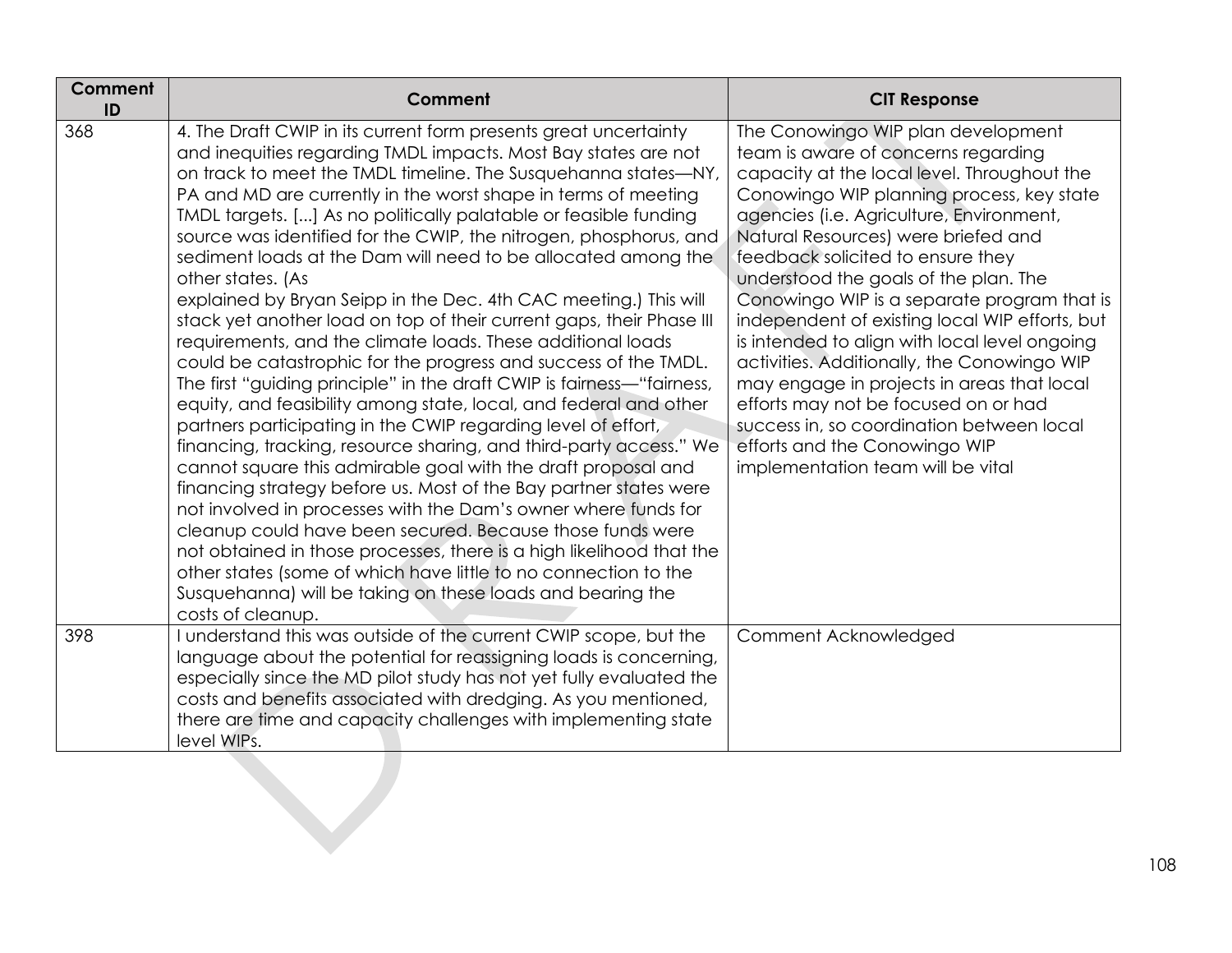| Comment ID | Comment | CIT Response |
| --- | --- | --- |
| 368 | 4. The Draft CWIP in its current form presents great uncertainty and inequities regarding TMDL impacts. Most Bay states are not on track to meet the TMDL timeline. The Susquehanna states—NY, PA and MD are currently in the worst shape in terms of meeting TMDL targets. [...] As no politically palatable or feasible funding source was identified for the CWIP, the nitrogen, phosphorus, and sediment loads at the Dam will need to be allocated among the other states. (As explained by Bryan Seipp in the Dec. 4th CAC meeting.) This will stack yet another load on top of their current gaps, their Phase III requirements, and the climate loads. These additional loads could be catastrophic for the progress and success of the TMDL. The first "guiding principle" in the draft CWIP is fairness—"fairness, equity, and feasibility among state, local, and federal and other partners participating in the CWIP regarding level of effort, financing, tracking, resource sharing, and third-party access." We cannot square this admirable goal with the draft proposal and financing strategy before us. Most of the Bay partner states were not involved in processes with the Dam's owner where funds for cleanup could have been secured. Because those funds were not obtained in those processes, there is a high likelihood that the other states (some of which have little to no connection to the Susquehanna) will be taking on these loads and bearing the costs of cleanup. | The Conowingo WIP plan development team is aware of concerns regarding capacity at the local level. Throughout the Conowingo WIP planning process, key state agencies (i.e. Agriculture, Environment, Natural Resources) were briefed and feedback solicited to ensure they understood the goals of the plan. The Conowingo WIP is a separate program that is independent of existing local WIP efforts, but is intended to align with local level ongoing activities. Additionally, the Conowingo WIP may engage in projects in areas that local efforts may not be focused on or had success in, so coordination between local efforts and the Conowingo WIP implementation team will be vital |
| 398 | I understand this was outside of the current CWIP scope, but the language about the potential for reassigning loads is concerning, especially since the MD pilot study has not yet fully evaluated the costs and benefits associated with dredging. As you mentioned, there are time and capacity challenges with implementing state level WIPs. | Comment Acknowledged |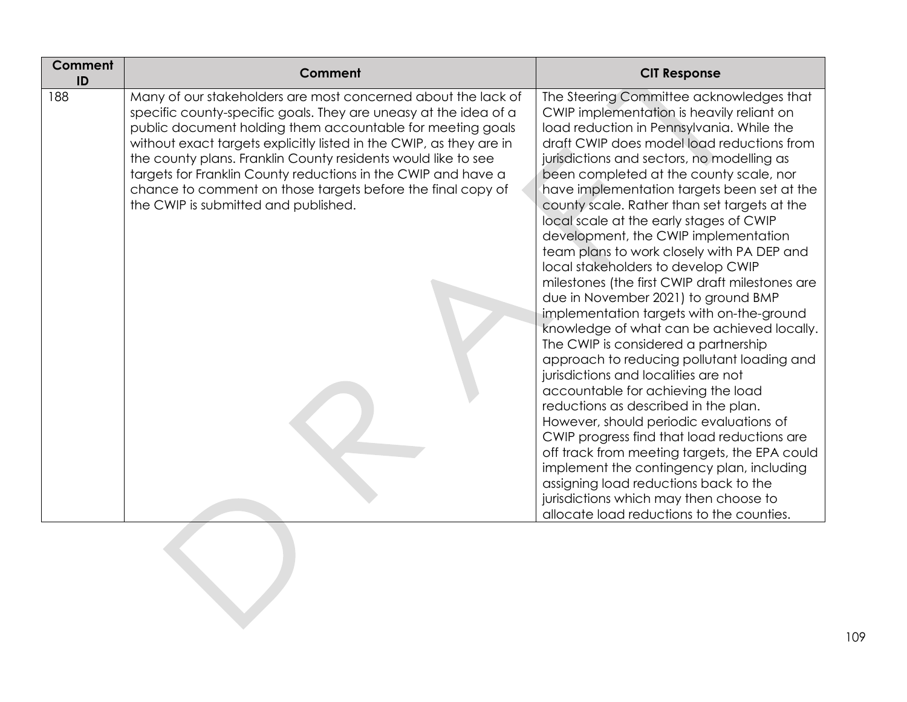| Comment ID | Comment | CIT Response |
|---|---|---|
| 188 | Many of our stakeholders are most concerned about the lack of specific county-specific goals. They are uneasy at the idea of a public document holding them accountable for meeting goals without exact targets explicitly listed in the CWIP, as they are in the county plans. Franklin County residents would like to see targets for Franklin County reductions in the CWIP and have a chance to comment on those targets before the final copy of the CWIP is submitted and published. | The Steering Committee acknowledges that CWIP implementation is heavily reliant on load reduction in Pennsylvania. While the draft CWIP does model load reductions from jurisdictions and sectors, no modelling as been completed at the county scale, nor have implementation targets been set at the county scale. Rather than set targets at the local scale at the early stages of CWIP development, the CWIP implementation team plans to work closely with PA DEP and local stakeholders to develop CWIP milestones (the first CWIP draft milestones are due in November 2021) to ground BMP implementation targets with on-the-ground knowledge of what can be achieved locally. The CWIP is considered a partnership approach to reducing pollutant loading and jurisdictions and localities are not accountable for achieving the load reductions as described in the plan. However, should periodic evaluations of CWIP progress find that load reductions are off track from meeting targets, the EPA could implement the contingency plan, including assigning load reductions back to the jurisdictions which may then choose to allocate load reductions to the counties. |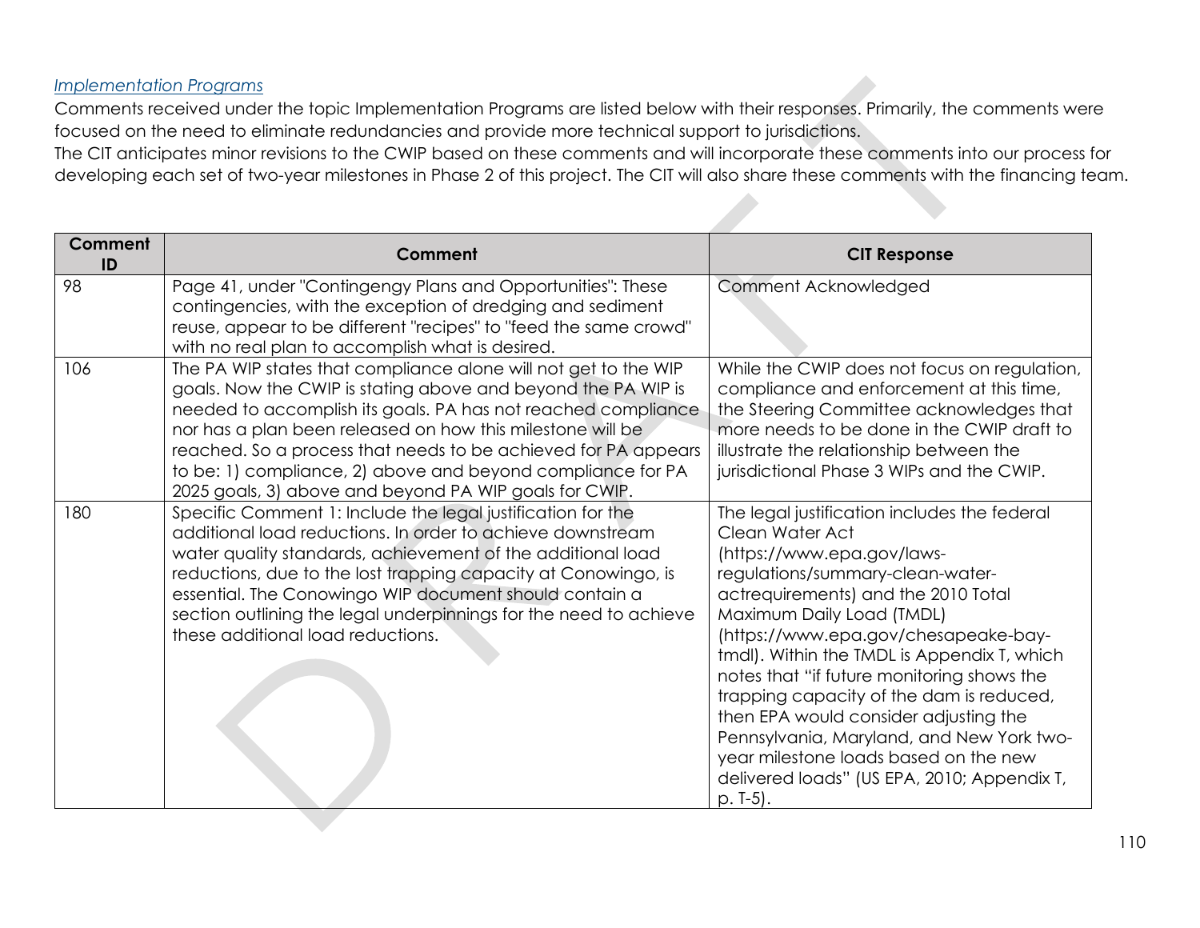*Implementation Programs*

Comments received under the topic Implementation Programs are listed below with their responses. Primarily, the comments were focused on the need to eliminate redundancies and provide more technical support to jurisdictions.

The CIT anticipates minor revisions to the CWIP based on these comments and will incorporate these comments into our process for developing each set of two-year milestones in Phase 2 of this project. The CIT will also share these comments with the financing team.

| Comment ID | Comment | CIT Response |
|---|---|---|
| 98 | Page 41, under "Contingengy Plans and Opportunities": These contingencies, with the exception of dredging and sediment reuse, appear to be different "recipes" to "feed the same crowd" with no real plan to accomplish what is desired. | Comment Acknowledged |
| 106 | The PA WIP states that compliance alone will not get to the WIP goals. Now the CWIP is stating above and beyond the PA WIP is needed to accomplish its goals. PA has not reached compliance nor has a plan been released on how this milestone will be reached. So a process that needs to be achieved for PA appears to be: 1) compliance, 2) above and beyond compliance for PA 2025 goals, 3) above and beyond PA WIP goals for CWIP. | While the CWIP does not focus on regulation, compliance and enforcement at this time, the Steering Committee acknowledges that more needs to be done in the CWIP draft to illustrate the relationship between the jurisdictional Phase 3 WIPs and the CWIP. |
| 180 | Specific Comment 1: Include the legal justification for the additional load reductions. In order to achieve downstream water quality standards, achievement of the additional load reductions, due to the lost trapping capacity at Conowingo, is essential. The Conowingo WIP document should contain a section outlining the legal underpinnings for the need to achieve these additional load reductions. | The legal justification includes the federal Clean Water Act (https://www.epa.gov/laws-regulations/summary-clean-water-actrequirements) and the 2010 Total Maximum Daily Load (TMDL) (https://www.epa.gov/chesapeake-bay-tmdl). Within the TMDL is Appendix T, which notes that "if future monitoring shows the trapping capacity of the dam is reduced, then EPA would consider adjusting the Pennsylvania, Maryland, and New York two-year milestone loads based on the new delivered loads" (US EPA, 2010; Appendix T, p. T-5). |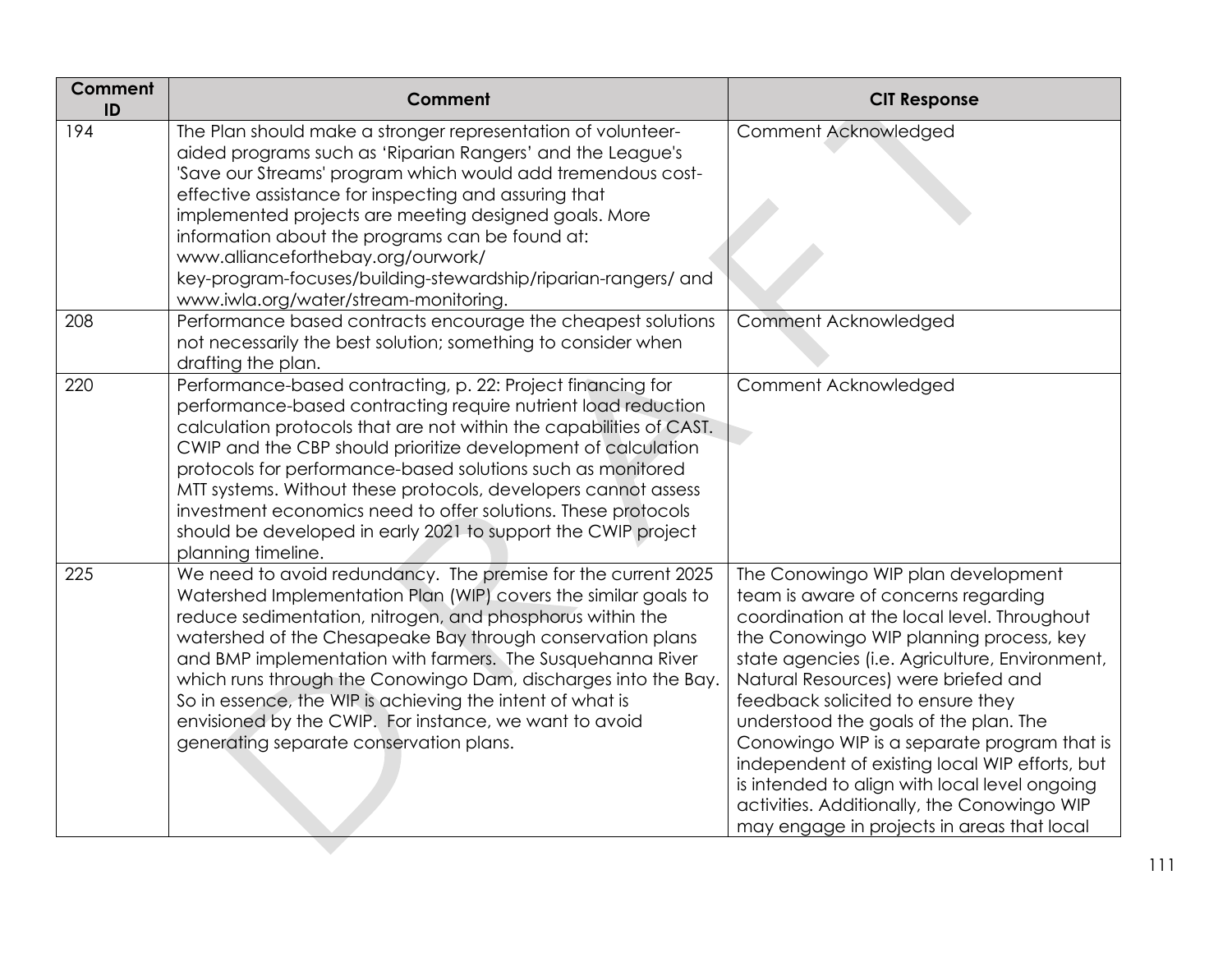| Comment ID | Comment | CIT Response |
|---|---|---|
| 194 | The Plan should make a stronger representation of volunteer-aided programs such as 'Riparian Rangers' and the League's 'Save our Streams' program which would add tremendous cost-effective assistance for inspecting and assuring that implemented projects are meeting designed goals. More information about the programs can be found at: www.allianceforthebay.org/ourwork/ key-program-focuses/building-stewardship/riparian-rangers/ and www.iwla.org/water/stream-monitoring. | Comment Acknowledged |
| 208 | Performance based contracts encourage the cheapest solutions not necessarily the best solution; something to consider when drafting the plan. | Comment Acknowledged |
| 220 | Performance-based contracting, p. 22: Project financing for performance-based contracting require nutrient load reduction calculation protocols that are not within the capabilities of CAST. CWIP and the CBP should prioritize development of calculation protocols for performance-based solutions such as monitored MTT systems. Without these protocols, developers cannot assess investment economics need to offer solutions. These protocols should be developed in early 2021 to support the CWIP project planning timeline. | Comment Acknowledged |
| 225 | We need to avoid redundancy. The premise for the current 2025 Watershed Implementation Plan (WIP) covers the similar goals to reduce sedimentation, nitrogen, and phosphorus within the watershed of the Chesapeake Bay through conservation plans and BMP implementation with farmers. The Susquehanna River which runs through the Conowingo Dam, discharges into the Bay. So in essence, the WIP is achieving the intent of what is envisioned by the CWIP. For instance, we want to avoid generating separate conservation plans. | The Conowingo WIP plan development team is aware of concerns regarding coordination at the local level. Throughout the Conowingo WIP planning process, key state agencies (i.e. Agriculture, Environment, Natural Resources) were briefed and feedback solicited to ensure they understood the goals of the plan. The Conowingo WIP is a separate program that is independent of existing local WIP efforts, but is intended to align with local level ongoing activities. Additionally, the Conowingo WIP may engage in projects in areas that local |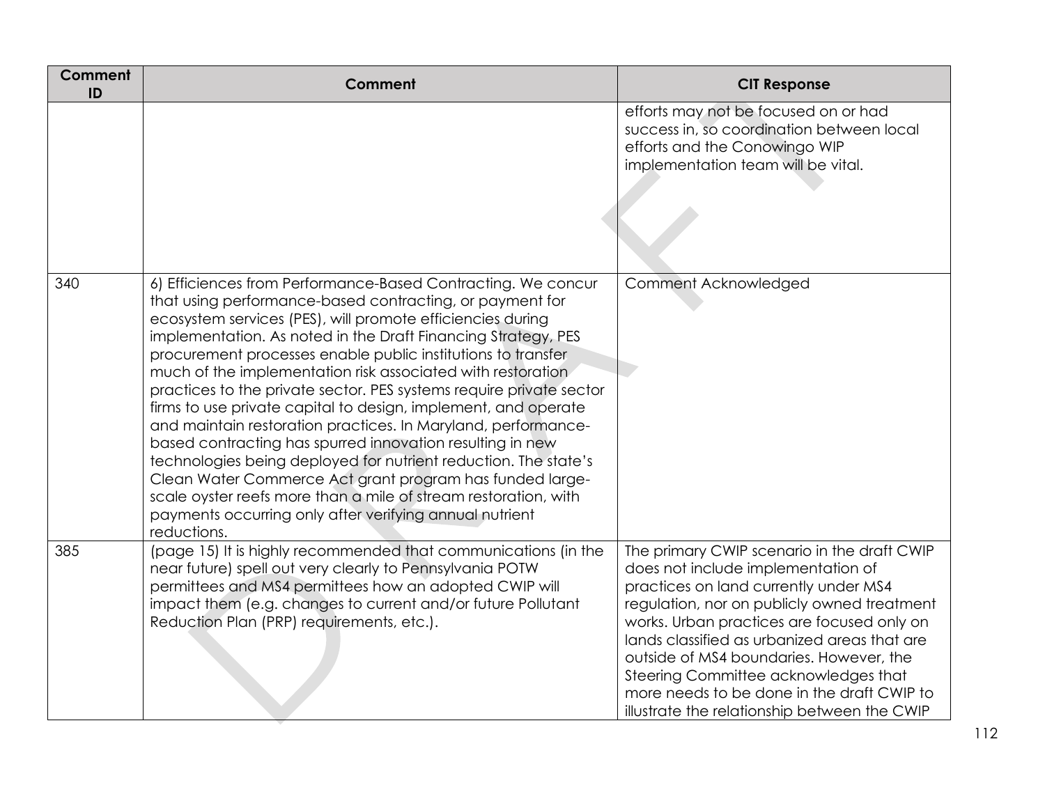| Comment ID | Comment | CIT Response |
|---|---|---|
| | | efforts may not be focused on or had success in, so coordination between local efforts and the Conowingo WIP implementation team will be vital. |
| 340 | 6) Efficiences from Performance-Based Contracting. We concur that using performance-based contracting, or payment for ecosystem services (PES), will promote efficiencies during implementation. As noted in the Draft Financing Strategy, PES procurement processes enable public institutions to transfer much of the implementation risk associated with restoration practices to the private sector. PES systems require private sector firms to use private capital to design, implement, and operate and maintain restoration practices. In Maryland, performance-based contracting has spurred innovation resulting in new technologies being deployed for nutrient reduction. The state's Clean Water Commerce Act grant program has funded large-scale oyster reefs more than a mile of stream restoration, with payments occurring only after verifying annual nutrient reductions. | Comment Acknowledged |
| 385 | (page 15) It is highly recommended that communications (in the near future) spell out very clearly to Pennsylvania POTW permittees and MS4 permittees how an adopted CWIP will impact them (e.g. changes to current and/or future Pollutant Reduction Plan (PRP) requirements, etc.). | The primary CWIP scenario in the draft CWIP does not include implementation of practices on land currently under MS4 regulation, nor on publicly owned treatment works. Urban practices are focused only on lands classified as urbanized areas that are outside of MS4 boundaries. However, the Steering Committee acknowledges that more needs to be done in the draft CWIP to illustrate the relationship between the CWIP |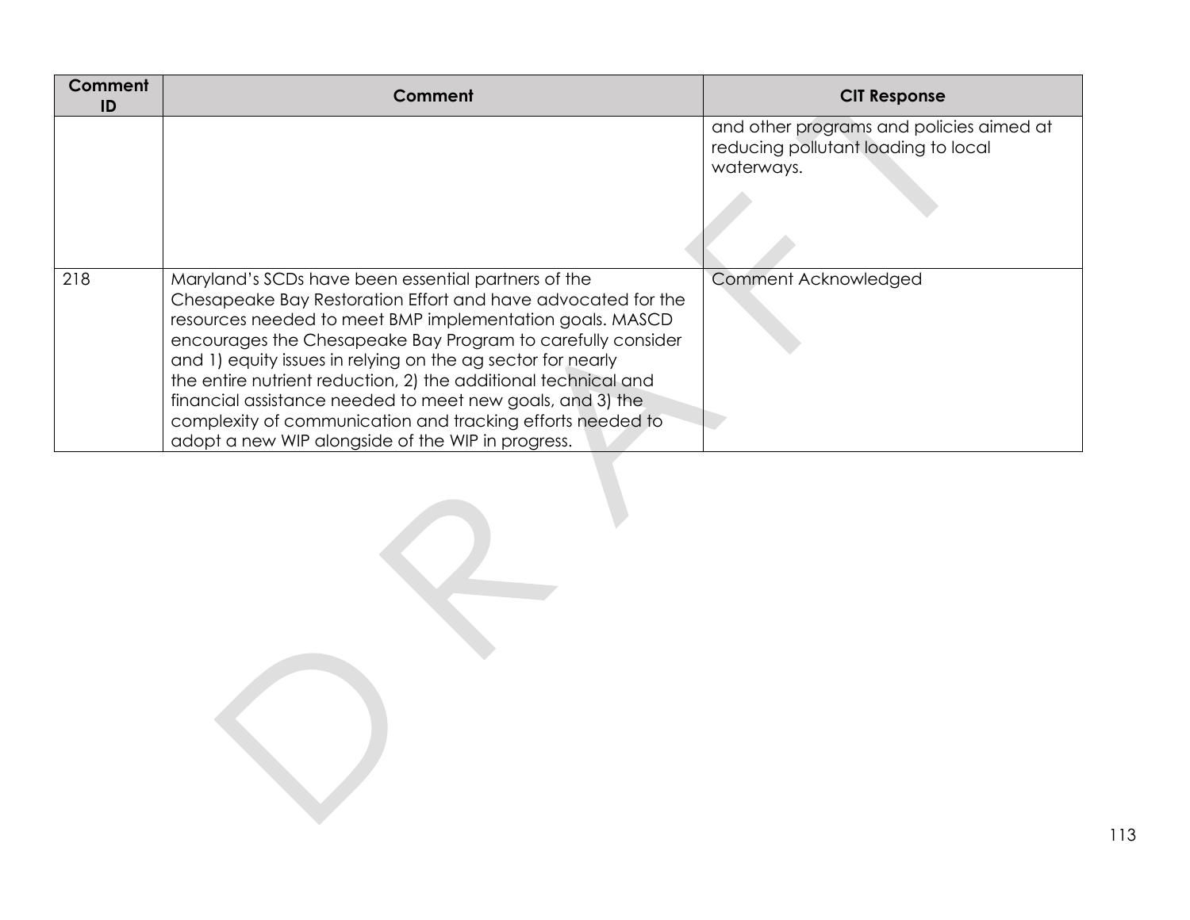| Comment ID | Comment | CIT Response |
|---|---|---|
| | | and other programs and policies aimed at reducing pollutant loading to local waterways. |
| 218 | Maryland's SCDs have been essential partners of the Chesapeake Bay Restoration Effort and have advocated for the resources needed to meet BMP implementation goals. MASCD encourages the Chesapeake Bay Program to carefully consider and 1) equity issues in relying on the ag sector for nearly the entire nutrient reduction, 2) the additional technical and financial assistance needed to meet new goals, and 3) the complexity of communication and tracking efforts needed to adopt a new WIP alongside of the WIP in progress. | Comment Acknowledged |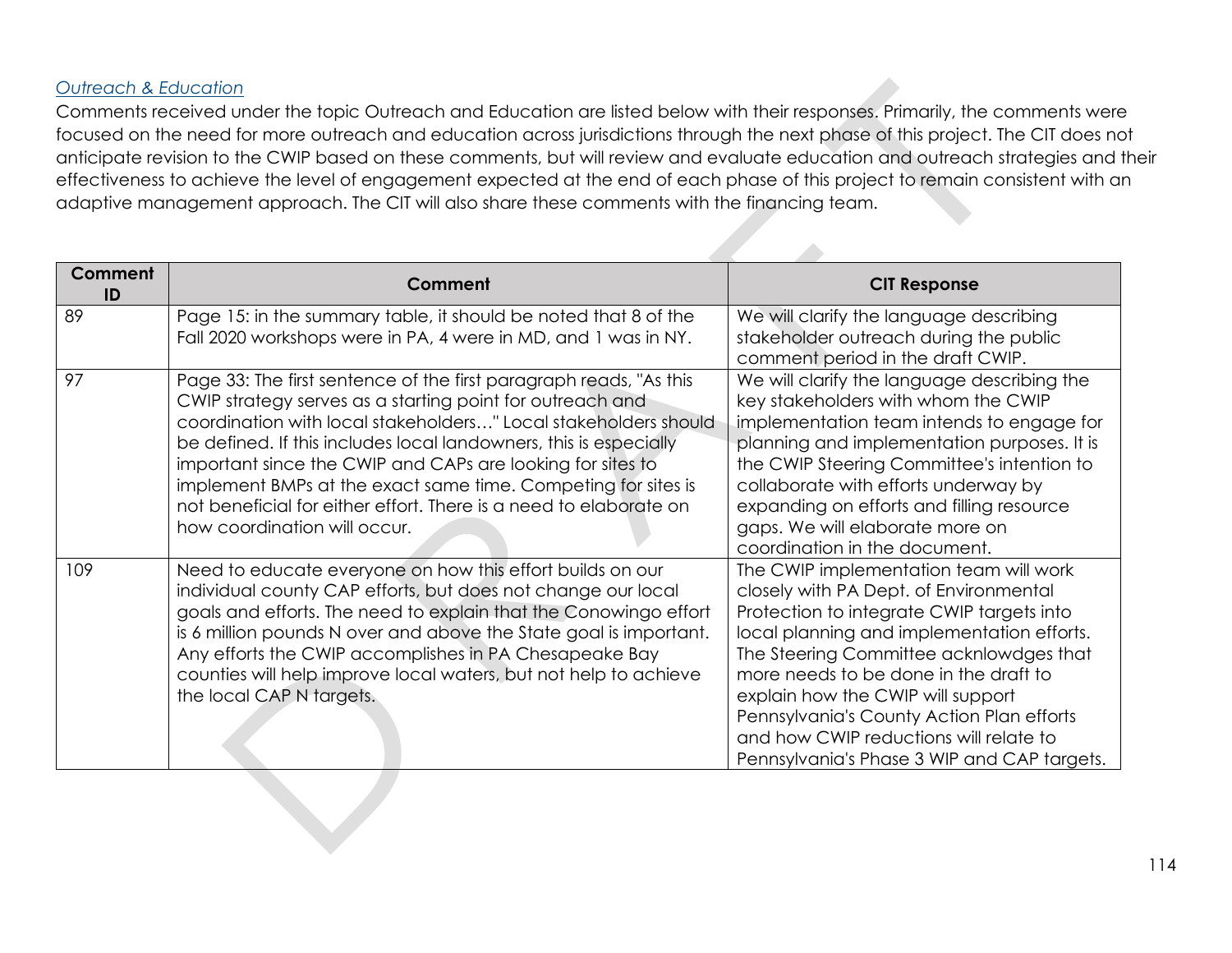*Outreach & Education*

Comments received under the topic Outreach and Education are listed below with their responses. Primarily, the comments were focused on the need for more outreach and education across jurisdictions through the next phase of this project. The CIT does not anticipate revision to the CWIP based on these comments, but will review and evaluate education and outreach strategies and their effectiveness to achieve the level of engagement expected at the end of each phase of this project to remain consistent with an adaptive management approach. The CIT will also share these comments with the financing team.

| Comment ID | Comment | CIT Response |
|---|---|---|
| 89 | Page 15: in the summary table, it should be noted that 8 of the Fall 2020 workshops were in PA, 4 were in MD, and 1 was in NY. | We will clarify the language describing stakeholder outreach during the public comment period in the draft CWIP. |
| 97 | Page 33: The first sentence of the first paragraph reads, "As this CWIP strategy serves as a starting point for outreach and coordination with local stakeholders…" Local stakeholders should be defined. If this includes local landowners, this is especially important since the CWIP and CAPs are looking for sites to implement BMPs at the exact same time. Competing for sites is not beneficial for either effort. There is a need to elaborate on how coordination will occur. | We will clarify the language describing the key stakeholders with whom the CWIP implementation team intends to engage for planning and implementation purposes. It is the CWIP Steering Committee's intention to collaborate with efforts underway by expanding on efforts and filling resource gaps. We will elaborate more on coordination in the document. |
| 109 | Need to educate everyone on how this effort builds on our individual county CAP efforts, but does not change our local goals and efforts. The need to explain that the Conowingo effort is 6 million pounds N over and above the State goal is important. Any efforts the CWIP accomplishes in PA Chesapeake Bay counties will help improve local waters, but not help to achieve the local CAP N targets. | The CWIP implementation team will work closely with PA Dept. of Environmental Protection to integrate CWIP targets into local planning and implementation efforts. The Steering Committee acknlowdges that more needs to be done in the draft to explain how the CWIP will support Pennsylvania's County Action Plan efforts and how CWIP reductions will relate to Pennsylvania's Phase 3 WIP and CAP targets. |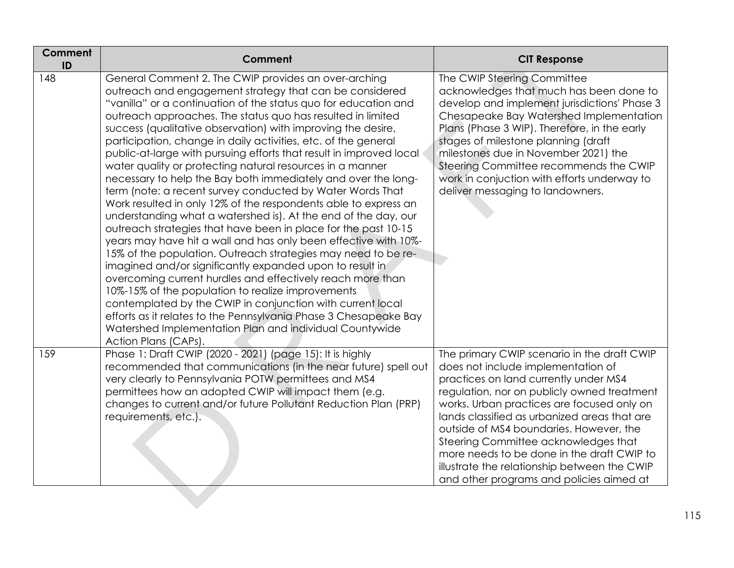| Comment ID | Comment | CIT Response |
| --- | --- | --- |
| 148 | General Comment 2. The CWIP provides an over-arching outreach and engagement strategy that can be considered "vanilla" or a continuation of the status quo for education and outreach approaches. The status quo has resulted in limited success (qualitative observation) with improving the desire, participation, change in daily activities, etc. of the general public-at-large with pursuing efforts that result in improved local water quality or protecting natural resources in a manner necessary to help the Bay both immediately and over the long-term (note: a recent survey conducted by Water Words That Work resulted in only 12% of the respondents able to express an understanding what a watershed is). At the end of the day, our outreach strategies that have been in place for the past 10-15 years may have hit a wall and has only been effective with 10%-15% of the population. Outreach strategies may need to be re-imagined and/or significantly expanded upon to result in overcoming current hurdles and effectively reach more than 10%-15% of the population to realize improvements contemplated by the CWIP in conjunction with current local efforts as it relates to the Pennsylvania Phase 3 Chesapeake Bay Watershed Implementation Plan and individual Countywide Action Plans (CAPs). | The CWIP Steering Committee acknowledges that much has been done to develop and implement jurisdictions' Phase 3 Chesapeake Bay Watershed Implementation Plans (Phase 3 WIP). Therefore, in the early stages of milestone planning (draft milestones due in November 2021) the Steering Committee recommends the CWIP work in conjuction with efforts underway to deliver messaging to landowners. |
| 159 | Phase 1: Draft CWIP (2020 - 2021) (page 15): It is highly recommended that communications (in the near future) spell out very clearly to Pennsylvania POTW permittees and MS4 permittees how an adopted CWIP will impact them (e.g. changes to current and/or future Pollutant Reduction Plan (PRP) requirements, etc.). | The primary CWIP scenario in the draft CWIP does not include implementation of practices on land currently under MS4 regulation, nor on publicly owned treatment works. Urban practices are focused only on lands classified as urbanized areas that are outside of MS4 boundaries. However, the Steering Committee acknowledges that more needs to be done in the draft CWIP to illustrate the relationship between the CWIP and other programs and policies aimed at |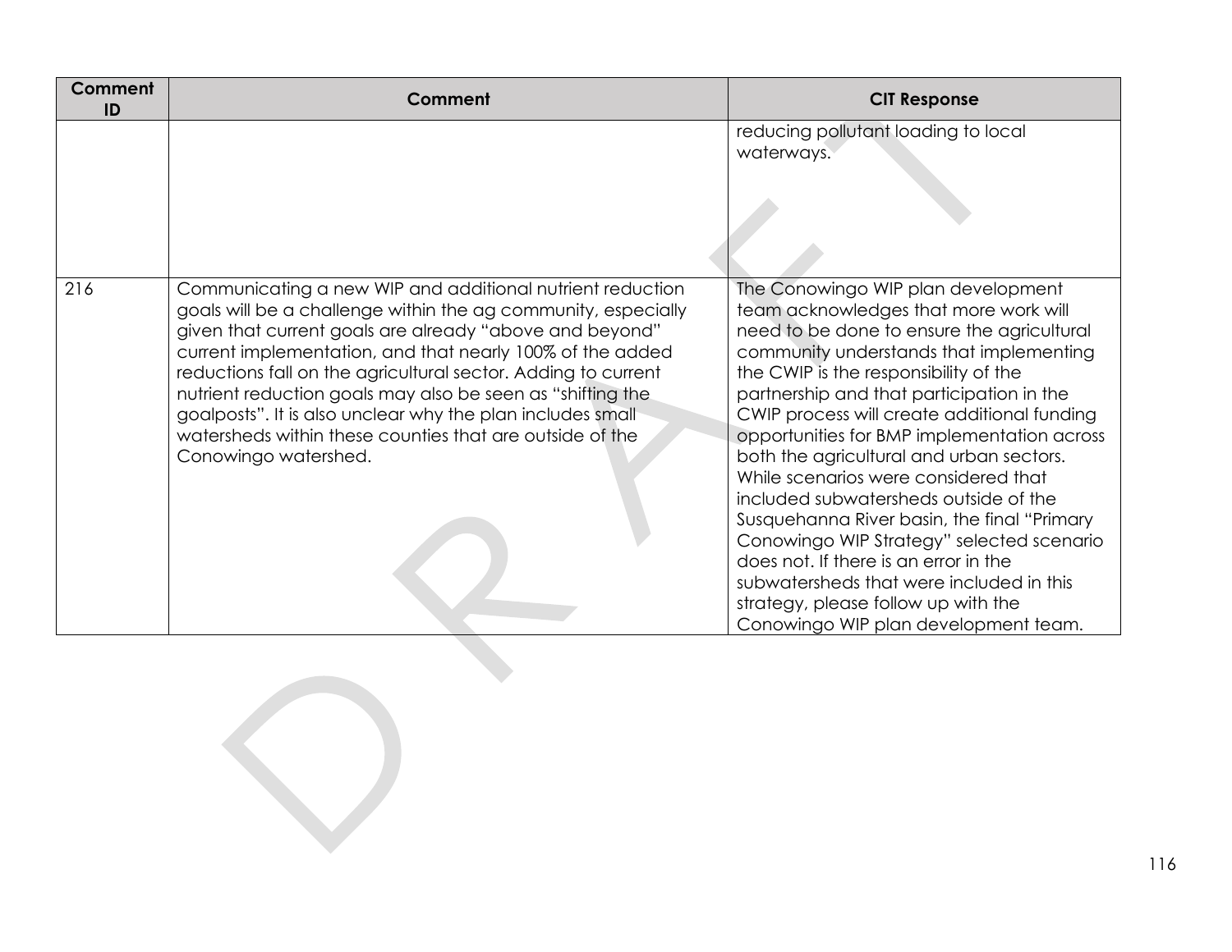| Comment ID | Comment | CIT Response |
|---|---|---|
| | | reducing pollutant loading to local waterways. |
| 216 | Communicating a new WIP and additional nutrient reduction goals will be a challenge within the ag community, especially given that current goals are already "above and beyond" current implementation, and that nearly 100% of the added reductions fall on the agricultural sector. Adding to current nutrient reduction goals may also be seen as "shifting the goalposts". It is also unclear why the plan includes small watersheds within these counties that are outside of the Conowingo watershed. | The Conowingo WIP plan development team acknowledges that more work will need to be done to ensure the agricultural community understands that implementing the CWIP is the responsibility of the partnership and that participation in the CWIP process will create additional funding opportunities for BMP implementation across both the agricultural and urban sectors. While scenarios were considered that included subwatersheds outside of the Susquehanna River basin, the final "Primary Conowingo WIP Strategy" selected scenario does not. If there is an error in the subwatersheds that were included in this strategy, please follow up with the Conowingo WIP plan development team. |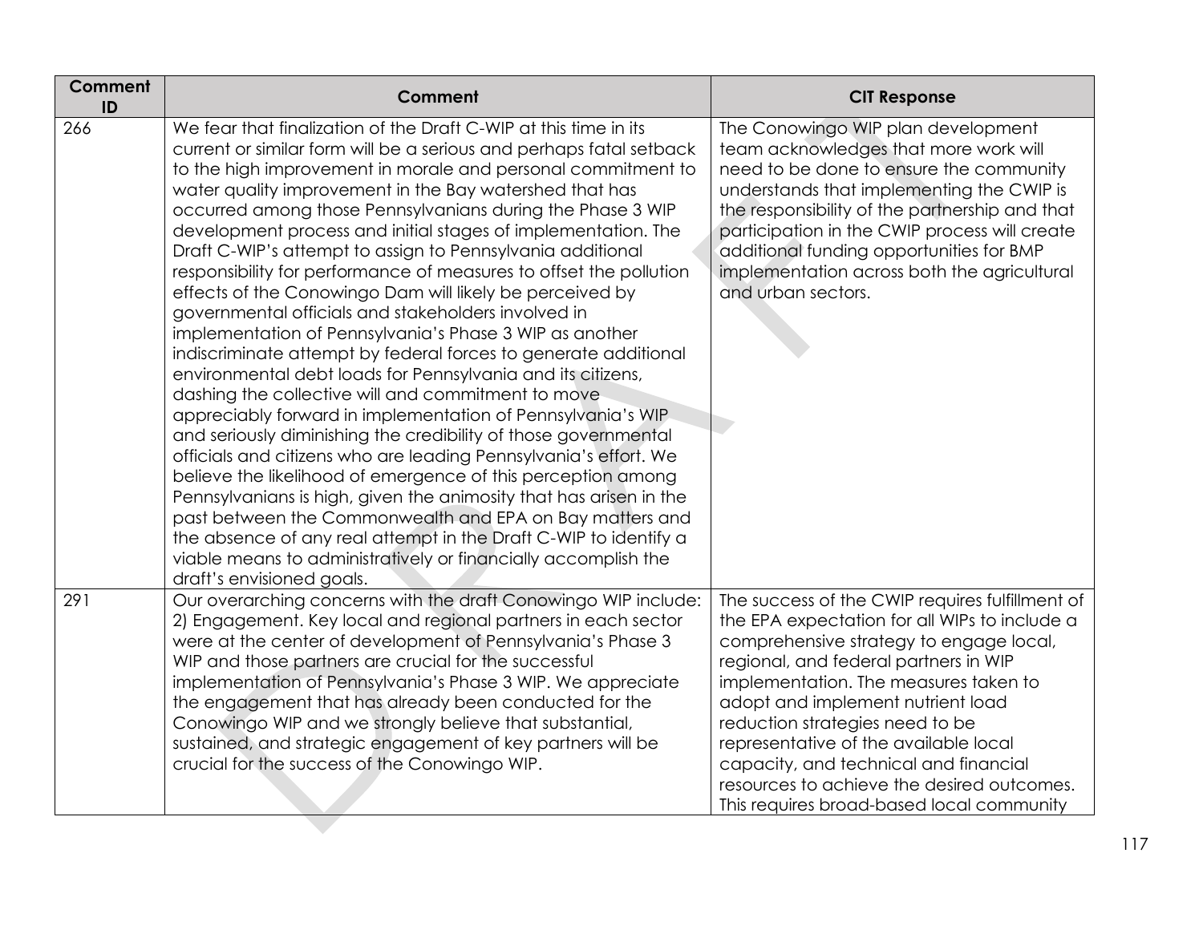| Comment ID | Comment | CIT Response |
|---|---|---|
| 266 | We fear that finalization of the Draft C-WIP at this time in its current or similar form will be a serious and perhaps fatal setback to the high improvement in morale and personal commitment to water quality improvement in the Bay watershed that has occurred among those Pennsylvanians during the Phase 3 WIP development process and initial stages of implementation. The Draft C-WIP's attempt to assign to Pennsylvania additional responsibility for performance of measures to offset the pollution effects of the Conowingo Dam will likely be perceived by governmental officials and stakeholders involved in implementation of Pennsylvania's Phase 3 WIP as another indiscriminate attempt by federal forces to generate additional environmental debt loads for Pennsylvania and its citizens, dashing the collective will and commitment to move appreciably forward in implementation of Pennsylvania's WIP and seriously diminishing the credibility of those governmental officials and citizens who are leading Pennsylvania's effort. We believe the likelihood of emergence of this perception among Pennsylvanians is high, given the animosity that has arisen in the past between the Commonwealth and EPA on Bay matters and the absence of any real attempt in the Draft C-WIP to identify a viable means to administratively or financially accomplish the draft's envisioned goals. | The Conowingo WIP plan development team acknowledges that more work will need to be done to ensure the community understands that implementing the CWIP is the responsibility of the partnership and that participation in the CWIP process will create additional funding opportunities for BMP implementation across both the agricultural and urban sectors. |
| 291 | Our overarching concerns with the draft Conowingo WIP include: 2) Engagement. Key local and regional partners in each sector were at the center of development of Pennsylvania's Phase 3 WIP and those partners are crucial for the successful implementation of Pennsylvania's Phase 3 WIP. We appreciate the engagement that has already been conducted for the Conowingo WIP and we strongly believe that substantial, sustained, and strategic engagement of key partners will be crucial for the success of the Conowingo WIP. | The success of the CWIP requires fulfillment of the EPA expectation for all WIPs to include a comprehensive strategy to engage local, regional, and federal partners in WIP implementation. The measures taken to adopt and implement nutrient load reduction strategies need to be representative of the available local capacity, and technical and financial resources to achieve the desired outcomes. This requires broad-based local community |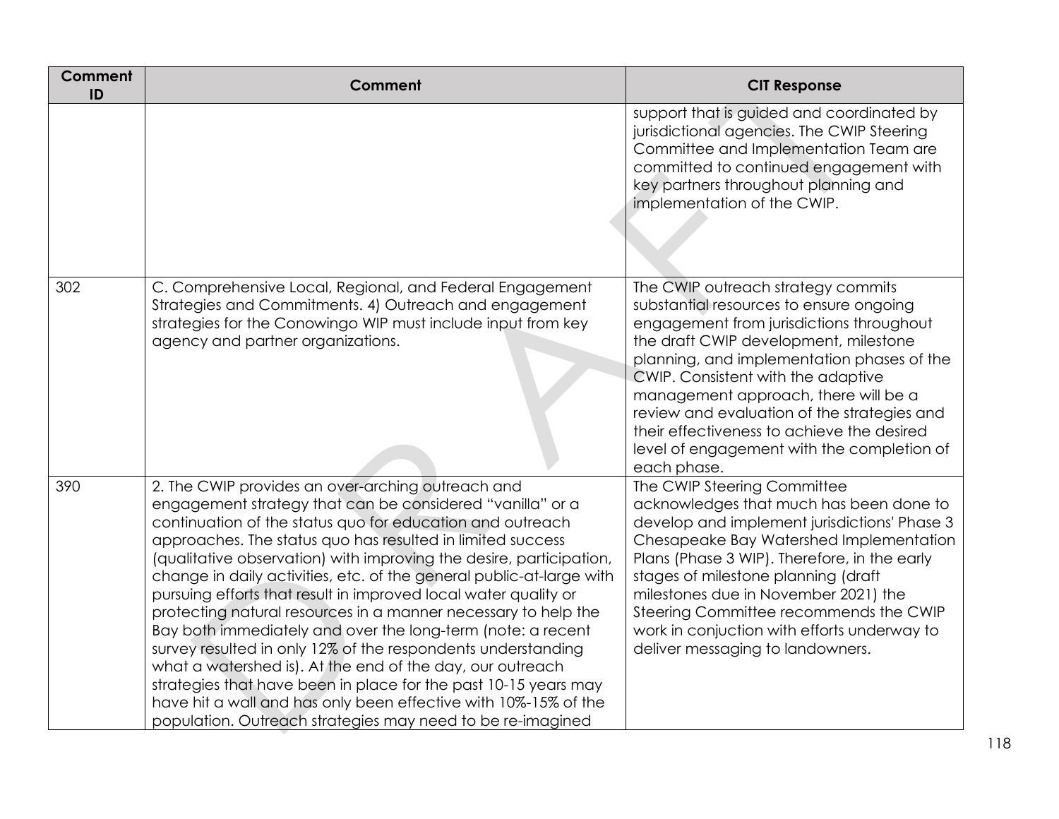| Comment ID | Comment | CIT Response |
| --- | --- | --- |
| | | support that is guided and coordinated by jurisdictional agencies. The CWIP Steering Committee and Implementation Team are committed to continued engagement with key partners throughout planning and implementation of the CWIP. |
| 302 | C. Comprehensive Local, Regional, and Federal Engagement Strategies and Commitments. 4) Outreach and engagement strategies for the Conowingo WIP must include input from key agency and partner organizations. | The CWIP outreach strategy commits substantial resources to ensure ongoing engagement from jurisdictions throughout the draft CWIP development, milestone planning, and implementation phases of the CWIP. Consistent with the adaptive management approach, there will be a review and evaluation of the strategies and their effectiveness to achieve the desired level of engagement with the completion of each phase. |
| 390 | 2. The CWIP provides an over-arching outreach and engagement strategy that can be considered "vanilla" or a continuation of the status quo for education and outreach approaches. The status quo has resulted in limited success (qualitative observation) with improving the desire, participation, change in daily activities, etc. of the general public-at-large with pursuing efforts that result in improved local water quality or protecting natural resources in a manner necessary to help the Bay both immediately and over the long-term (note: a recent survey resulted in only 12% of the respondents understanding what a watershed is). At the end of the day, our outreach strategies that have been in place for the past 10-15 years may have hit a wall and has only been effective with 10%-15% of the population. Outreach strategies may need to be re-imagined | The CWIP Steering Committee acknowledges that much has been done to develop and implement jurisdictions' Phase 3 Chesapeake Bay Watershed Implementation Plans (Phase 3 WIP). Therefore, in the early stages of milestone planning (draft milestones due in November 2021) the Steering Committee recommends the CWIP work in conjuction with efforts underway to deliver messaging to landowners. |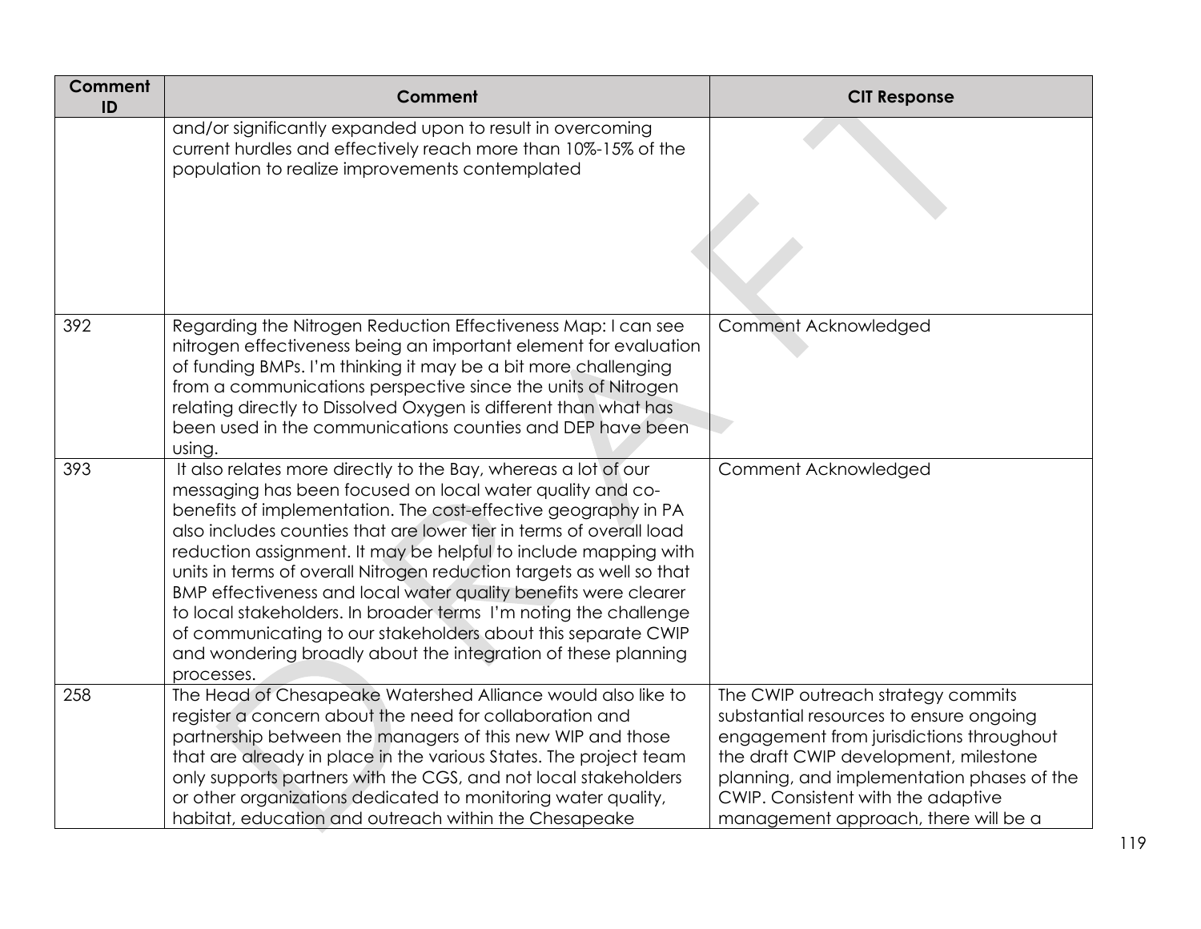| Comment ID | Comment | CIT Response |
|---|---|---|
| | and/or significantly expanded upon to result in overcoming current hurdles and effectively reach more than 10%-15% of the population to realize improvements contemplated | |
| 392 | Regarding the Nitrogen Reduction Effectiveness Map: I can see nitrogen effectiveness being an important element for evaluation of funding BMPs. I'm thinking it may be a bit more challenging from a communications perspective since the units of Nitrogen relating directly to Dissolved Oxygen is different than what has been used in the communications counties and DEP have been using. | Comment Acknowledged |
| 393 | It also relates more directly to the Bay, whereas a lot of our messaging has been focused on local water quality and co-benefits of implementation. The cost-effective geography in PA also includes counties that are lower tier in terms of overall load reduction assignment. It may be helpful to include mapping with units in terms of overall Nitrogen reduction targets as well so that BMP effectiveness and local water quality benefits were clearer to local stakeholders. In broader terms I'm noting the challenge of communicating to our stakeholders about this separate CWIP and wondering broadly about the integration of these planning processes. | Comment Acknowledged |
| 258 | The Head of Chesapeake Watershed Alliance would also like to register a concern about the need for collaboration and partnership between the managers of this new WIP and those that are already in place in the various States. The project team only supports partners with the CGS, and not local stakeholders or other organizations dedicated to monitoring water quality, habitat, education and outreach within the Chesapeake | The CWIP outreach strategy commits substantial resources to ensure ongoing engagement from jurisdictions throughout the draft CWIP development, milestone planning, and implementation phases of the CWIP. Consistent with the adaptive management approach, there will be a |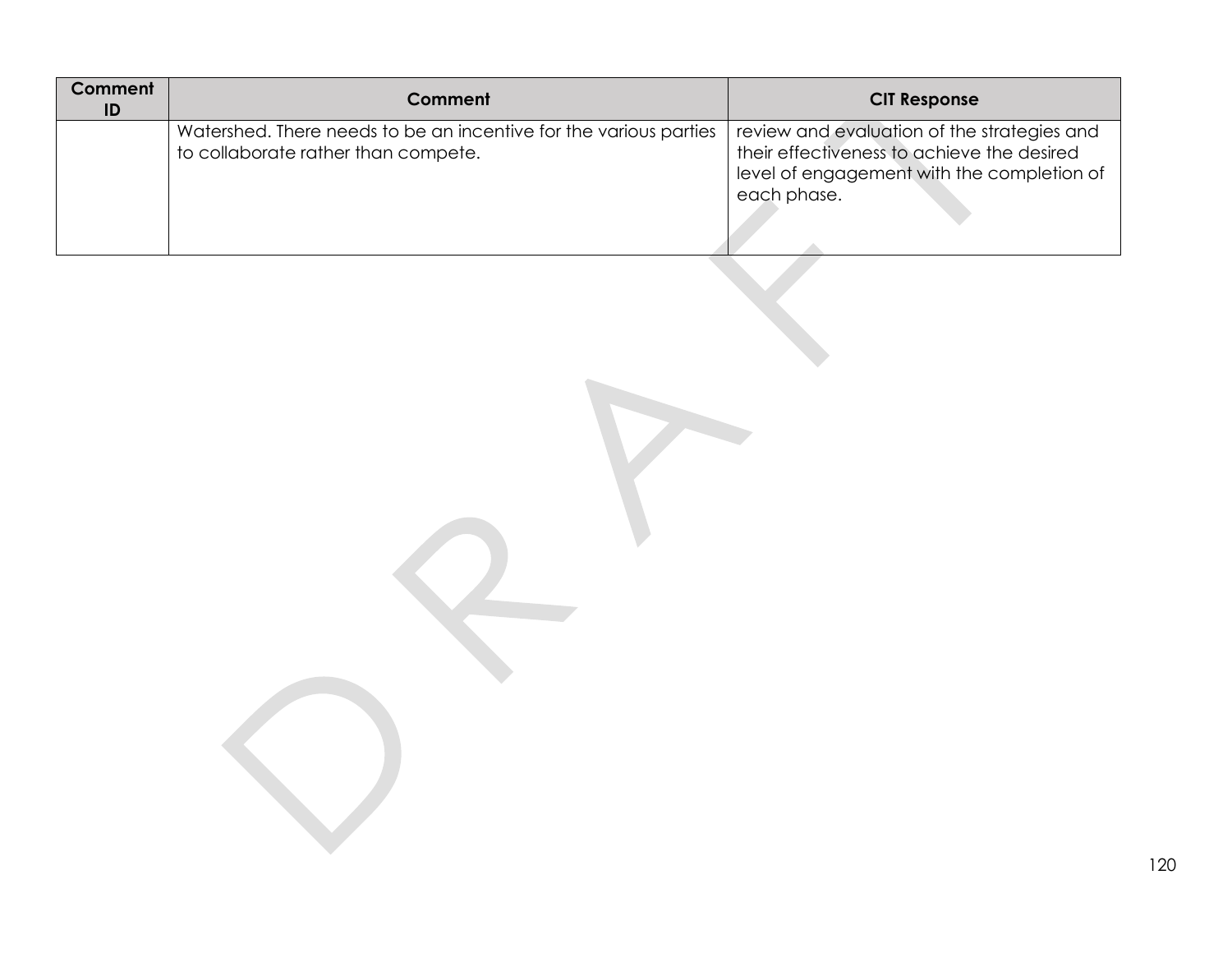| Comment ID | Comment | CIT Response |
|---|---|---|
| | Watershed. There needs to be an incentive for the various parties to collaborate rather than compete. | review and evaluation of the strategies and their effectiveness to achieve the desired level of engagement with the completion of each phase. |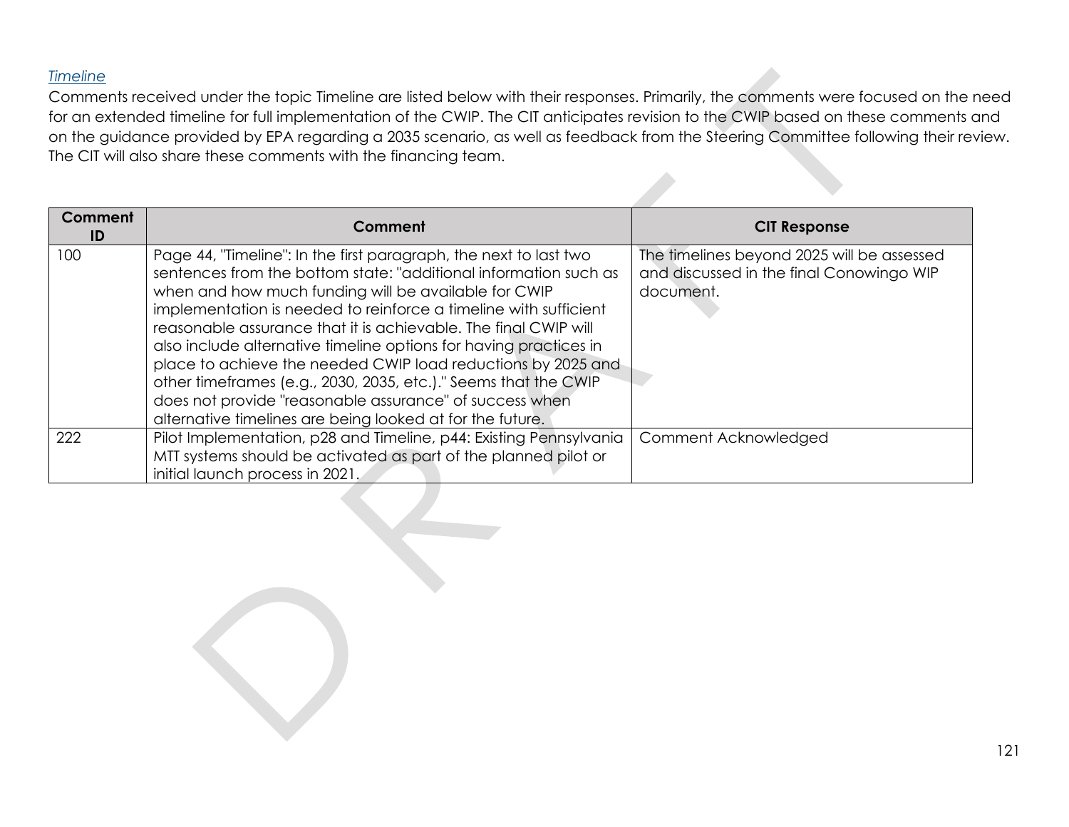*Timeline*

Comments received under the topic Timeline are listed below with their responses. Primarily, the comments were focused on the need for an extended timeline for full implementation of the CWIP. The CIT anticipates revision to the CWIP based on these comments and on the guidance provided by EPA regarding a 2035 scenario, as well as feedback from the Steering Committee following their review. The CIT will also share these comments with the financing team.

| Comment ID | Comment | CIT Response |
|---|---|---|
| 100 | Page 44, "Timeline": In the first paragraph, the next to last two sentences from the bottom state: "additional information such as when and how much funding will be available for CWIP implementation is needed to reinforce a timeline with sufficient reasonable assurance that it is achievable. The final CWIP will also include alternative timeline options for having practices in place to achieve the needed CWIP load reductions by 2025 and other timeframes (e.g., 2030, 2035, etc.)." Seems that the CWIP does not provide "reasonable assurance" of success when alternative timelines are being looked at for the future. | The timelines beyond 2025 will be assessed and discussed in the final Conowingo WIP document. |
| 222 | Pilot Implementation, p28 and Timeline, p44: Existing Pennsylvania MTT systems should be activated as part of the planned pilot or initial launch process in 2021. | Comment Acknowledged |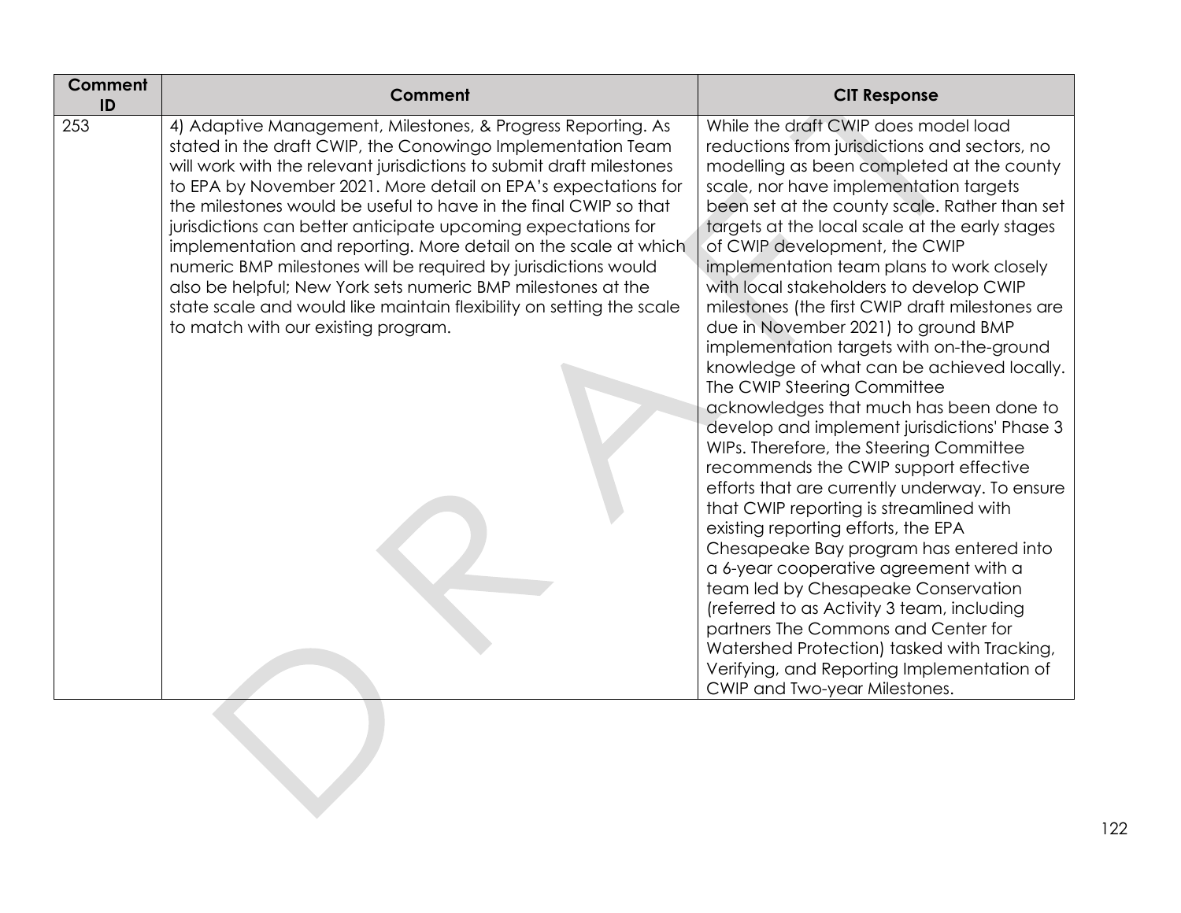| Comment ID | Comment | CIT Response |
|---|---|---|
| 253 | 4) Adaptive Management, Milestones, & Progress Reporting. As stated in the draft CWIP, the Conowingo Implementation Team will work with the relevant jurisdictions to submit draft milestones to EPA by November 2021. More detail on EPA's expectations for the milestones would be useful to have in the final CWIP so that jurisdictions can better anticipate upcoming expectations for implementation and reporting. More detail on the scale at which numeric BMP milestones will be required by jurisdictions would also be helpful; New York sets numeric BMP milestones at the state scale and would like maintain flexibility on setting the scale to match with our existing program. | While the draft CWIP does model load reductions from jurisdictions and sectors, no modelling as been completed at the county scale, nor have implementation targets been set at the county scale. Rather than set targets at the local scale at the early stages of CWIP development, the CWIP implementation team plans to work closely with local stakeholders to develop CWIP milestones (the first CWIP draft milestones are due in November 2021) to ground BMP implementation targets with on-the-ground knowledge of what can be achieved locally. The CWIP Steering Committee acknowledges that much has been done to develop and implement jurisdictions' Phase 3 WIPs. Therefore, the Steering Committee recommends the CWIP support effective efforts that are currently underway. To ensure that CWIP reporting is streamlined with existing reporting efforts, the EPA Chesapeake Bay program has entered into a 6-year cooperative agreement with a team led by Chesapeake Conservation (referred to as Activity 3 team, including partners The Commons and Center for Watershed Protection) tasked with Tracking, Verifying, and Reporting Implementation of CWIP and Two-year Milestones. |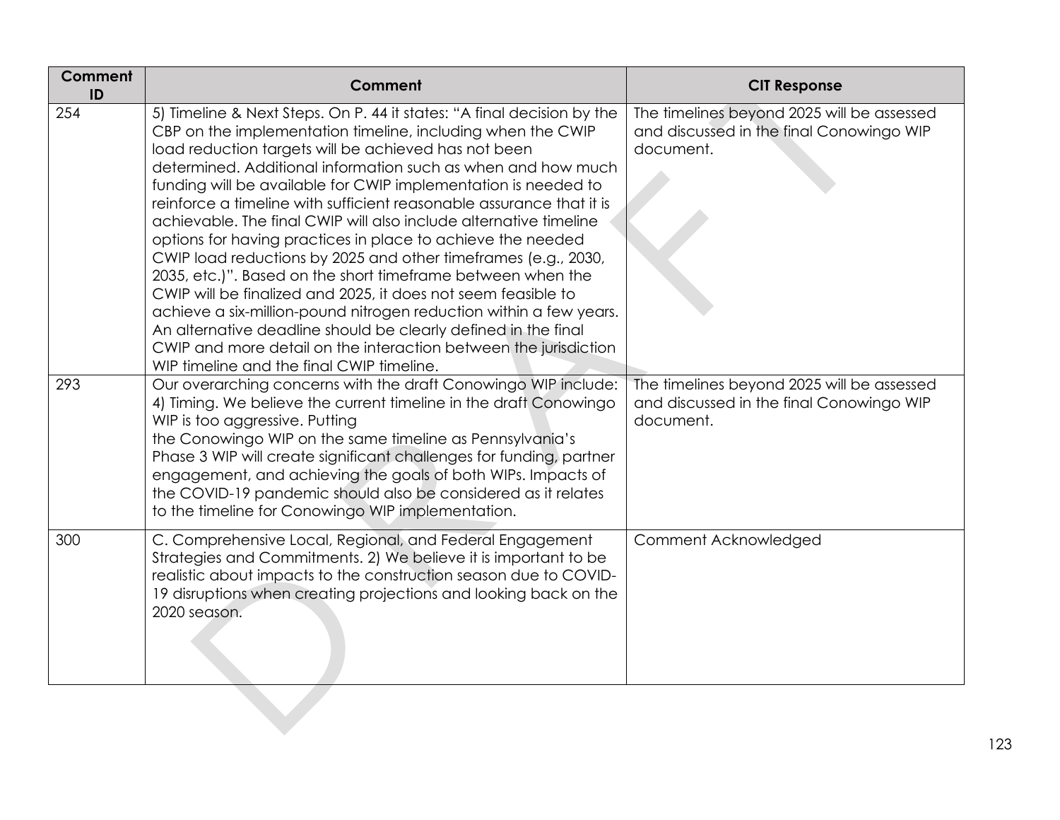| Comment ID | Comment | CIT Response |
|---|---|---|
| 254 | 5) Timeline & Next Steps. On P. 44 it states: "A final decision by the CBP on the implementation timeline, including when the CWIP load reduction targets will be achieved has not been determined. Additional information such as when and how much funding will be available for CWIP implementation is needed to reinforce a timeline with sufficient reasonable assurance that it is achievable. The final CWIP will also include alternative timeline options for having practices in place to achieve the needed CWIP load reductions by 2025 and other timeframes (e.g., 2030, 2035, etc.)". Based on the short timeframe between when the CWIP will be finalized and 2025, it does not seem feasible to achieve a six-million-pound nitrogen reduction within a few years. An alternative deadline should be clearly defined in the final CWIP and more detail on the interaction between the jurisdiction WIP timeline and the final CWIP timeline. | The timelines beyond 2025 will be assessed and discussed in the final Conowingo WIP document. |
| 293 | Our overarching concerns with the draft Conowingo WIP include: 4) Timing. We believe the current timeline in the draft Conowingo WIP is too aggressive. Putting the Conowingo WIP on the same timeline as Pennsylvania's Phase 3 WIP will create significant challenges for funding, partner engagement, and achieving the goals of both WIPs. Impacts of the COVID-19 pandemic should also be considered as it relates to the timeline for Conowingo WIP implementation. | The timelines beyond 2025 will be assessed and discussed in the final Conowingo WIP document. |
| 300 | C. Comprehensive Local, Regional, and Federal Engagement Strategies and Commitments. 2) We believe it is important to be realistic about impacts to the construction season due to COVID-19 disruptions when creating projections and looking back on the 2020 season. | Comment Acknowledged |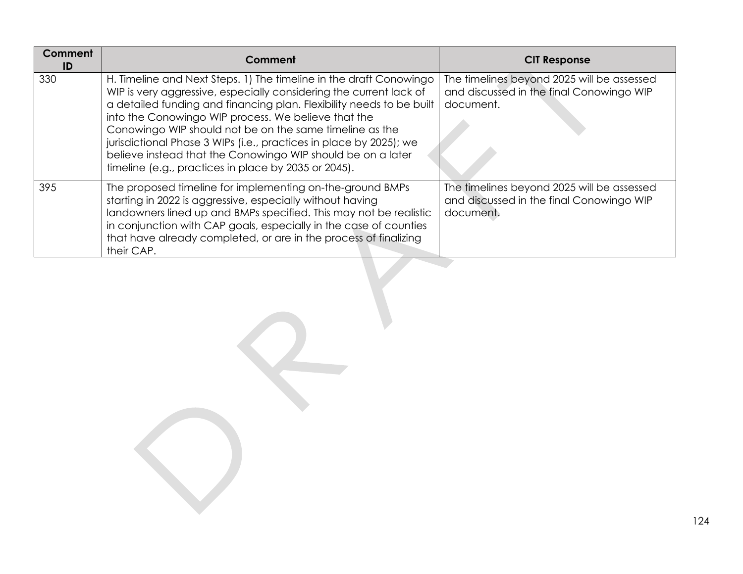| Comment ID | Comment | CIT Response |
|---|---|---|
| 330 | H. Timeline and Next Steps. 1) The timeline in the draft Conowingo WIP is very aggressive, especially considering the current lack of a detailed funding and financing plan. Flexibility needs to be built into the Conowingo WIP process. We believe that the Conowingo WIP should not be on the same timeline as the jurisdictional Phase 3 WIPs (i.e., practices in place by 2025); we believe instead that the Conowingo WIP should be on a later timeline (e.g., practices in place by 2035 or 2045). | The timelines beyond 2025 will be assessed and discussed in the final Conowingo WIP document. |
| 395 | The proposed timeline for implementing on-the-ground BMPs starting in 2022 is aggressive, especially without having landowners lined up and BMPs specified. This may not be realistic in conjunction with CAP goals, especially in the case of counties that have already completed, or are in the process of finalizing their CAP. | The timelines beyond 2025 will be assessed and discussed in the final Conowingo WIP document. |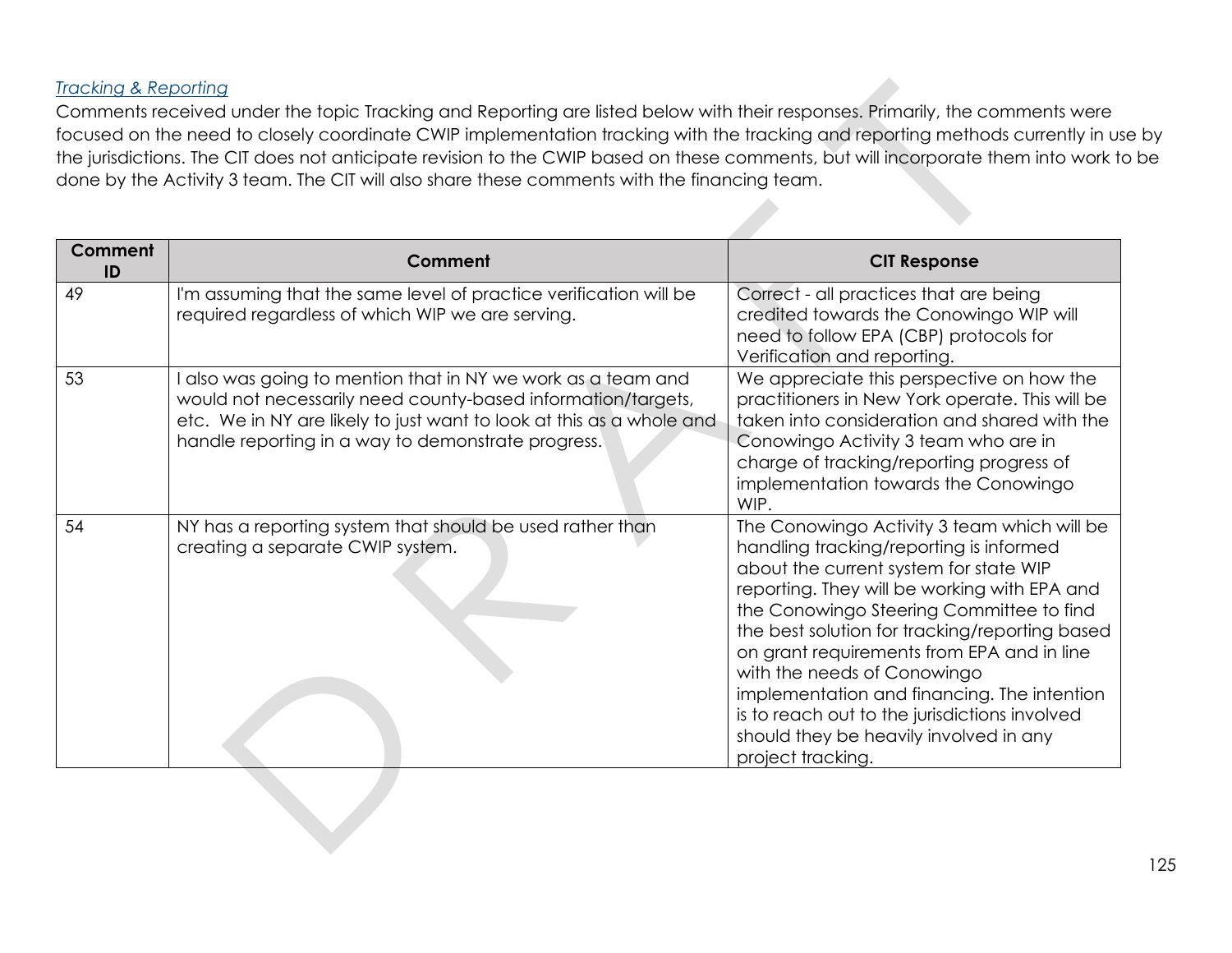*Tracking & Reporting*

Comments received under the topic Tracking and Reporting are listed below with their responses. Primarily, the comments were focused on the need to closely coordinate CWIP implementation tracking with the tracking and reporting methods currently in use by the jurisdictions. The CIT does not anticipate revision to the CWIP based on these comments, but will incorporate them into work to be done by the Activity 3 team. The CIT will also share these comments with the financing team.

| Comment ID | Comment | CIT Response |
|---|---|---|
| 49 | I'm assuming that the same level of practice verification will be required regardless of which WIP we are serving. | Correct - all practices that are being credited towards the Conowingo WIP will need to follow EPA (CBP) protocols for Verification and reporting. |
| 53 | I also was going to mention that in NY we work as a team and would not necessarily need county-based information/targets, etc. We in NY are likely to just want to look at this as a whole and handle reporting in a way to demonstrate progress. | We appreciate this perspective on how the practitioners in New York operate. This will be taken into consideration and shared with the Conowingo Activity 3 team who are in charge of tracking/reporting progress of implementation towards the Conowingo WIP. |
| 54 | NY has a reporting system that should be used rather than creating a separate CWIP system. | The Conowingo Activity 3 team which will be handling tracking/reporting is informed about the current system for state WIP reporting. They will be working with EPA and the Conowingo Steering Committee to find the best solution for tracking/reporting based on grant requirements from EPA and in line with the needs of Conowingo implementation and financing. The intention is to reach out to the jurisdictions involved should they be heavily involved in any project tracking. |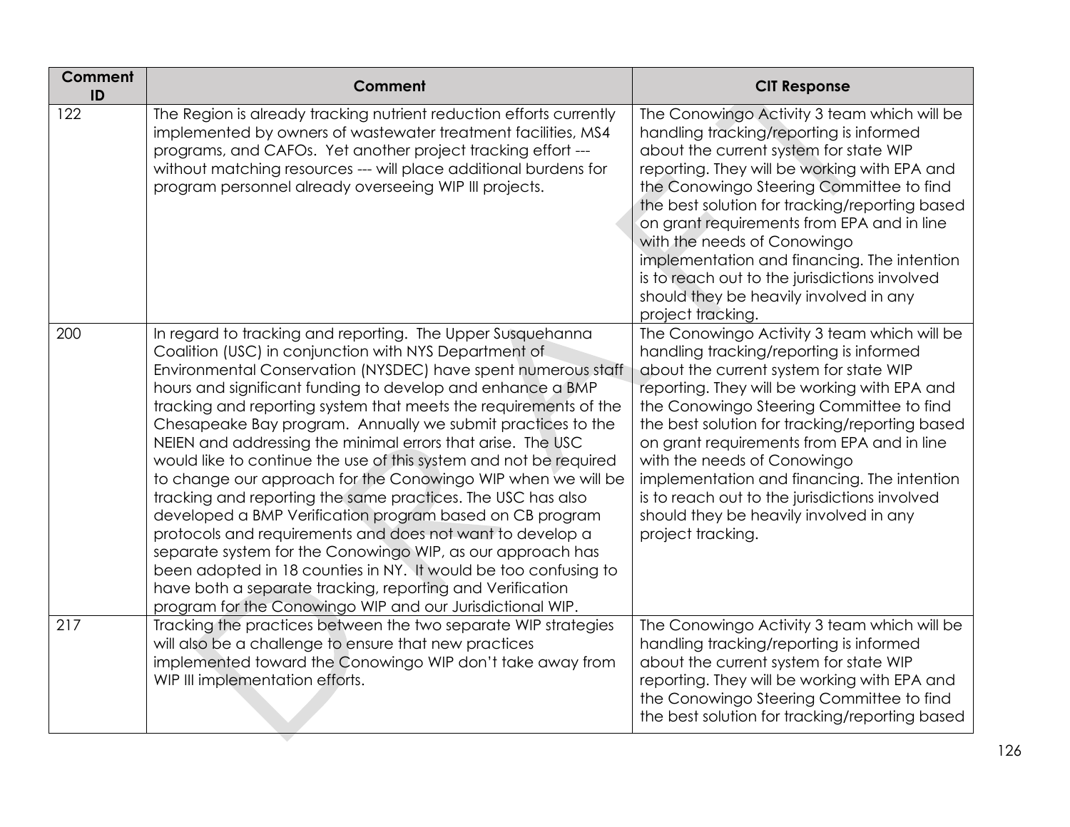| Comment ID | Comment | CIT Response |
|---|---|---|
| 122 | The Region is already tracking nutrient reduction efforts currently implemented by owners of wastewater treatment facilities, MS4 programs, and CAFOs. Yet another project tracking effort --- without matching resources --- will place additional burdens for program personnel already overseeing WIP III projects. | The Conowingo Activity 3 team which will be handling tracking/reporting is informed about the current system for state WIP reporting. They will be working with EPA and the Conowingo Steering Committee to find the best solution for tracking/reporting based on grant requirements from EPA and in line with the needs of Conowingo implementation and financing. The intention is to reach out to the jurisdictions involved should they be heavily involved in any project tracking. |
| 200 | In regard to tracking and reporting. The Upper Susquehanna Coalition (USC) in conjunction with NYS Department of Environmental Conservation (NYSDEC) have spent numerous staff hours and significant funding to develop and enhance a BMP tracking and reporting system that meets the requirements of the Chesapeake Bay program. Annually we submit practices to the NEIEN and addressing the minimal errors that arise. The USC would like to continue the use of this system and not be required to change our approach for the Conowingo WIP when we will be tracking and reporting the same practices. The USC has also developed a BMP Verification program based on CB program protocols and requirements and does not want to develop a separate system for the Conowingo WIP, as our approach has been adopted in 18 counties in NY. It would be too confusing to have both a separate tracking, reporting and Verification program for the Conowingo WIP and our Jurisdictional WIP. | The Conowingo Activity 3 team which will be handling tracking/reporting is informed about the current system for state WIP reporting. They will be working with EPA and the Conowingo Steering Committee to find the best solution for tracking/reporting based on grant requirements from EPA and in line with the needs of Conowingo implementation and financing. The intention is to reach out to the jurisdictions involved should they be heavily involved in any project tracking. |
| 217 | Tracking the practices between the two separate WIP strategies will also be a challenge to ensure that new practices implemented toward the Conowingo WIP don't take away from WIP III implementation efforts. | The Conowingo Activity 3 team which will be handling tracking/reporting is informed about the current system for state WIP reporting. They will be working with EPA and the Conowingo Steering Committee to find the best solution for tracking/reporting based |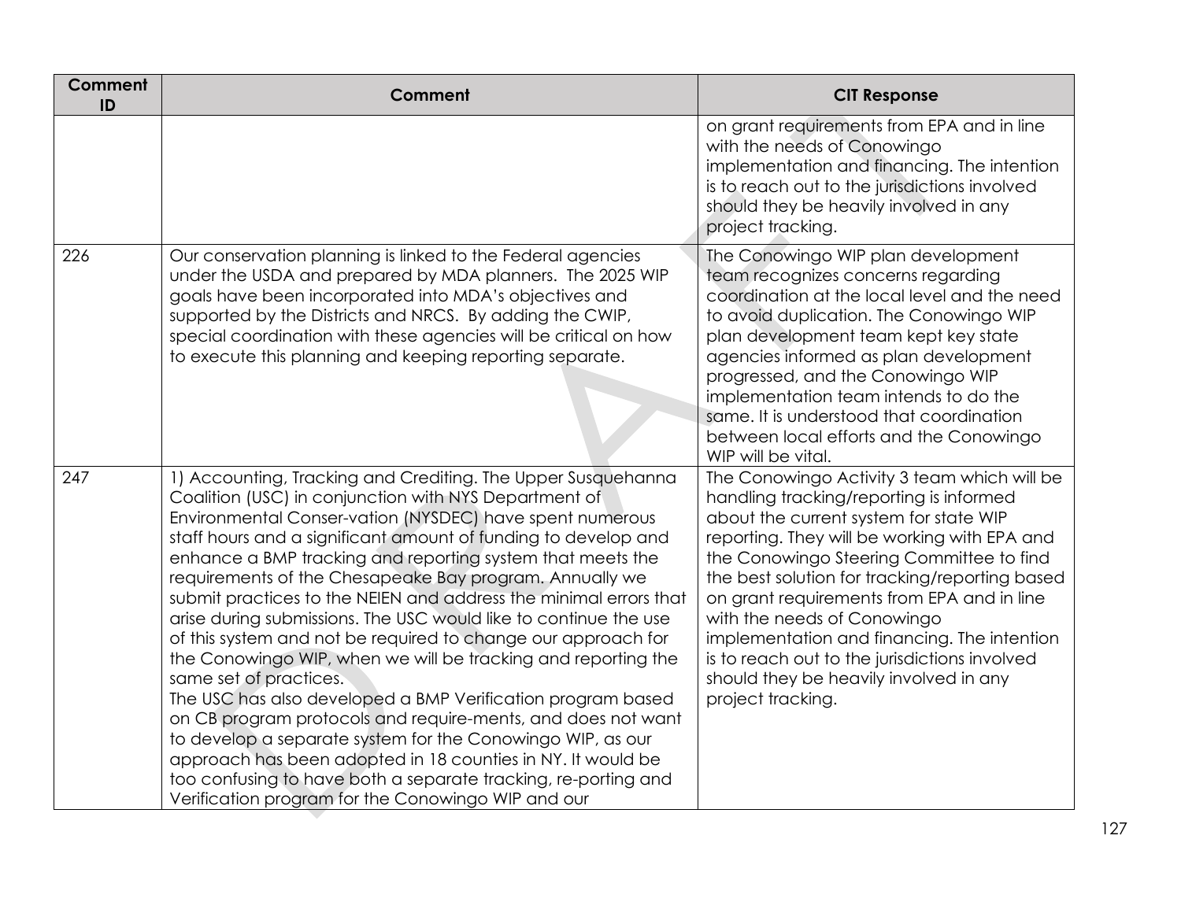| Comment ID | Comment | CIT Response |
|---|---|---|
| | | on grant requirements from EPA and in line with the needs of Conowingo implementation and financing. The intention is to reach out to the jurisdictions involved should they be heavily involved in any project tracking. |
| 226 | Our conservation planning is linked to the Federal agencies under the USDA and prepared by MDA planners. The 2025 WIP goals have been incorporated into MDA's objectives and supported by the Districts and NRCS. By adding the CWIP, special coordination with these agencies will be critical on how to execute this planning and keeping reporting separate. | The Conowingo WIP plan development team recognizes concerns regarding coordination at the local level and the need to avoid duplication. The Conowingo WIP plan development team kept key state agencies informed as plan development progressed, and the Conowingo WIP implementation team intends to do the same. It is understood that coordination between local efforts and the Conowingo WIP will be vital. |
| 247 | 1) Accounting, Tracking and Crediting. The Upper Susquehanna Coalition (USC) in conjunction with NYS Department of Environmental Conser-vation (NYSDEC) have spent numerous staff hours and a significant amount of funding to develop and enhance a BMP tracking and reporting system that meets the requirements of the Chesapeake Bay program. Annually we submit practices to the NEIEN and address the minimal errors that arise during submissions. The USC would like to continue the use of this system and not be required to change our approach for the Conowingo WIP, when we will be tracking and reporting the same set of practices.<br>The USC has also developed a BMP Verification program based on CB program protocols and require-ments, and does not want to develop a separate system for the Conowingo WIP, as our approach has been adopted in 18 counties in NY. It would be too confusing to have both a separate tracking, re-porting and Verification program for the Conowingo WIP and our | The Conowingo Activity 3 team which will be handling tracking/reporting is informed about the current system for state WIP reporting. They will be working with EPA and the Conowingo Steering Committee to find the best solution for tracking/reporting based on grant requirements from EPA and in line with the needs of Conowingo implementation and financing. The intention is to reach out to the jurisdictions involved should they be heavily involved in any project tracking. |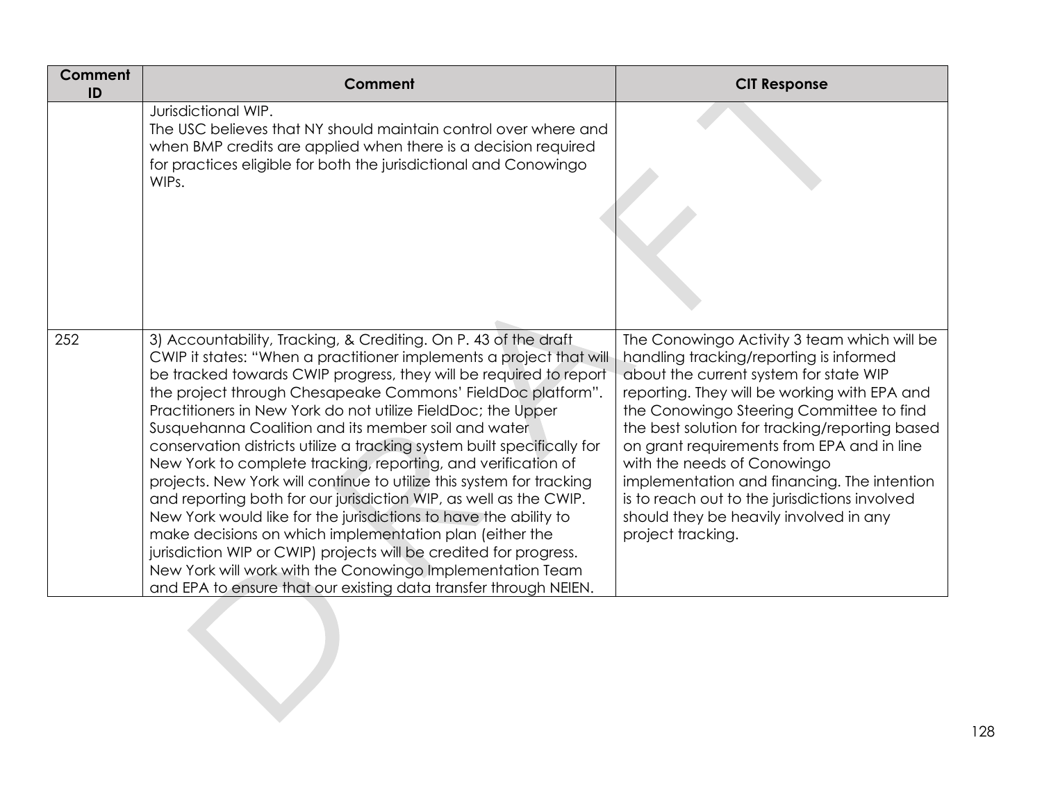| Comment ID | Comment | CIT Response |
|---|---|---|
| | Jurisdictional WIP.<br>The USC believes that NY should maintain control over where and when BMP credits are applied when there is a decision required for practices eligible for both the jurisdictional and Conowingo WIPs. | |
| 252 | 3) Accountability, Tracking, & Crediting. On P. 43 of the draft CWIP it states: "When a practitioner implements a project that will be tracked towards CWIP progress, they will be required to report the project through Chesapeake Commons' FieldDoc platform". Practitioners in New York do not utilize FieldDoc; the Upper Susquehanna Coalition and its member soil and water conservation districts utilize a tracking system built specifically for New York to complete tracking, reporting, and verification of projects. New York will continue to utilize this system for tracking and reporting both for our jurisdiction WIP, as well as the CWIP. New York would like for the jurisdictions to have the ability to make decisions on which implementation plan (either the jurisdiction WIP or CWIP) projects will be credited for progress. New York will work with the Conowingo Implementation Team and EPA to ensure that our existing data transfer through NEIEN. | The Conowingo Activity 3 team which will be handling tracking/reporting is informed about the current system for state WIP reporting. They will be working with EPA and the Conowingo Steering Committee to find the best solution for tracking/reporting based on grant requirements from EPA and in line with the needs of Conowingo implementation and financing. The intention is to reach out to the jurisdictions involved should they be heavily involved in any project tracking. |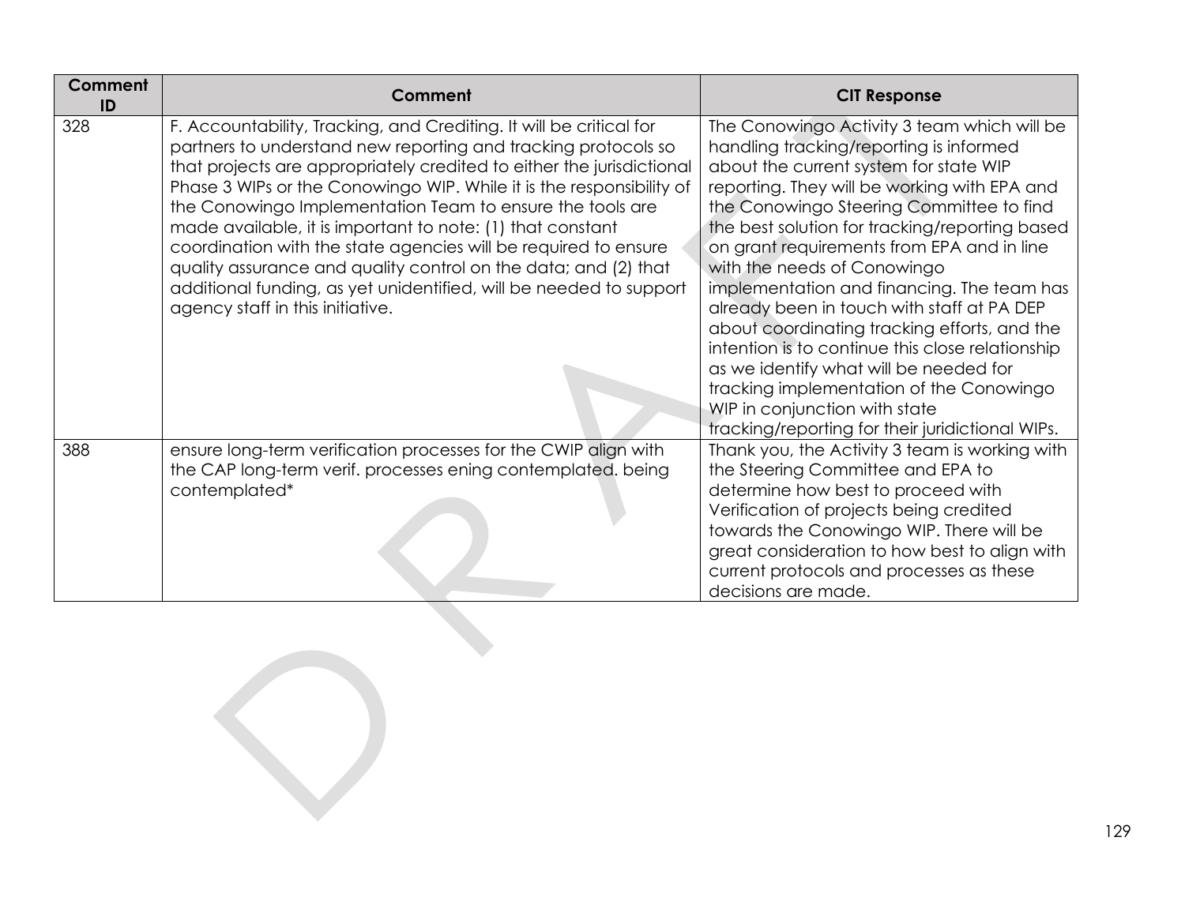| Comment ID | Comment | CIT Response |
|---|---|---|
| 328 | F. Accountability, Tracking, and Crediting. It will be critical for partners to understand new reporting and tracking protocols so that projects are appropriately credited to either the jurisdictional Phase 3 WIPs or the Conowingo WIP. While it is the responsibility of the Conowingo Implementation Team to ensure the tools are made available, it is important to note: (1) that constant coordination with the state agencies will be required to ensure quality assurance and quality control on the data; and (2) that additional funding, as yet unidentified, will be needed to support agency staff in this initiative. | The Conowingo Activity 3 team which will be handling tracking/reporting is informed about the current system for state WIP reporting. They will be working with EPA and the Conowingo Steering Committee to find the best solution for tracking/reporting based on grant requirements from EPA and in line with the needs of Conowingo implementation and financing. The team has already been in touch with staff at PA DEP about coordinating tracking efforts, and the intention is to continue this close relationship as we identify what will be needed for tracking implementation of the Conowingo WIP in conjunction with state tracking/reporting for their juridictional WIPs. |
| 388 | ensure long-term verification processes for the CWIP align with the CAP long-term verif. processes ening contemplated. being contemplated* | Thank you, the Activity 3 team is working with the Steering Committee and EPA to determine how best to proceed with Verification of projects being credited towards the Conowingo WIP. There will be great consideration to how best to align with current protocols and processes as these decisions are made. |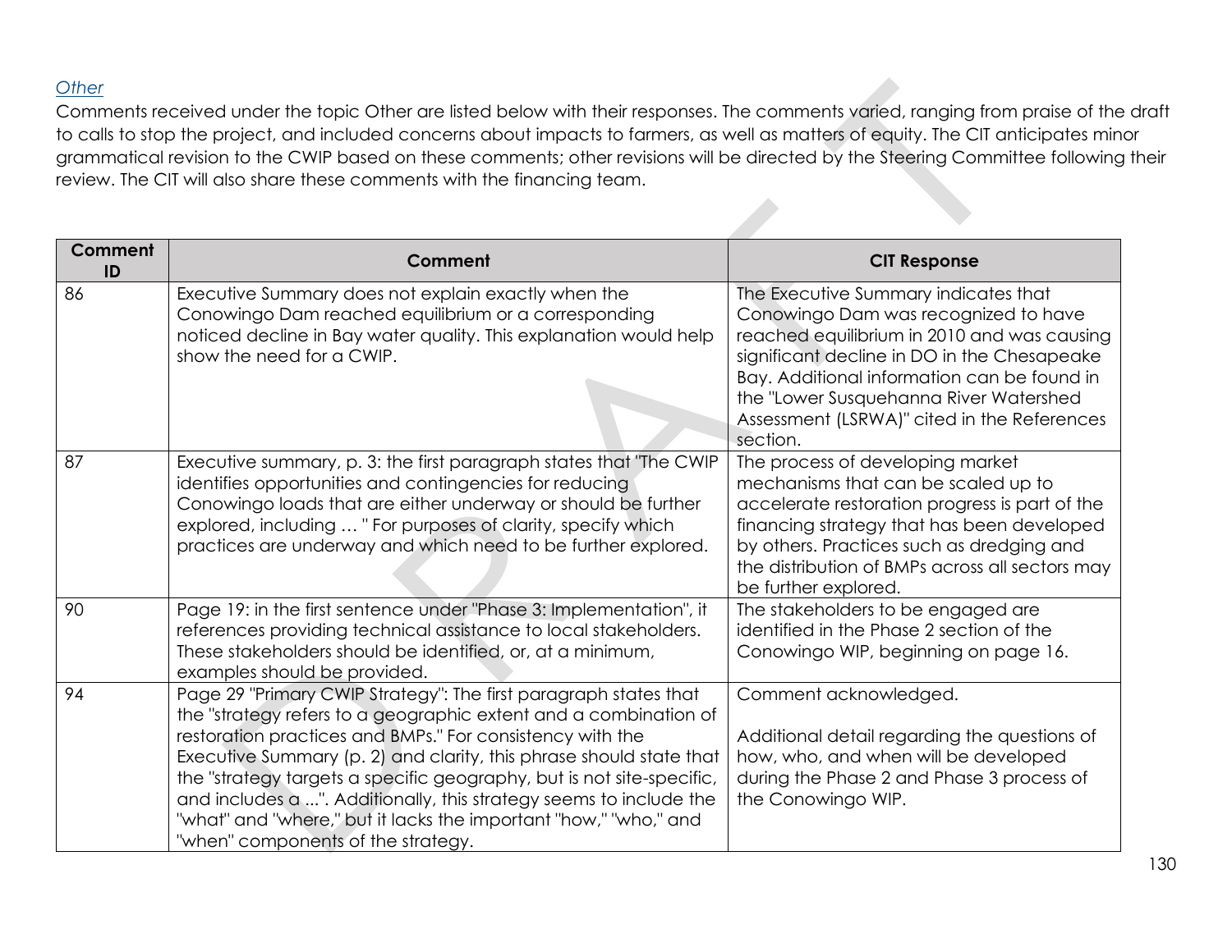*Other*

Comments received under the topic Other are listed below with their responses. The comments varied, ranging from praise of the draft to calls to stop the project, and included concerns about impacts to farmers, as well as matters of equity. The CIT anticipates minor grammatical revision to the CWIP based on these comments; other revisions will be directed by the Steering Committee following their review. The CIT will also share these comments with the financing team.

| Comment ID | Comment | CIT Response |
|---|---|---|
| 86 | Executive Summary does not explain exactly when the Conowingo Dam reached equilibrium or a corresponding noticed decline in Bay water quality. This explanation would help show the need for a CWIP. | The Executive Summary indicates that Conowingo Dam was recognized to have reached equilibrium in 2010 and was causing significant decline in DO in the Chesapeake Bay. Additional information can be found in the "Lower Susquehanna River Watershed Assessment (LSRWA)" cited in the References section. |
| 87 | Executive summary, p. 3: the first paragraph states that "The CWIP identifies opportunities and contingencies for reducing Conowingo loads that are either underway or should be further explored, including … " For purposes of clarity, specify which practices are underway and which need to be further explored. | The process of developing market mechanisms that can be scaled up to accelerate restoration progress is part of the financing strategy that has been developed by others. Practices such as dredging and the distribution of BMPs across all sectors may be further explored. |
| 90 | Page 19: in the first sentence under "Phase 3: Implementation", it references providing technical assistance to local stakeholders. These stakeholders should be identified, or, at a minimum, examples should be provided. | The stakeholders to be engaged are identified in the Phase 2 section of the Conowingo WIP, beginning on page 16. |
| 94 | Page 29 "Primary CWIP Strategy": The first paragraph states that the "strategy refers to a geographic extent and a combination of restoration practices and BMPs." For consistency with the Executive Summary (p. 2) and clarity, this phrase should state that the "strategy targets a specific geography, but is not site-specific, and includes a ...". Additionally, this strategy seems to include the "what" and "where," but it lacks the important "how," "who," and "when" components of the strategy. | Comment acknowledged.<br><br>Additional detail regarding the questions of how, who, and when will be developed during the Phase 2 and Phase 3 process of the Conowingo WIP. |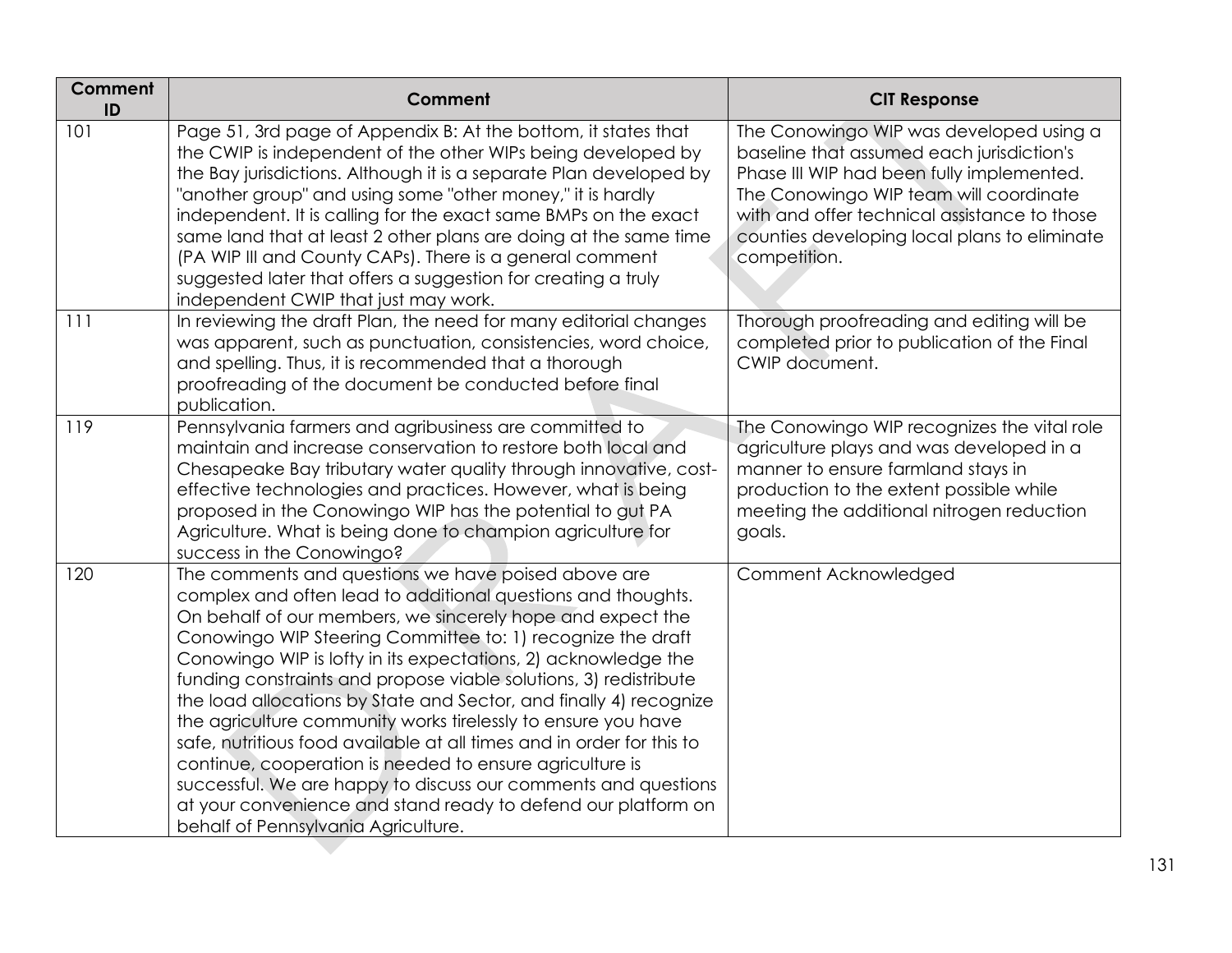| Comment ID | Comment | CIT Response |
|---|---|---|
| 101 | Page 51, 3rd page of Appendix B: At the bottom, it states that the CWIP is independent of the other WIPs being developed by the Bay jurisdictions. Although it is a separate Plan developed by "another group" and using some "other money," it is hardly independent. It is calling for the exact same BMPs on the exact same land that at least 2 other plans are doing at the same time (PA WIP III and County CAPs). There is a general comment suggested later that offers a suggestion for creating a truly independent CWIP that just may work. | The Conowingo WIP was developed using a baseline that assumed each jurisdiction's Phase III WIP had been fully implemented. The Conowingo WIP team will coordinate with and offer technical assistance to those counties developing local plans to eliminate competition. |
| 111 | In reviewing the draft Plan, the need for many editorial changes was apparent, such as punctuation, consistencies, word choice, and spelling. Thus, it is recommended that a thorough proofreading of the document be conducted before final publication. | Thorough proofreading and editing will be completed prior to publication of the Final CWIP document. |
| 119 | Pennsylvania farmers and agribusiness are committed to maintain and increase conservation to restore both local and Chesapeake Bay tributary water quality through innovative, cost-effective technologies and practices. However, what is being proposed in the Conowingo WIP has the potential to gut PA Agriculture. What is being done to champion agriculture for success in the Conowingo? | The Conowingo WIP recognizes the vital role agriculture plays and was developed in a manner to ensure farmland stays in production to the extent possible while meeting the additional nitrogen reduction goals. |
| 120 | The comments and questions we have poised above are complex and often lead to additional questions and thoughts. On behalf of our members, we sincerely hope and expect the Conowingo WIP Steering Committee to: 1) recognize the draft Conowingo WIP is lofty in its expectations, 2) acknowledge the funding constraints and propose viable solutions, 3) redistribute the load allocations by State and Sector, and finally 4) recognize the agriculture community works tirelessly to ensure you have safe, nutritious food available at all times and in order for this to continue, cooperation is needed to ensure agriculture is successful. We are happy to discuss our comments and questions at your convenience and stand ready to defend our platform on behalf of Pennsylvania Agriculture. | Comment Acknowledged |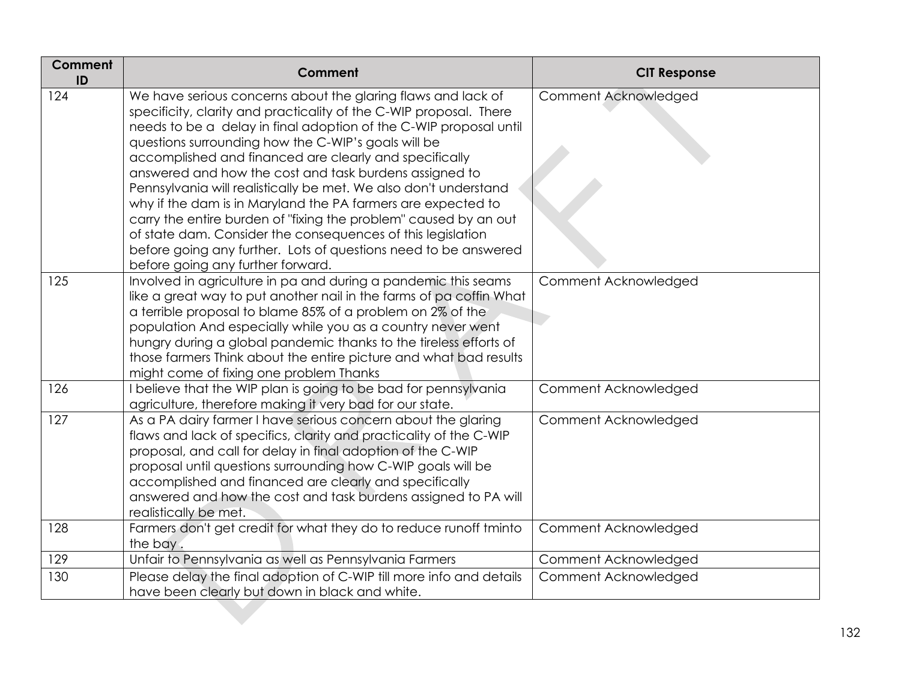| Comment ID | Comment | CIT Response |
|---|---|---|
| 124 | We have serious concerns about the glaring flaws and lack of specificity, clarity and practicality of the C-WIP proposal. There needs to be a delay in final adoption of the C-WIP proposal until questions surrounding how the C-WIP's goals will be accomplished and financed are clearly and specifically answered and how the cost and task burdens assigned to Pennsylvania will realistically be met. We also don't understand why if the dam is in Maryland the PA farmers are expected to carry the entire burden of "fixing the problem" caused by an out of state dam. Consider the consequences of this legislation before going any further. Lots of questions need to be answered before going any further forward. | Comment Acknowledged |
| 125 | Involved in agriculture in pa and during a pandemic this seams like a great way to put another nail in the farms of pa coffin What a terrible proposal to blame 85% of a problem on 2% of the population And especially while you as a country never went hungry during a global pandemic thanks to the tireless efforts of those farmers Think about the entire picture and what bad results might come of fixing one problem Thanks | Comment Acknowledged |
| 126 | I believe that the WIP plan is going to be bad for pennsylvania agriculture, therefore making it very bad for our state. | Comment Acknowledged |
| 127 | As a PA dairy farmer I have serious concern about the glaring flaws and lack of specifics, clarity and practicality of the C-WIP proposal, and call for delay in final adoption of the C-WIP proposal until questions surrounding how C-WIP goals will be accomplished and financed are clearly and specifically answered and how the cost and task burdens assigned to PA will realistically be met. | Comment Acknowledged |
| 128 | Farmers don't get credit for what they do to reduce runoff tminto the bay . | Comment Acknowledged |
| 129 | Unfair to Pennsylvania as well as Pennsylvania Farmers | Comment Acknowledged |
| 130 | Please delay the final adoption of C-WIP till more info and details have been clearly but down in black and white. | Comment Acknowledged |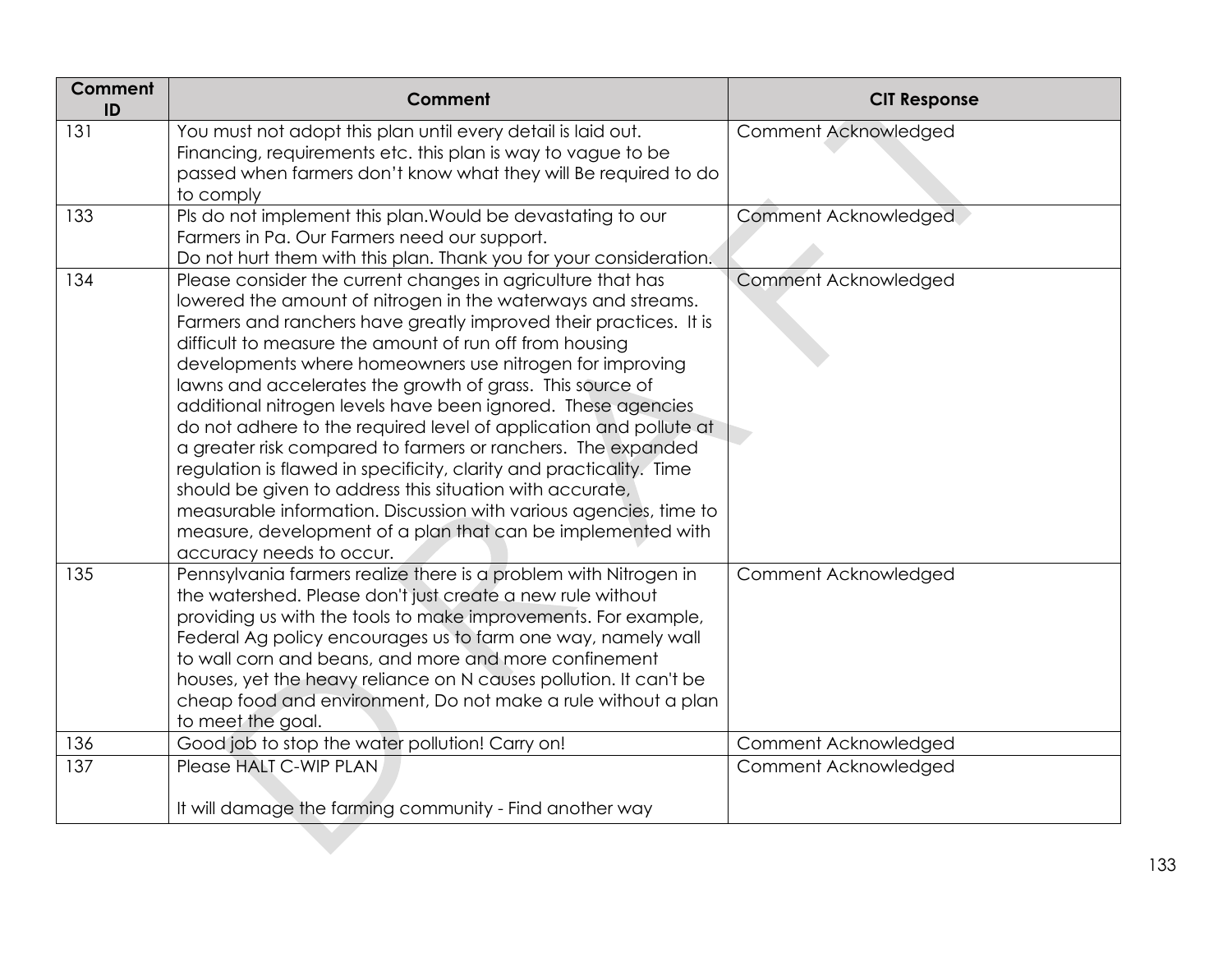| Comment ID | Comment | CIT Response |
|---|---|---|
| 131 | You must not adopt this plan until every detail is laid out. Financing, requirements etc. this plan is way to vague to be passed when farmers don't know what they will Be required to do to comply | Comment Acknowledged |
| 133 | Pls do not implement this plan.Would be devastating to our Farmers in Pa. Our Farmers need our support. Do not hurt them with this plan. Thank you for your consideration. | Comment Acknowledged |
| 134 | Please consider the current changes in agriculture that has lowered the amount of nitrogen in the waterways and streams. Farmers and ranchers have greatly improved their practices. It is difficult to measure the amount of run off from housing developments where homeowners use nitrogen for improving lawns and accelerates the growth of grass. This source of additional nitrogen levels have been ignored. These agencies do not adhere to the required level of application and pollute at a greater risk compared to farmers or ranchers. The expanded regulation is flawed in specificity, clarity and practicality. Time should be given to address this situation with accurate, measurable information. Discussion with various agencies, time to measure, development of a plan that can be implemented with accuracy needs to occur. | Comment Acknowledged |
| 135 | Pennsylvania farmers realize there is a problem with Nitrogen in the watershed. Please don't just create a new rule without providing us with the tools to make improvements. For example, Federal Ag policy encourages us to farm one way, namely wall to wall corn and beans, and more and more confinement houses, yet the heavy reliance on N causes pollution. It can't be cheap food and environment, Do not make a rule without a plan to meet the goal. | Comment Acknowledged |
| 136 | Good job to stop the water pollution! Carry on! | Comment Acknowledged |
| 137 | Please HALT C-WIP PLAN<br><br>It will damage the farming community - Find another way | Comment Acknowledged |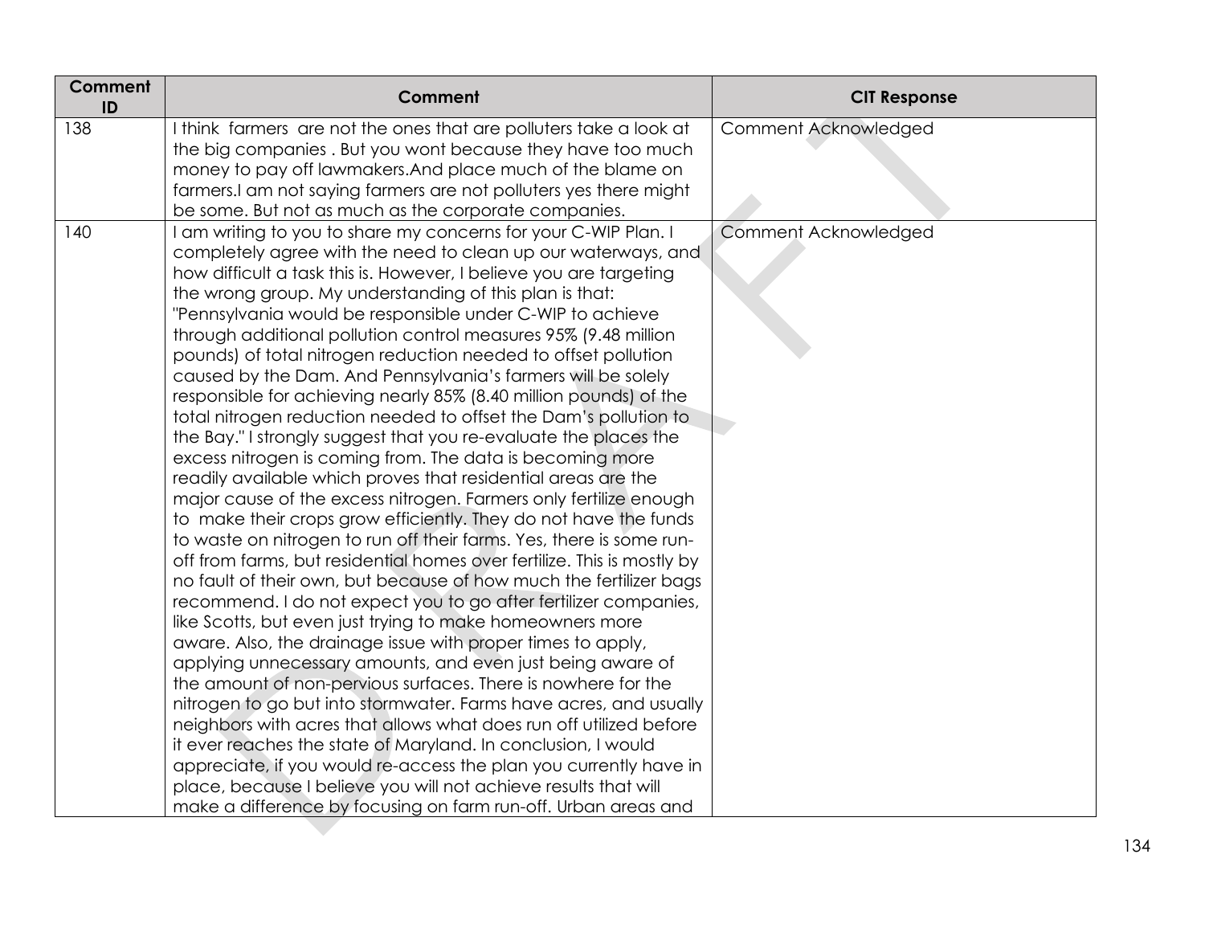| Comment ID | Comment | CIT Response |
|---|---|---|
| 138 | I think farmers are not the ones that are polluters take a look at the big companies . But you wont because they have too much money to pay off lawmakers.And place much of the blame on farmers.I am not saying farmers are not polluters yes there might be some. But not as much as the corporate companies. | Comment Acknowledged |
| 140 | I am writing to you to share my concerns for your C-WIP Plan. I completely agree with the need to clean up our waterways, and how difficult a task this is. However, I believe you are targeting the wrong group. My understanding of this plan is that: "Pennsylvania would be responsible under C-WIP to achieve through additional pollution control measures 95% (9.48 million pounds) of total nitrogen reduction needed to offset pollution caused by the Dam. And Pennsylvania's farmers will be solely responsible for achieving nearly 85% (8.40 million pounds) of the total nitrogen reduction needed to offset the Dam's pollution to the Bay." I strongly suggest that you re-evaluate the places the excess nitrogen is coming from. The data is becoming more readily available which proves that residential areas are the major cause of the excess nitrogen. Farmers only fertilize enough to make their crops grow efficiently. They do not have the funds to waste on nitrogen to run off their farms. Yes, there is some run-off from farms, but residential homes over fertilize. This is mostly by no fault of their own, but because of how much the fertilizer bags recommend. I do not expect you to go after fertilizer companies, like Scotts, but even just trying to make homeowners more aware. Also, the drainage issue with proper times to apply, applying unnecessary amounts, and even just being aware of the amount of non-pervious surfaces. There is nowhere for the nitrogen to go but into stormwater. Farms have acres, and usually neighbors with acres that allows what does run off utilized before it ever reaches the state of Maryland. In conclusion, I would appreciate, if you would re-access the plan you currently have in place, because I believe you will not achieve results that will make a difference by focusing on farm run-off. Urban areas and | Comment Acknowledged |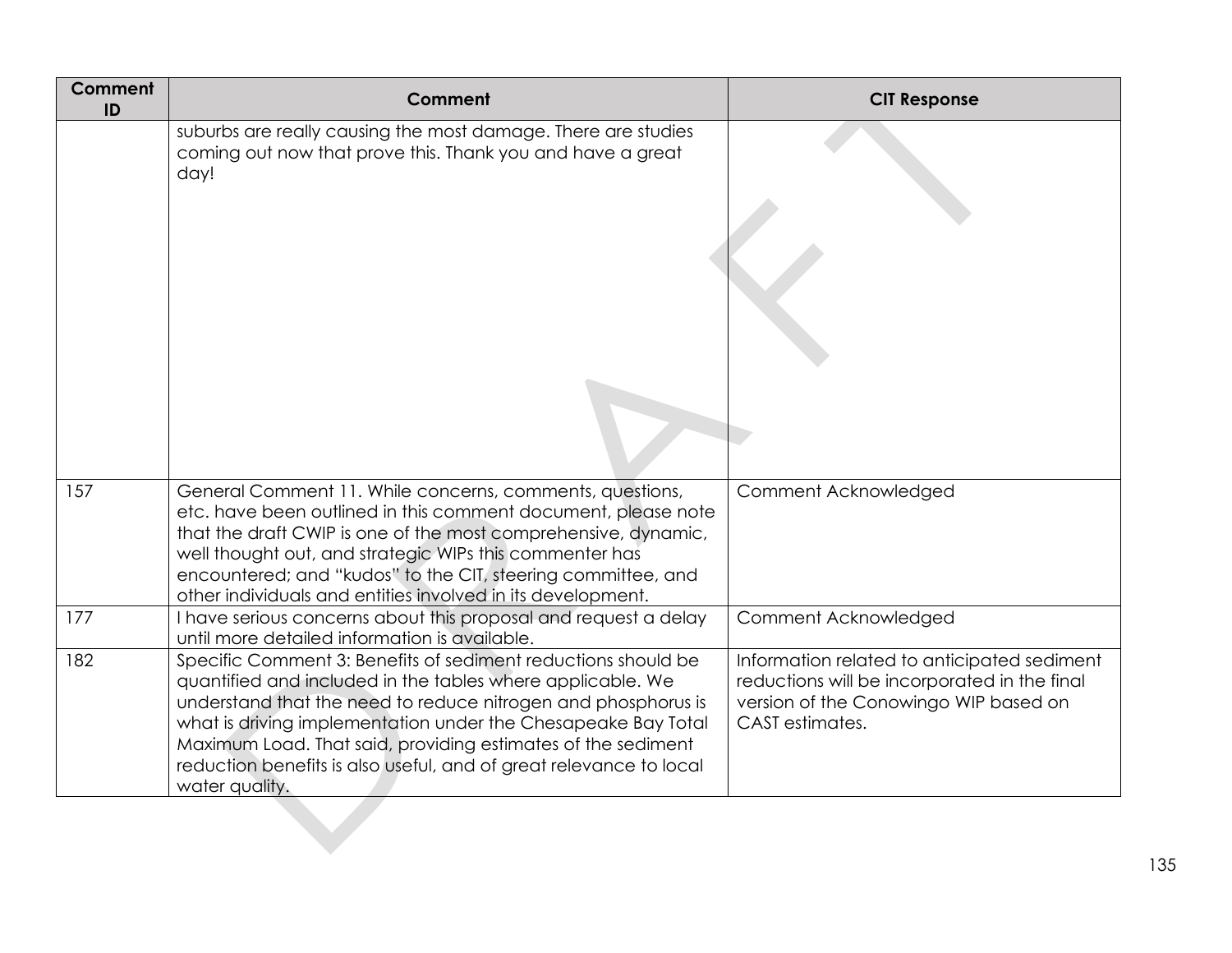| Comment ID | Comment | CIT Response |
|---|---|---|
| | suburbs are really causing the most damage. There are studies coming out now that prove this. Thank you and have a great day! | |
| 157 | General Comment 11. While concerns, comments, questions, etc. have been outlined in this comment document, please note that the draft CWIP is one of the most comprehensive, dynamic, well thought out, and strategic WIPs this commenter has encountered; and "kudos" to the CIT, steering committee, and other individuals and entities involved in its development. | Comment Acknowledged |
| 177 | I have serious concerns about this proposal and request a delay until more detailed information is available. | Comment Acknowledged |
| 182 | Specific Comment 3: Benefits of sediment reductions should be quantified and included in the tables where applicable. We understand that the need to reduce nitrogen and phosphorus is what is driving implementation under the Chesapeake Bay Total Maximum Load. That said, providing estimates of the sediment reduction benefits is also useful, and of great relevance to local water quality. | Information related to anticipated sediment reductions will be incorporated in the final version of the Conowingo WIP based on CAST estimates. |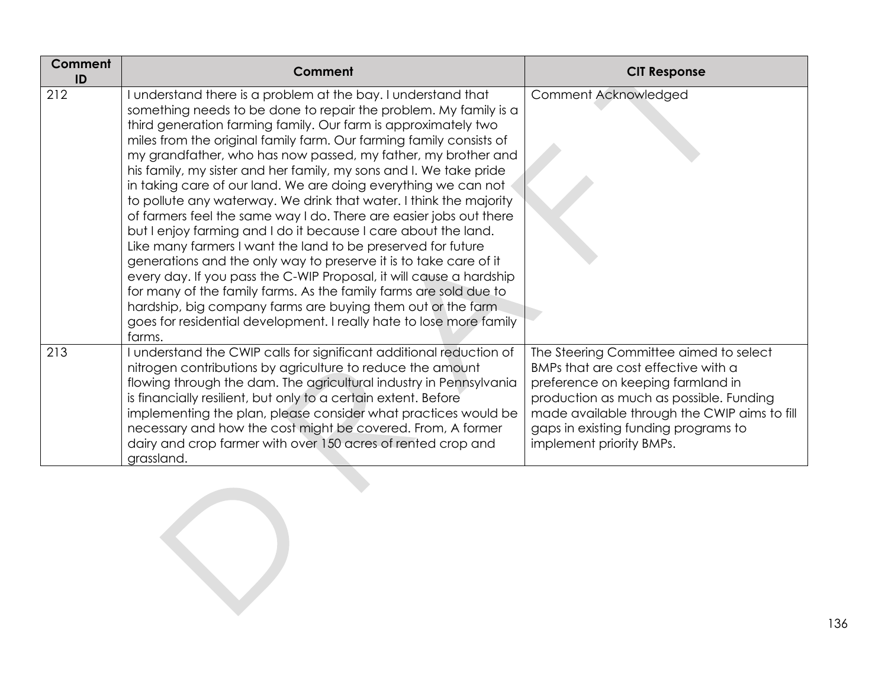| Comment ID | Comment | CIT Response |
| --- | --- | --- |
| 212 | I understand there is a problem at the bay. I understand that something needs to be done to repair the problem. My family is a third generation farming family. Our farm is approximately two miles from the original family farm. Our farming family consists of my grandfather, who has now passed, my father, my brother and his family, my sister and her family, my sons and I. We take pride in taking care of our land. We are doing everything we can not to pollute any waterway. We drink that water. I think the majority of farmers feel the same way I do. There are easier jobs out there but I enjoy farming and I do it because I care about the land. Like many farmers I want the land to be preserved for future generations and the only way to preserve it is to take care of it every day. If you pass the C-WIP Proposal, it will cause a hardship for many of the family farms. As the family farms are sold due to hardship, big company farms are buying them out or the farm goes for residential development. I really hate to lose more family farms. | Comment Acknowledged |
| 213 | I understand the CWIP calls for significant additional reduction of nitrogen contributions by agriculture to reduce the amount flowing through the dam. The agricultural industry in Pennsylvania is financially resilient, but only to a certain extent. Before implementing the plan, please consider what practices would be necessary and how the cost might be covered. From, A former dairy and crop farmer with over 150 acres of rented crop and grassland. | The Steering Committee aimed to select BMPs that are cost effective with a preference on keeping farmland in production as much as possible. Funding made available through the CWIP aims to fill gaps in existing funding programs to implement priority BMPs. |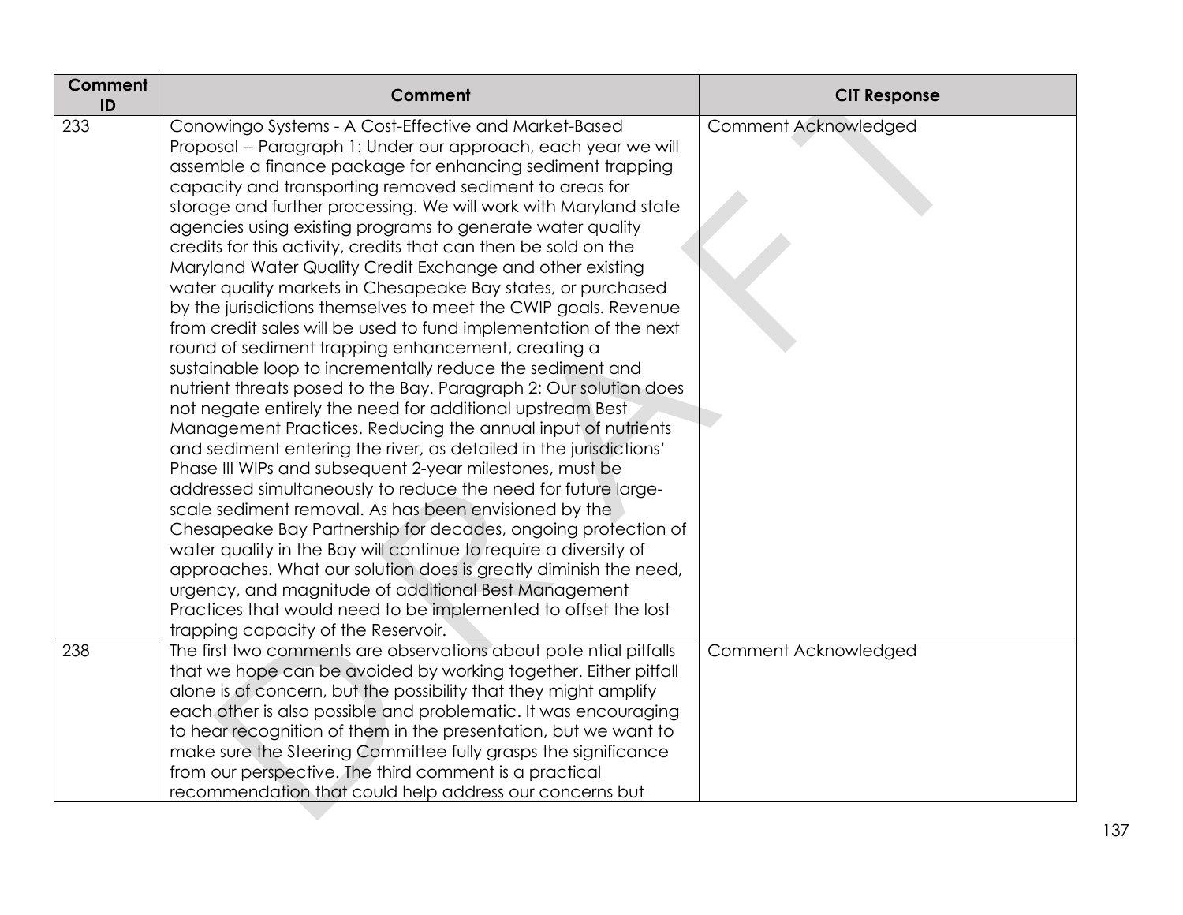| Comment ID | Comment | CIT Response |
|---|---|---|
| 233 | Conowingo Systems - A Cost-Effective and Market-Based Proposal -- Paragraph 1: Under our approach, each year we will assemble a finance package for enhancing sediment trapping capacity and transporting removed sediment to areas for storage and further processing. We will work with Maryland state agencies using existing programs to generate water quality credits for this activity, credits that can then be sold on the Maryland Water Quality Credit Exchange and other existing water quality markets in Chesapeake Bay states, or purchased by the jurisdictions themselves to meet the CWIP goals. Revenue from credit sales will be used to fund implementation of the next round of sediment trapping enhancement, creating a sustainable loop to incrementally reduce the sediment and nutrient threats posed to the Bay. Paragraph 2: Our solution does not negate entirely the need for additional upstream Best Management Practices. Reducing the annual input of nutrients and sediment entering the river, as detailed in the jurisdictions' Phase III WIPs and subsequent 2-year milestones, must be addressed simultaneously to reduce the need for future large-scale sediment removal. As has been envisioned by the Chesapeake Bay Partnership for decades, ongoing protection of water quality in the Bay will continue to require a diversity of approaches. What our solution does is greatly diminish the need, urgency, and magnitude of additional Best Management Practices that would need to be implemented to offset the lost trapping capacity of the Reservoir. | Comment Acknowledged |
| 238 | The first two comments are observations about pote ntial pitfalls that we hope can be avoided by working together. Either pitfall alone is of concern, but the possibility that they might amplify each other is also possible and problematic. It was encouraging to hear recognition of them in the presentation, but we want to make sure the Steering Committee fully grasps the significance from our perspective. The third comment is a practical recommendation that could help address our concerns but | Comment Acknowledged |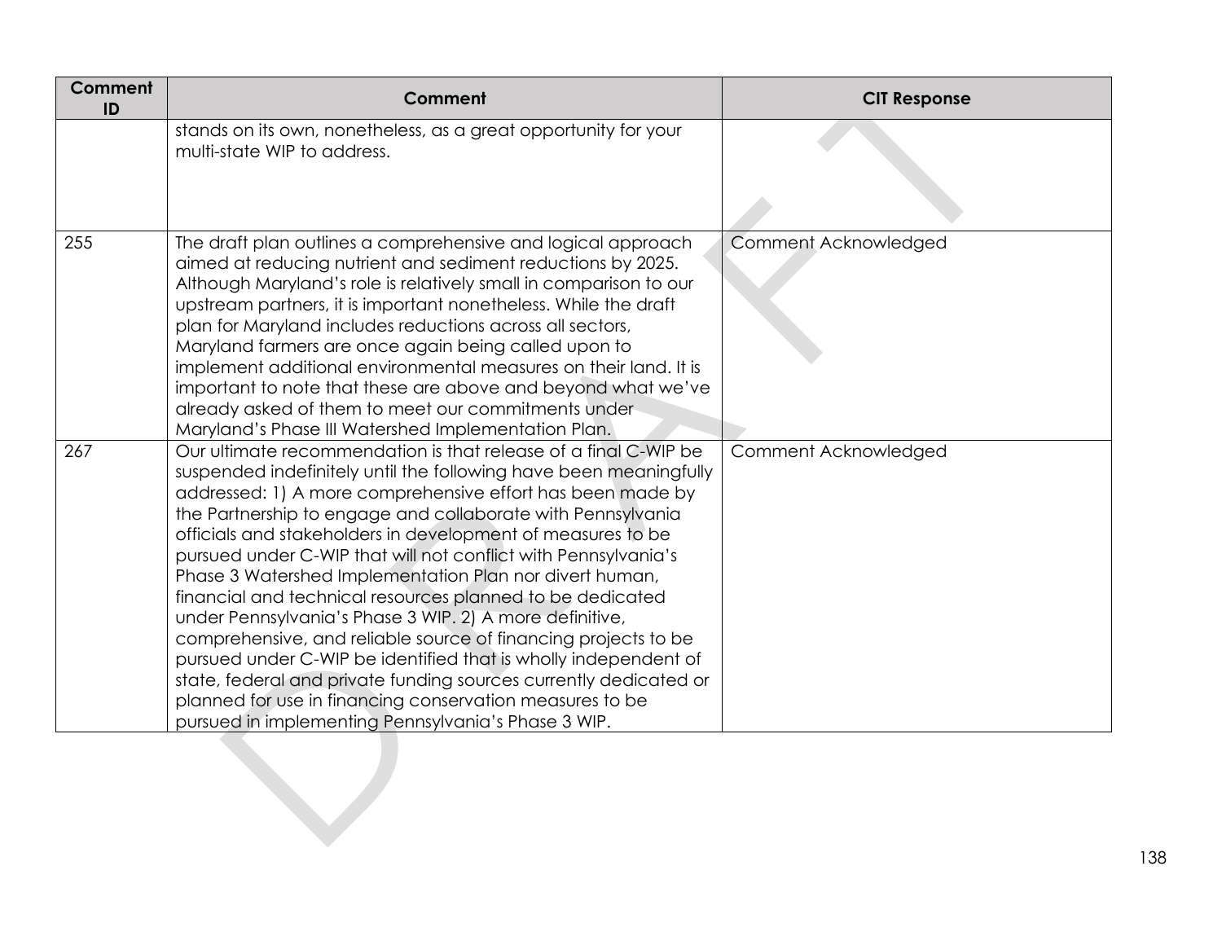| Comment ID | Comment | CIT Response |
|---|---|---|
| | stands on its own, nonetheless, as a great opportunity for your multi-state WIP to address. | |
| 255 | The draft plan outlines a comprehensive and logical approach aimed at reducing nutrient and sediment reductions by 2025. Although Maryland's role is relatively small in comparison to our upstream partners, it is important nonetheless. While the draft plan for Maryland includes reductions across all sectors, Maryland farmers are once again being called upon to implement additional environmental measures on their land. It is important to note that these are above and beyond what we've already asked of them to meet our commitments under Maryland's Phase III Watershed Implementation Plan. | Comment Acknowledged |
| 267 | Our ultimate recommendation is that release of a final C-WIP be suspended indefinitely until the following have been meaningfully addressed: 1) A more comprehensive effort has been made by the Partnership to engage and collaborate with Pennsylvania officials and stakeholders in development of measures to be pursued under C-WIP that will not conflict with Pennsylvania's Phase 3 Watershed Implementation Plan nor divert human, financial and technical resources planned to be dedicated under Pennsylvania's Phase 3 WIP. 2) A more definitive, comprehensive, and reliable source of financing projects to be pursued under C-WIP be identified that is wholly independent of state, federal and private funding sources currently dedicated or planned for use in financing conservation measures to be pursued in implementing Pennsylvania's Phase 3 WIP. | Comment Acknowledged |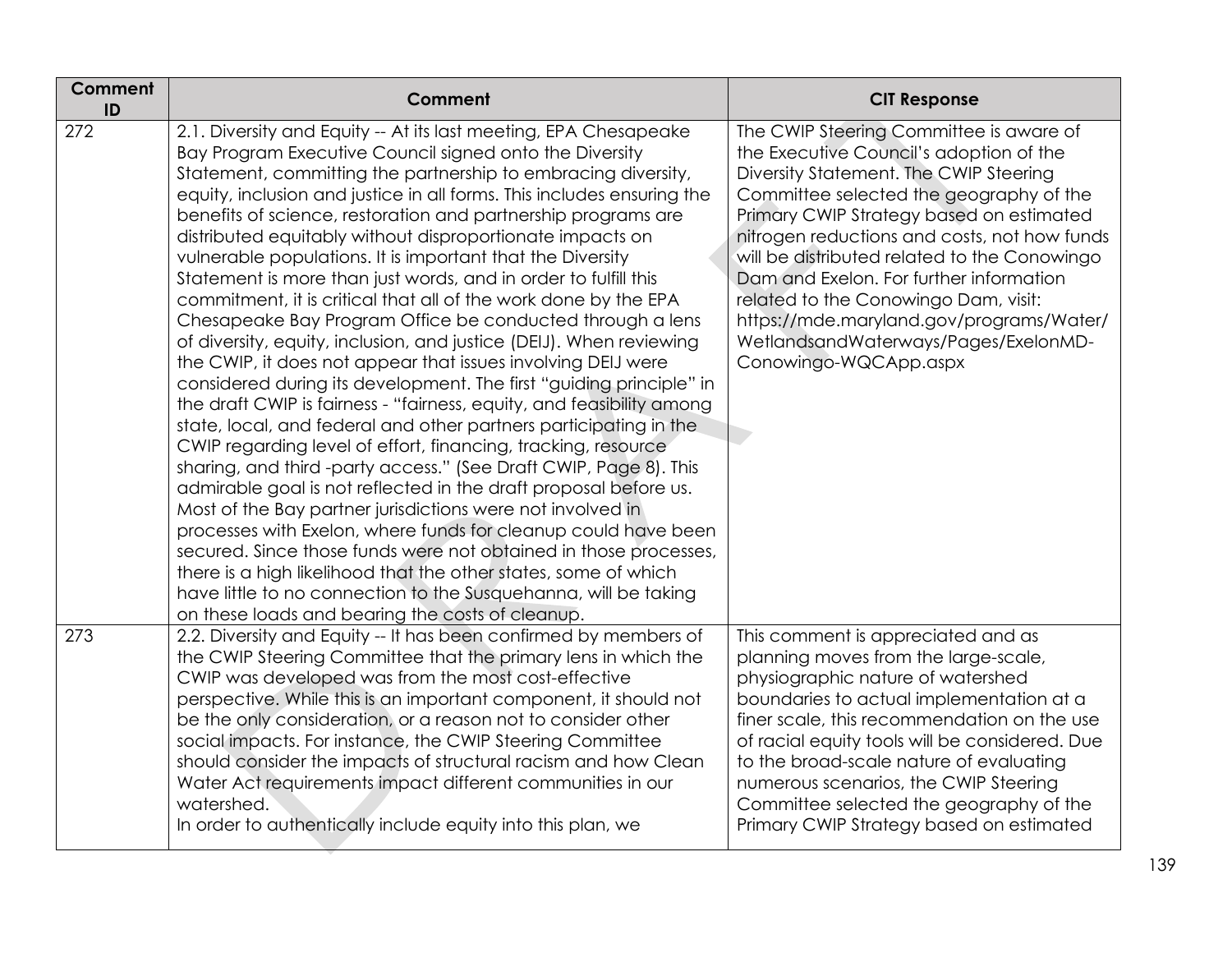| Comment ID | Comment | CIT Response |
|---|---|---|
| 272 | 2.1. Diversity and Equity -- At its last meeting, EPA Chesapeake Bay Program Executive Council signed onto the Diversity Statement, committing the partnership to embracing diversity, equity, inclusion and justice in all forms. This includes ensuring the benefits of science, restoration and partnership programs are distributed equitably without disproportionate impacts on vulnerable populations. It is important that the Diversity Statement is more than just words, and in order to fulfill this commitment, it is critical that all of the work done by the EPA Chesapeake Bay Program Office be conducted through a lens of diversity, equity, inclusion, and justice (DEIJ). When reviewing the CWIP, it does not appear that issues involving DEIJ were considered during its development. The first "guiding principle" in the draft CWIP is fairness - "fairness, equity, and feasibility among state, local, and federal and other partners participating in the CWIP regarding level of effort, financing, tracking, resource sharing, and third -party access." (See Draft CWIP, Page 8). This admirable goal is not reflected in the draft proposal before us. Most of the Bay partner jurisdictions were not involved in processes with Exelon, where funds for cleanup could have been secured. Since those funds were not obtained in those processes, there is a high likelihood that the other states, some of which have little to no connection to the Susquehanna, will be taking on these loads and bearing the costs of cleanup. | The CWIP Steering Committee is aware of the Executive Council's adoption of the Diversity Statement. The CWIP Steering Committee selected the geography of the Primary CWIP Strategy based on estimated nitrogen reductions and costs, not how funds will be distributed related to the Conowingo Dam and Exelon. For further information related to the Conowingo Dam, visit: https://mde.maryland.gov/programs/Water/WetlandsandWaterways/Pages/ExelonMD-Conowingo-WQCApp.aspx |
| 273 | 2.2. Diversity and Equity -- It has been confirmed by members of the CWIP Steering Committee that the primary lens in which the CWIP was developed was from the most cost-effective perspective. While this is an important component, it should not be the only consideration, or a reason not to consider other social impacts. For instance, the CWIP Steering Committee should consider the impacts of structural racism and how Clean Water Act requirements impact different communities in our watershed.<br>In order to authentically include equity into this plan, we | This comment is appreciated and as planning moves from the large-scale, physiographic nature of watershed boundaries to actual implementation at a finer scale, this recommendation on the use of racial equity tools will be considered. Due to the broad-scale nature of evaluating numerous scenarios, the CWIP Steering Committee selected the geography of the Primary CWIP Strategy based on estimated |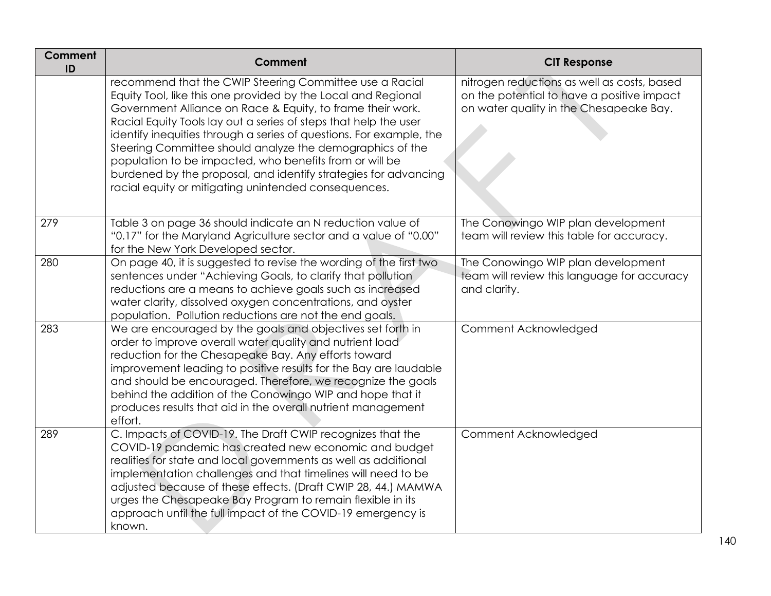| Comment ID | Comment | CIT Response |
|---|---|---|
| | recommend that the CWIP Steering Committee use a Racial Equity Tool, like this one provided by the Local and Regional Government Alliance on Race & Equity, to frame their work. Racial Equity Tools lay out a series of steps that help the user identify inequities through a series of questions. For example, the Steering Committee should analyze the demographics of the population to be impacted, who benefits from or will be burdened by the proposal, and identify strategies for advancing racial equity or mitigating unintended consequences. | nitrogen reductions as well as costs, based on the potential to have a positive impact on water quality in the Chesapeake Bay. |
| 279 | Table 3 on page 36 should indicate an N reduction value of "0.17" for the Maryland Agriculture sector and a value of "0.00" for the New York Developed sector. | The Conowingo WIP plan development team will review this table for accuracy. |
| 280 | On page 40, it is suggested to revise the wording of the first two sentences under "Achieving Goals, to clarify that pollution reductions are a means to achieve goals such as increased water clarity, dissolved oxygen concentrations, and oyster population. Pollution reductions are not the end goals. | The Conowingo WIP plan development team will review this language for accuracy and clarity. |
| 283 | We are encouraged by the goals and objectives set forth in order to improve overall water quality and nutrient load reduction for the Chesapeake Bay. Any efforts toward improvement leading to positive results for the Bay are laudable and should be encouraged. Therefore, we recognize the goals behind the addition of the Conowingo WIP and hope that it produces results that aid in the overall nutrient management effort. | Comment Acknowledged |
| 289 | C. Impacts of COVID-19. The Draft CWIP recognizes that the COVID-19 pandemic has created new economic and budget realities for state and local governments as well as additional implementation challenges and that timelines will need to be adjusted because of these effects. (Draft CWIP 28, 44.) MAMWA urges the Chesapeake Bay Program to remain flexible in its approach until the full impact of the COVID-19 emergency is known. | Comment Acknowledged |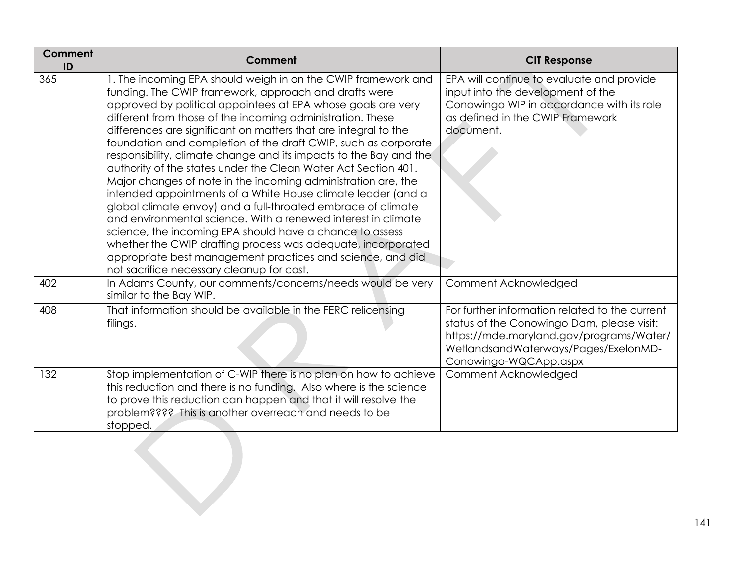| Comment ID | Comment | CIT Response |
|---|---|---|
| 365 | 1. The incoming EPA should weigh in on the CWIP framework and funding. The CWIP framework, approach and drafts were approved by political appointees at EPA whose goals are very different from those of the incoming administration. These differences are significant on matters that are integral to the foundation and completion of the draft CWIP, such as corporate responsibility, climate change and its impacts to the Bay and the authority of the states under the Clean Water Act Section 401. Major changes of note in the incoming administration are, the intended appointments of a White House climate leader (and a global climate envoy) and a full-throated embrace of climate and environmental science. With a renewed interest in climate science, the incoming EPA should have a chance to assess whether the CWIP drafting process was adequate, incorporated appropriate best management practices and science, and did not sacrifice necessary cleanup for cost. | EPA will continue to evaluate and provide input into the development of the Conowingo WIP in accordance with its role as defined in the CWIP Framework document. |
| 402 | In Adams County, our comments/concerns/needs would be very similar to the Bay WIP. | Comment Acknowledged |
| 408 | That information should be available in the FERC relicensing filings. | For further information related to the current status of the Conowingo Dam, please visit: https://mde.maryland.gov/programs/Water/WetlandsandWaterways/Pages/ExelonMD-Conowingo-WQCApp.aspx |
| 132 | Stop implementation of C-WIP there is no plan on how to achieve this reduction and there is no funding. Also where is the science to prove this reduction can happen and that it will resolve the problem???? This is another overreach and needs to be stopped. | Comment Acknowledged |